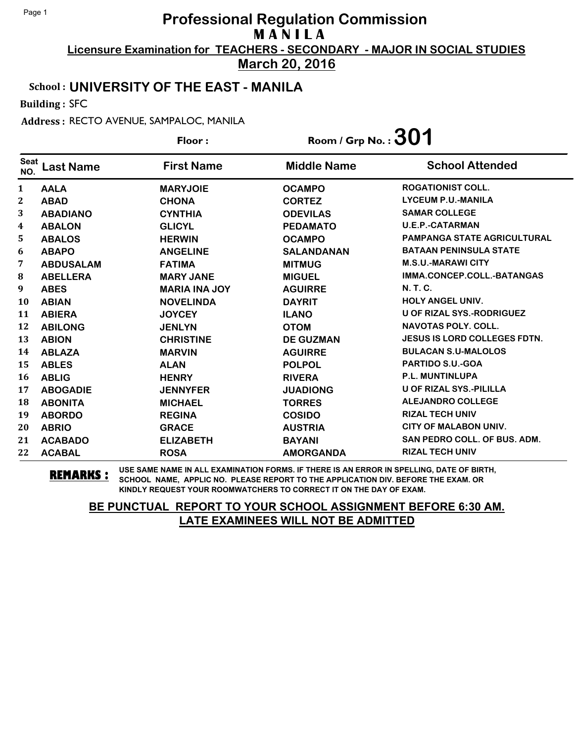# Professional Regulation Commission
## M A N I L A
### Licensure Examination for TEACHERS - SECONDARY - MAJOR IN SOCIAL STUDIES
### March 20, 2016

**School :** UNIVERSITY OF THE EAST - MANILA

**Building :** SFC

**Address :** RECTO AVENUE, SAMPALOC, MANILA

**Floor :**  **Room / Grp No. : 301**

| Seat NO. | Last Name | First Name | Middle Name | School Attended |
|---|---|---|---|---|
| 1 | AALA | MARYJOIE | OCAMPO | ROGATIONIST COLL. |
| 2 | ABAD | CHONA | CORTEZ | LYCEUM P.U.-MANILA |
| 3 | ABADIANO | CYNTHIA | ODEVILAS | SAMAR COLLEGE |
| 4 | ABALON | GLICYL | PEDAMATO | U.E.P.-CATARMAN |
| 5 | ABALOS | HERWIN | OCAMPO | PAMPANGA STATE AGRICULTURAL |
| 6 | ABAPO | ANGELINE | SALANDANAN | BATAAN PENINSULA STATE |
| 7 | ABDUSALAM | FATIMA | MITMUG | M.S.U.-MARAWI CITY |
| 8 | ABELLERA | MARY JANE | MIGUEL | IMMA.CONCEP.COLL.-BATANGAS |
| 9 | ABES | MARIA INA JOY | AGUIRRE | N. T. C. |
| 10 | ABIAN | NOVELINDA | DAYRIT | HOLY ANGEL UNIV. |
| 11 | ABIERA | JOYCEY | ILANO | U OF RIZAL SYS.-RODRIGUEZ |
| 12 | ABILONG | JENLYN | OTOM | NAVOTAS POLY. COLL. |
| 13 | ABION | CHRISTINE | DE GUZMAN | JESUS IS LORD COLLEGES FDTN. |
| 14 | ABLAZA | MARVIN | AGUIRRE | BULACAN S.U-MALOLOS |
| 15 | ABLES | ALAN | POLPOL | PARTIDO S.U.-GOA |
| 16 | ABLIG | HENRY | RIVERA | P.L. MUNTINLUPA |
| 17 | ABOGADIE | JENNYFER | JUADIONG | U OF RIZAL SYS.-PILILLA |
| 18 | ABONITA | MICHAEL | TORRES | ALEJANDRO COLLEGE |
| 19 | ABORDO | REGINA | COSIDO | RIZAL TECH UNIV |
| 20 | ABRIO | GRACE | AUSTRIA | CITY OF MALABON UNIV. |
| 21 | ACABADO | ELIZABETH | BAYANI | SAN PEDRO COLL. OF BUS. ADM. |
| 22 | ACABAL | ROSA | AMORGANDA | RIZAL TECH UNIV |

**REMARKS :** USE SAME NAME IN ALL EXAMINATION FORMS. IF THERE IS AN ERROR IN SPELLING, DATE OF BIRTH, SCHOOL NAME, APPLIC NO. PLEASE REPORT TO THE APPLICATION DIV. BEFORE THE EXAM. OR KINDLY REQUEST YOUR ROOMWATCHERS TO CORRECT IT ON THE DAY OF EXAM.

**BE PUNCTUAL REPORT TO YOUR SCHOOL ASSIGNMENT BEFORE 6:30 AM.**
**LATE EXAMINEES WILL NOT BE ADMITTED**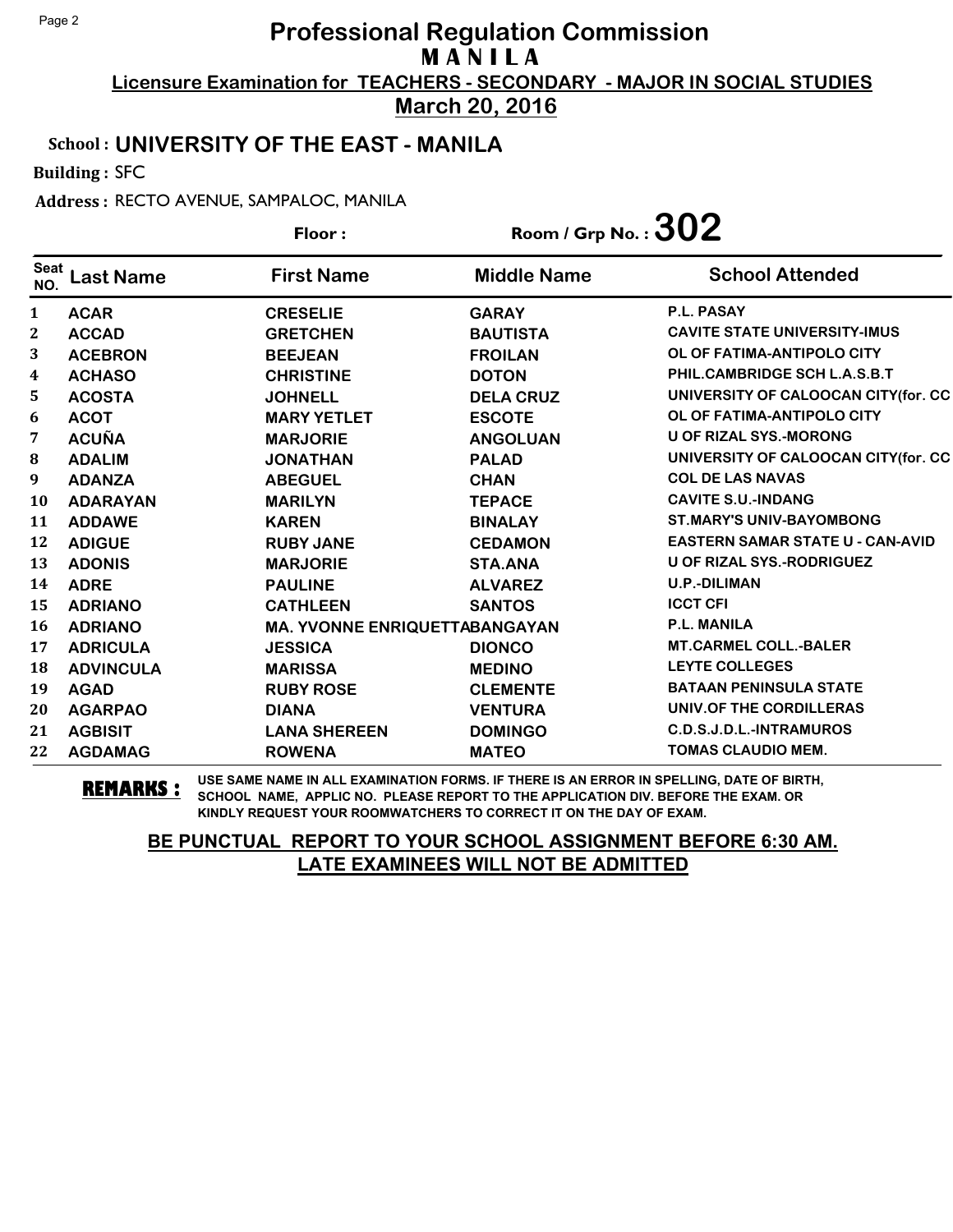# Professional Regulation Commission

## M A N I L A

**Licensure Examination for TEACHERS - SECONDARY - MAJOR IN SOCIAL STUDIES**

**March 20, 2016**

**School : UNIVERSITY OF THE EAST - MANILA**

**Building :** SFC

**Address :** RECTO AVENUE, SAMPALOC, MANILA

**Floor :** **Room / Grp No. : 302**

| Seat NO. | Last Name | First Name | Middle Name | School Attended |
|---|---|---|---|---|
| 1 | ACAR | CRESELIE | GARAY | P.L. PASAY |
| 2 | ACCAD | GRETCHEN | BAUTISTA | CAVITE STATE UNIVERSITY-IMUS |
| 3 | ACEBRON | BEEJEAN | FROILAN | OL OF FATIMA-ANTIPOLO CITY |
| 4 | ACHASO | CHRISTINE | DOTON | PHIL.CAMBRIDGE SCH L.A.S.B.T |
| 5 | ACOSTA | JOHNELL | DELA CRUZ | UNIVERSITY OF CALOOCAN CITY(for. CC |
| 6 | ACOT | MARY YETLET | ESCOTE | OL OF FATIMA-ANTIPOLO CITY |
| 7 | ACUÑA | MARJORIE | ANGOLUAN | U OF RIZAL SYS.-MORONG |
| 8 | ADALIM | JONATHAN | PALAD | UNIVERSITY OF CALOOCAN CITY(for. CC |
| 9 | ADANZA | ABEGUEL | CHAN | COL DE LAS NAVAS |
| 10 | ADARAYAN | MARILYN | TEPACE | CAVITE S.U.-INDANG |
| 11 | ADDAWE | KAREN | BINALAY | ST.MARY'S UNIV-BAYOMBONG |
| 12 | ADIGUE | RUBY JANE | CEDAMON | EASTERN SAMAR STATE U - CAN-AVID |
| 13 | ADONIS | MARJORIE | STA.ANA | U OF RIZAL SYS.-RODRIGUEZ |
| 14 | ADRE | PAULINE | ALVAREZ | U.P.-DILIMAN |
| 15 | ADRIANO | CATHLEEN | SANTOS | ICCT CFI |
| 16 | ADRIANO | MA. YVONNE ENRIQUETTA | BANGAYAN | P.L. MANILA |
| 17 | ADRICULA | JESSICA | DIONCO | MT.CARMEL COLL.-BALER |
| 18 | ADVINCULA | MARISSA | MEDINO | LEYTE COLLEGES |
| 19 | AGAD | RUBY ROSE | CLEMENTE | BATAAN PENINSULA STATE |
| 20 | AGARPAO | DIANA | VENTURA | UNIV.OF THE CORDILLERAS |
| 21 | AGBISIT | LANA SHEREEN | DOMINGO | C.D.S.J.D.L.-INTRAMUROS |
| 22 | AGDAMAG | ROWENA | MATEO | TOMAS CLAUDIO MEM. |

**REMARKS :** USE SAME NAME IN ALL EXAMINATION FORMS. IF THERE IS AN ERROR IN SPELLING, DATE OF BIRTH, SCHOOL NAME, APPLIC NO. PLEASE REPORT TO THE APPLICATION DIV. BEFORE THE EXAM. OR KINDLY REQUEST YOUR ROOMWATCHERS TO CORRECT IT ON THE DAY OF EXAM.

**BE PUNCTUAL REPORT TO YOUR SCHOOL ASSIGNMENT BEFORE 6:30 AM.**
**LATE EXAMINEES WILL NOT BE ADMITTED**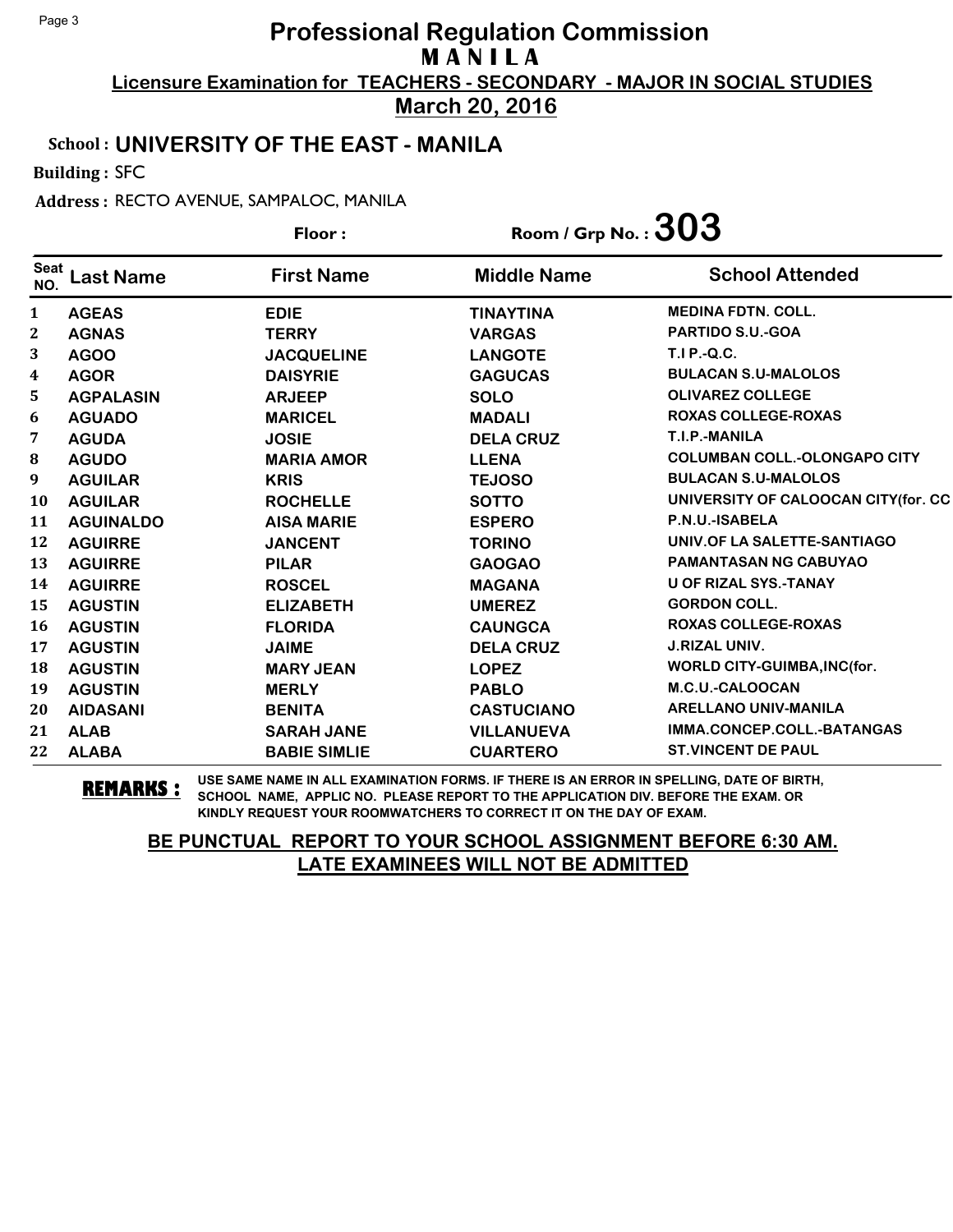# Professional Regulation Commission
## M A N I L A
**Licensure Examination for TEACHERS - SECONDARY - MAJOR IN SOCIAL STUDIES**
**March 20, 2016**

**School : UNIVERSITY OF THE EAST - MANILA**

**Building :** SFC

**Address :** RECTO AVENUE, SAMPALOC, MANILA

**Floor :** **Room / Grp No. : 303**

| Seat NO. | Last Name | First Name | Middle Name | School Attended |
|---|---|---|---|---|
| 1 | AGEAS | EDIE | TINAYTINA | MEDINA FDTN. COLL. |
| 2 | AGNAS | TERRY | VARGAS | PARTIDO S.U.-GOA |
| 3 | AGOO | JACQUELINE | LANGOTE | T.I P.-Q.C. |
| 4 | AGOR | DAISYRIE | GAGUCAS | BULACAN S.U-MALOLOS |
| 5 | AGPALASIN | ARJEEP | SOLO | OLIVAREZ COLLEGE |
| 6 | AGUADO | MARICEL | MADALI | ROXAS COLLEGE-ROXAS |
| 7 | AGUDA | JOSIE | DELA CRUZ | T.I.P.-MANILA |
| 8 | AGUDO | MARIA AMOR | LLENA | COLUMBAN COLL.-OLONGAPO CITY |
| 9 | AGUILAR | KRIS | TEJOSO | BULACAN S.U-MALOLOS |
| 10 | AGUILAR | ROCHELLE | SOTTO | UNIVERSITY OF CALOOCAN CITY(for. CC |
| 11 | AGUINALDO | AISA MARIE | ESPERO | P.N.U.-ISABELA |
| 12 | AGUIRRE | JANCENT | TORINO | UNIV.OF LA SALETTE-SANTIAGO |
| 13 | AGUIRRE | PILAR | GAOGAO | PAMANTASAN NG CABUYAO |
| 14 | AGUIRRE | ROSCEL | MAGANA | U OF RIZAL SYS.-TANAY |
| 15 | AGUSTIN | ELIZABETH | UMEREZ | GORDON COLL. |
| 16 | AGUSTIN | FLORIDA | CAUNGCA | ROXAS COLLEGE-ROXAS |
| 17 | AGUSTIN | JAIME | DELA CRUZ | J.RIZAL UNIV. |
| 18 | AGUSTIN | MARY JEAN | LOPEZ | WORLD CITY-GUIMBA,INC(for. |
| 19 | AGUSTIN | MERLY | PABLO | M.C.U.-CALOOCAN |
| 20 | AIDASANI | BENITA | CASTUCIANO | ARELLANO UNIV-MANILA |
| 21 | ALAB | SARAH JANE | VILLANUEVA | IMMA.CONCEP.COLL.-BATANGAS |
| 22 | ALABA | BABIE SIMLIE | CUARTERO | ST.VINCENT DE PAUL |

**REMARKS :** USE SAME NAME IN ALL EXAMINATION FORMS. IF THERE IS AN ERROR IN SPELLING, DATE OF BIRTH, SCHOOL NAME, APPLIC NO. PLEASE REPORT TO THE APPLICATION DIV. BEFORE THE EXAM. OR KINDLY REQUEST YOUR ROOMWATCHERS TO CORRECT IT ON THE DAY OF EXAM.

**BE PUNCTUAL REPORT TO YOUR SCHOOL ASSIGNMENT BEFORE 6:30 AM.**
**LATE EXAMINEES WILL NOT BE ADMITTED**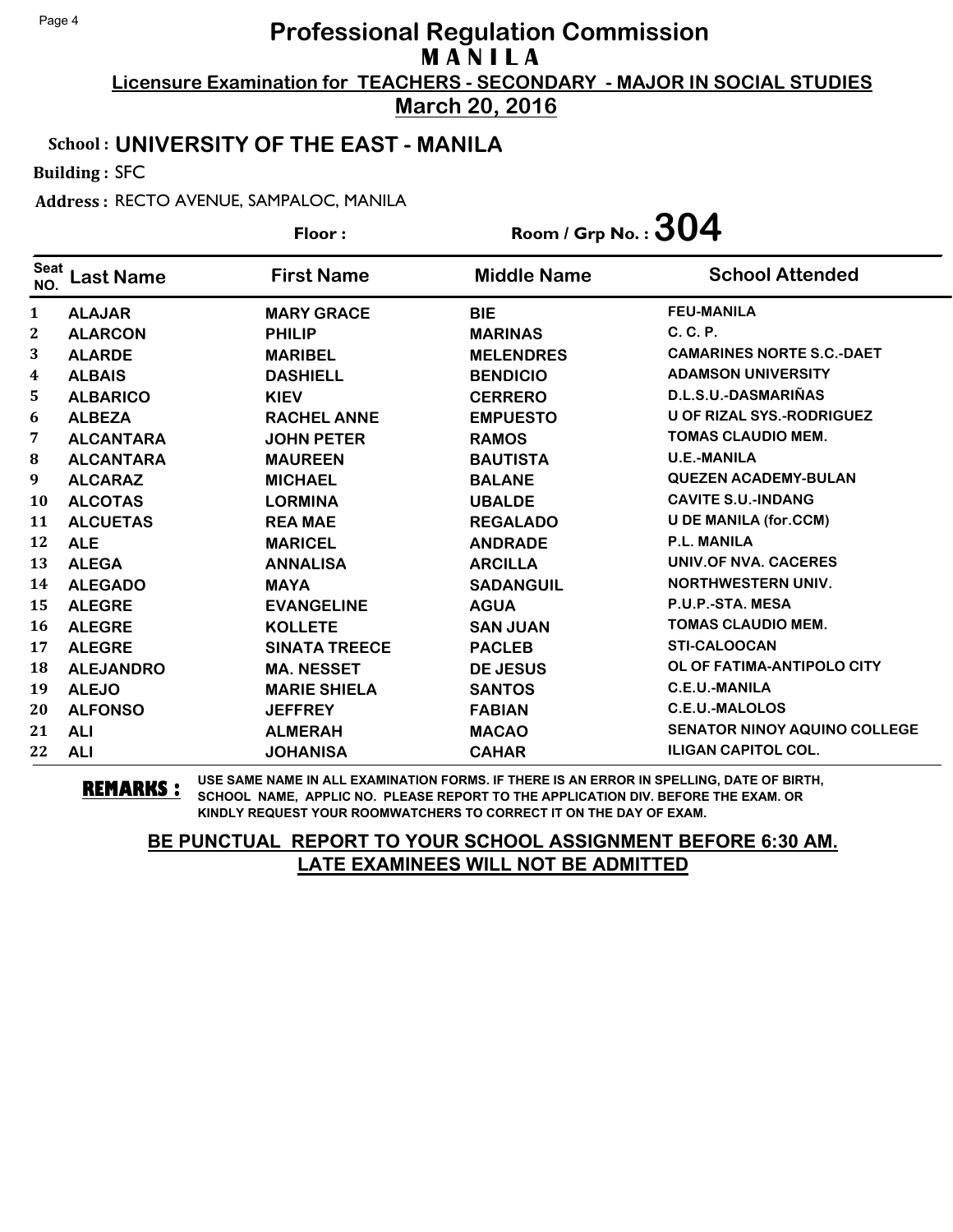# Professional Regulation Commission
## M A N I L A
**Licensure Examination for TEACHERS - SECONDARY - MAJOR IN SOCIAL STUDIES**

**March 20, 2016**

**School : UNIVERSITY OF THE EAST - MANILA**

**Building :** SFC

**Address :** RECTO AVENUE, SAMPALOC, MANILA

**Floor :** 

**Room / Grp No. : 304**

| Seat NO. | Last Name | First Name | Middle Name | School Attended |
|---|---|---|---|---|
| 1 | ALAJAR | MARY GRACE | BIE | FEU-MANILA |
| 2 | ALARCON | PHILIP | MARINAS | C. C. P. |
| 3 | ALARDE | MARIBEL | MELENDRES | CAMARINES NORTE S.C.-DAET |
| 4 | ALBAIS | DASHIELL | BENDICIO | ADAMSON UNIVERSITY |
| 5 | ALBARICO | KIEV | CERRERO | D.L.S.U.-DASMARIÑAS |
| 6 | ALBEZA | RACHEL ANNE | EMPUESTO | U OF RIZAL SYS.-RODRIGUEZ |
| 7 | ALCANTARA | JOHN PETER | RAMOS | TOMAS CLAUDIO MEM. |
| 8 | ALCANTARA | MAUREEN | BAUTISTA | U.E.-MANILA |
| 9 | ALCARAZ | MICHAEL | BALANE | QUEZEN ACADEMY-BULAN |
| 10 | ALCOTAS | LORMINA | UBALDE | CAVITE S.U.-INDANG |
| 11 | ALCUETAS | REA MAE | REGALADO | U DE MANILA (for.CCM) |
| 12 | ALE | MARICEL | ANDRADE | P.L. MANILA |
| 13 | ALEGA | ANNALISA | ARCILLA | UNIV.OF NVA. CACERES |
| 14 | ALEGADO | MAYA | SADANGUIL | NORTHWESTERN UNIV. |
| 15 | ALEGRE | EVANGELINE | AGUA | P.U.P.-STA. MESA |
| 16 | ALEGRE | KOLLETE | SAN JUAN | TOMAS CLAUDIO MEM. |
| 17 | ALEGRE | SINATA TREECE | PACLEB | STI-CALOOCAN |
| 18 | ALEJANDRO | MA. NESSET | DE JESUS | OL OF FATIMA-ANTIPOLO CITY |
| 19 | ALEJO | MARIE SHIELA | SANTOS | C.E.U.-MANILA |
| 20 | ALFONSO | JEFFREY | FABIAN | C.E.U.-MALOLOS |
| 21 | ALI | ALMERAH | MACAO | SENATOR NINOY AQUINO COLLEGE |
| 22 | ALI | JOHANISA | CAHAR | ILIGAN CAPITOL COL. |

**REMARKS :** USE SAME NAME IN ALL EXAMINATION FORMS. IF THERE IS AN ERROR IN SPELLING, DATE OF BIRTH, SCHOOL NAME, APPLIC NO. PLEASE REPORT TO THE APPLICATION DIV. BEFORE THE EXAM. OR KINDLY REQUEST YOUR ROOMWATCHERS TO CORRECT IT ON THE DAY OF EXAM.

**BE PUNCTUAL REPORT TO YOUR SCHOOL ASSIGNMENT BEFORE 6:30 AM. LATE EXAMINEES WILL NOT BE ADMITTED**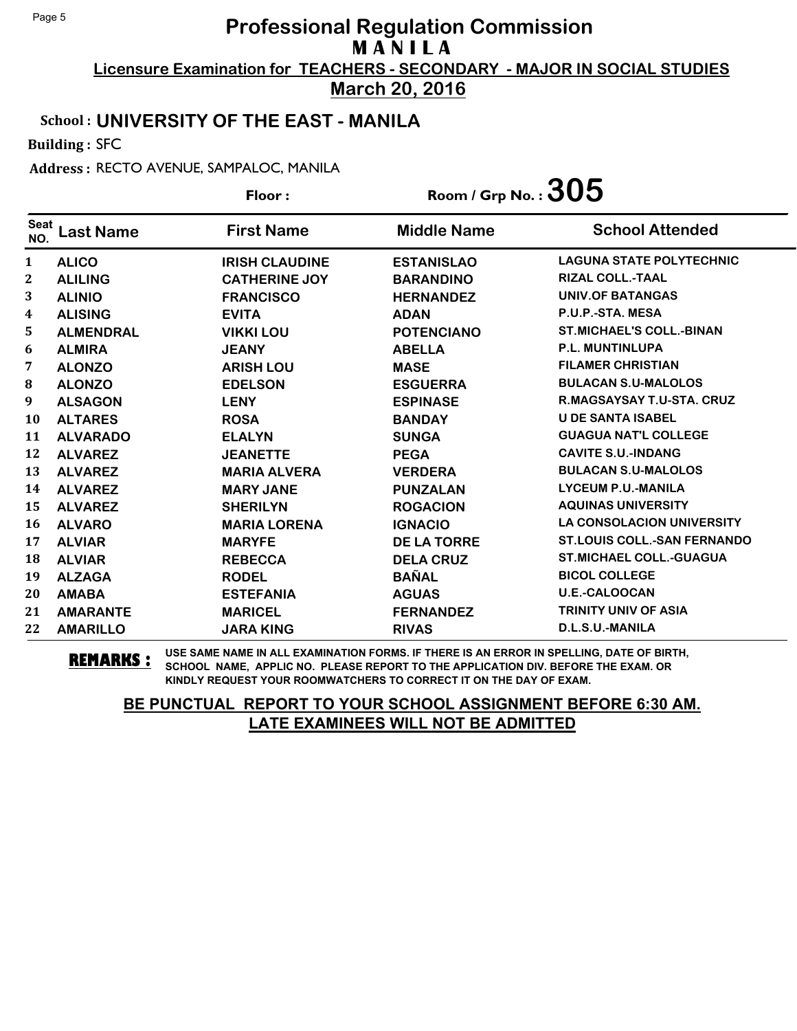# Professional Regulation Commission
## M A N I L A
**Licensure Examination for TEACHERS - SECONDARY - MAJOR IN SOCIAL STUDIES**

**March 20, 2016**

**School : UNIVERSITY OF THE EAST - MANILA**

**Building :** SFC

**Address :** RECTO AVENUE, SAMPALOC, MANILA

**Floor :** 

**Room / Grp No. : 305**

| Seat NO. | Last Name | First Name | Middle Name | School Attended |
|---|---|---|---|---|
| 1 | ALICO | IRISH CLAUDINE | ESTANISLAO | LAGUNA STATE POLYTECHNIC |
| 2 | ALILING | CATHERINE JOY | BARANDINO | RIZAL COLL.-TAAL |
| 3 | ALINIO | FRANCISCO | HERNANDEZ | UNIV.OF BATANGAS |
| 4 | ALISING | EVITA | ADAN | P.U.P.-STA. MESA |
| 5 | ALMENDRAL | VIKKI LOU | POTENCIANO | ST.MICHAEL'S COLL.-BINAN |
| 6 | ALMIRA | JEANY | ABELLA | P.L. MUNTINLUPA |
| 7 | ALONZO | ARISH LOU | MASE | FILAMER CHRISTIAN |
| 8 | ALONZO | EDELSON | ESGUERRA | BULACAN S.U-MALOLOS |
| 9 | ALSAGON | LENY | ESPINASE | R.MAGSAYSAY T.U-STA. CRUZ |
| 10 | ALTARES | ROSA | BANDAY | U DE SANTA ISABEL |
| 11 | ALVARADO | ELALYN | SUNGA | GUAGUA NAT'L COLLEGE |
| 12 | ALVAREZ | JEANETTE | PEGA | CAVITE S.U.-INDANG |
| 13 | ALVAREZ | MARIA ALVERA | VERDERA | BULACAN S.U-MALOLOS |
| 14 | ALVAREZ | MARY JANE | PUNZALAN | LYCEUM P.U.-MANILA |
| 15 | ALVAREZ | SHERILYN | ROGACION | AQUINAS UNIVERSITY |
| 16 | ALVARO | MARIA LORENA | IGNACIO | LA CONSOLACION UNIVERSITY |
| 17 | ALVIAR | MARYFE | DE LA TORRE | ST.LOUIS COLL.-SAN FERNANDO |
| 18 | ALVIAR | REBECCA | DELA CRUZ | ST.MICHAEL COLL.-GUAGUA |
| 19 | ALZAGA | RODEL | BAÑAL | BICOL COLLEGE |
| 20 | AMABA | ESTEFANIA | AGUAS | U.E.-CALOOCAN |
| 21 | AMARANTE | MARICEL | FERNANDEZ | TRINITY UNIV OF ASIA |
| 22 | AMARILLO | JARA KING | RIVAS | D.L.S.U.-MANILA |

**REMARKS :** USE SAME NAME IN ALL EXAMINATION FORMS. IF THERE IS AN ERROR IN SPELLING, DATE OF BIRTH, SCHOOL NAME, APPLIC NO. PLEASE REPORT TO THE APPLICATION DIV. BEFORE THE EXAM. OR KINDLY REQUEST YOUR ROOMWATCHERS TO CORRECT IT ON THE DAY OF EXAM.

**BE PUNCTUAL REPORT TO YOUR SCHOOL ASSIGNMENT BEFORE 6:30 AM.**
**LATE EXAMINEES WILL NOT BE ADMITTED**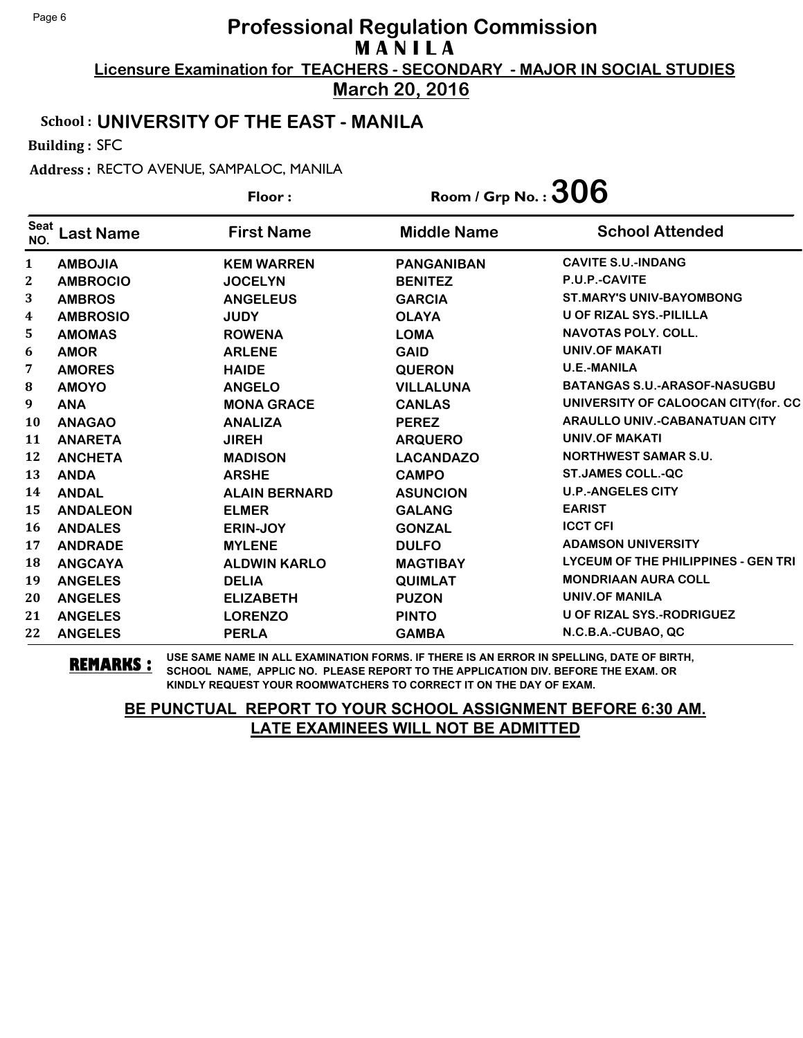# Professional Regulation Commission
## MANILA
### Licensure Examination for TEACHERS - SECONDARY - MAJOR IN SOCIAL STUDIES
### March 20, 2016

**School : UNIVERSITY OF THE EAST - MANILA**

**Building :** SFC

**Address :** RECTO AVENUE, SAMPALOC, MANILA

**Floor :** 

**Room / Grp No. : 306**

| Seat NO. | Last Name | First Name | Middle Name | School Attended |
|---|---|---|---|---|
| 1 | AMBOJIA | KEM WARREN | PANGANIBAN | CAVITE S.U.-INDANG |
| 2 | AMBROCIO | JOCELYN | BENITEZ | P.U.P.-CAVITE |
| 3 | AMBROS | ANGELEUS | GARCIA | ST.MARY'S UNIV-BAYOMBONG |
| 4 | AMBROSIO | JUDY | OLAYA | U OF RIZAL SYS.-PILILLA |
| 5 | AMOMAS | ROWENA | LOMA | NAVOTAS POLY. COLL. |
| 6 | AMOR | ARLENE | GAID | UNIV.OF MAKATI |
| 7 | AMORES | HAIDE | QUERON | U.E.-MANILA |
| 8 | AMOYO | ANGELO | VILLALUNA | BATANGAS S.U.-ARASOF-NASUGBU |
| 9 | ANA | MONA GRACE | CANLAS | UNIVERSITY OF CALOOCAN CITY(for. CC |
| 10 | ANAGAO | ANALIZA | PEREZ | ARAULLO UNIV.-CABANATUAN CITY |
| 11 | ANARETA | JIREH | ARQUERO | UNIV.OF MAKATI |
| 12 | ANCHETA | MADISON | LACANDAZO | NORTHWEST SAMAR S.U. |
| 13 | ANDA | ARSHE | CAMPO | ST.JAMES COLL.-QC |
| 14 | ANDAL | ALAIN BERNARD | ASUNCION | U.P.-ANGELES CITY |
| 15 | ANDALEON | ELMER | GALANG | EARIST |
| 16 | ANDALES | ERIN-JOY | GONZAL | ICCT CFI |
| 17 | ANDRADE | MYLENE | DULFO | ADAMSON UNIVERSITY |
| 18 | ANGCAYA | ALDWIN KARLO | MAGTIBAY | LYCEUM OF THE PHILIPPINES - GEN TRI |
| 19 | ANGELES | DELIA | QUIMLAT | MONDRIAAN AURA COLL |
| 20 | ANGELES | ELIZABETH | PUZON | UNIV.OF MANILA |
| 21 | ANGELES | LORENZO | PINTO | U OF RIZAL SYS.-RODRIGUEZ |
| 22 | ANGELES | PERLA | GAMBA | N.C.B.A.-CUBAO, QC |

**REMARKS :** USE SAME NAME IN ALL EXAMINATION FORMS. IF THERE IS AN ERROR IN SPELLING, DATE OF BIRTH, SCHOOL NAME, APPLIC NO. PLEASE REPORT TO THE APPLICATION DIV. BEFORE THE EXAM. OR KINDLY REQUEST YOUR ROOMWATCHERS TO CORRECT IT ON THE DAY OF EXAM.

**BE PUNCTUAL REPORT TO YOUR SCHOOL ASSIGNMENT BEFORE 6:30 AM.**
**LATE EXAMINEES WILL NOT BE ADMITTED**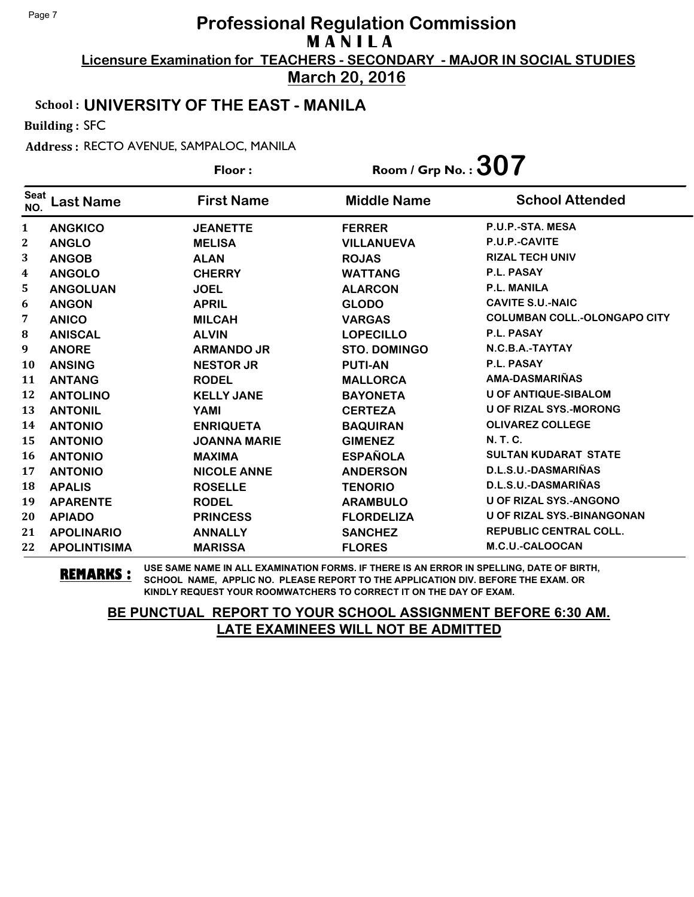# Professional Regulation Commission
## M A N I L A
### Licensure Examination for TEACHERS - SECONDARY - MAJOR IN SOCIAL STUDIES
### March 20, 2016

**School : UNIVERSITY OF THE EAST - MANILA**

**Building :** SFC

**Address :** RECTO AVENUE, SAMPALOC, MANILA

**Floor :** 

**Room / Grp No. : 307**

| Seat NO. | Last Name | First Name | Middle Name | School Attended |
|---|---|---|---|---|
| 1 | ANGKICO | JEANETTE | FERRER | P.U.P.-STA. MESA |
| 2 | ANGLO | MELISA | VILLANUEVA | P.U.P.-CAVITE |
| 3 | ANGOB | ALAN | ROJAS | RIZAL TECH UNIV |
| 4 | ANGOLO | CHERRY | WATTANG | P.L. PASAY |
| 5 | ANGOLUAN | JOEL | ALARCON | P.L. MANILA |
| 6 | ANGON | APRIL | GLODO | CAVITE S.U.-NAIC |
| 7 | ANICO | MILCAH | VARGAS | COLUMBAN COLL.-OLONGAPO CITY |
| 8 | ANISCAL | ALVIN | LOPECILLO | P.L. PASAY |
| 9 | ANORE | ARMANDO JR | STO. DOMINGO | N.C.B.A.-TAYTAY |
| 10 | ANSING | NESTOR JR | PUTI-AN | P.L. PASAY |
| 11 | ANTANG | RODEL | MALLORCA | AMA-DASMARIÑAS |
| 12 | ANTOLINO | KELLY JANE | BAYONETA | U OF ANTIQUE-SIBALOM |
| 13 | ANTONIL | YAMI | CERTEZA | U OF RIZAL SYS.-MORONG |
| 14 | ANTONIO | ENRIQUETA | BAQUIRAN | OLIVAREZ COLLEGE |
| 15 | ANTONIO | JOANNA MARIE | GIMENEZ | N. T. C. |
| 16 | ANTONIO | MAXIMA | ESPAÑOLA | SULTAN KUDARAT STATE |
| 17 | ANTONIO | NICOLE ANNE | ANDERSON | D.L.S.U.-DASMARIÑAS |
| 18 | APALIS | ROSELLE | TENORIO | D.L.S.U.-DASMARIÑAS |
| 19 | APARENTE | RODEL | ARAMBULO | U OF RIZAL SYS.-ANGONO |
| 20 | APIADO | PRINCESS | FLORDELIZA | U OF RIZAL SYS.-BINANGONAN |
| 21 | APOLINARIO | ANNALLY | SANCHEZ | REPUBLIC CENTRAL COLL. |
| 22 | APOLINTISIMA | MARISSA | FLORES | M.C.U.-CALOOCAN |

**REMARKS :** USE SAME NAME IN ALL EXAMINATION FORMS. IF THERE IS AN ERROR IN SPELLING, DATE OF BIRTH, SCHOOL NAME, APPLIC NO. PLEASE REPORT TO THE APPLICATION DIV. BEFORE THE EXAM. OR KINDLY REQUEST YOUR ROOMWATCHERS TO CORRECT IT ON THE DAY OF EXAM.

**BE PUNCTUAL REPORT TO YOUR SCHOOL ASSIGNMENT BEFORE 6:30 AM.**
**LATE EXAMINEES WILL NOT BE ADMITTED**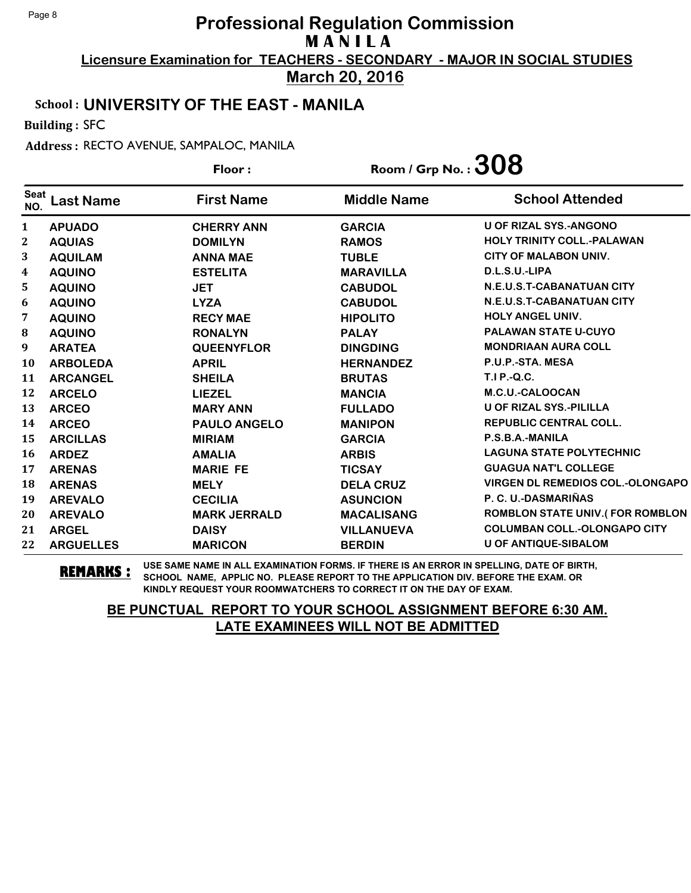# Professional Regulation Commission
## M A N I L A
### Licensure Examination for TEACHERS - SECONDARY - MAJOR IN SOCIAL STUDIES
### March 20, 2016

**School : UNIVERSITY OF THE EAST - MANILA**

**Building :** SFC

**Address :** RECTO AVENUE, SAMPALOC, MANILA

**Floor :** 

**Room / Grp No. : 308**

| Seat NO. | Last Name | First Name | Middle Name | School Attended |
|---|---|---|---|---|
| 1 | APUADO | CHERRY ANN | GARCIA | U OF RIZAL SYS.-ANGONO |
| 2 | AQUIAS | DOMILYN | RAMOS | HOLY TRINITY COLL.-PALAWAN |
| 3 | AQUILAM | ANNA MAE | TUBLE | CITY OF MALABON UNIV. |
| 4 | AQUINO | ESTELITA | MARAVILLA | D.L.S.U.-LIPA |
| 5 | AQUINO | JET | CABUDOL | N.E.U.S.T-CABANATUAN CITY |
| 6 | AQUINO | LYZA | CABUDOL | N.E.U.S.T-CABANATUAN CITY |
| 7 | AQUINO | RECY MAE | HIPOLITO | HOLY ANGEL UNIV. |
| 8 | AQUINO | RONALYN | PALAY | PALAWAN STATE U-CUYO |
| 9 | ARATEA | QUEENYFLOR | DINGDING | MONDRIAAN AURA COLL |
| 10 | ARBOLEDA | APRIL | HERNANDEZ | P.U.P.-STA. MESA |
| 11 | ARCANGEL | SHEILA | BRUTAS | T.I P.-Q.C. |
| 12 | ARCELO | LIEZEL | MANCIA | M.C.U.-CALOOCAN |
| 13 | ARCEO | MARY ANN | FULLADO | U OF RIZAL SYS.-PILILLA |
| 14 | ARCEO | PAULO ANGELO | MANIPON | REPUBLIC CENTRAL COLL. |
| 15 | ARCILLAS | MIRIAM | GARCIA | P.S.B.A.-MANILA |
| 16 | ARDEZ | AMALIA | ARBIS | LAGUNA STATE POLYTECHNIC |
| 17 | ARENAS | MARIE FE | TICSAY | GUAGUA NAT'L COLLEGE |
| 18 | ARENAS | MELY | DELA CRUZ | VIRGEN DL REMEDIOS COL.-OLONGAPO |
| 19 | AREVALO | CECILIA | ASUNCION | P. C. U.-DASMARIÑAS |
| 20 | AREVALO | MARK JERRALD | MACALISANG | ROMBLON STATE UNIV.( FOR ROMBLON |
| 21 | ARGEL | DAISY | VILLANUEVA | COLUMBAN COLL.-OLONGAPO CITY |
| 22 | ARGUELLES | MARICON | BERDIN | U OF ANTIQUE-SIBALOM |

**REMARKS :** USE SAME NAME IN ALL EXAMINATION FORMS. IF THERE IS AN ERROR IN SPELLING, DATE OF BIRTH, SCHOOL NAME, APPLIC NO. PLEASE REPORT TO THE APPLICATION DIV. BEFORE THE EXAM. OR KINDLY REQUEST YOUR ROOMWATCHERS TO CORRECT IT ON THE DAY OF EXAM.

**BE PUNCTUAL REPORT TO YOUR SCHOOL ASSIGNMENT BEFORE 6:30 AM. LATE EXAMINEES WILL NOT BE ADMITTED**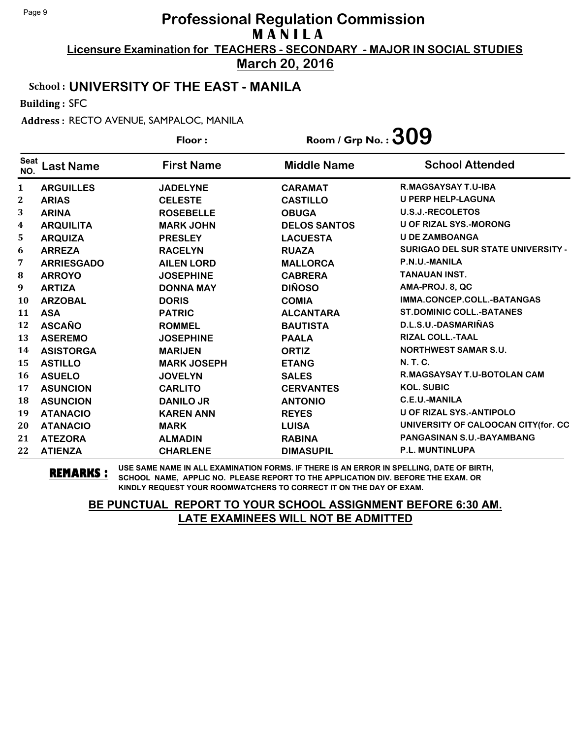# Professional Regulation Commission
## M A N I L A

**Licensure Examination for TEACHERS - SECONDARY - MAJOR IN SOCIAL STUDIES**

**March 20, 2016**

**School : UNIVERSITY OF THE EAST - MANILA**

**Building :** SFC

**Address :** RECTO AVENUE, SAMPALOC, MANILA

**Floor :** 　　　　**Room / Grp No. : 309**

| Seat NO. | Last Name | First Name | Middle Name | School Attended |
|---|---|---|---|---|
| 1 | ARGUILLES | JADELYNE | CARAMAT | R.MAGSAYSAY T.U-IBA |
| 2 | ARIAS | CELESTE | CASTILLO | U PERP HELP-LAGUNA |
| 3 | ARINA | ROSEBELLE | OBUGA | U.S.J.-RECOLETOS |
| 4 | ARQUILITA | MARK JOHN | DELOS SANTOS | U OF RIZAL SYS.-MORONG |
| 5 | ARQUIZA | PRESLEY | LACUESTA | U DE ZAMBOANGA |
| 6 | ARREZA | RACELYN | RUAZA | SURIGAO DEL SUR STATE UNIVERSITY - |
| 7 | ARRIESGADO | AILEN LORD | MALLORCA | P.N.U.-MANILA |
| 8 | ARROYO | JOSEPHINE | CABRERA | TANAUAN INST. |
| 9 | ARTIZA | DONNA MAY | DIÑOSO | AMA-PROJ. 8, QC |
| 10 | ARZOBAL | DORIS | COMIA | IMMA.CONCEP.COLL.-BATANGAS |
| 11 | ASA | PATRIC | ALCANTARA | ST.DOMINIC COLL.-BATANES |
| 12 | ASCAÑO | ROMMEL | BAUTISTA | D.L.S.U.-DASMARIÑAS |
| 13 | ASEREMO | JOSEPHINE | PAALA | RIZAL COLL.-TAAL |
| 14 | ASISTORGA | MARIJEN | ORTIZ | NORTHWEST SAMAR S.U. |
| 15 | ASTILLO | MARK JOSEPH | ETANG | N. T. C. |
| 16 | ASUELO | JOVELYN | SALES | R.MAGSAYSAY T.U-BOTOLAN CAM |
| 17 | ASUNCION | CARLITO | CERVANTES | KOL. SUBIC |
| 18 | ASUNCION | DANILO JR | ANTONIO | C.E.U.-MANILA |
| 19 | ATANACIO | KAREN ANN | REYES | U OF RIZAL SYS.-ANTIPOLO |
| 20 | ATANACIO | MARK | LUISA | UNIVERSITY OF CALOOCAN CITY(for. CC |
| 21 | ATEZORA | ALMADIN | RABINA | PANGASINAN S.U.-BAYAMBANG |
| 22 | ATIENZA | CHARLENE | DIMASUPIL | P.L. MUNTINLUPA |

**REMARKS :** USE SAME NAME IN ALL EXAMINATION FORMS. IF THERE IS AN ERROR IN SPELLING, DATE OF BIRTH, SCHOOL NAME, APPLIC NO. PLEASE REPORT TO THE APPLICATION DIV. BEFORE THE EXAM. OR KINDLY REQUEST YOUR ROOMWATCHERS TO CORRECT IT ON THE DAY OF EXAM.

**BE PUNCTUAL REPORT TO YOUR SCHOOL ASSIGNMENT BEFORE 6:30 AM. LATE EXAMINEES WILL NOT BE ADMITTED**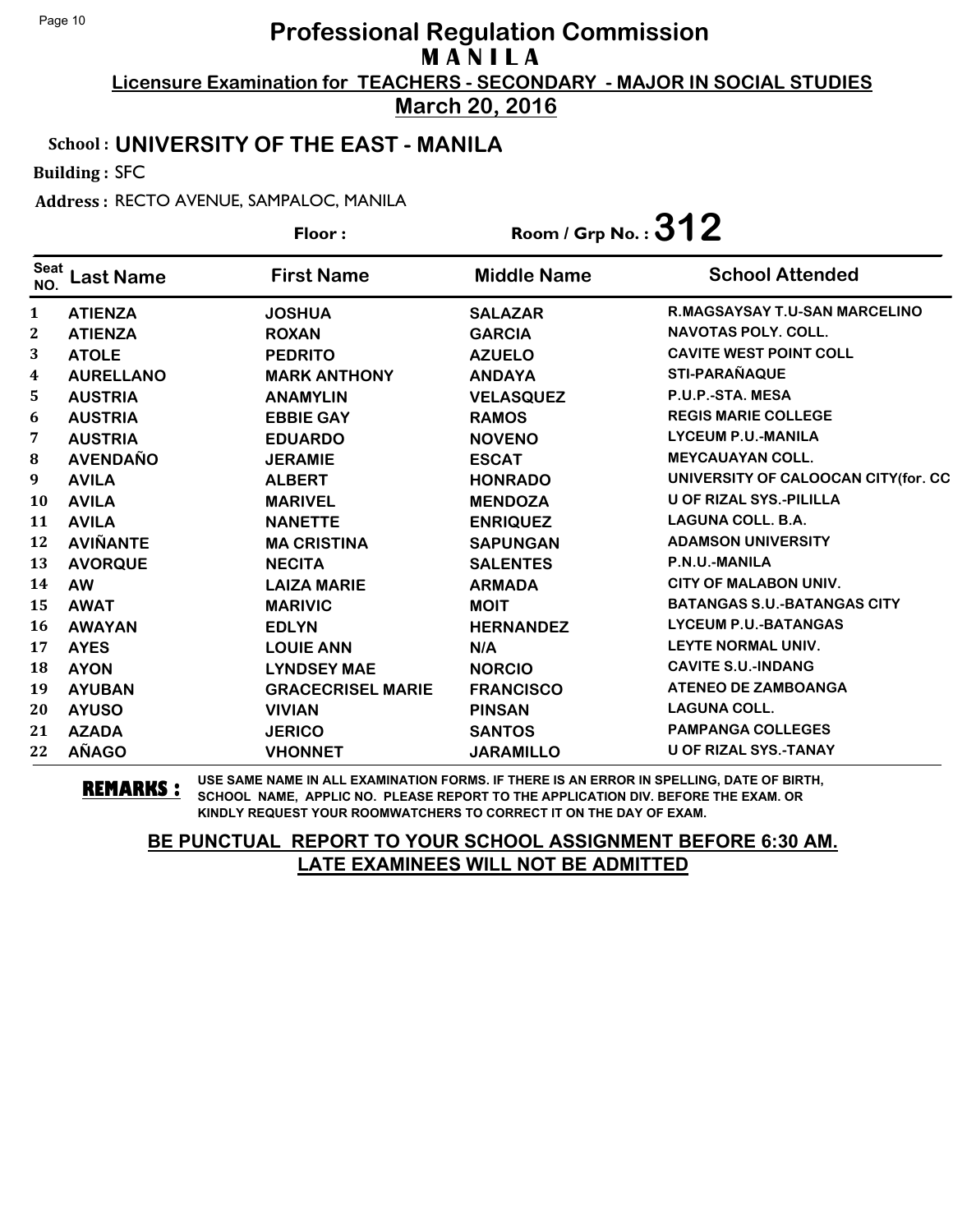# Professional Regulation Commission
## MANILA
**Licensure Examination for TEACHERS - SECONDARY - MAJOR IN SOCIAL STUDIES**

**March 20, 2016**

**School : UNIVERSITY OF THE EAST - MANILA**

**Building :** SFC

**Address :** RECTO AVENUE, SAMPALOC, MANILA

**Floor :** 

**Room / Grp No. : 312**

| Seat NO. | Last Name | First Name | Middle Name | School Attended |
|---|---|---|---|---|
| 1 | ATIENZA | JOSHUA | SALAZAR | R.MAGSAYSAY T.U-SAN MARCELINO |
| 2 | ATIENZA | ROXAN | GARCIA | NAVOTAS POLY. COLL. |
| 3 | ATOLE | PEDRITO | AZUELO | CAVITE WEST POINT COLL |
| 4 | AURELLANO | MARK ANTHONY | ANDAYA | STI-PARAÑAQUE |
| 5 | AUSTRIA | ANAMYLIN | VELASQUEZ | P.U.P.-STA. MESA |
| 6 | AUSTRIA | EBBIE GAY | RAMOS | REGIS MARIE COLLEGE |
| 7 | AUSTRIA | EDUARDO | NOVENO | LYCEUM P.U.-MANILA |
| 8 | AVENDAÑO | JERAMIE | ESCAT | MEYCAUAYAN COLL. |
| 9 | AVILA | ALBERT | HONRADO | UNIVERSITY OF CALOOCAN CITY(for. CC |
| 10 | AVILA | MARIVEL | MENDOZA | U OF RIZAL SYS.-PILILLA |
| 11 | AVILA | NANETTE | ENRIQUEZ | LAGUNA COLL. B.A. |
| 12 | AVIÑANTE | MA CRISTINA | SAPUNGAN | ADAMSON UNIVERSITY |
| 13 | AVORQUE | NECITA | SALENTES | P.N.U.-MANILA |
| 14 | AW | LAIZA MARIE | ARMADA | CITY OF MALABON UNIV. |
| 15 | AWAT | MARIVIC | MOIT | BATANGAS S.U.-BATANGAS CITY |
| 16 | AWAYAN | EDLYN | HERNANDEZ | LYCEUM P.U.-BATANGAS |
| 17 | AYES | LOUIE ANN | N/A | LEYTE NORMAL UNIV. |
| 18 | AYON | LYNDSEY MAE | NORCIO | CAVITE S.U.-INDANG |
| 19 | AYUBAN | GRACECRISEL MARIE | FRANCISCO | ATENEO DE ZAMBOANGA |
| 20 | AYUSO | VIVIAN | PINSAN | LAGUNA COLL. |
| 21 | AZADA | JERICO | SANTOS | PAMPANGA COLLEGES |
| 22 | AÑAGO | VHONNET | JARAMILLO | U OF RIZAL SYS.-TANAY |

**REMARKS :** USE SAME NAME IN ALL EXAMINATION FORMS. IF THERE IS AN ERROR IN SPELLING, DATE OF BIRTH, SCHOOL NAME, APPLIC NO. PLEASE REPORT TO THE APPLICATION DIV. BEFORE THE EXAM. OR KINDLY REQUEST YOUR ROOMWATCHERS TO CORRECT IT ON THE DAY OF EXAM.

**BE PUNCTUAL REPORT TO YOUR SCHOOL ASSIGNMENT BEFORE 6:30 AM. LATE EXAMINEES WILL NOT BE ADMITTED**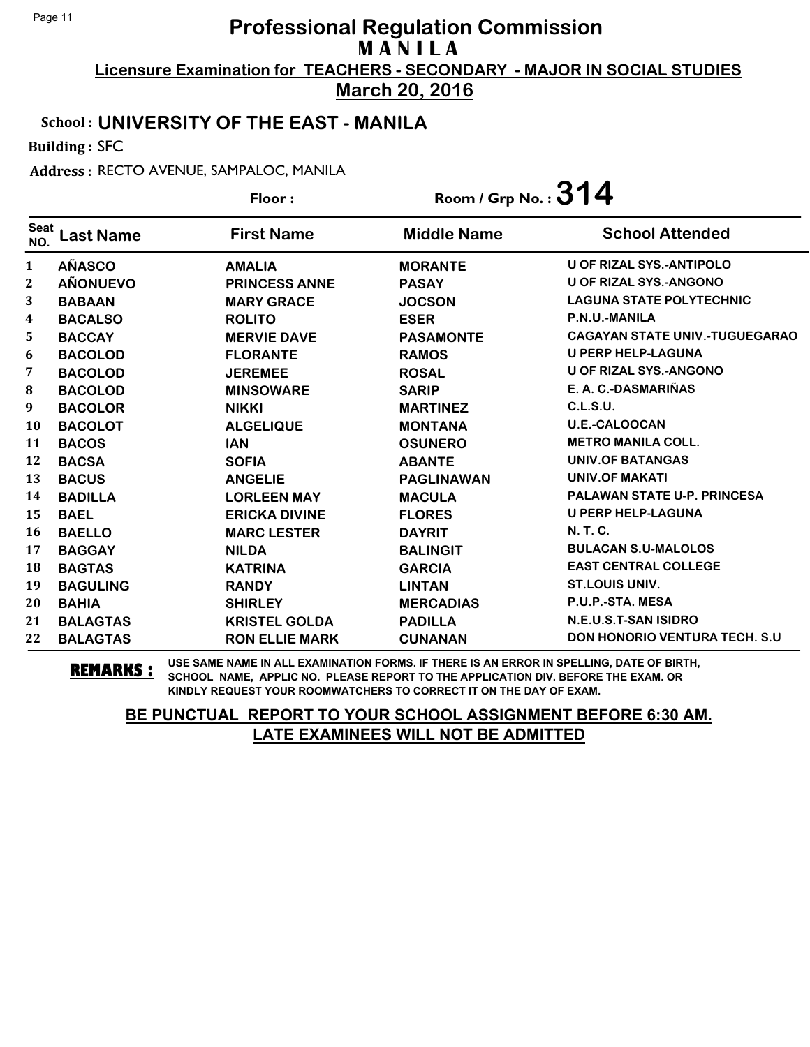# Professional Regulation Commission

## M A N I L A

**Licensure Examination for TEACHERS - SECONDARY - MAJOR IN SOCIAL STUDIES**

**March 20, 2016**

**School : UNIVERSITY OF THE EAST - MANILA**

**Building :** SFC

**Address :** RECTO AVENUE, SAMPALOC, MANILA

**Floor :** **Room / Grp No. : 314**

| Seat NO. | Last Name | First Name | Middle Name | School Attended |
|---|---|---|---|---|
| 1 | AÑASCO | AMALIA | MORANTE | U OF RIZAL SYS.-ANTIPOLO |
| 2 | AÑONUEVO | PRINCESS ANNE | PASAY | U OF RIZAL SYS.-ANGONO |
| 3 | BABAAN | MARY GRACE | JOCSON | LAGUNA STATE POLYTECHNIC |
| 4 | BACALSO | ROLITO | ESER | P.N.U.-MANILA |
| 5 | BACCAY | MERVIE DAVE | PASAMONTE | CAGAYAN STATE UNIV.-TUGUEGARAO |
| 6 | BACOLOD | FLORANTE | RAMOS | U PERP HELP-LAGUNA |
| 7 | BACOLOD | JEREMEE | ROSAL | U OF RIZAL SYS.-ANGONO |
| 8 | BACOLOD | MINSOWARE | SARIP | E. A. C.-DASMARIÑAS |
| 9 | BACOLOR | NIKKI | MARTINEZ | C.L.S.U. |
| 10 | BACOLOT | ALGELIQUE | MONTANA | U.E.-CALOOCAN |
| 11 | BACOS | IAN | OSUNERO | METRO MANILA COLL. |
| 12 | BACSA | SOFIA | ABANTE | UNIV.OF BATANGAS |
| 13 | BACUS | ANGELIE | PAGLINAWAN | UNIV.OF MAKATI |
| 14 | BADILLA | LORLEEN MAY | MACULA | PALAWAN STATE U-P. PRINCESA |
| 15 | BAEL | ERICKA DIVINE | FLORES | U PERP HELP-LAGUNA |
| 16 | BAELLO | MARC LESTER | DAYRIT | N. T. C. |
| 17 | BAGGAY | NILDA | BALINGIT | BULACAN S.U-MALOLOS |
| 18 | BAGTAS | KATRINA | GARCIA | EAST CENTRAL COLLEGE |
| 19 | BAGULING | RANDY | LINTAN | ST.LOUIS UNIV. |
| 20 | BAHIA | SHIRLEY | MERCADIAS | P.U.P.-STA. MESA |
| 21 | BALAGTAS | KRISTEL GOLDA | PADILLA | N.E.U.S.T-SAN ISIDRO |
| 22 | BALAGTAS | RON ELLIE MARK | CUNANAN | DON HONORIO VENTURA TECH. S.U |

**REMARKS :** USE SAME NAME IN ALL EXAMINATION FORMS. IF THERE IS AN ERROR IN SPELLING, DATE OF BIRTH, SCHOOL NAME, APPLIC NO. PLEASE REPORT TO THE APPLICATION DIV. BEFORE THE EXAM. OR KINDLY REQUEST YOUR ROOMWATCHERS TO CORRECT IT ON THE DAY OF EXAM.

**BE PUNCTUAL REPORT TO YOUR SCHOOL ASSIGNMENT BEFORE 6:30 AM. LATE EXAMINEES WILL NOT BE ADMITTED**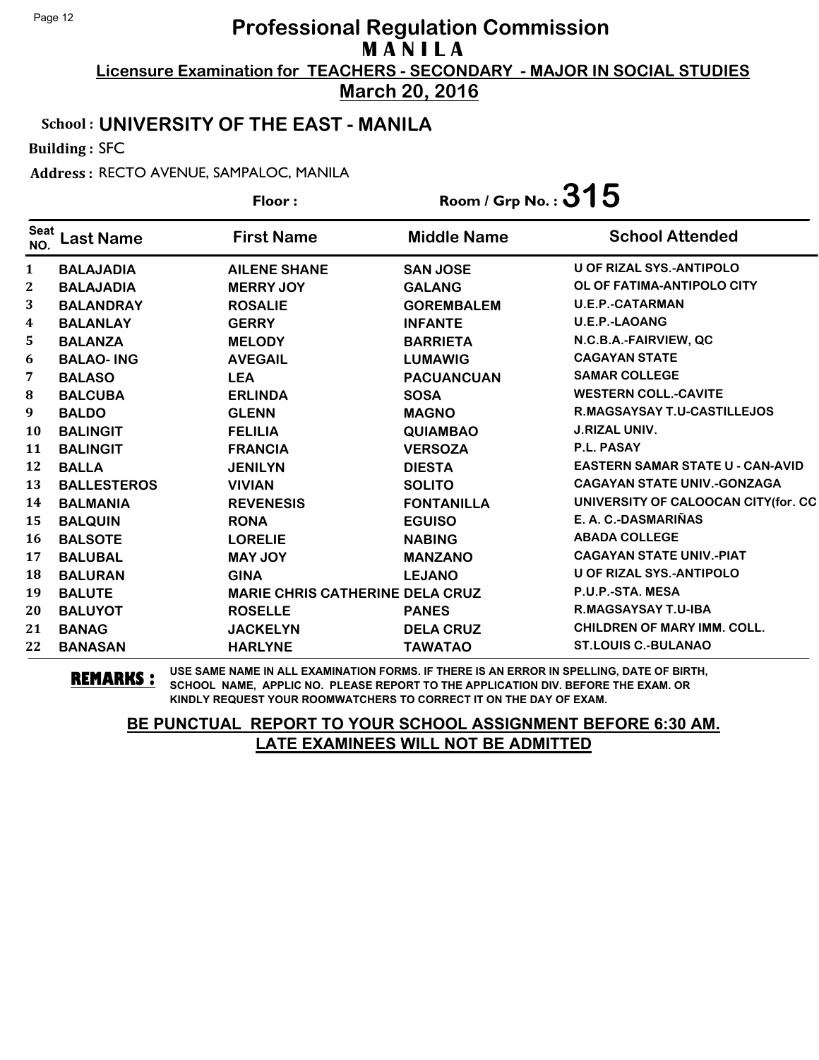# Professional Regulation Commission
## MANILA
**Licensure Examination for TEACHERS - SECONDARY - MAJOR IN SOCIAL STUDIES**
**March 20, 2016**

**School : UNIVERSITY OF THE EAST - MANILA**

**Building :** SFC

**Address :** RECTO AVENUE, SAMPALOC, MANILA

**Floor :** 

**Room / Grp No. : 315**

| Seat NO. | Last Name | First Name | Middle Name | School Attended |
|---|---|---|---|---|
| 1 | BALAJADIA | AILENE SHANE | SAN JOSE | U OF RIZAL SYS.-ANTIPOLO |
| 2 | BALAJADIA | MERRY JOY | GALANG | OL OF FATIMA-ANTIPOLO CITY |
| 3 | BALANDRAY | ROSALIE | GOREMBALEM | U.E.P.-CATARMAN |
| 4 | BALANLAY | GERRY | INFANTE | U.E.P.-LAOANG |
| 5 | BALANZA | MELODY | BARRIETA | N.C.B.A.-FAIRVIEW, QC |
| 6 | BALAO- ING | AVEGAIL | LUMAWIG | CAGAYAN STATE |
| 7 | BALASO | LEA | PACUANCUAN | SAMAR COLLEGE |
| 8 | BALCUBA | ERLINDA | SOSA | WESTERN COLL.-CAVITE |
| 9 | BALDO | GLENN | MAGNO | R.MAGSAYSAY T.U-CASTILLEJOS |
| 10 | BALINGIT | FELILIA | QUIAMBAO | J.RIZAL UNIV. |
| 11 | BALINGIT | FRANCIA | VERSOZA | P.L. PASAY |
| 12 | BALLA | JENILYN | DIESTA | EASTERN SAMAR STATE U - CAN-AVID |
| 13 | BALLESTEROS | VIVIAN | SOLITO | CAGAYAN STATE UNIV.-GONZAGA |
| 14 | BALMANIA | REVENESIS | FONTANILLA | UNIVERSITY OF CALOOCAN CITY(for. CC |
| 15 | BALQUIN | RONA | EGUISO | E. A. C.-DASMARIÑAS |
| 16 | BALSOTE | LORELIE | NABING | ABADA COLLEGE |
| 17 | BALUBAL | MAY JOY | MANZANO | CAGAYAN STATE UNIV.-PIAT |
| 18 | BALURAN | GINA | LEJANO | U OF RIZAL SYS.-ANTIPOLO |
| 19 | BALUTE | MARIE CHRIS CATHERINE | DELA CRUZ | P.U.P.-STA. MESA |
| 20 | BALUYOT | ROSELLE | PANES | R.MAGSAYSAY T.U-IBA |
| 21 | BANAG | JACKELYN | DELA CRUZ | CHILDREN OF MARY IMM. COLL. |
| 22 | BANASAN | HARLYNE | TAWATAO | ST.LOUIS C.-BULANAO |

**REMARKS :** USE SAME NAME IN ALL EXAMINATION FORMS. IF THERE IS AN ERROR IN SPELLING, DATE OF BIRTH, SCHOOL NAME, APPLIC NO. PLEASE REPORT TO THE APPLICATION DIV. BEFORE THE EXAM. OR KINDLY REQUEST YOUR ROOMWATCHERS TO CORRECT IT ON THE DAY OF EXAM.

**BE PUNCTUAL REPORT TO YOUR SCHOOL ASSIGNMENT BEFORE 6:30 AM.**
**LATE EXAMINEES WILL NOT BE ADMITTED**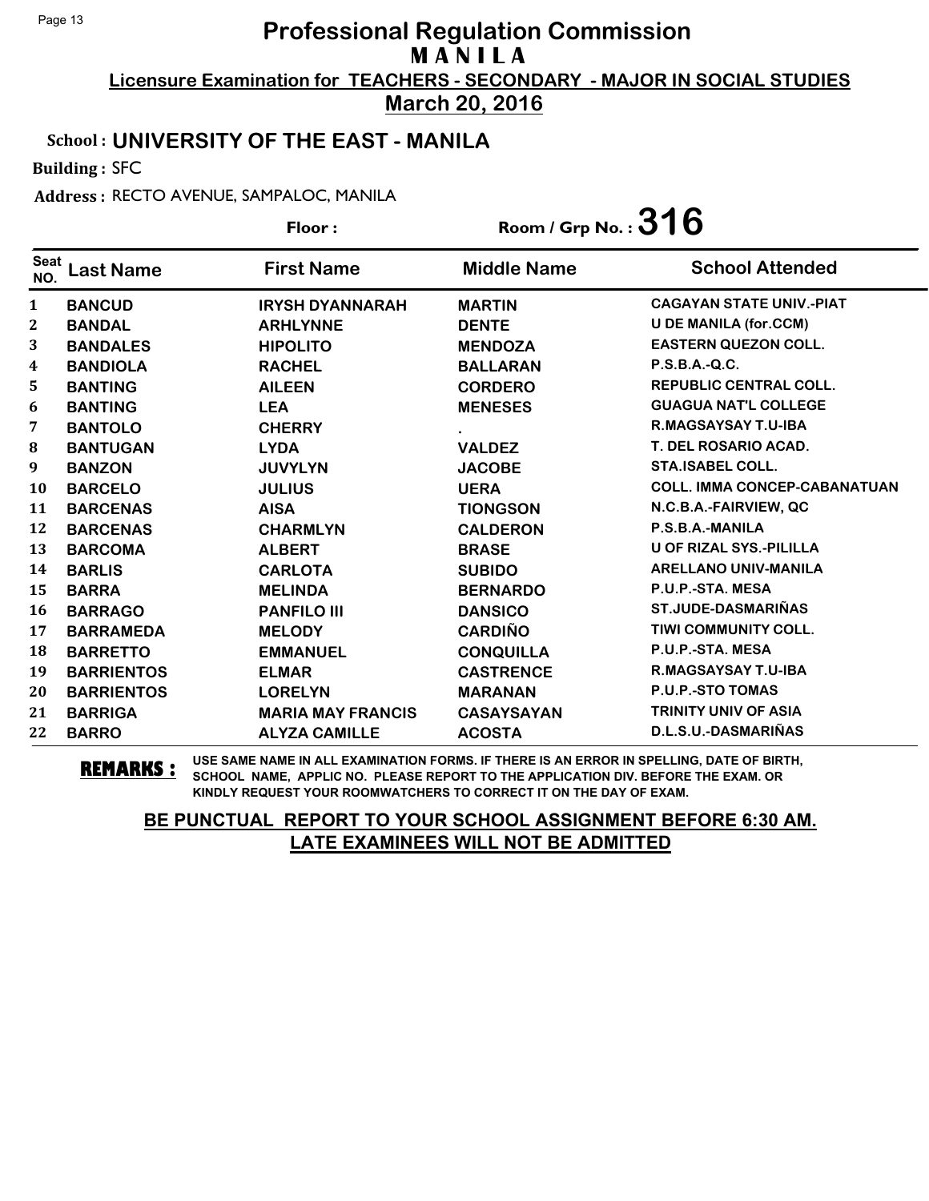# Professional Regulation Commission

**M A N I L A**

**Licensure Examination for TEACHERS - SECONDARY - MAJOR IN SOCIAL STUDIES**

**March 20, 2016**

**School : UNIVERSITY OF THE EAST - MANILA**

**Building :** SFC

**Address :** RECTO AVENUE, SAMPALOC, MANILA

**Floor :** 

**Room / Grp No. : 316**

| Seat NO. | Last Name | First Name | Middle Name | School Attended |
|---|---|---|---|---|
| 1 | BANCUD | IRYSH DYANNARAH | MARTIN | CAGAYAN STATE UNIV.-PIAT |
| 2 | BANDAL | ARHLYNNE | DENTE | U DE MANILA (for.CCM) |
| 3 | BANDALES | HIPOLITO | MENDOZA | EASTERN QUEZON COLL. |
| 4 | BANDIOLA | RACHEL | BALLARAN | P.S.B.A.-Q.C. |
| 5 | BANTING | AILEEN | CORDERO | REPUBLIC CENTRAL COLL. |
| 6 | BANTING | LEA | MENESES | GUAGUA NAT'L COLLEGE |
| 7 | BANTOLO | CHERRY | . | R.MAGSAYSAY T.U-IBA |
| 8 | BANTUGAN | LYDA | VALDEZ | T. DEL ROSARIO ACAD. |
| 9 | BANZON | JUVYLYN | JACOBE | STA.ISABEL COLL. |
| 10 | BARCELO | JULIUS | UERA | COLL. IMMA CONCEP-CABANATUAN |
| 11 | BARCENAS | AISA | TIONGSON | N.C.B.A.-FAIRVIEW, QC |
| 12 | BARCENAS | CHARMLYN | CALDERON | P.S.B.A.-MANILA |
| 13 | BARCOMA | ALBERT | BRASE | U OF RIZAL SYS.-PILILLA |
| 14 | BARLIS | CARLOTA | SUBIDO | ARELLANO UNIV-MANILA |
| 15 | BARRA | MELINDA | BERNARDO | P.U.P.-STA. MESA |
| 16 | BARRAGO | PANFILO III | DANSICO | ST.JUDE-DASMARIÑAS |
| 17 | BARRAMEDA | MELODY | CARDIÑO | TIWI COMMUNITY COLL. |
| 18 | BARRETTO | EMMANUEL | CONQUILLA | P.U.P.-STA. MESA |
| 19 | BARRIENTOS | ELMAR | CASTRENCE | R.MAGSAYSAY T.U-IBA |
| 20 | BARRIENTOS | LORELYN | MARANAN | P.U.P.-STO TOMAS |
| 21 | BARRIGA | MARIA MAY FRANCIS | CASAYSAYAN | TRINITY UNIV OF ASIA |
| 22 | BARRO | ALYZA CAMILLE | ACOSTA | D.L.S.U.-DASMARIÑAS |

**REMARKS :** USE SAME NAME IN ALL EXAMINATION FORMS. IF THERE IS AN ERROR IN SPELLING, DATE OF BIRTH, SCHOOL NAME, APPLIC NO. PLEASE REPORT TO THE APPLICATION DIV. BEFORE THE EXAM. OR KINDLY REQUEST YOUR ROOMWATCHERS TO CORRECT IT ON THE DAY OF EXAM.

**BE PUNCTUAL REPORT TO YOUR SCHOOL ASSIGNMENT BEFORE 6:30 AM.**
**LATE EXAMINEES WILL NOT BE ADMITTED**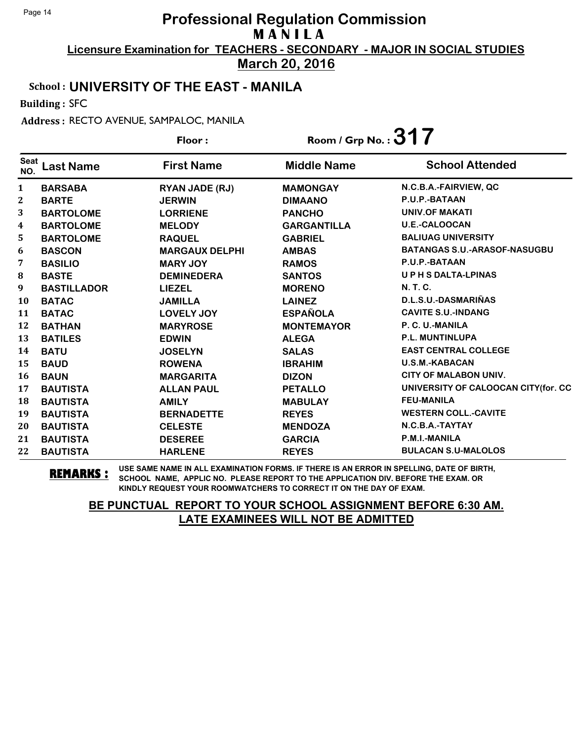# Professional Regulation Commission
## M A N I L A
### Licensure Examination for TEACHERS - SECONDARY - MAJOR IN SOCIAL STUDIES
### March 20, 2016

**School : UNIVERSITY OF THE EAST - MANILA**

**Building :** SFC

**Address :** RECTO AVENUE, SAMPALOC, MANILA

**Floor :** 

**Room / Grp No. : 317**

| Seat NO. | Last Name | First Name | Middle Name | School Attended |
|---|---|---|---|---|
| 1 | BARSABA | RYAN JADE (RJ) | MAMONGAY | N.C.B.A.-FAIRVIEW, QC |
| 2 | BARTE | JERWIN | DIMAANO | P.U.P.-BATAAN |
| 3 | BARTOLOME | LORRIENE | PANCHO | UNIV.OF MAKATI |
| 4 | BARTOLOME | MELODY | GARGANTILLA | U.E.-CALOOCAN |
| 5 | BARTOLOME | RAQUEL | GABRIEL | BALIUAG UNIVERSITY |
| 6 | BASCON | MARGAUX DELPHI | AMBAS | BATANGAS S.U.-ARASOF-NASUGBU |
| 7 | BASILIO | MARY JOY | RAMOS | P.U.P.-BATAAN |
| 8 | BASTE | DEMINEDERA | SANTOS | U P H S DALTA-LPINAS |
| 9 | BASTILLADOR | LIEZEL | MORENO | N. T. C. |
| 10 | BATAC | JAMILLA | LAINEZ | D.L.S.U.-DASMARIÑAS |
| 11 | BATAC | LOVELY JOY | ESPAÑOLA | CAVITE S.U.-INDANG |
| 12 | BATHAN | MARYROSE | MONTEMAYOR | P. C. U.-MANILA |
| 13 | BATILES | EDWIN | ALEGA | P.L. MUNTINLUPA |
| 14 | BATU | JOSELYN | SALAS | EAST CENTRAL COLLEGE |
| 15 | BAUD | ROWENA | IBRAHIM | U.S.M.-KABACAN |
| 16 | BAUN | MARGARITA | DIZON | CITY OF MALABON UNIV. |
| 17 | BAUTISTA | ALLAN PAUL | PETALLO | UNIVERSITY OF CALOOCAN CITY(for. CC |
| 18 | BAUTISTA | AMILY | MABULAY | FEU-MANILA |
| 19 | BAUTISTA | BERNADETTE | REYES | WESTERN COLL.-CAVITE |
| 20 | BAUTISTA | CELESTE | MENDOZA | N.C.B.A.-TAYTAY |
| 21 | BAUTISTA | DESEREE | GARCIA | P.M.I.-MANILA |
| 22 | BAUTISTA | HARLENE | REYES | BULACAN S.U-MALOLOS |

**REMARKS :** USE SAME NAME IN ALL EXAMINATION FORMS. IF THERE IS AN ERROR IN SPELLING, DATE OF BIRTH, SCHOOL NAME, APPLIC NO. PLEASE REPORT TO THE APPLICATION DIV. BEFORE THE EXAM. OR KINDLY REQUEST YOUR ROOMWATCHERS TO CORRECT IT ON THE DAY OF EXAM.

**BE PUNCTUAL REPORT TO YOUR SCHOOL ASSIGNMENT BEFORE 6:30 AM.**
**LATE EXAMINEES WILL NOT BE ADMITTED**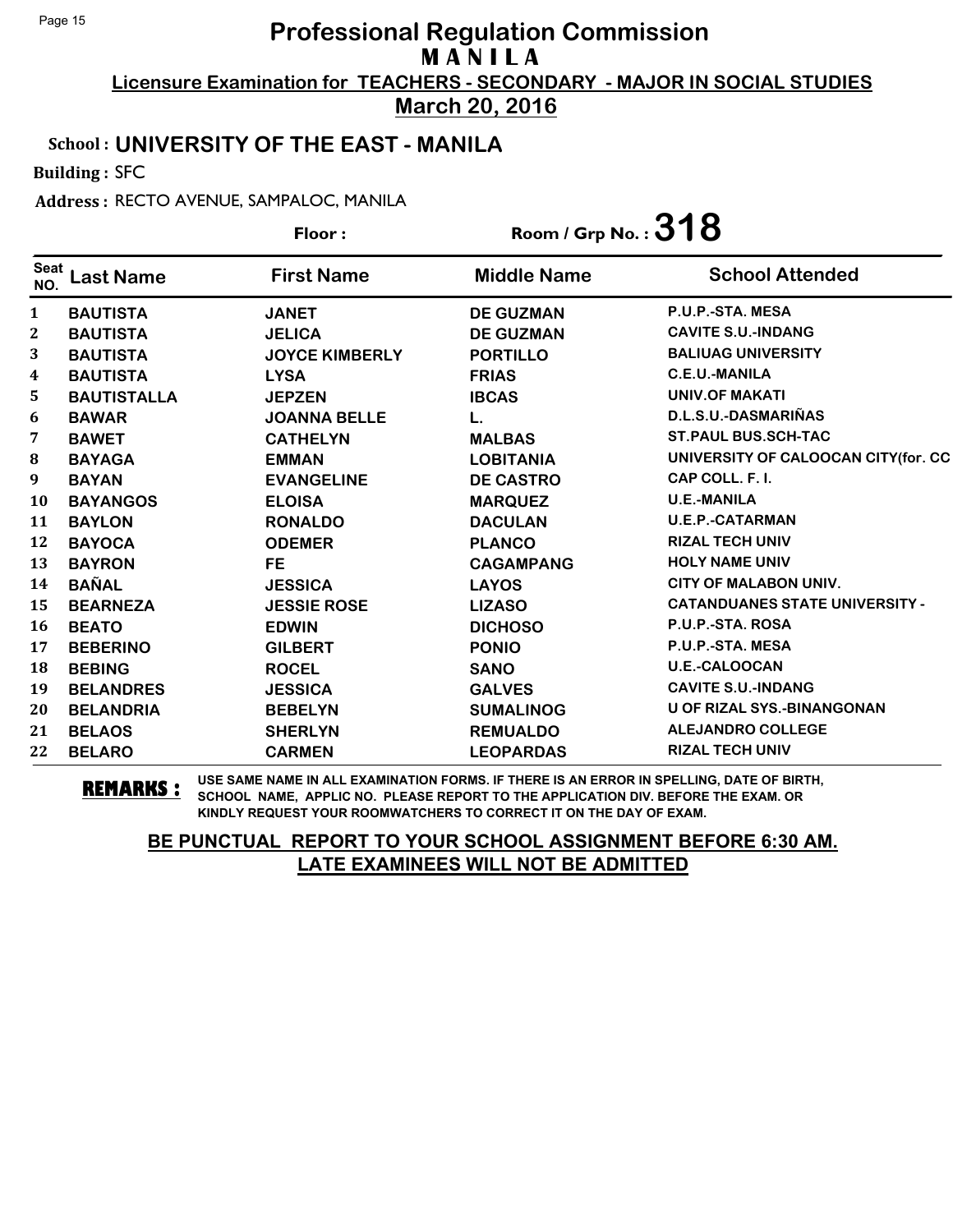# Professional Regulation Commission
## M A N I L A
**Licensure Examination for TEACHERS - SECONDARY - MAJOR IN SOCIAL STUDIES**
**March 20, 2016**

**School : UNIVERSITY OF THE EAST - MANILA**

**Building :** SFC

**Address :** RECTO AVENUE, SAMPALOC, MANILA

**Floor :** **Room / Grp No. : 318**

| Seat NO. | Last Name | First Name | Middle Name | School Attended |
|---|---|---|---|---|
| 1 | BAUTISTA | JANET | DE GUZMAN | P.U.P.-STA. MESA |
| 2 | BAUTISTA | JELICA | DE GUZMAN | CAVITE S.U.-INDANG |
| 3 | BAUTISTA | JOYCE KIMBERLY | PORTILLO | BALIUAG UNIVERSITY |
| 4 | BAUTISTA | LYSA | FRIAS | C.E.U.-MANILA |
| 5 | BAUTISTALLA | JEPZEN | IBCAS | UNIV.OF MAKATI |
| 6 | BAWAR | JOANNA BELLE | L. | D.L.S.U.-DASMARIÑAS |
| 7 | BAWET | CATHELYN | MALBAS | ST.PAUL BUS.SCH-TAC |
| 8 | BAYAGA | EMMAN | LOBITANIA | UNIVERSITY OF CALOOCAN CITY(for. CC |
| 9 | BAYAN | EVANGELINE | DE CASTRO | CAP COLL. F. I. |
| 10 | BAYANGOS | ELOISA | MARQUEZ | U.E.-MANILA |
| 11 | BAYLON | RONALDO | DACULAN | U.E.P.-CATARMAN |
| 12 | BAYOCA | ODEMER | PLANCO | RIZAL TECH UNIV |
| 13 | BAYRON | FE | CAGAMPANG | HOLY NAME UNIV |
| 14 | BAÑAL | JESSICA | LAYOS | CITY OF MALABON UNIV. |
| 15 | BEARNEZA | JESSIE ROSE | LIZASO | CATANDUANES STATE UNIVERSITY - |
| 16 | BEATO | EDWIN | DICHOSO | P.U.P.-STA. ROSA |
| 17 | BEBERINO | GILBERT | PONIO | P.U.P.-STA. MESA |
| 18 | BEBING | ROCEL | SANO | U.E.-CALOOCAN |
| 19 | BELANDRES | JESSICA | GALVES | CAVITE S.U.-INDANG |
| 20 | BELANDRIA | BEBELYN | SUMALINOG | U OF RIZAL SYS.-BINANGONAN |
| 21 | BELAOS | SHERLYN | REMUALDO | ALEJANDRO COLLEGE |
| 22 | BELARO | CARMEN | LEOPARDAS | RIZAL TECH UNIV |

**REMARKS :** USE SAME NAME IN ALL EXAMINATION FORMS. IF THERE IS AN ERROR IN SPELLING, DATE OF BIRTH, SCHOOL NAME, APPLIC NO. PLEASE REPORT TO THE APPLICATION DIV. BEFORE THE EXAM. OR KINDLY REQUEST YOUR ROOMWATCHERS TO CORRECT IT ON THE DAY OF EXAM.

**BE PUNCTUAL REPORT TO YOUR SCHOOL ASSIGNMENT BEFORE 6:30 AM. LATE EXAMINEES WILL NOT BE ADMITTED**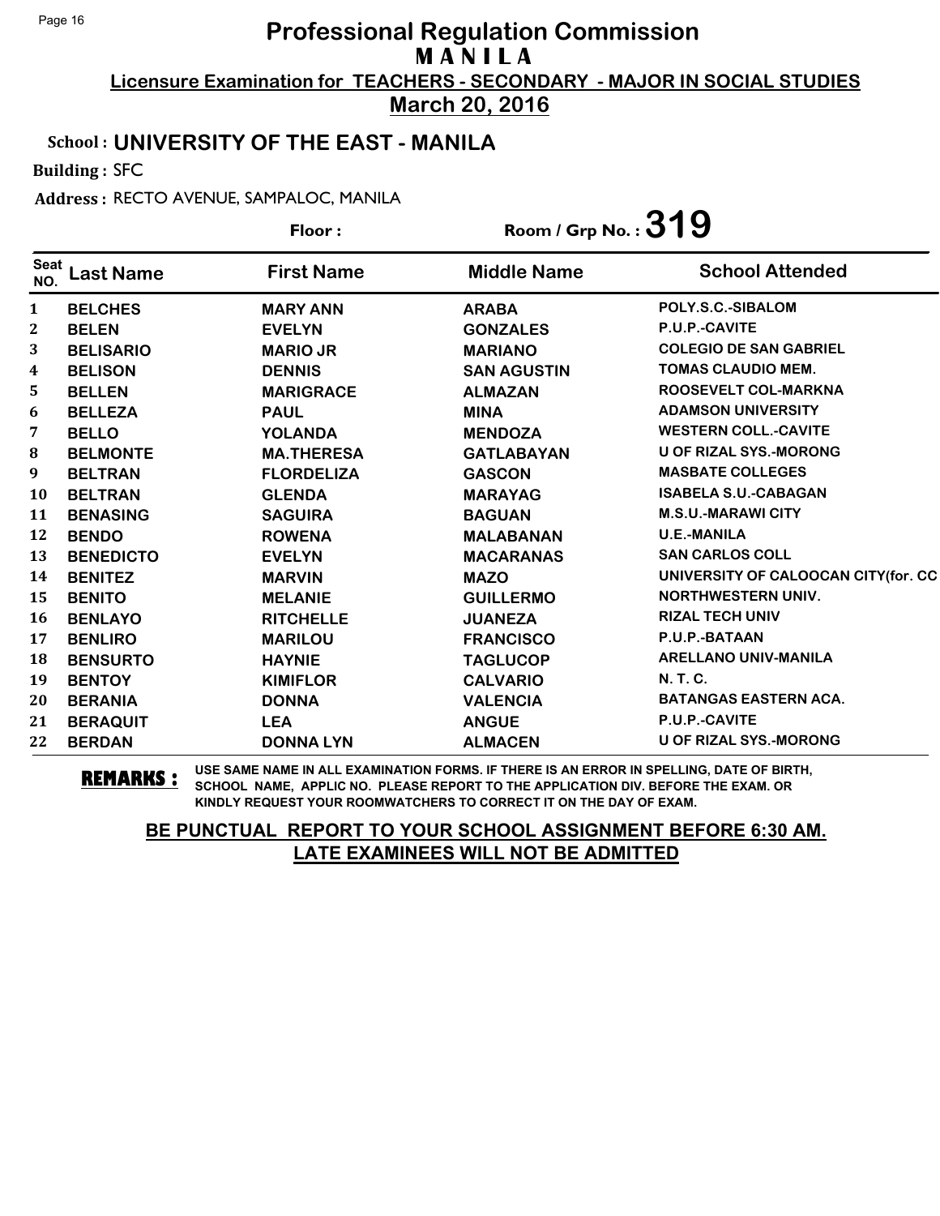# Professional Regulation Commission
## MANILA
### Licensure Examination for TEACHERS - SECONDARY - MAJOR IN SOCIAL STUDIES
### March 20, 2016

**School : UNIVERSITY OF THE EAST - MANILA**

**Building :** SFC

**Address :** RECTO AVENUE, SAMPALOC, MANILA

**Floor :**  **Room / Grp No. : 319**

| Seat NO. | Last Name | First Name | Middle Name | School Attended |
|---|---|---|---|---|
| 1 | BELCHES | MARY ANN | ARABA | POLY.S.C.-SIBALOM |
| 2 | BELEN | EVELYN | GONZALES | P.U.P.-CAVITE |
| 3 | BELISARIO | MARIO JR | MARIANO | COLEGIO DE SAN GABRIEL |
| 4 | BELISON | DENNIS | SAN AGUSTIN | TOMAS CLAUDIO MEM. |
| 5 | BELLEN | MARIGRACE | ALMAZAN | ROOSEVELT COL-MARKNA |
| 6 | BELLEZA | PAUL | MINA | ADAMSON UNIVERSITY |
| 7 | BELLO | YOLANDA | MENDOZA | WESTERN COLL.-CAVITE |
| 8 | BELMONTE | MA.THERESA | GATLABAYAN | U OF RIZAL SYS.-MORONG |
| 9 | BELTRAN | FLORDELIZA | GASCON | MASBATE COLLEGES |
| 10 | BELTRAN | GLENDA | MARAYAG | ISABELA S.U.-CABAGAN |
| 11 | BENASING | SAGUIRA | BAGUAN | M.S.U.-MARAWI CITY |
| 12 | BENDO | ROWENA | MALABANAN | U.E.-MANILA |
| 13 | BENEDICTO | EVELYN | MACARANAS | SAN CARLOS COLL |
| 14 | BENITEZ | MARVIN | MAZO | UNIVERSITY OF CALOOCAN CITY(for. CC |
| 15 | BENITO | MELANIE | GUILLERMO | NORTHWESTERN UNIV. |
| 16 | BENLAYO | RITCHELLE | JUANEZA | RIZAL TECH UNIV |
| 17 | BENLIRO | MARILOU | FRANCISCO | P.U.P.-BATAAN |
| 18 | BENSURTO | HAYNIE | TAGLUCOP | ARELLANO UNIV-MANILA |
| 19 | BENTOY | KIMIFLOR | CALVARIO | N. T. C. |
| 20 | BERANIA | DONNA | VALENCIA | BATANGAS EASTERN ACA. |
| 21 | BERAQUIT | LEA | ANGUE | P.U.P.-CAVITE |
| 22 | BERDAN | DONNA LYN | ALMACEN | U OF RIZAL SYS.-MORONG |

**REMARKS :** USE SAME NAME IN ALL EXAMINATION FORMS. IF THERE IS AN ERROR IN SPELLING, DATE OF BIRTH, SCHOOL NAME, APPLIC NO. PLEASE REPORT TO THE APPLICATION DIV. BEFORE THE EXAM. OR KINDLY REQUEST YOUR ROOMWATCHERS TO CORRECT IT ON THE DAY OF EXAM.

**BE PUNCTUAL REPORT TO YOUR SCHOOL ASSIGNMENT BEFORE 6:30 AM. LATE EXAMINEES WILL NOT BE ADMITTED**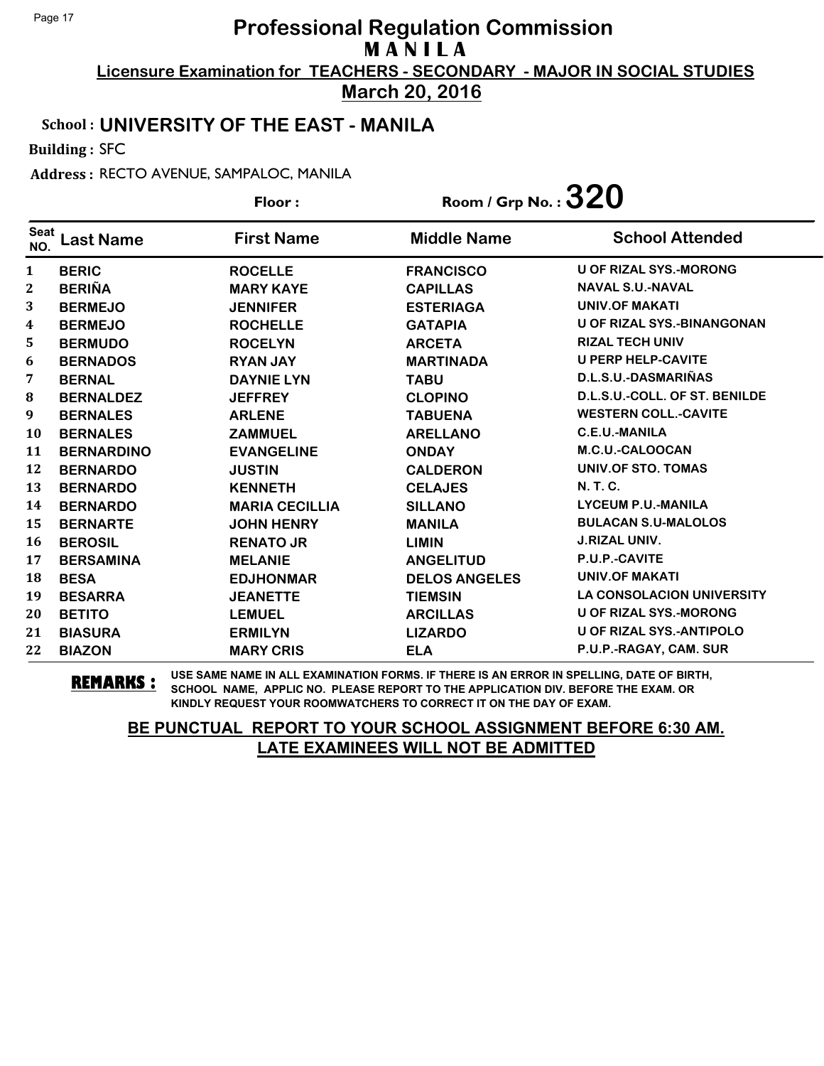# Professional Regulation Commission
## M A N I L A
**Licensure Examination for TEACHERS - SECONDARY - MAJOR IN SOCIAL STUDIES**

**March 20, 2016**

**School : UNIVERSITY OF THE EAST - MANILA**

**Building :** SFC

**Address :** RECTO AVENUE, SAMPALOC, MANILA

**Floor :**

**Room / Grp No. : 320**

| Seat NO. | Last Name | First Name | Middle Name | School Attended |
|---|---|---|---|---|
| 1 | BERIC | ROCELLE | FRANCISCO | U OF RIZAL SYS.-MORONG |
| 2 | BERIÑA | MARY KAYE | CAPILLAS | NAVAL S.U.-NAVAL |
| 3 | BERMEJO | JENNIFER | ESTERIAGA | UNIV.OF MAKATI |
| 4 | BERMEJO | ROCHELLE | GATAPIA | U OF RIZAL SYS.-BINANGONAN |
| 5 | BERMUDO | ROCELYN | ARCETA | RIZAL TECH UNIV |
| 6 | BERNADOS | RYAN JAY | MARTINADA | U PERP HELP-CAVITE |
| 7 | BERNAL | DAYNIE LYN | TABU | D.L.S.U.-DASMARIÑAS |
| 8 | BERNALDEZ | JEFFREY | CLOPINO | D.L.S.U.-COLL. OF ST. BENILDE |
| 9 | BERNALES | ARLENE | TABUENA | WESTERN COLL.-CAVITE |
| 10 | BERNALES | ZAMMUEL | ARELLANO | C.E.U.-MANILA |
| 11 | BERNARDINO | EVANGELINE | ONDAY | M.C.U.-CALOOCAN |
| 12 | BERNARDO | JUSTIN | CALDERON | UNIV.OF STO. TOMAS |
| 13 | BERNARDO | KENNETH | CELAJES | N. T. C. |
| 14 | BERNARDO | MARIA CECILLIA | SILLANO | LYCEUM P.U.-MANILA |
| 15 | BERNARTE | JOHN HENRY | MANILA | BULACAN S.U-MALOLOS |
| 16 | BEROSIL | RENATO JR | LIMIN | J.RIZAL UNIV. |
| 17 | BERSAMINA | MELANIE | ANGELITUD | P.U.P.-CAVITE |
| 18 | BESA | EDJHONMAR | DELOS ANGELES | UNIV.OF MAKATI |
| 19 | BESARRA | JEANETTE | TIEMSIN | LA CONSOLACION UNIVERSITY |
| 20 | BETITO | LEMUEL | ARCILLAS | U OF RIZAL SYS.-MORONG |
| 21 | BIASURA | ERMILYN | LIZARDO | U OF RIZAL SYS.-ANTIPOLO |
| 22 | BIAZON | MARY CRIS | ELA | P.U.P.-RAGAY, CAM. SUR |

**REMARKS :** USE SAME NAME IN ALL EXAMINATION FORMS. IF THERE IS AN ERROR IN SPELLING, DATE OF BIRTH, SCHOOL NAME, APPLIC NO. PLEASE REPORT TO THE APPLICATION DIV. BEFORE THE EXAM. OR KINDLY REQUEST YOUR ROOMWATCHERS TO CORRECT IT ON THE DAY OF EXAM.

**BE PUNCTUAL REPORT TO YOUR SCHOOL ASSIGNMENT BEFORE 6:30 AM. LATE EXAMINEES WILL NOT BE ADMITTED**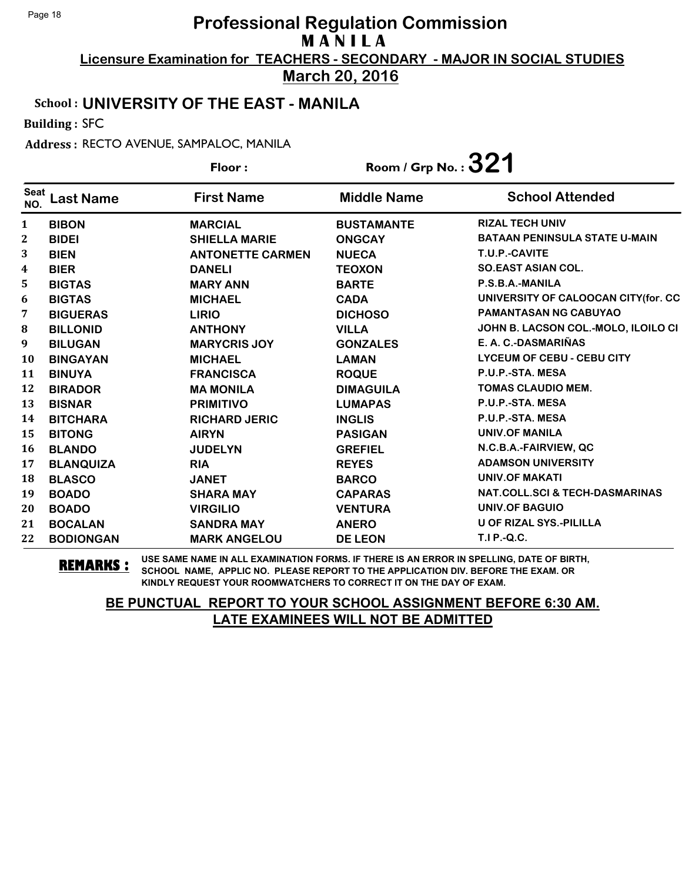# Professional Regulation Commission

**M A N I L A**

**Licensure Examination for TEACHERS - SECONDARY - MAJOR IN SOCIAL STUDIES**

**March 20, 2016**

**School : UNIVERSITY OF THE EAST - MANILA**

**Building :** SFC

**Address :** RECTO AVENUE, SAMPALOC, MANILA

**Floor :** 

**Room / Grp No. : 321**

| Seat NO. | Last Name | First Name | Middle Name | School Attended |
|---|---|---|---|---|
| 1 | BIBON | MARCIAL | BUSTAMANTE | RIZAL TECH UNIV |
| 2 | BIDEI | SHIELLA MARIE | ONGCAY | BATAAN PENINSULA STATE U-MAIN |
| 3 | BIEN | ANTONETTE CARMEN | NUECA | T.U.P.-CAVITE |
| 4 | BIER | DANELI | TEOXON | SO.EAST ASIAN COL. |
| 5 | BIGTAS | MARY ANN | BARTE | P.S.B.A.-MANILA |
| 6 | BIGTAS | MICHAEL | CADA | UNIVERSITY OF CALOOCAN CITY(for. CC |
| 7 | BIGUERAS | LIRIO | DICHOSO | PAMANTASAN NG CABUYAO |
| 8 | BILLONID | ANTHONY | VILLA | JOHN B. LACSON COL.-MOLO, ILOILO CI |
| 9 | BILUGAN | MARYCRIS JOY | GONZALES | E. A. C.-DASMARIÑAS |
| 10 | BINGAYAN | MICHAEL | LAMAN | LYCEUM OF CEBU - CEBU CITY |
| 11 | BINUYA | FRANCISCA | ROQUE | P.U.P.-STA. MESA |
| 12 | BIRADOR | MA MONILA | DIMAGUILA | TOMAS CLAUDIO MEM. |
| 13 | BISNAR | PRIMITIVO | LUMAPAS | P.U.P.-STA. MESA |
| 14 | BITCHARA | RICHARD JERIC | INGLIS | P.U.P.-STA. MESA |
| 15 | BITONG | AIRYN | PASIGAN | UNIV.OF MANILA |
| 16 | BLANDO | JUDELYN | GREFIEL | N.C.B.A.-FAIRVIEW, QC |
| 17 | BLANQUIZA | RIA | REYES | ADAMSON UNIVERSITY |
| 18 | BLASCO | JANET | BARCO | UNIV.OF MAKATI |
| 19 | BOADO | SHARA MAY | CAPARAS | NAT.COLL.SCI & TECH-DASMARINAS |
| 20 | BOADO | VIRGILIO | VENTURA | UNIV.OF BAGUIO |
| 21 | BOCALAN | SANDRA MAY | ANERO | U OF RIZAL SYS.-PILILLA |
| 22 | BODIONGAN | MARK ANGELOU | DE LEON | T.I P.-Q.C. |

**REMARKS :** USE SAME NAME IN ALL EXAMINATION FORMS. IF THERE IS AN ERROR IN SPELLING, DATE OF BIRTH, SCHOOL NAME, APPLIC NO. PLEASE REPORT TO THE APPLICATION DIV. BEFORE THE EXAM. OR KINDLY REQUEST YOUR ROOMWATCHERS TO CORRECT IT ON THE DAY OF EXAM.

**BE PUNCTUAL REPORT TO YOUR SCHOOL ASSIGNMENT BEFORE 6:30 AM.**
**LATE EXAMINEES WILL NOT BE ADMITTED**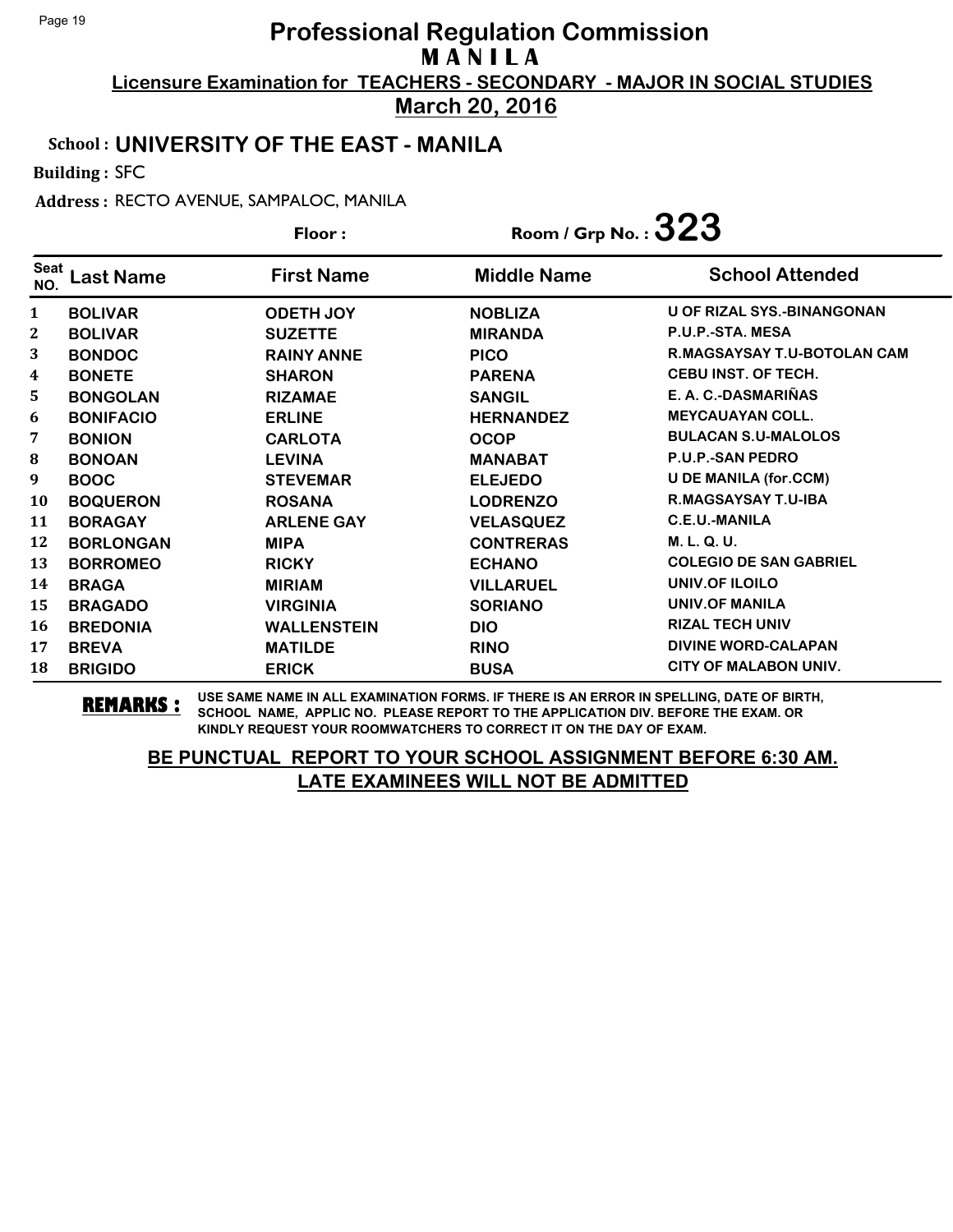# Professional Regulation Commission
## MANILA

**Licensure Examination for TEACHERS - SECONDARY - MAJOR IN SOCIAL STUDIES**

**March 20, 2016**

**School : UNIVERSITY OF THE EAST - MANILA**

**Building :** SFC

**Address :** RECTO AVENUE, SAMPALOC, MANILA

**Floor :** 

**Room / Grp No. : 323**

| Seat NO. | Last Name | First Name | Middle Name | School Attended |
|---|---|---|---|---|
| 1 | BOLIVAR | ODETH JOY | NOBLIZA | U OF RIZAL SYS.-BINANGONAN |
| 2 | BOLIVAR | SUZETTE | MIRANDA | P.U.P.-STA. MESA |
| 3 | BONDOC | RAINY ANNE | PICO | R.MAGSAYSAY T.U-BOTOLAN CAM |
| 4 | BONETE | SHARON | PARENA | CEBU INST. OF TECH. |
| 5 | BONGOLAN | RIZAMAE | SANGIL | E. A. C.-DASMARIÑAS |
| 6 | BONIFACIO | ERLINE | HERNANDEZ | MEYCAUAYAN COLL. |
| 7 | BONION | CARLOTA | OCOP | BULACAN S.U-MALOLOS |
| 8 | BONOAN | LEVINA | MANABAT | P.U.P.-SAN PEDRO |
| 9 | BOOC | STEVEMAR | ELEJEDO | U DE MANILA (for.CCM) |
| 10 | BOQUERON | ROSANA | LODRENZO | R.MAGSAYSAY T.U-IBA |
| 11 | BORAGAY | ARLENE GAY | VELASQUEZ | C.E.U.-MANILA |
| 12 | BORLONGAN | MIPA | CONTRERAS | M. L. Q. U. |
| 13 | BORROMEO | RICKY | ECHANO | COLEGIO DE SAN GABRIEL |
| 14 | BRAGA | MIRIAM | VILLARUEL | UNIV.OF ILOILO |
| 15 | BRAGADO | VIRGINIA | SORIANO | UNIV.OF MANILA |
| 16 | BREDONIA | WALLENSTEIN | DIO | RIZAL TECH UNIV |
| 17 | BREVA | MATILDE | RINO | DIVINE WORD-CALAPAN |
| 18 | BRIGIDO | ERICK | BUSA | CITY OF MALABON UNIV. |

**REMARKS :** USE SAME NAME IN ALL EXAMINATION FORMS. IF THERE IS AN ERROR IN SPELLING, DATE OF BIRTH, SCHOOL NAME, APPLIC NO. PLEASE REPORT TO THE APPLICATION DIV. BEFORE THE EXAM. OR KINDLY REQUEST YOUR ROOMWATCHERS TO CORRECT IT ON THE DAY OF EXAM.

**BE PUNCTUAL REPORT TO YOUR SCHOOL ASSIGNMENT BEFORE 6:30 AM.**
**LATE EXAMINEES WILL NOT BE ADMITTED**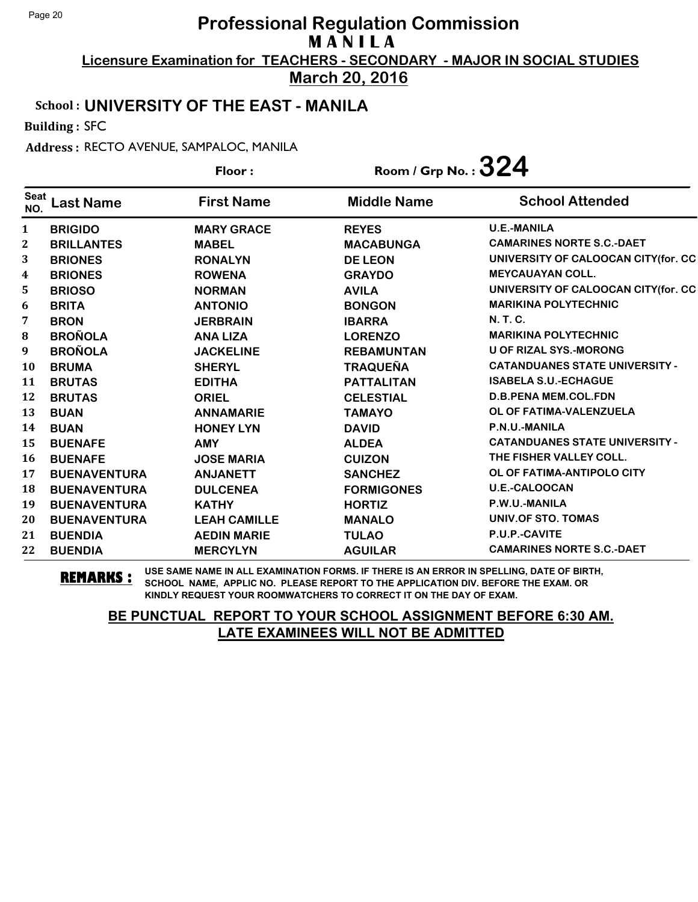# Professional Regulation Commission
## M A N I L A
### Licensure Examination for TEACHERS - SECONDARY - MAJOR IN SOCIAL STUDIES
### March 20, 2016

**School :** UNIVERSITY OF THE EAST - MANILA

**Building :** SFC

**Address :** RECTO AVENUE, SAMPALOC, MANILA

**Floor :** **Room / Grp No. : 324**

| Seat NO. | Last Name | First Name | Middle Name | School Attended |
|---|---|---|---|---|
| 1 | BRIGIDO | MARY GRACE | REYES | U.E.-MANILA |
| 2 | BRILLANTES | MABEL | MACABUNGA | CAMARINES NORTE S.C.-DAET |
| 3 | BRIONES | RONALYN | DE LEON | UNIVERSITY OF CALOOCAN CITY(for. CC |
| 4 | BRIONES | ROWENA | GRAYDO | MEYCAUAYAN COLL. |
| 5 | BRIOSO | NORMAN | AVILA | UNIVERSITY OF CALOOCAN CITY(for. CC |
| 6 | BRITA | ANTONIO | BONGON | MARIKINA POLYTECHNIC |
| 7 | BRON | JERBRAIN | IBARRA | N. T. C. |
| 8 | BROÑOLA | ANA LIZA | LORENZO | MARIKINA POLYTECHNIC |
| 9 | BROÑOLA | JACKELINE | REBAMUNTAN | U OF RIZAL SYS.-MORONG |
| 10 | BRUMA | SHERYL | TRAQUEÑA | CATANDUANES STATE UNIVERSITY - |
| 11 | BRUTAS | EDITHA | PATTALITAN | ISABELA S.U.-ECHAGUE |
| 12 | BRUTAS | ORIEL | CELESTIAL | D.B.PENA MEM.COL.FDN |
| 13 | BUAN | ANNAMARIE | TAMAYO | OL OF FATIMA-VALENZUELA |
| 14 | BUAN | HONEY LYN | DAVID | P.N.U.-MANILA |
| 15 | BUENAFE | AMY | ALDEA | CATANDUANES STATE UNIVERSITY - |
| 16 | BUENAFE | JOSE MARIA | CUIZON | THE FISHER VALLEY COLL. |
| 17 | BUENAVENTURA | ANJANETT | SANCHEZ | OL OF FATIMA-ANTIPOLO CITY |
| 18 | BUENAVENTURA | DULCENEA | FORMIGONES | U.E.-CALOOCAN |
| 19 | BUENAVENTURA | KATHY | HORTIZ | P.W.U.-MANILA |
| 20 | BUENAVENTURA | LEAH CAMILLE | MANALO | UNIV.OF STO. TOMAS |
| 21 | BUENDIA | AEDIN MARIE | TULAO | P.U.P.-CAVITE |
| 22 | BUENDIA | MERCYLYN | AGUILAR | CAMARINES NORTE S.C.-DAET |

**REMARKS :** USE SAME NAME IN ALL EXAMINATION FORMS. IF THERE IS AN ERROR IN SPELLING, DATE OF BIRTH, SCHOOL NAME, APPLIC NO. PLEASE REPORT TO THE APPLICATION DIV. BEFORE THE EXAM. OR KINDLY REQUEST YOUR ROOMWATCHERS TO CORRECT IT ON THE DAY OF EXAM.

**BE PUNCTUAL REPORT TO YOUR SCHOOL ASSIGNMENT BEFORE 6:30 AM.**
**LATE EXAMINEES WILL NOT BE ADMITTED**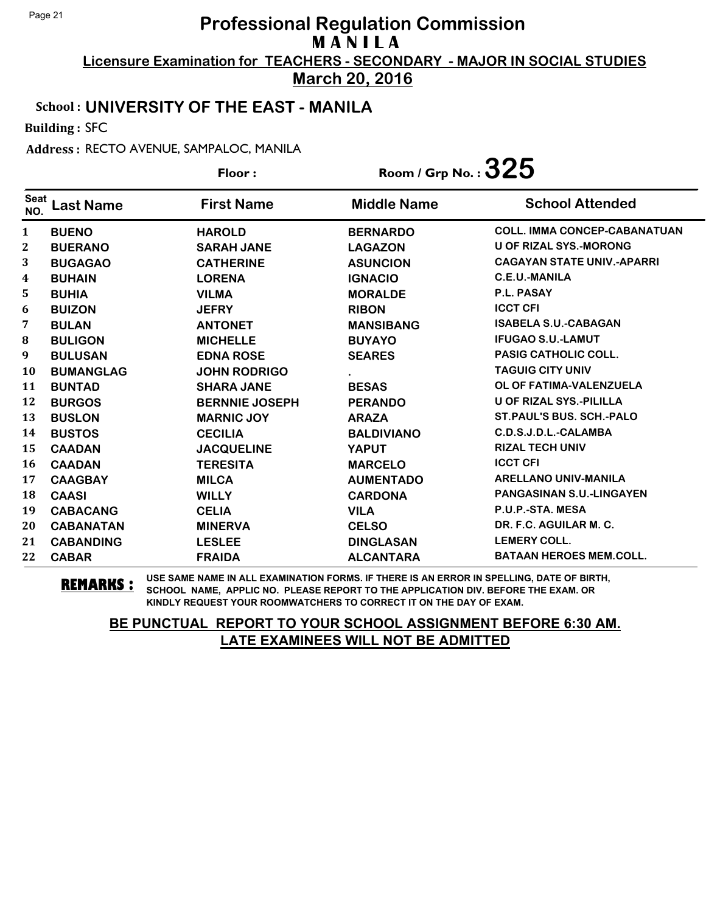# Professional Regulation Commission

## M A N I L A

**Licensure Examination for TEACHERS - SECONDARY - MAJOR IN SOCIAL STUDIES**

**March 20, 2016**

**School : UNIVERSITY OF THE EAST - MANILA**

**Building :** SFC

**Address :** RECTO AVENUE, SAMPALOC, MANILA

**Floor :** 

**Room / Grp No. : 325**

| Seat NO. | Last Name | First Name | Middle Name | School Attended |
|---|---|---|---|---|
| 1 | BUENO | HAROLD | BERNARDO | COLL. IMMA CONCEP-CABANATUAN |
| 2 | BUERANO | SARAH JANE | LAGAZON | U OF RIZAL SYS.-MORONG |
| 3 | BUGAGAO | CATHERINE | ASUNCION | CAGAYAN STATE UNIV.-APARRI |
| 4 | BUHAIN | LORENA | IGNACIO | C.E.U.-MANILA |
| 5 | BUHIA | VILMA | MORALDE | P.L. PASAY |
| 6 | BUIZON | JEFRY | RIBON | ICCT CFI |
| 7 | BULAN | ANTONET | MANSIBANG | ISABELA S.U.-CABAGAN |
| 8 | BULIGON | MICHELLE | BUYAYO | IFUGAO S.U.-LAMUT |
| 9 | BULUSAN | EDNA ROSE | SEARES | PASIG CATHOLIC COLL. |
| 10 | BUMANGLAG | JOHN RODRIGO | . | TAGUIG CITY UNIV |
| 11 | BUNTAD | SHARA JANE | BESAS | OL OF FATIMA-VALENZUELA |
| 12 | BURGOS | BERNNIE JOSEPH | PERANDO | U OF RIZAL SYS.-PILILLA |
| 13 | BUSLON | MARNIC JOY | ARAZA | ST.PAUL'S BUS. SCH.-PALO |
| 14 | BUSTOS | CECILIA | BALDIVIANO | C.D.S.J.D.L.-CALAMBA |
| 15 | CAADAN | JACQUELINE | YAPUT | RIZAL TECH UNIV |
| 16 | CAADAN | TERESITA | MARCELO | ICCT CFI |
| 17 | CAAGBAY | MILCA | AUMENTADO | ARELLANO UNIV-MANILA |
| 18 | CAASI | WILLY | CARDONA | PANGASINAN S.U.-LINGAYEN |
| 19 | CABACANG | CELIA | VILA | P.U.P.-STA. MESA |
| 20 | CABANATAN | MINERVA | CELSO | DR. F.C. AGUILAR M. C. |
| 21 | CABANDING | LESLEE | DINGLASAN | LEMERY COLL. |
| 22 | CABAR | FRAIDA | ALCANTARA | BATAAN HEROES MEM.COLL. |

**REMARKS :** USE SAME NAME IN ALL EXAMINATION FORMS. IF THERE IS AN ERROR IN SPELLING, DATE OF BIRTH, SCHOOL NAME, APPLIC NO. PLEASE REPORT TO THE APPLICATION DIV. BEFORE THE EXAM. OR KINDLY REQUEST YOUR ROOMWATCHERS TO CORRECT IT ON THE DAY OF EXAM.

**BE PUNCTUAL REPORT TO YOUR SCHOOL ASSIGNMENT BEFORE 6:30 AM.**
**LATE EXAMINEES WILL NOT BE ADMITTED**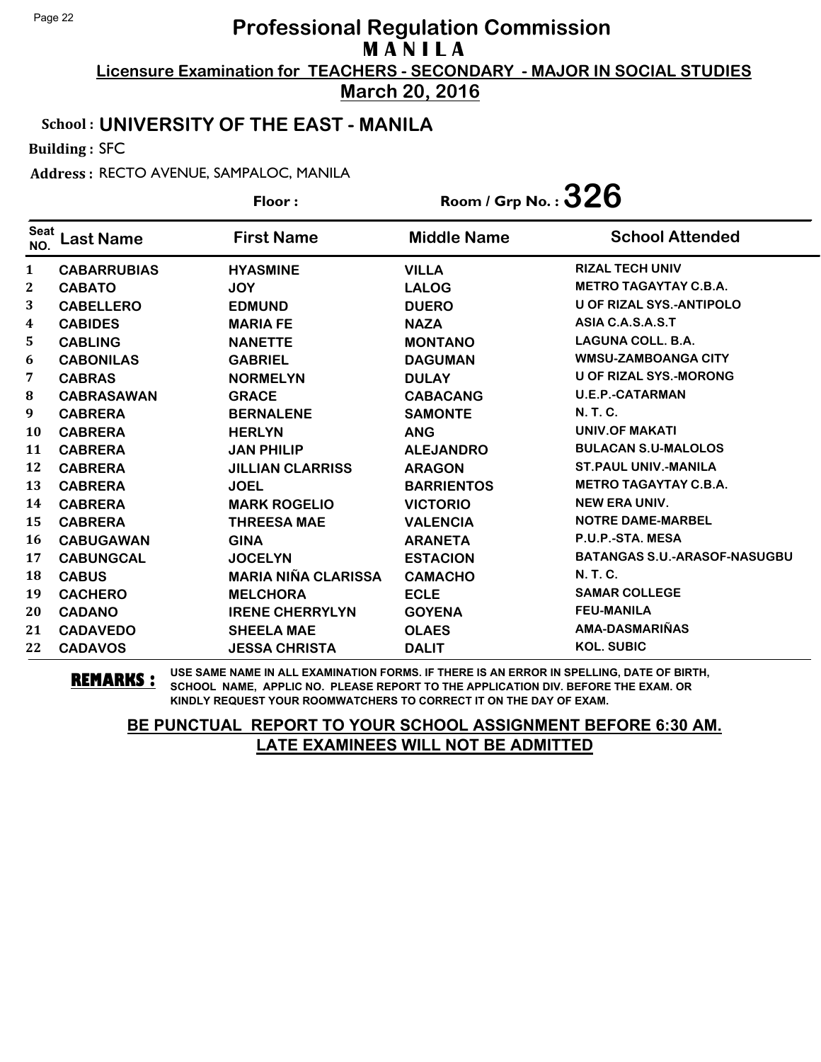# Professional Regulation Commission
## MANILA

**Licensure Examination for TEACHERS - SECONDARY - MAJOR IN SOCIAL STUDIES**

**March 20, 2016**

**School : UNIVERSITY OF THE EAST - MANILA**

**Building :** SFC

**Address :** RECTO AVENUE, SAMPALOC, MANILA

**Floor :** 

**Room / Grp No. : 326**

| Seat NO. | Last Name | First Name | Middle Name | School Attended |
|---|---|---|---|---|
| 1 | CABARRUBIAS | HYASMINE | VILLA | RIZAL TECH UNIV |
| 2 | CABATO | JOY | LALOG | METRO TAGAYTAY C.B.A. |
| 3 | CABELLERO | EDMUND | DUERO | U OF RIZAL SYS.-ANTIPOLO |
| 4 | CABIDES | MARIA FE | NAZA | ASIA C.A.S.A.S.T |
| 5 | CABLING | NANETTE | MONTANO | LAGUNA COLL. B.A. |
| 6 | CABONILAS | GABRIEL | DAGUMAN | WMSU-ZAMBOANGA CITY |
| 7 | CABRAS | NORMELYN | DULAY | U OF RIZAL SYS.-MORONG |
| 8 | CABRASAWAN | GRACE | CABACANG | U.E.P.-CATARMAN |
| 9 | CABRERA | BERNALENE | SAMONTE | N. T. C. |
| 10 | CABRERA | HERLYN | ANG | UNIV.OF MAKATI |
| 11 | CABRERA | JAN PHILIP | ALEJANDRO | BULACAN S.U-MALOLOS |
| 12 | CABRERA | JILLIAN CLARRISS | ARAGON | ST.PAUL UNIV.-MANILA |
| 13 | CABRERA | JOEL | BARRIENTOS | METRO TAGAYTAY C.B.A. |
| 14 | CABRERA | MARK ROGELIO | VICTORIO | NEW ERA UNIV. |
| 15 | CABRERA | THREESA MAE | VALENCIA | NOTRE DAME-MARBEL |
| 16 | CABUGAWAN | GINA | ARANETA | P.U.P.-STA. MESA |
| 17 | CABUNGCAL | JOCELYN | ESTACION | BATANGAS S.U.-ARASOF-NASUGBU |
| 18 | CABUS | MARIA NIÑA CLARISSA | CAMACHO | N. T. C. |
| 19 | CACHERO | MELCHORA | ECLE | SAMAR COLLEGE |
| 20 | CADANO | IRENE CHERRYLYN | GOYENA | FEU-MANILA |
| 21 | CADAVEDO | SHEELA MAE | OLAES | AMA-DASMARIÑAS |
| 22 | CADAVOS | JESSA CHRISTA | DALIT | KOL. SUBIC |

**REMARKS :** USE SAME NAME IN ALL EXAMINATION FORMS. IF THERE IS AN ERROR IN SPELLING, DATE OF BIRTH, SCHOOL NAME, APPLIC NO. PLEASE REPORT TO THE APPLICATION DIV. BEFORE THE EXAM. OR KINDLY REQUEST YOUR ROOMWATCHERS TO CORRECT IT ON THE DAY OF EXAM.

**BE PUNCTUAL REPORT TO YOUR SCHOOL ASSIGNMENT BEFORE 6:30 AM. LATE EXAMINEES WILL NOT BE ADMITTED**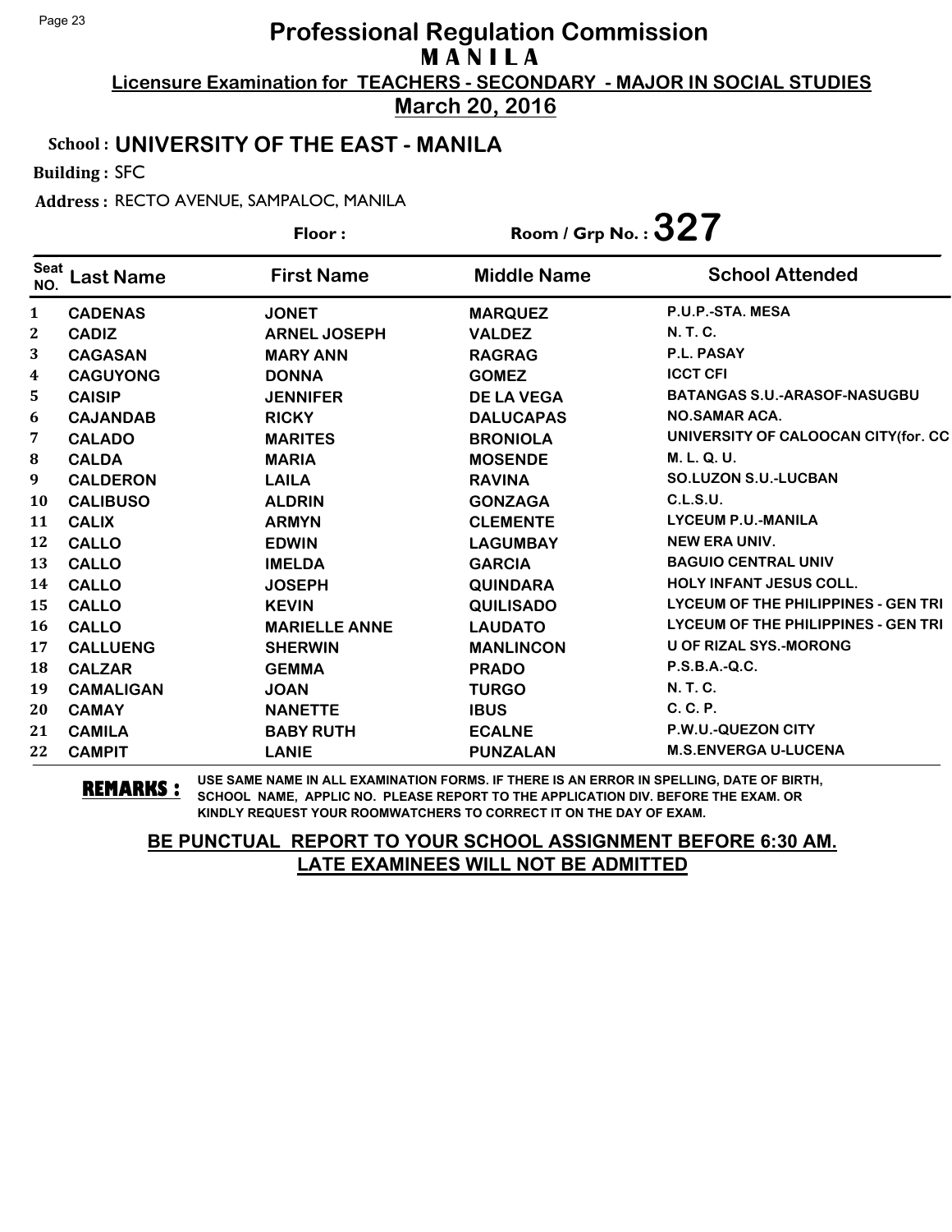# Professional Regulation Commission

**M A N I L A**

**Licensure Examination for TEACHERS - SECONDARY - MAJOR IN SOCIAL STUDIES**

**March 20, 2016**

**School : UNIVERSITY OF THE EAST - MANILA**

**Building :** SFC

**Address :** RECTO AVENUE, SAMPALOC, MANILA

**Floor :** 

**Room / Grp No. : 327**

| Seat NO. | Last Name | First Name | Middle Name | School Attended |
|---|---|---|---|---|
| 1 | CADENAS | JONET | MARQUEZ | P.U.P.-STA. MESA |
| 2 | CADIZ | ARNEL JOSEPH | VALDEZ | N. T. C. |
| 3 | CAGASAN | MARY ANN | RAGRAG | P.L. PASAY |
| 4 | CAGUYONG | DONNA | GOMEZ | ICCT CFI |
| 5 | CAISIP | JENNIFER | DE LA VEGA | BATANGAS S.U.-ARASOF-NASUGBU |
| 6 | CAJANDAB | RICKY | DALUCAPAS | NO.SAMAR ACA. |
| 7 | CALADO | MARITES | BRONIOLA | UNIVERSITY OF CALOOCAN CITY(for. CC |
| 8 | CALDA | MARIA | MOSENDE | M. L. Q. U. |
| 9 | CALDERON | LAILA | RAVINA | SO.LUZON S.U.-LUCBAN |
| 10 | CALIBUSO | ALDRIN | GONZAGA | C.L.S.U. |
| 11 | CALIX | ARMYN | CLEMENTE | LYCEUM P.U.-MANILA |
| 12 | CALLO | EDWIN | LAGUMBAY | NEW ERA UNIV. |
| 13 | CALLO | IMELDA | GARCIA | BAGUIO CENTRAL UNIV |
| 14 | CALLO | JOSEPH | QUINDARA | HOLY INFANT JESUS COLL. |
| 15 | CALLO | KEVIN | QUILISADO | LYCEUM OF THE PHILIPPINES - GEN TRI |
| 16 | CALLO | MARIELLE ANNE | LAUDATO | LYCEUM OF THE PHILIPPINES - GEN TRI |
| 17 | CALLUENG | SHERWIN | MANLINCON | U OF RIZAL SYS.-MORONG |
| 18 | CALZAR | GEMMA | PRADO | P.S.B.A.-Q.C. |
| 19 | CAMALIGAN | JOAN | TURGO | N. T. C. |
| 20 | CAMAY | NANETTE | IBUS | C. C. P. |
| 21 | CAMILA | BABY RUTH | ECALNE | P.W.U.-QUEZON CITY |
| 22 | CAMPIT | LANIE | PUNZALAN | M.S.ENVERGA U-LUCENA |

**REMARKS :** USE SAME NAME IN ALL EXAMINATION FORMS. IF THERE IS AN ERROR IN SPELLING, DATE OF BIRTH, SCHOOL NAME, APPLIC NO. PLEASE REPORT TO THE APPLICATION DIV. BEFORE THE EXAM. OR KINDLY REQUEST YOUR ROOMWATCHERS TO CORRECT IT ON THE DAY OF EXAM.

**BE PUNCTUAL REPORT TO YOUR SCHOOL ASSIGNMENT BEFORE 6:30 AM. LATE EXAMINEES WILL NOT BE ADMITTED**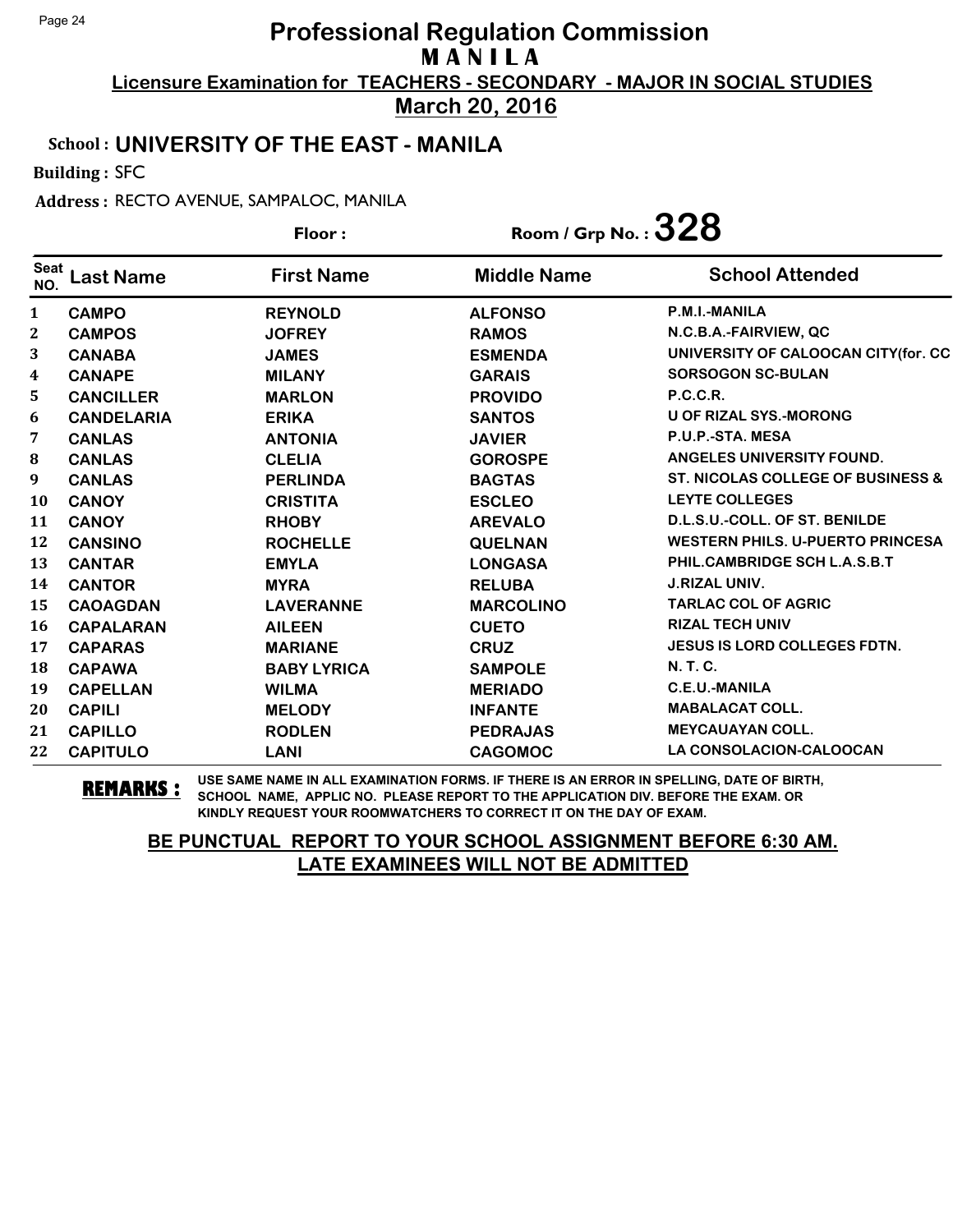# Professional Regulation Commission
## M A N I L A
### Licensure Examination for TEACHERS - SECONDARY - MAJOR IN SOCIAL STUDIES
### March 20, 2016

**School : UNIVERSITY OF THE EAST - MANILA**

**Building :** SFC

**Address :** RECTO AVENUE, SAMPALOC, MANILA

**Floor :** 

**Room / Grp No. : 328**

| Seat NO. | Last Name | First Name | Middle Name | School Attended |
|---|---|---|---|---|
| 1 | CAMPO | REYNOLD | ALFONSO | P.M.I.-MANILA |
| 2 | CAMPOS | JOFREY | RAMOS | N.C.B.A.-FAIRVIEW, QC |
| 3 | CANABA | JAMES | ESMENDA | UNIVERSITY OF CALOOCAN CITY(for. CC |
| 4 | CANAPE | MILANY | GARAIS | SORSOGON SC-BULAN |
| 5 | CANCILLER | MARLON | PROVIDO | P.C.C.R. |
| 6 | CANDELARIA | ERIKA | SANTOS | U OF RIZAL SYS.-MORONG |
| 7 | CANLAS | ANTONIA | JAVIER | P.U.P.-STA. MESA |
| 8 | CANLAS | CLELIA | GOROSPE | ANGELES UNIVERSITY FOUND. |
| 9 | CANLAS | PERLINDA | BAGTAS | ST. NICOLAS COLLEGE OF BUSINESS & |
| 10 | CANOY | CRISTITA | ESCLEO | LEYTE COLLEGES |
| 11 | CANOY | RHOBY | AREVALO | D.L.S.U.-COLL. OF ST. BENILDE |
| 12 | CANSINO | ROCHELLE | QUELNAN | WESTERN PHILS. U-PUERTO PRINCESA |
| 13 | CANTAR | EMYLA | LONGASA | PHIL.CAMBRIDGE SCH L.A.S.B.T |
| 14 | CANTOR | MYRA | RELUBA | J.RIZAL UNIV. |
| 15 | CAOAGDAN | LAVERANNE | MARCOLINO | TARLAC COL OF AGRIC |
| 16 | CAPALARAN | AILEEN | CUETO | RIZAL TECH UNIV |
| 17 | CAPARAS | MARIANE | CRUZ | JESUS IS LORD COLLEGES FDTN. |
| 18 | CAPAWA | BABY LYRICA | SAMPOLE | N. T. C. |
| 19 | CAPELLAN | WILMA | MERIADO | C.E.U.-MANILA |
| 20 | CAPILI | MELODY | INFANTE | MABALACAT COLL. |
| 21 | CAPILLO | RODLEN | PEDRAJAS | MEYCAUAYAN COLL. |
| 22 | CAPITULO | LANI | CAGOMOC | LA CONSOLACION-CALOOCAN |

**REMARKS :** USE SAME NAME IN ALL EXAMINATION FORMS. IF THERE IS AN ERROR IN SPELLING, DATE OF BIRTH, SCHOOL NAME, APPLIC NO. PLEASE REPORT TO THE APPLICATION DIV. BEFORE THE EXAM. OR KINDLY REQUEST YOUR ROOMWATCHERS TO CORRECT IT ON THE DAY OF EXAM.

**BE PUNCTUAL REPORT TO YOUR SCHOOL ASSIGNMENT BEFORE 6:30 AM.**
**LATE EXAMINEES WILL NOT BE ADMITTED**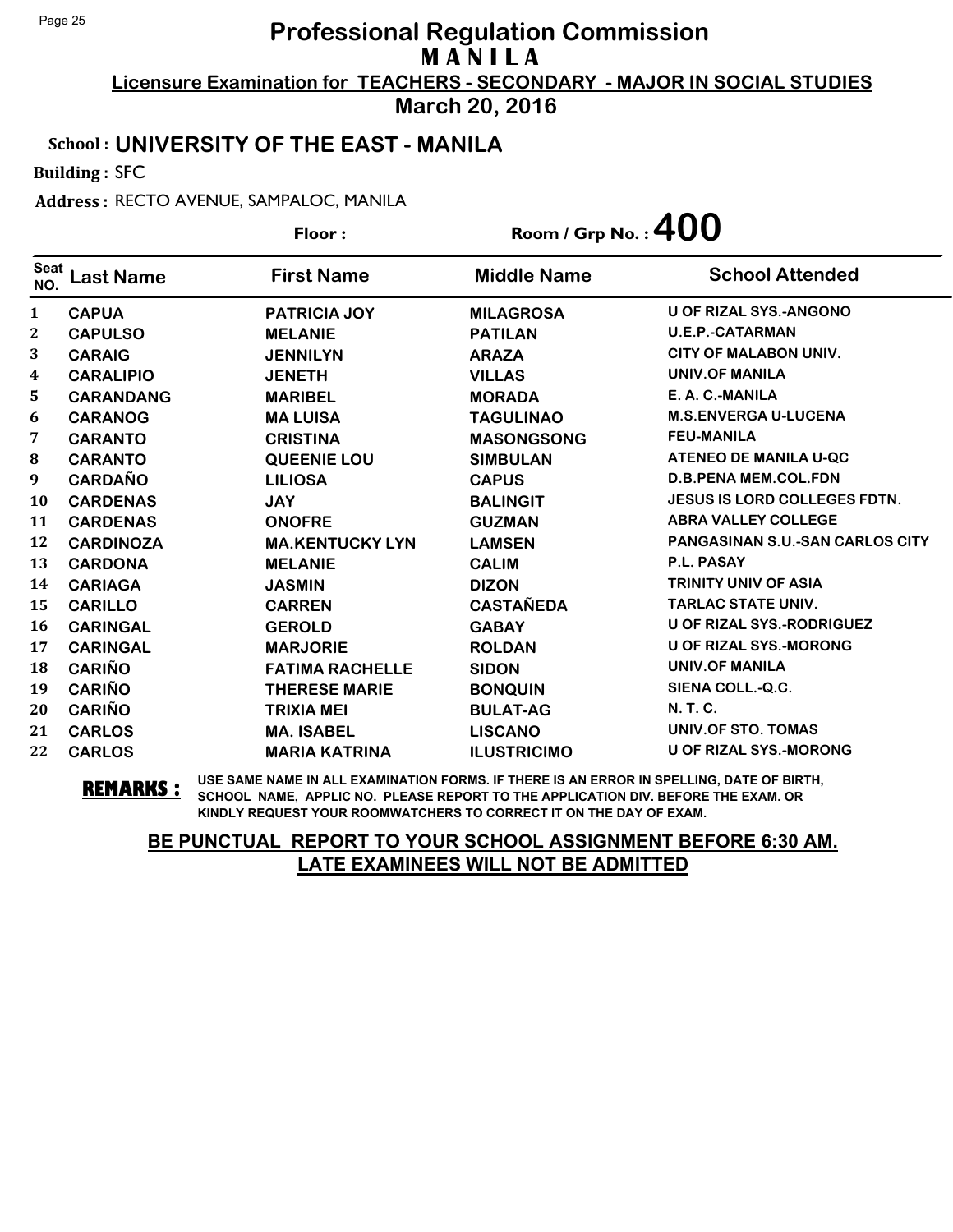# Professional Regulation Commission
## M A N I L A
### Licensure Examination for TEACHERS - SECONDARY - MAJOR IN SOCIAL STUDIES
### March 20, 2016

**School : UNIVERSITY OF THE EAST - MANILA**

**Building :** SFC

**Address :** RECTO AVENUE, SAMPALOC, MANILA

**Floor :** 　　　　**Room / Grp No. : 400**

| Seat NO. | Last Name | First Name | Middle Name | School Attended |
|---|---|---|---|---|
| 1 | CAPUA | PATRICIA JOY | MILAGROSA | U OF RIZAL SYS.-ANGONO |
| 2 | CAPULSO | MELANIE | PATILAN | U.E.P.-CATARMAN |
| 3 | CARAIG | JENNILYN | ARAZA | CITY OF MALABON UNIV. |
| 4 | CARALIPIO | JENETH | VILLAS | UNIV.OF MANILA |
| 5 | CARANDANG | MARIBEL | MORADA | E. A. C.-MANILA |
| 6 | CARANOG | MA LUISA | TAGULINAO | M.S.ENVERGA U-LUCENA |
| 7 | CARANTO | CRISTINA | MASONGSONG | FEU-MANILA |
| 8 | CARANTO | QUEENIE LOU | SIMBULAN | ATENEO DE MANILA U-QC |
| 9 | CARDAÑO | LILIOSA | CAPUS | D.B.PENA MEM.COL.FDN |
| 10 | CARDENAS | JAY | BALINGIT | JESUS IS LORD COLLEGES FDTN. |
| 11 | CARDENAS | ONOFRE | GUZMAN | ABRA VALLEY COLLEGE |
| 12 | CARDINOZA | MA.KENTUCKY LYN | LAMSEN | PANGASINAN S.U.-SAN CARLOS CITY |
| 13 | CARDONA | MELANIE | CALIM | P.L. PASAY |
| 14 | CARIAGA | JASMIN | DIZON | TRINITY UNIV OF ASIA |
| 15 | CARILLO | CARREN | CASTAÑEDA | TARLAC STATE UNIV. |
| 16 | CARINGAL | GEROLD | GABAY | U OF RIZAL SYS.-RODRIGUEZ |
| 17 | CARINGAL | MARJORIE | ROLDAN | U OF RIZAL SYS.-MORONG |
| 18 | CARIÑO | FATIMA RACHELLE | SIDON | UNIV.OF MANILA |
| 19 | CARIÑO | THERESE MARIE | BONQUIN | SIENA COLL.-Q.C. |
| 20 | CARIÑO | TRIXIA MEI | BULAT-AG | N. T. C. |
| 21 | CARLOS | MA. ISABEL | LISCANO | UNIV.OF STO. TOMAS |
| 22 | CARLOS | MARIA KATRINA | ILUSTRICIMO | U OF RIZAL SYS.-MORONG |

**REMARKS :** USE SAME NAME IN ALL EXAMINATION FORMS. IF THERE IS AN ERROR IN SPELLING, DATE OF BIRTH, SCHOOL NAME, APPLIC NO. PLEASE REPORT TO THE APPLICATION DIV. BEFORE THE EXAM. OR KINDLY REQUEST YOUR ROOMWATCHERS TO CORRECT IT ON THE DAY OF EXAM.

**BE PUNCTUAL REPORT TO YOUR SCHOOL ASSIGNMENT BEFORE 6:30 AM.**
**LATE EXAMINEES WILL NOT BE ADMITTED**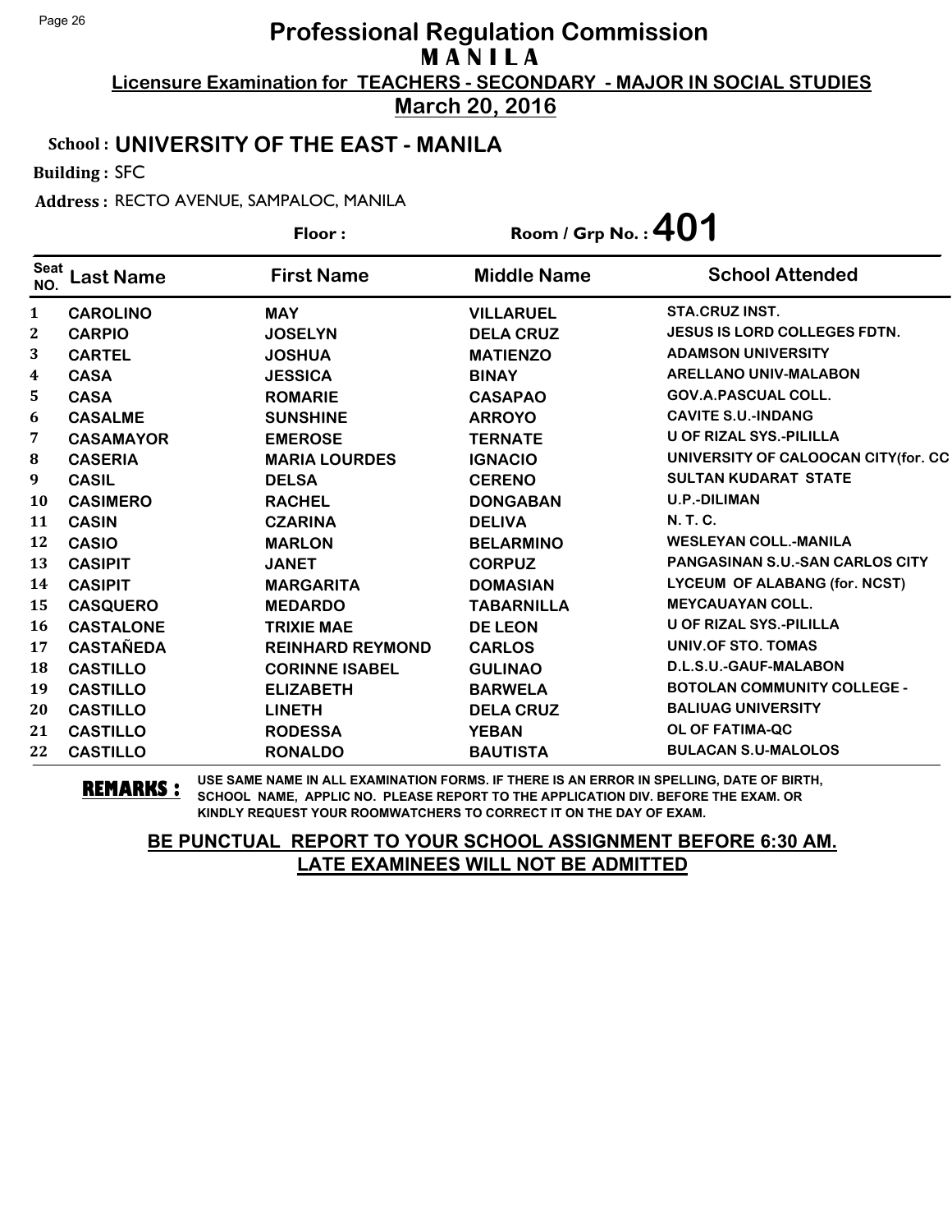# Professional Regulation Commission
## M A N I L A
### Licensure Examination for TEACHERS - SECONDARY - MAJOR IN SOCIAL STUDIES
### March 20, 2016

**School : UNIVERSITY OF THE EAST - MANILA**

**Building :** SFC

**Address :** RECTO AVENUE, SAMPALOC, MANILA

**Floor :** **Room / Grp No. : 401**

| Seat NO. | Last Name | First Name | Middle Name | School Attended |
|---|---|---|---|---|
| 1 | CAROLINO | MAY | VILLARUEL | STA.CRUZ INST. |
| 2 | CARPIO | JOSELYN | DELA CRUZ | JESUS IS LORD COLLEGES FDTN. |
| 3 | CARTEL | JOSHUA | MATIENZO | ADAMSON UNIVERSITY |
| 4 | CASA | JESSICA | BINAY | ARELLANO UNIV-MALABON |
| 5 | CASA | ROMARIE | CASAPAO | GOV.A.PASCUAL COLL. |
| 6 | CASALME | SUNSHINE | ARROYO | CAVITE S.U.-INDANG |
| 7 | CASAMAYOR | EMEROSE | TERNATE | U OF RIZAL SYS.-PILILLA |
| 8 | CASERIA | MARIA LOURDES | IGNACIO | UNIVERSITY OF CALOOCAN CITY(for. CC |
| 9 | CASIL | DELSA | CERENO | SULTAN KUDARAT STATE |
| 10 | CASIMERO | RACHEL | DONGABAN | U.P.-DILIMAN |
| 11 | CASIN | CZARINA | DELIVA | N. T. C. |
| 12 | CASIO | MARLON | BELARMINO | WESLEYAN COLL.-MANILA |
| 13 | CASIPIT | JANET | CORPUZ | PANGASINAN S.U.-SAN CARLOS CITY |
| 14 | CASIPIT | MARGARITA | DOMASIAN | LYCEUM OF ALABANG (for. NCST) |
| 15 | CASQUERO | MEDARDO | TABARNILLA | MEYCAUAYAN COLL. |
| 16 | CASTALONE | TRIXIE MAE | DE LEON | U OF RIZAL SYS.-PILILLA |
| 17 | CASTAÑEDA | REINHARD REYMOND | CARLOS | UNIV.OF STO. TOMAS |
| 18 | CASTILLO | CORINNE ISABEL | GULINAO | D.L.S.U.-GAUF-MALABON |
| 19 | CASTILLO | ELIZABETH | BARWELA | BOTOLAN COMMUNITY COLLEGE - |
| 20 | CASTILLO | LINETH | DELA CRUZ | BALIUAG UNIVERSITY |
| 21 | CASTILLO | RODESSA | YEBAN | OL OF FATIMA-QC |
| 22 | CASTILLO | RONALDO | BAUTISTA | BULACAN S.U-MALOLOS |

**REMARKS :** USE SAME NAME IN ALL EXAMINATION FORMS. IF THERE IS AN ERROR IN SPELLING, DATE OF BIRTH, SCHOOL NAME, APPLIC NO. PLEASE REPORT TO THE APPLICATION DIV. BEFORE THE EXAM. OR KINDLY REQUEST YOUR ROOMWATCHERS TO CORRECT IT ON THE DAY OF EXAM.

**BE PUNCTUAL REPORT TO YOUR SCHOOL ASSIGNMENT BEFORE 6:30 AM. LATE EXAMINEES WILL NOT BE ADMITTED**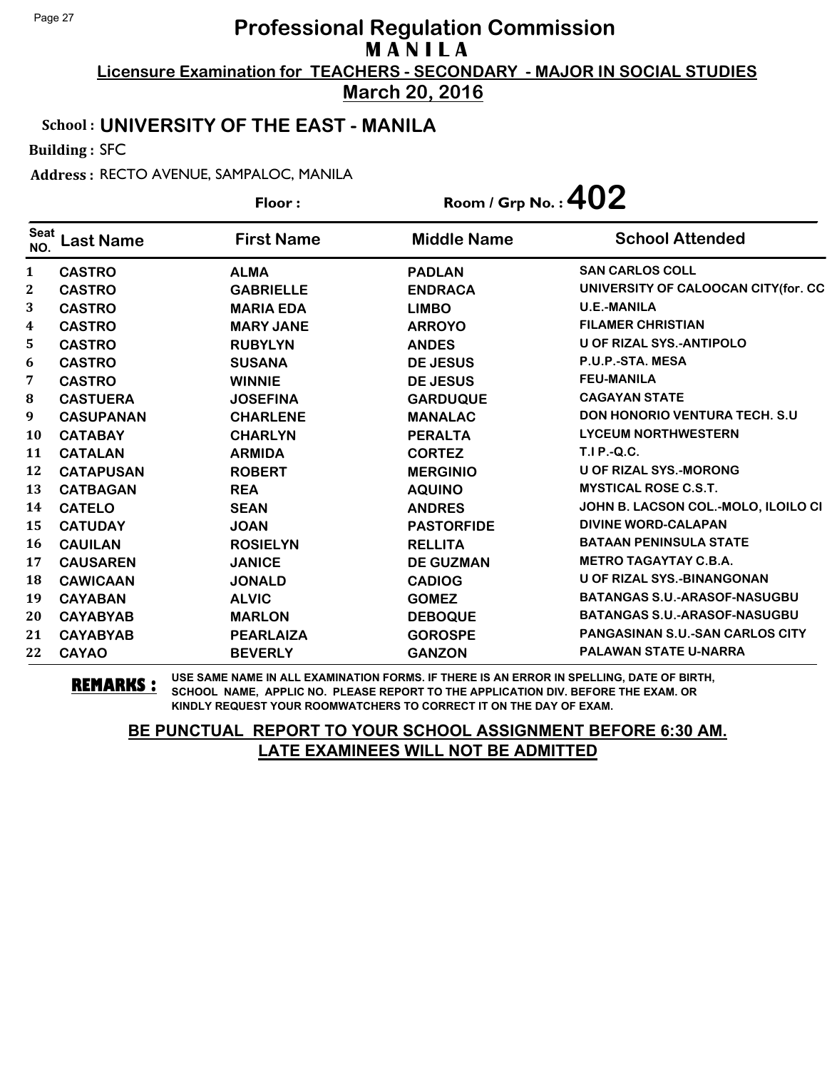# Professional Regulation Commission
## M A N I L A

**Licensure Examination for TEACHERS - SECONDARY - MAJOR IN SOCIAL STUDIES**

**March 20, 2016**

**School : UNIVERSITY OF THE EAST - MANILA**

**Building :** SFC

**Address :** RECTO AVENUE, SAMPALOC, MANILA

**Floor :** 

**Room / Grp No. : 402**

| Seat NO. | Last Name | First Name | Middle Name | School Attended |
|---|---|---|---|---|
| 1 | CASTRO | ALMA | PADLAN | SAN CARLOS COLL |
| 2 | CASTRO | GABRIELLE | ENDRACA | UNIVERSITY OF CALOOCAN CITY(for. CC |
| 3 | CASTRO | MARIA EDA | LIMBO | U.E.-MANILA |
| 4 | CASTRO | MARY JANE | ARROYO | FILAMER CHRISTIAN |
| 5 | CASTRO | RUBYLYN | ANDES | U OF RIZAL SYS.-ANTIPOLO |
| 6 | CASTRO | SUSANA | DE JESUS | P.U.P.-STA. MESA |
| 7 | CASTRO | WINNIE | DE JESUS | FEU-MANILA |
| 8 | CASTUERA | JOSEFINA | GARDUQUE | CAGAYAN STATE |
| 9 | CASUPANAN | CHARLENE | MANALAC | DON HONORIO VENTURA TECH. S.U |
| 10 | CATABAY | CHARLYN | PERALTA | LYCEUM NORTHWESTERN |
| 11 | CATALAN | ARMIDA | CORTEZ | T.I P.-Q.C. |
| 12 | CATAPUSAN | ROBERT | MERGINIO | U OF RIZAL SYS.-MORONG |
| 13 | CATBAGAN | REA | AQUINO | MYSTICAL ROSE C.S.T. |
| 14 | CATELO | SEAN | ANDRES | JOHN B. LACSON COL.-MOLO, ILOILO CI |
| 15 | CATUDAY | JOAN | PASTORFIDE | DIVINE WORD-CALAPAN |
| 16 | CAUILAN | ROSIELYN | RELLITA | BATAAN PENINSULA STATE |
| 17 | CAUSAREN | JANICE | DE GUZMAN | METRO TAGAYTAY C.B.A. |
| 18 | CAWICAAN | JONALD | CADIOG | U OF RIZAL SYS.-BINANGONAN |
| 19 | CAYABAN | ALVIC | GOMEZ | BATANGAS S.U.-ARASOF-NASUGBU |
| 20 | CAYABYAB | MARLON | DEBOQUE | BATANGAS S.U.-ARASOF-NASUGBU |
| 21 | CAYABYAB | PEARLAIZA | GOROSPE | PANGASINAN S.U.-SAN CARLOS CITY |
| 22 | CAYAO | BEVERLY | GANZON | PALAWAN STATE U-NARRA |

**REMARKS :** USE SAME NAME IN ALL EXAMINATION FORMS. IF THERE IS AN ERROR IN SPELLING, DATE OF BIRTH, SCHOOL NAME, APPLIC NO. PLEASE REPORT TO THE APPLICATION DIV. BEFORE THE EXAM. OR KINDLY REQUEST YOUR ROOMWATCHERS TO CORRECT IT ON THE DAY OF EXAM.

**BE PUNCTUAL REPORT TO YOUR SCHOOL ASSIGNMENT BEFORE 6:30 AM.**
**LATE EXAMINEES WILL NOT BE ADMITTED**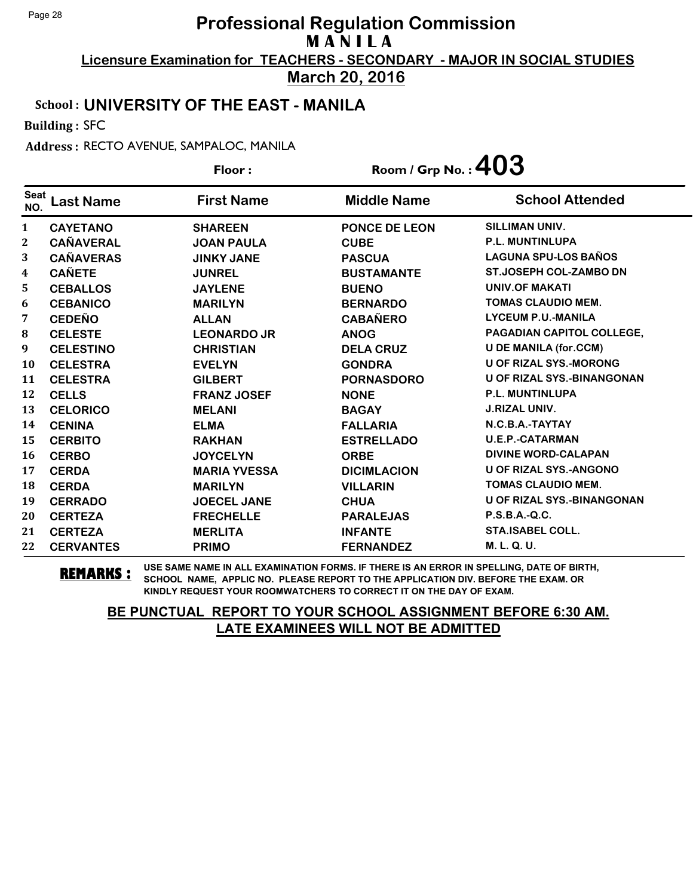# Professional Regulation Commission

## M A N I L A

**Licensure Examination for TEACHERS - SECONDARY - MAJOR IN SOCIAL STUDIES**

**March 20, 2016**

**School : UNIVERSITY OF THE EAST - MANILA**

**Building :** SFC

**Address :** RECTO AVENUE, SAMPALOC, MANILA

**Floor :** **Room / Grp No. : 403**

| Seat NO. | Last Name | First Name | Middle Name | School Attended |
|---|---|---|---|---|
| 1 | CAYETANO | SHAREEN | PONCE DE LEON | SILLIMAN UNIV. |
| 2 | CAÑAVERAL | JOAN PAULA | CUBE | P.L. MUNTINLUPA |
| 3 | CAÑAVERAS | JINKY JANE | PASCUA | LAGUNA SPU-LOS BAÑOS |
| 4 | CAÑETE | JUNREL | BUSTAMANTE | ST.JOSEPH COL-ZAMBO DN |
| 5 | CEBALLOS | JAYLENE | BUENO | UNIV.OF MAKATI |
| 6 | CEBANICO | MARILYN | BERNARDO | TOMAS CLAUDIO MEM. |
| 7 | CEDEÑO | ALLAN | CABAÑERO | LYCEUM P.U.-MANILA |
| 8 | CELESTE | LEONARDO JR | ANOG | PAGADIAN CAPITOL COLLEGE, |
| 9 | CELESTINO | CHRISTIAN | DELA CRUZ | U DE MANILA (for.CCM) |
| 10 | CELESTRA | EVELYN | GONDRA | U OF RIZAL SYS.-MORONG |
| 11 | CELESTRA | GILBERT | PORNASDORO | U OF RIZAL SYS.-BINANGONAN |
| 12 | CELLS | FRANZ JOSEF | NONE | P.L. MUNTINLUPA |
| 13 | CELORICO | MELANI | BAGAY | J.RIZAL UNIV. |
| 14 | CENINA | ELMA | FALLARIA | N.C.B.A.-TAYTAY |
| 15 | CERBITO | RAKHAN | ESTRELLADO | U.E.P.-CATARMAN |
| 16 | CERBO | JOYCELYN | ORBE | DIVINE WORD-CALAPAN |
| 17 | CERDA | MARIA YVESSA | DICIMLACION | U OF RIZAL SYS.-ANGONO |
| 18 | CERDA | MARILYN | VILLARIN | TOMAS CLAUDIO MEM. |
| 19 | CERRADO | JOECEL JANE | CHUA | U OF RIZAL SYS.-BINANGONAN |
| 20 | CERTEZA | FRECHELLE | PARALEJAS | P.S.B.A.-Q.C. |
| 21 | CERTEZA | MERLITA | INFANTE | STA.ISABEL COLL. |
| 22 | CERVANTES | PRIMO | FERNANDEZ | M. L. Q. U. |

**REMARKS :** USE SAME NAME IN ALL EXAMINATION FORMS. IF THERE IS AN ERROR IN SPELLING, DATE OF BIRTH, SCHOOL NAME, APPLIC NO. PLEASE REPORT TO THE APPLICATION DIV. BEFORE THE EXAM. OR KINDLY REQUEST YOUR ROOMWATCHERS TO CORRECT IT ON THE DAY OF EXAM.

**BE PUNCTUAL REPORT TO YOUR SCHOOL ASSIGNMENT BEFORE 6:30 AM. LATE EXAMINEES WILL NOT BE ADMITTED**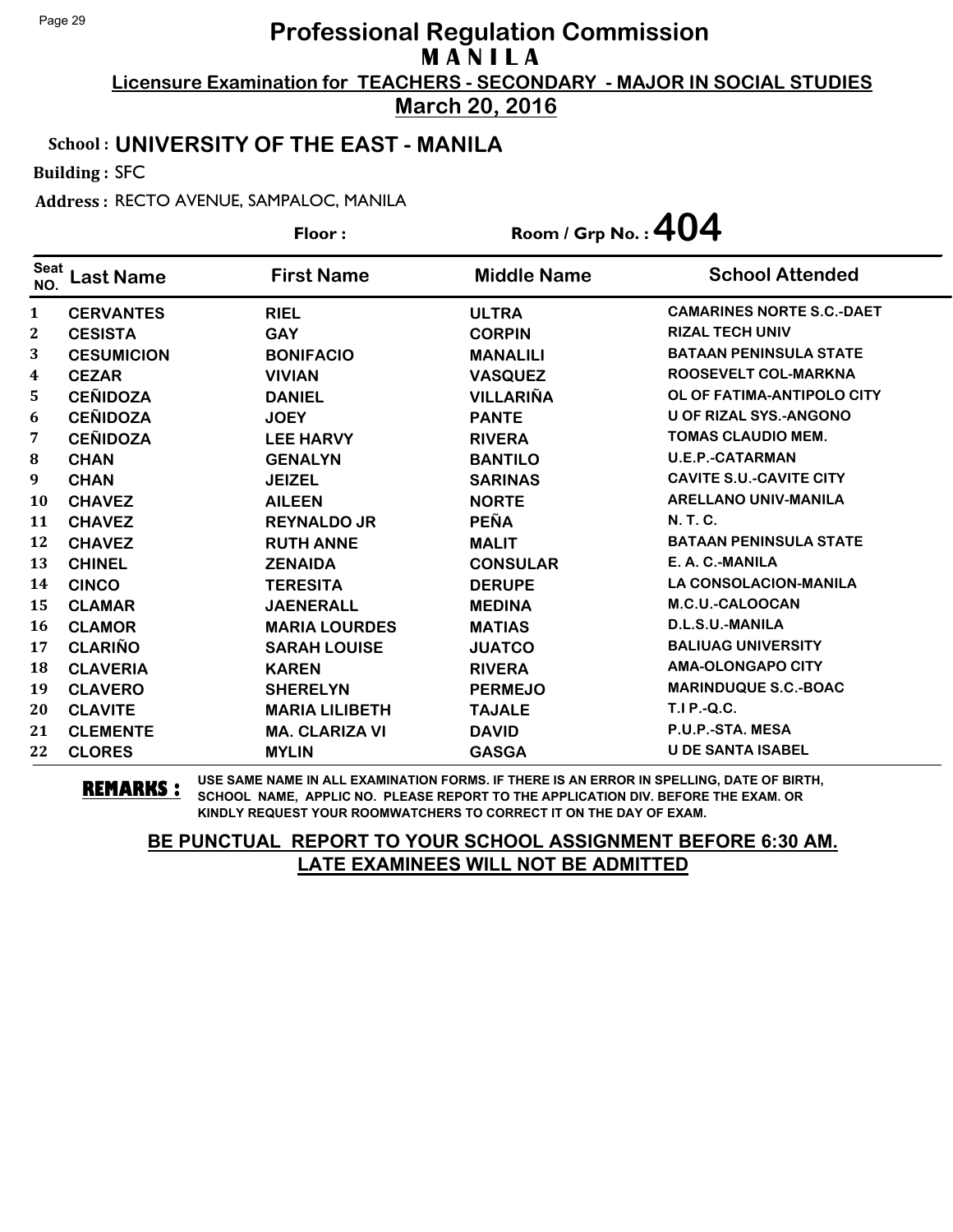# Professional Regulation Commission

## MANILA

**Licensure Examination for TEACHERS - SECONDARY - MAJOR IN SOCIAL STUDIES**

**March 20, 2016**

**School : UNIVERSITY OF THE EAST - MANILA**

**Building :** SFC

**Address :** RECTO AVENUE, SAMPALOC, MANILA

**Floor :** 

**Room / Grp No. : 404**

| Seat NO. | Last Name | First Name | Middle Name | School Attended |
|---|---|---|---|---|
| 1 | CERVANTES | RIEL | ULTRA | CAMARINES NORTE S.C.-DAET |
| 2 | CESISTA | GAY | CORPIN | RIZAL TECH UNIV |
| 3 | CESUMICION | BONIFACIO | MANALILI | BATAAN PENINSULA STATE |
| 4 | CEZAR | VIVIAN | VASQUEZ | ROOSEVELT COL-MARKNA |
| 5 | CEÑIDOZA | DANIEL | VILLARIÑA | OL OF FATIMA-ANTIPOLO CITY |
| 6 | CEÑIDOZA | JOEY | PANTE | U OF RIZAL SYS.-ANGONO |
| 7 | CEÑIDOZA | LEE HARVY | RIVERA | TOMAS CLAUDIO MEM. |
| 8 | CHAN | GENALYN | BANTILO | U.E.P.-CATARMAN |
| 9 | CHAN | JEIZEL | SARINAS | CAVITE S.U.-CAVITE CITY |
| 10 | CHAVEZ | AILEEN | NORTE | ARELLANO UNIV-MANILA |
| 11 | CHAVEZ | REYNALDO JR | PEÑA | N. T. C. |
| 12 | CHAVEZ | RUTH ANNE | MALIT | BATAAN PENINSULA STATE |
| 13 | CHINEL | ZENAIDA | CONSULAR | E. A. C.-MANILA |
| 14 | CINCO | TERESITA | DERUPE | LA CONSOLACION-MANILA |
| 15 | CLAMAR | JAENERALL | MEDINA | M.C.U.-CALOOCAN |
| 16 | CLAMOR | MARIA LOURDES | MATIAS | D.L.S.U.-MANILA |
| 17 | CLARIÑO | SARAH LOUISE | JUATCO | BALIUAG UNIVERSITY |
| 18 | CLAVERIA | KAREN | RIVERA | AMA-OLONGAPO CITY |
| 19 | CLAVERO | SHERELYN | PERMEJO | MARINDUQUE S.C.-BOAC |
| 20 | CLAVITE | MARIA LILIBETH | TAJALE | T.I P.-Q.C. |
| 21 | CLEMENTE | MA. CLARIZA VI | DAVID | P.U.P.-STA. MESA |
| 22 | CLORES | MYLIN | GASGA | U DE SANTA ISABEL |

**REMARKS :** USE SAME NAME IN ALL EXAMINATION FORMS. IF THERE IS AN ERROR IN SPELLING, DATE OF BIRTH, SCHOOL NAME, APPLIC NO. PLEASE REPORT TO THE APPLICATION DIV. BEFORE THE EXAM. OR KINDLY REQUEST YOUR ROOMWATCHERS TO CORRECT IT ON THE DAY OF EXAM.

**BE PUNCTUAL REPORT TO YOUR SCHOOL ASSIGNMENT BEFORE 6:30 AM. LATE EXAMINEES WILL NOT BE ADMITTED**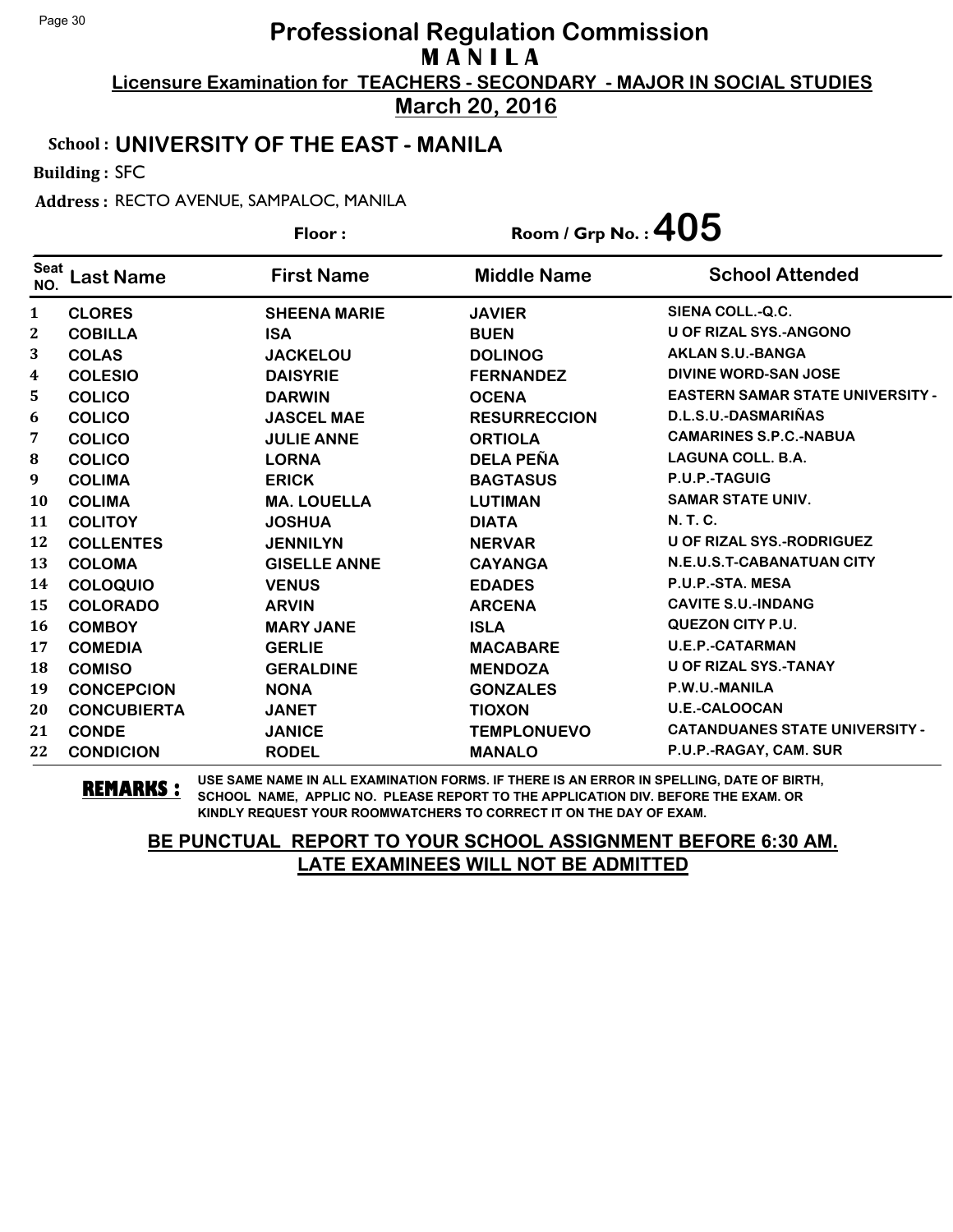# Professional Regulation Commission

## MANILA

**Licensure Examination for TEACHERS - SECONDARY - MAJOR IN SOCIAL STUDIES**

**March 20, 2016**

**School : UNIVERSITY OF THE EAST - MANILA**

**Building :** SFC

**Address :** RECTO AVENUE, SAMPALOC, MANILA

**Floor :** 

**Room / Grp No. : 405**

| Seat NO. | Last Name | First Name | Middle Name | School Attended |
|---|---|---|---|---|
| 1 | CLORES | SHEENA MARIE | JAVIER | SIENA COLL.-Q.C. |
| 2 | COBILLA | ISA | BUEN | U OF RIZAL SYS.-ANGONO |
| 3 | COLAS | JACKELOU | DOLINOG | AKLAN S.U.-BANGA |
| 4 | COLESIO | DAISYRIE | FERNANDEZ | DIVINE WORD-SAN JOSE |
| 5 | COLICO | DARWIN | OCENA | EASTERN SAMAR STATE UNIVERSITY - |
| 6 | COLICO | JASCEL MAE | RESURRECCION | D.L.S.U.-DASMARIÑAS |
| 7 | COLICO | JULIE ANNE | ORTIOLA | CAMARINES S.P.C.-NABUA |
| 8 | COLICO | LORNA | DELA PEÑA | LAGUNA COLL. B.A. |
| 9 | COLIMA | ERICK | BAGTASUS | P.U.P.-TAGUIG |
| 10 | COLIMA | MA. LOUELLA | LUTIMAN | SAMAR STATE UNIV. |
| 11 | COLITOY | JOSHUA | DIATA | N. T. C. |
| 12 | COLLENTES | JENNILYN | NERVAR | U OF RIZAL SYS.-RODRIGUEZ |
| 13 | COLOMA | GISELLE ANNE | CAYANGA | N.E.U.S.T-CABANATUAN CITY |
| 14 | COLOQUIO | VENUS | EDADES | P.U.P.-STA. MESA |
| 15 | COLORADO | ARVIN | ARCENA | CAVITE S.U.-INDANG |
| 16 | COMBOY | MARY JANE | ISLA | QUEZON CITY P.U. |
| 17 | COMEDIA | GERLIE | MACABARE | U.E.P.-CATARMAN |
| 18 | COMISO | GERALDINE | MENDOZA | U OF RIZAL SYS.-TANAY |
| 19 | CONCEPCION | NONA | GONZALES | P.W.U.-MANILA |
| 20 | CONCUBIERTA | JANET | TIOXON | U.E.-CALOOCAN |
| 21 | CONDE | JANICE | TEMPLONUEVO | CATANDUANES STATE UNIVERSITY - |
| 22 | CONDICION | RODEL | MANALO | P.U.P.-RAGAY, CAM. SUR |

**REMARKS :** USE SAME NAME IN ALL EXAMINATION FORMS. IF THERE IS AN ERROR IN SPELLING, DATE OF BIRTH, SCHOOL NAME, APPLIC NO. PLEASE REPORT TO THE APPLICATION DIV. BEFORE THE EXAM. OR KINDLY REQUEST YOUR ROOMWATCHERS TO CORRECT IT ON THE DAY OF EXAM.

**BE PUNCTUAL REPORT TO YOUR SCHOOL ASSIGNMENT BEFORE 6:30 AM. LATE EXAMINEES WILL NOT BE ADMITTED**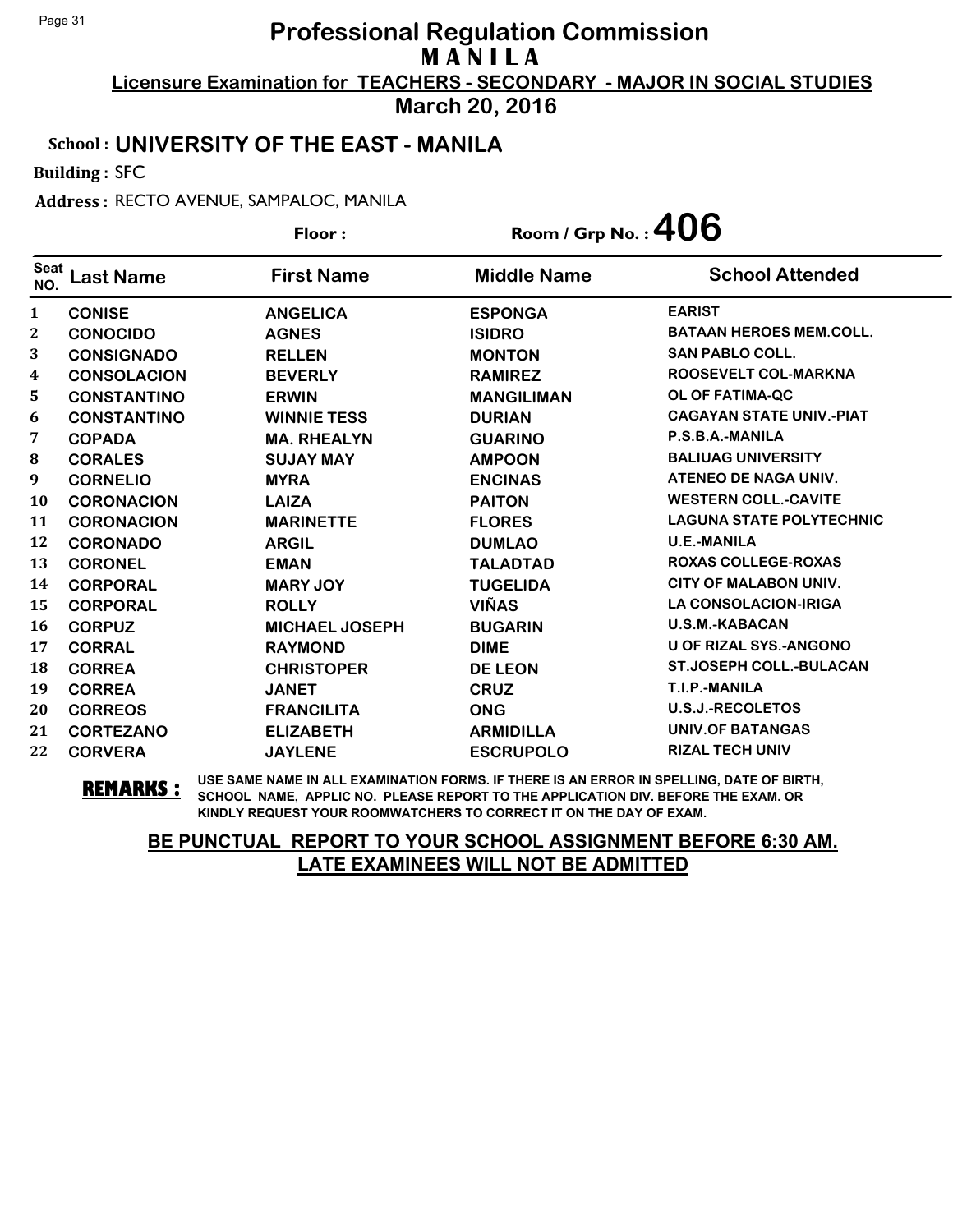# Professional Regulation Commission

## MANILA

**Licensure Examination for TEACHERS - SECONDARY - MAJOR IN SOCIAL STUDIES**

**March 20, 2016**

**School : UNIVERSITY OF THE EAST - MANILA**

**Building :** SFC

**Address :** RECTO AVENUE, SAMPALOC, MANILA

**Floor :** 

**Room / Grp No. : 406**

| Seat NO. | Last Name | First Name | Middle Name | School Attended |
|---|---|---|---|---|
| 1 | CONISE | ANGELICA | ESPONGA | EARIST |
| 2 | CONOCIDO | AGNES | ISIDRO | BATAAN HEROES MEM.COLL. |
| 3 | CONSIGNADO | RELLEN | MONTON | SAN PABLO COLL. |
| 4 | CONSOLACION | BEVERLY | RAMIREZ | ROOSEVELT COL-MARKNA |
| 5 | CONSTANTINO | ERWIN | MANGILIMAN | OL OF FATIMA-QC |
| 6 | CONSTANTINO | WINNIE TESS | DURIAN | CAGAYAN STATE UNIV.-PIAT |
| 7 | COPADA | MA. RHEALYN | GUARINO | P.S.B.A.-MANILA |
| 8 | CORALES | SUJAY MAY | AMPOON | BALIUAG UNIVERSITY |
| 9 | CORNELIO | MYRA | ENCINAS | ATENEO DE NAGA UNIV. |
| 10 | CORONACION | LAIZA | PAITON | WESTERN COLL.-CAVITE |
| 11 | CORONACION | MARINETTE | FLORES | LAGUNA STATE POLYTECHNIC |
| 12 | CORONADO | ARGIL | DUMLAO | U.E.-MANILA |
| 13 | CORONEL | EMAN | TALADTAD | ROXAS COLLEGE-ROXAS |
| 14 | CORPORAL | MARY JOY | TUGELIDA | CITY OF MALABON UNIV. |
| 15 | CORPORAL | ROLLY | VIÑAS | LA CONSOLACION-IRIGA |
| 16 | CORPUZ | MICHAEL JOSEPH | BUGARIN | U.S.M.-KABACAN |
| 17 | CORRAL | RAYMOND | DIME | U OF RIZAL SYS.-ANGONO |
| 18 | CORREA | CHRISTOPER | DE LEON | ST.JOSEPH COLL.-BULACAN |
| 19 | CORREA | JANET | CRUZ | T.I.P.-MANILA |
| 20 | CORREOS | FRANCILITA | ONG | U.S.J.-RECOLETOS |
| 21 | CORTEZANO | ELIZABETH | ARMIDILLA | UNIV.OF BATANGAS |
| 22 | CORVERA | JAYLENE | ESCRUPOLO | RIZAL TECH UNIV |

**REMARKS :** USE SAME NAME IN ALL EXAMINATION FORMS. IF THERE IS AN ERROR IN SPELLING, DATE OF BIRTH, SCHOOL NAME, APPLIC NO. PLEASE REPORT TO THE APPLICATION DIV. BEFORE THE EXAM. OR KINDLY REQUEST YOUR ROOMWATCHERS TO CORRECT IT ON THE DAY OF EXAM.

**BE PUNCTUAL REPORT TO YOUR SCHOOL ASSIGNMENT BEFORE 6:30 AM.**
**LATE EXAMINEES WILL NOT BE ADMITTED**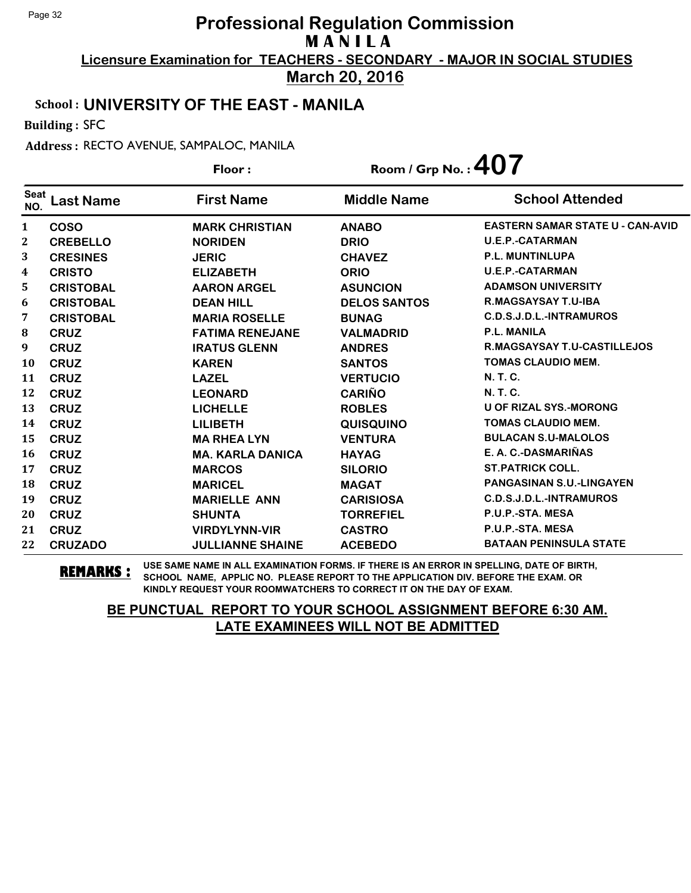# Professional Regulation Commission

## M A N I L A

**Licensure Examination for TEACHERS - SECONDARY - MAJOR IN SOCIAL STUDIES**

**March 20, 2016**

**School : UNIVERSITY OF THE EAST - MANILA**

**Building :** SFC

**Address :** RECTO AVENUE, SAMPALOC, MANILA

**Floor :** 

**Room / Grp No. : 407**

| Seat NO. | Last Name | First Name | Middle Name | School Attended |
|---|---|---|---|---|
| 1 | COSO | MARK CHRISTIAN | ANABO | EASTERN SAMAR STATE U - CAN-AVID |
| 2 | CREBELLO | NORIDEN | DRIO | U.E.P.-CATARMAN |
| 3 | CRESINES | JERIC | CHAVEZ | P.L. MUNTINLUPA |
| 4 | CRISTO | ELIZABETH | ORIO | U.E.P.-CATARMAN |
| 5 | CRISTOBAL | AARON ARGEL | ASUNCION | ADAMSON UNIVERSITY |
| 6 | CRISTOBAL | DEAN HILL | DELOS SANTOS | R.MAGSAYSAY T.U-IBA |
| 7 | CRISTOBAL | MARIA ROSELLE | BUNAG | C.D.S.J.D.L.-INTRAMUROS |
| 8 | CRUZ | FATIMA RENEJANE | VALMADRID | P.L. MANILA |
| 9 | CRUZ | IRATUS GLENN | ANDRES | R.MAGSAYSAY T.U-CASTILLEJOS |
| 10 | CRUZ | KAREN | SANTOS | TOMAS CLAUDIO MEM. |
| 11 | CRUZ | LAZEL | VERTUCIO | N. T. C. |
| 12 | CRUZ | LEONARD | CARIÑO | N. T. C. |
| 13 | CRUZ | LICHELLE | ROBLES | U OF RIZAL SYS.-MORONG |
| 14 | CRUZ | LILIBETH | QUISQUINO | TOMAS CLAUDIO MEM. |
| 15 | CRUZ | MA RHEA LYN | VENTURA | BULACAN S.U-MALOLOS |
| 16 | CRUZ | MA. KARLA DANICA | HAYAG | E. A. C.-DASMARIÑAS |
| 17 | CRUZ | MARCOS | SILORIO | ST.PATRICK COLL. |
| 18 | CRUZ | MARICEL | MAGAT | PANGASINAN S.U.-LINGAYEN |
| 19 | CRUZ | MARIELLE ANN | CARISIOSA | C.D.S.J.D.L.-INTRAMUROS |
| 20 | CRUZ | SHUNTA | TORREFIEL | P.U.P.-STA. MESA |
| 21 | CRUZ | VIRDYLYNN-VIR | CASTRO | P.U.P.-STA. MESA |
| 22 | CRUZADO | JULLIANNE SHAINE | ACEBEDO | BATAAN PENINSULA STATE |

**REMARKS :** USE SAME NAME IN ALL EXAMINATION FORMS. IF THERE IS AN ERROR IN SPELLING, DATE OF BIRTH, SCHOOL NAME, APPLIC NO. PLEASE REPORT TO THE APPLICATION DIV. BEFORE THE EXAM. OR KINDLY REQUEST YOUR ROOMWATCHERS TO CORRECT IT ON THE DAY OF EXAM.

**BE PUNCTUAL REPORT TO YOUR SCHOOL ASSIGNMENT BEFORE 6:30 AM. LATE EXAMINEES WILL NOT BE ADMITTED**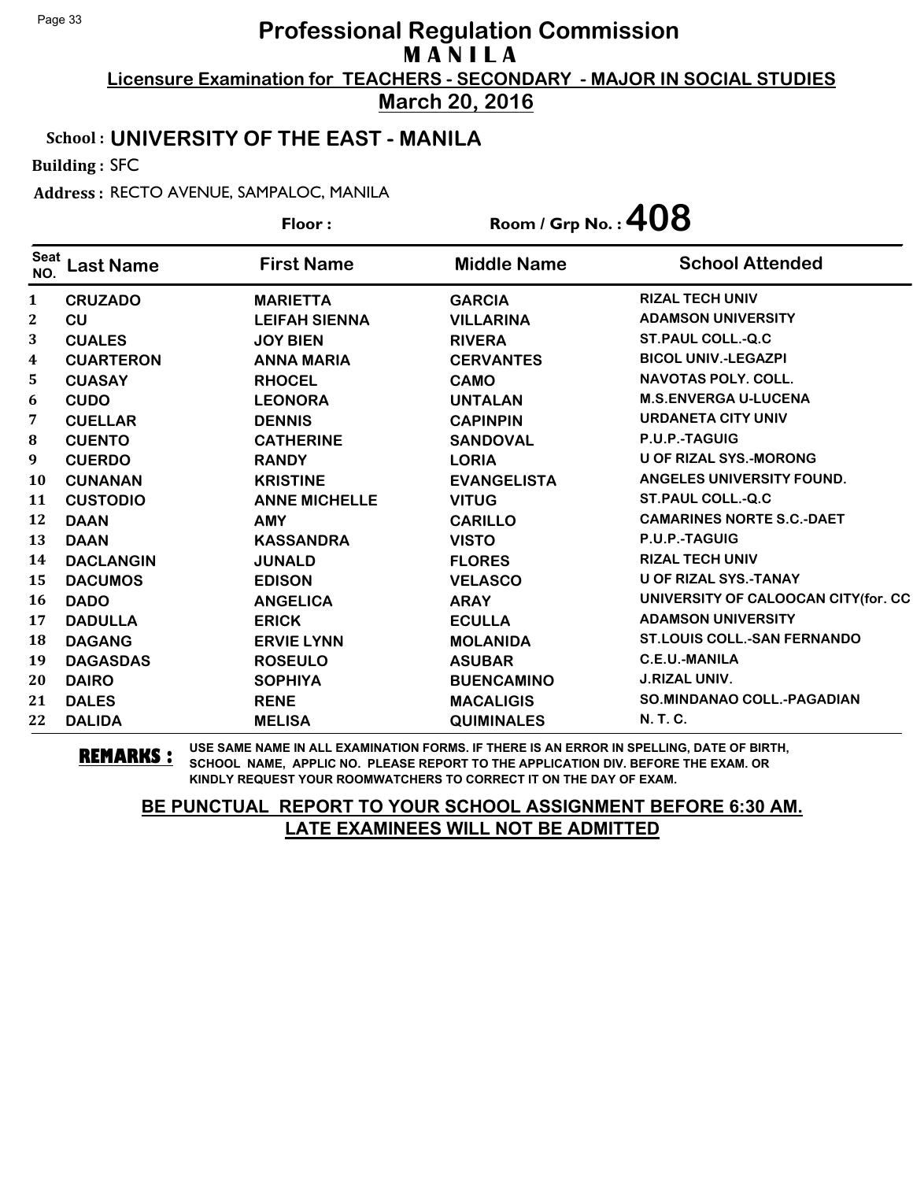# Professional Regulation Commission
## M A N I L A
**Licensure Examination for TEACHERS - SECONDARY - MAJOR IN SOCIAL STUDIES**
**March 20, 2016**

**School : UNIVERSITY OF THE EAST - MANILA**

**Building :** SFC

**Address :** RECTO AVENUE, SAMPALOC, MANILA

**Floor :** **Room / Grp No. : 408**

| Seat NO. | Last Name | First Name | Middle Name | School Attended |
|---|---|---|---|---|
| 1 | CRUZADO | MARIETTA | GARCIA | RIZAL TECH UNIV |
| 2 | CU | LEIFAH SIENNA | VILLARINA | ADAMSON UNIVERSITY |
| 3 | CUALES | JOY BIEN | RIVERA | ST.PAUL COLL.-Q.C |
| 4 | CUARTERON | ANNA MARIA | CERVANTES | BICOL UNIV.-LEGAZPI |
| 5 | CUASAY | RHOCEL | CAMO | NAVOTAS POLY. COLL. |
| 6 | CUDO | LEONORA | UNTALAN | M.S.ENVERGA U-LUCENA |
| 7 | CUELLAR | DENNIS | CAPINPIN | URDANETA CITY UNIV |
| 8 | CUENTO | CATHERINE | SANDOVAL | P.U.P.-TAGUIG |
| 9 | CUERDO | RANDY | LORIA | U OF RIZAL SYS.-MORONG |
| 10 | CUNANAN | KRISTINE | EVANGELISTA | ANGELES UNIVERSITY FOUND. |
| 11 | CUSTODIO | ANNE MICHELLE | VITUG | ST.PAUL COLL.-Q.C |
| 12 | DAAN | AMY | CARILLO | CAMARINES NORTE S.C.-DAET |
| 13 | DAAN | KASSANDRA | VISTO | P.U.P.-TAGUIG |
| 14 | DACLANGIN | JUNALD | FLORES | RIZAL TECH UNIV |
| 15 | DACUMOS | EDISON | VELASCO | U OF RIZAL SYS.-TANAY |
| 16 | DADO | ANGELICA | ARAY | UNIVERSITY OF CALOOCAN CITY(for. CC |
| 17 | DADULLA | ERICK | ECULLA | ADAMSON UNIVERSITY |
| 18 | DAGANG | ERVIE LYNN | MOLANIDA | ST.LOUIS COLL.-SAN FERNANDO |
| 19 | DAGASDAS | ROSEULO | ASUBAR | C.E.U.-MANILA |
| 20 | DAIRO | SOPHIYA | BUENCAMINO | J.RIZAL UNIV. |
| 21 | DALES | RENE | MACALIGIS | SO.MINDANAO COLL.-PAGADIAN |
| 22 | DALIDA | MELISA | QUIMINALES | N. T. C. |

**REMARKS :** USE SAME NAME IN ALL EXAMINATION FORMS. IF THERE IS AN ERROR IN SPELLING, DATE OF BIRTH, SCHOOL NAME, APPLIC NO. PLEASE REPORT TO THE APPLICATION DIV. BEFORE THE EXAM. OR KINDLY REQUEST YOUR ROOMWATCHERS TO CORRECT IT ON THE DAY OF EXAM.

**BE PUNCTUAL REPORT TO YOUR SCHOOL ASSIGNMENT BEFORE 6:30 AM.**
**LATE EXAMINEES WILL NOT BE ADMITTED**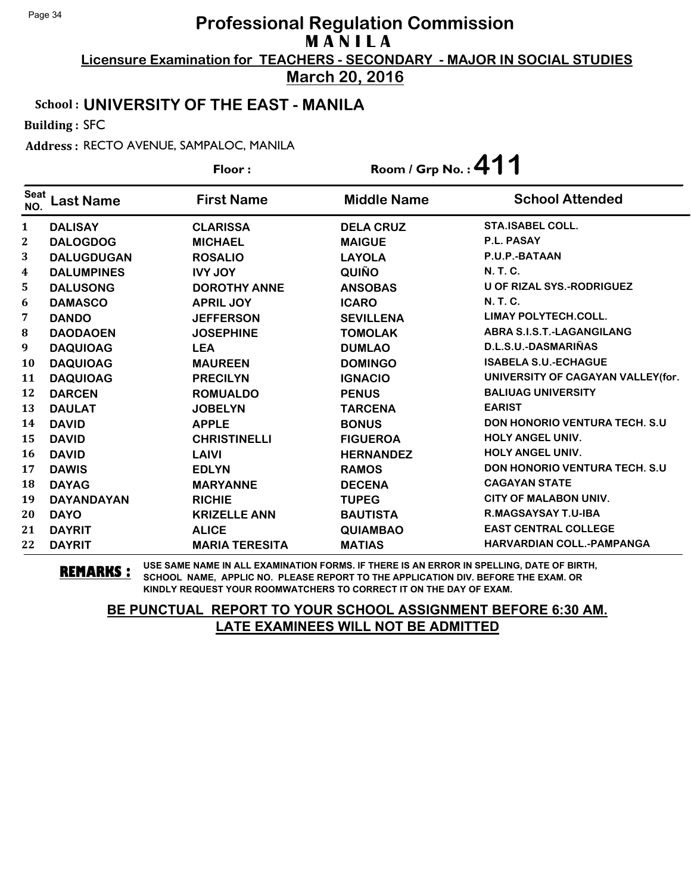# Professional Regulation Commission

## MANILA

**Licensure Examination for TEACHERS - SECONDARY - MAJOR IN SOCIAL STUDIES**

**March 20, 2016**

**School : UNIVERSITY OF THE EAST - MANILA**

**Building :** SFC

**Address :** RECTO AVENUE, SAMPALOC, MANILA

**Floor :** 

**Room / Grp No. : 411**

| Seat NO. | Last Name | First Name | Middle Name | School Attended |
|---|---|---|---|---|
| 1 | DALISAY | CLARISSA | DELA CRUZ | STA.ISABEL COLL. |
| 2 | DALOGDOG | MICHAEL | MAIGUE | P.L. PASAY |
| 3 | DALUGDUGAN | ROSALIO | LAYOLA | P.U.P.-BATAAN |
| 4 | DALUMPINES | IVY JOY | QUIÑO | N. T. C. |
| 5 | DALUSONG | DOROTHY ANNE | ANSOBAS | U OF RIZAL SYS.-RODRIGUEZ |
| 6 | DAMASCO | APRIL JOY | ICARO | N. T. C. |
| 7 | DANDO | JEFFERSON | SEVILLENA | LIMAY POLYTECH.COLL. |
| 8 | DAODAOEN | JOSEPHINE | TOMOLAK | ABRA S.I.S.T.-LAGANGILANG |
| 9 | DAQUIOAG | LEA | DUMLAO | D.L.S.U.-DASMARIÑAS |
| 10 | DAQUIOAG | MAUREEN | DOMINGO | ISABELA S.U.-ECHAGUE |
| 11 | DAQUIOAG | PRECILYN | IGNACIO | UNIVERSITY OF CAGAYAN VALLEY(for. |
| 12 | DARCEN | ROMUALDO | PENUS | BALIUAG UNIVERSITY |
| 13 | DAULAT | JOBELYN | TARCENA | EARIST |
| 14 | DAVID | APPLE | BONUS | DON HONORIO VENTURA TECH. S.U |
| 15 | DAVID | CHRISTINELLI | FIGUEROA | HOLY ANGEL UNIV. |
| 16 | DAVID | LAIVI | HERNANDEZ | HOLY ANGEL UNIV. |
| 17 | DAWIS | EDLYN | RAMOS | DON HONORIO VENTURA TECH. S.U |
| 18 | DAYAG | MARYANNE | DECENA | CAGAYAN STATE |
| 19 | DAYANDAYAN | RICHIE | TUPEG | CITY OF MALABON UNIV. |
| 20 | DAYO | KRIZELLE ANN | BAUTISTA | R.MAGSAYSAY T.U-IBA |
| 21 | DAYRIT | ALICE | QUIAMBAO | EAST CENTRAL COLLEGE |
| 22 | DAYRIT | MARIA TERESITA | MATIAS | HARVARDIAN COLL.-PAMPANGA |

**REMARKS :** USE SAME NAME IN ALL EXAMINATION FORMS. IF THERE IS AN ERROR IN SPELLING, DATE OF BIRTH, SCHOOL NAME, APPLIC NO. PLEASE REPORT TO THE APPLICATION DIV. BEFORE THE EXAM. OR KINDLY REQUEST YOUR ROOMWATCHERS TO CORRECT IT ON THE DAY OF EXAM.

**BE PUNCTUAL REPORT TO YOUR SCHOOL ASSIGNMENT BEFORE 6:30 AM. LATE EXAMINEES WILL NOT BE ADMITTED**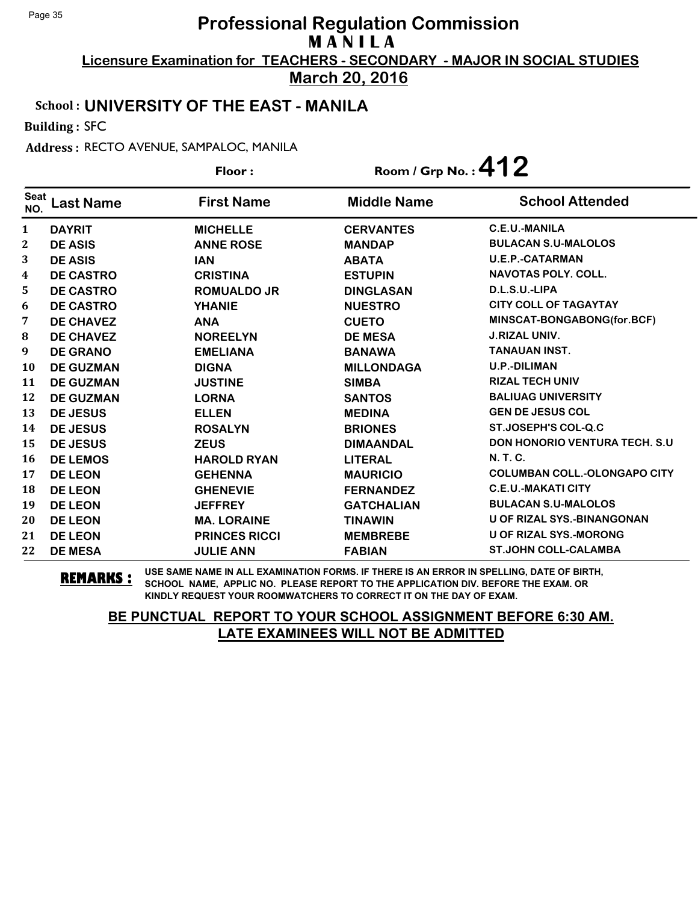# Professional Regulation Commission

## MANILA

**Licensure Examination for TEACHERS - SECONDARY - MAJOR IN SOCIAL STUDIES**

**March 20, 2016**

**School : UNIVERSITY OF THE EAST - MANILA**

**Building :** SFC

**Address :** RECTO AVENUE, SAMPALOC, MANILA

**Floor :**

**Room / Grp No. : 412**

| Seat NO. | Last Name | First Name | Middle Name | School Attended |
|---|---|---|---|---|
| 1 | DAYRIT | MICHELLE | CERVANTES | C.E.U.-MANILA |
| 2 | DE ASIS | ANNE ROSE | MANDAP | BULACAN S.U-MALOLOS |
| 3 | DE ASIS | IAN | ABATA | U.E.P.-CATARMAN |
| 4 | DE CASTRO | CRISTINA | ESTUPIN | NAVOTAS POLY. COLL. |
| 5 | DE CASTRO | ROMUALDO JR | DINGLASAN | D.L.S.U.-LIPA |
| 6 | DE CASTRO | YHANIE | NUESTRO | CITY COLL OF TAGAYTAY |
| 7 | DE CHAVEZ | ANA | CUETO | MINSCAT-BONGABONG(for.BCF) |
| 8 | DE CHAVEZ | NOREELYN | DE MESA | J.RIZAL UNIV. |
| 9 | DE GRANO | EMELIANA | BANAWA | TANAUAN INST. |
| 10 | DE GUZMAN | DIGNA | MILLONDAGA | U.P.-DILIMAN |
| 11 | DE GUZMAN | JUSTINE | SIMBA | RIZAL TECH UNIV |
| 12 | DE GUZMAN | LORNA | SANTOS | BALIUAG UNIVERSITY |
| 13 | DE JESUS | ELLEN | MEDINA | GEN DE JESUS COL |
| 14 | DE JESUS | ROSALYN | BRIONES | ST.JOSEPH'S COL-Q.C |
| 15 | DE JESUS | ZEUS | DIMAANDAL | DON HONORIO VENTURA TECH. S.U |
| 16 | DE LEMOS | HAROLD RYAN | LITERAL | N. T. C. |
| 17 | DE LEON | GEHENNA | MAURICIO | COLUMBAN COLL.-OLONGAPO CITY |
| 18 | DE LEON | GHENEVIE | FERNANDEZ | C.E.U.-MAKATI CITY |
| 19 | DE LEON | JEFFREY | GATCHALIAN | BULACAN S.U-MALOLOS |
| 20 | DE LEON | MA. LORAINE | TINAWIN | U OF RIZAL SYS.-BINANGONAN |
| 21 | DE LEON | PRINCES RICCI | MEMBREBE | U OF RIZAL SYS.-MORONG |
| 22 | DE MESA | JULIE ANN | FABIAN | ST.JOHN COLL-CALAMBA |

**REMARKS :** USE SAME NAME IN ALL EXAMINATION FORMS. IF THERE IS AN ERROR IN SPELLING, DATE OF BIRTH, SCHOOL NAME, APPLIC NO. PLEASE REPORT TO THE APPLICATION DIV. BEFORE THE EXAM. OR KINDLY REQUEST YOUR ROOMWATCHERS TO CORRECT IT ON THE DAY OF EXAM.

**BE PUNCTUAL REPORT TO YOUR SCHOOL ASSIGNMENT BEFORE 6:30 AM. LATE EXAMINEES WILL NOT BE ADMITTED**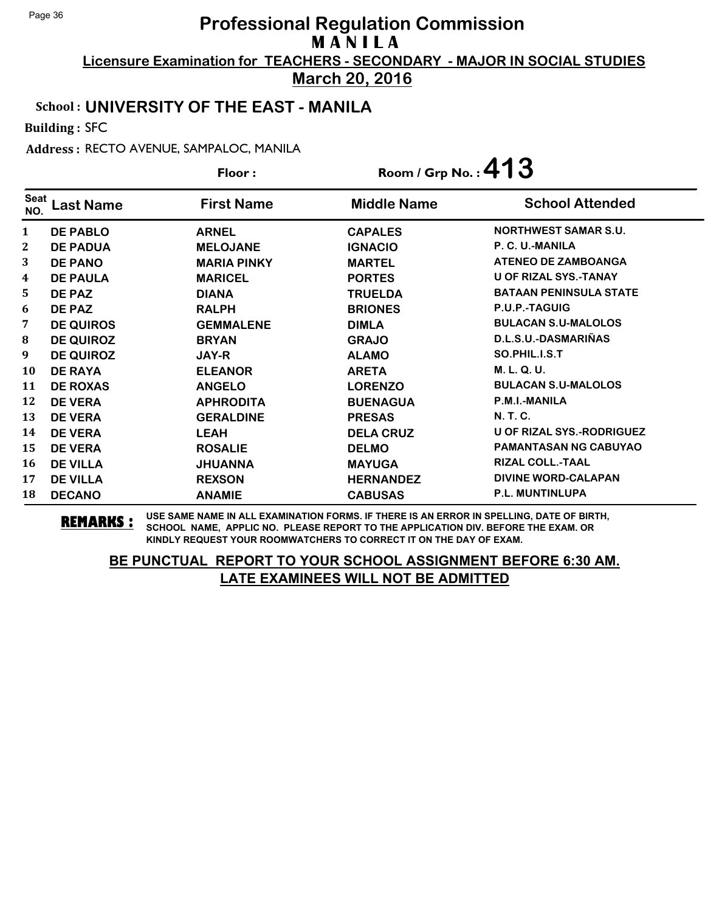# Professional Regulation Commission
## MANILA
### Licensure Examination for TEACHERS - SECONDARY - MAJOR IN SOCIAL STUDIES
### March 20, 2016

**School : UNIVERSITY OF THE EAST - MANILA**

**Building :** SFC

**Address :** RECTO AVENUE, SAMPALOC, MANILA

**Floor :** 

**Room / Grp No. : 413**

| Seat NO. | Last Name | First Name | Middle Name | School Attended |
|---|---|---|---|---|
| 1 | DE PABLO | ARNEL | CAPALES | NORTHWEST SAMAR S.U. |
| 2 | DE PADUA | MELOJANE | IGNACIO | P. C. U.-MANILA |
| 3 | DE PANO | MARIA PINKY | MARTEL | ATENEO DE ZAMBOANGA |
| 4 | DE PAULA | MARICEL | PORTES | U OF RIZAL SYS.-TANAY |
| 5 | DE PAZ | DIANA | TRUELDA | BATAAN PENINSULA STATE |
| 6 | DE PAZ | RALPH | BRIONES | P.U.P.-TAGUIG |
| 7 | DE QUIROS | GEMMALENE | DIMLA | BULACAN S.U-MALOLOS |
| 8 | DE QUIROZ | BRYAN | GRAJO | D.L.S.U.-DASMARIÑAS |
| 9 | DE QUIROZ | JAY-R | ALAMO | SO.PHIL.I.S.T |
| 10 | DE RAYA | ELEANOR | ARETA | M. L. Q. U. |
| 11 | DE ROXAS | ANGELO | LORENZO | BULACAN S.U-MALOLOS |
| 12 | DE VERA | APHRODITA | BUENAGUA | P.M.I.-MANILA |
| 13 | DE VERA | GERALDINE | PRESAS | N. T. C. |
| 14 | DE VERA | LEAH | DELA CRUZ | U OF RIZAL SYS.-RODRIGUEZ |
| 15 | DE VERA | ROSALIE | DELMO | PAMANTASAN NG CABUYAO |
| 16 | DE VILLA | JHUANNA | MAYUGA | RIZAL COLL.-TAAL |
| 17 | DE VILLA | REXSON | HERNANDEZ | DIVINE WORD-CALAPAN |
| 18 | DECANO | ANAMIE | CABUSAS | P.L. MUNTINLUPA |

**REMARKS :** USE SAME NAME IN ALL EXAMINATION FORMS. IF THERE IS AN ERROR IN SPELLING, DATE OF BIRTH, SCHOOL NAME, APPLIC NO. PLEASE REPORT TO THE APPLICATION DIV. BEFORE THE EXAM. OR KINDLY REQUEST YOUR ROOMWATCHERS TO CORRECT IT ON THE DAY OF EXAM.

**BE PUNCTUAL REPORT TO YOUR SCHOOL ASSIGNMENT BEFORE 6:30 AM.**
**LATE EXAMINEES WILL NOT BE ADMITTED**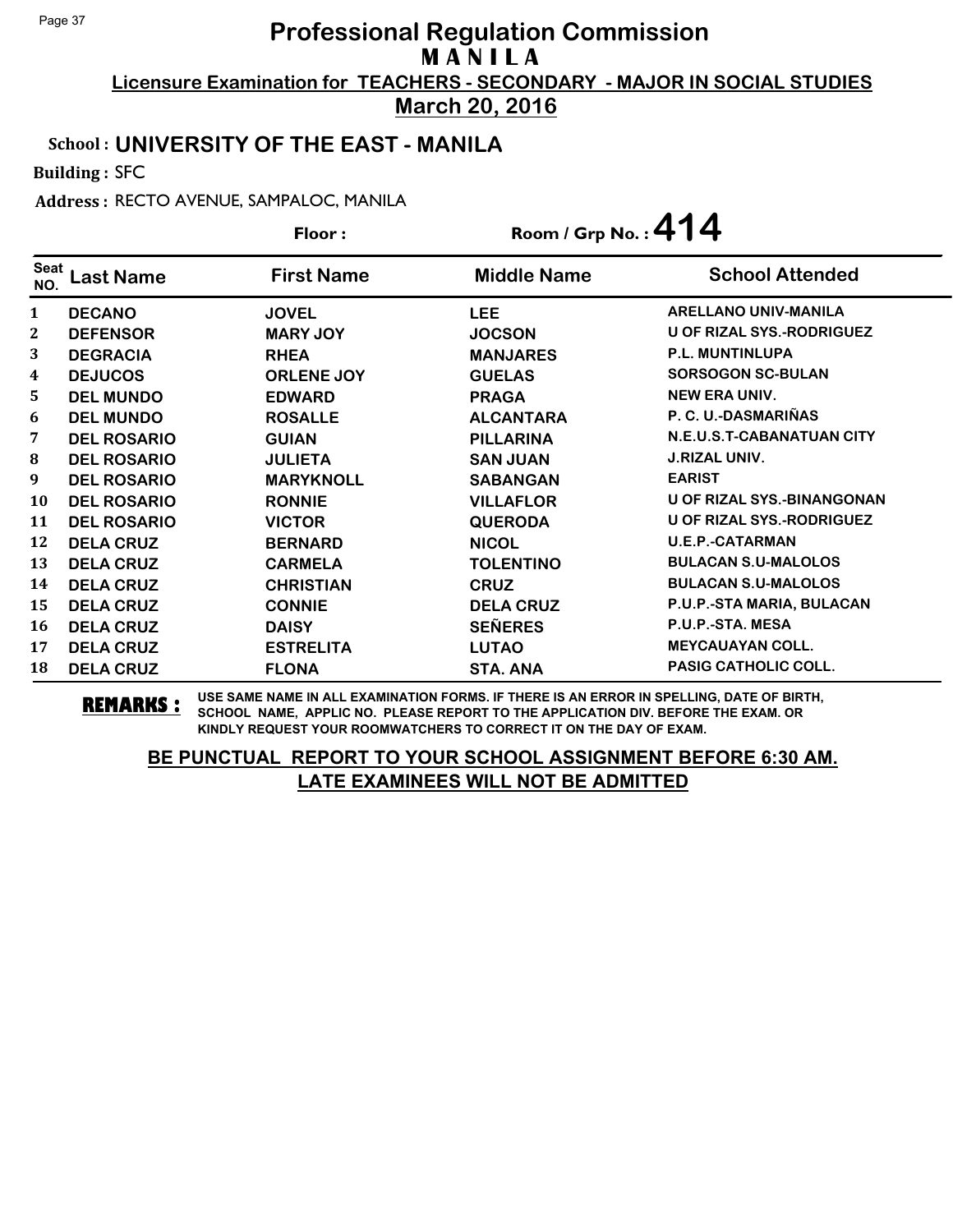# Professional Regulation Commission

## M A N I L A

**Licensure Examination for TEACHERS - SECONDARY - MAJOR IN SOCIAL STUDIES**

**March 20, 2016**

**School : UNIVERSITY OF THE EAST - MANILA**

**Building :** SFC

**Address :** RECTO AVENUE, SAMPALOC, MANILA

**Floor :** 　　　　**Room / Grp No. : 414**

| Seat NO. | Last Name | First Name | Middle Name | School Attended |
|---|---|---|---|---|
| 1 | DECANO | JOVEL | LEE | ARELLANO UNIV-MANILA |
| 2 | DEFENSOR | MARY JOY | JOCSON | U OF RIZAL SYS.-RODRIGUEZ |
| 3 | DEGRACIA | RHEA | MANJARES | P.L. MUNTINLUPA |
| 4 | DEJUCOS | ORLENE JOY | GUELAS | SORSOGON SC-BULAN |
| 5 | DEL MUNDO | EDWARD | PRAGA | NEW ERA UNIV. |
| 6 | DEL MUNDO | ROSALLE | ALCANTARA | P. C. U.-DASMARIÑAS |
| 7 | DEL ROSARIO | GUIAN | PILLARINA | N.E.U.S.T-CABANATUAN CITY |
| 8 | DEL ROSARIO | JULIETA | SAN JUAN | J.RIZAL UNIV. |
| 9 | DEL ROSARIO | MARYKNOLL | SABANGAN | EARIST |
| 10 | DEL ROSARIO | RONNIE | VILLAFLOR | U OF RIZAL SYS.-BINANGONAN |
| 11 | DEL ROSARIO | VICTOR | QUERODA | U OF RIZAL SYS.-RODRIGUEZ |
| 12 | DELA CRUZ | BERNARD | NICOL | U.E.P.-CATARMAN |
| 13 | DELA CRUZ | CARMELA | TOLENTINO | BULACAN S.U-MALOLOS |
| 14 | DELA CRUZ | CHRISTIAN | CRUZ | BULACAN S.U-MALOLOS |
| 15 | DELA CRUZ | CONNIE | DELA CRUZ | P.U.P.-STA MARIA, BULACAN |
| 16 | DELA CRUZ | DAISY | SEÑERES | P.U.P.-STA. MESA |
| 17 | DELA CRUZ | ESTRELITA | LUTAO | MEYCAUAYAN COLL. |
| 18 | DELA CRUZ | FLONA | STA. ANA | PASIG CATHOLIC COLL. |

**REMARKS :** USE SAME NAME IN ALL EXAMINATION FORMS. IF THERE IS AN ERROR IN SPELLING, DATE OF BIRTH, SCHOOL NAME, APPLIC NO. PLEASE REPORT TO THE APPLICATION DIV. BEFORE THE EXAM. OR KINDLY REQUEST YOUR ROOMWATCHERS TO CORRECT IT ON THE DAY OF EXAM.

**BE PUNCTUAL REPORT TO YOUR SCHOOL ASSIGNMENT BEFORE 6:30 AM.**
**LATE EXAMINEES WILL NOT BE ADMITTED**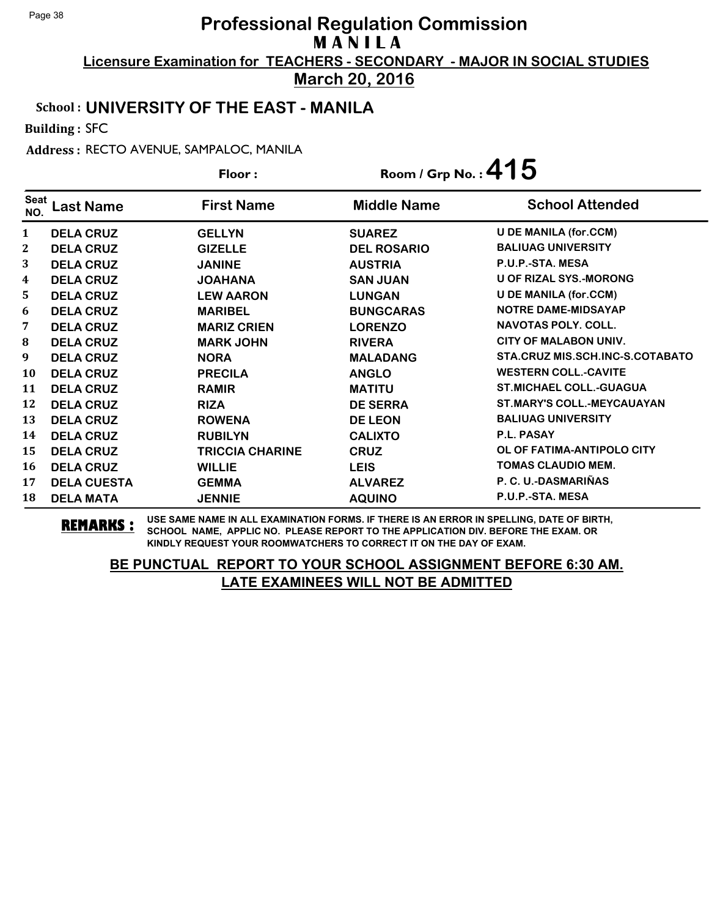# Professional Regulation Commission
## MANILA
### Licensure Examination for TEACHERS - SECONDARY - MAJOR IN SOCIAL STUDIES
### March 20, 2016

**School : UNIVERSITY OF THE EAST - MANILA**

**Building :** SFC

**Address :** RECTO AVENUE, SAMPALOC, MANILA

**Floor :** **Room / Grp No. : 415**

| Seat NO. | Last Name | First Name | Middle Name | School Attended |
|---|---|---|---|---|
| 1 | DELA CRUZ | GELLYN | SUAREZ | U DE MANILA (for.CCM) |
| 2 | DELA CRUZ | GIZELLE | DEL ROSARIO | BALIUAG UNIVERSITY |
| 3 | DELA CRUZ | JANINE | AUSTRIA | P.U.P.-STA. MESA |
| 4 | DELA CRUZ | JOAHANA | SAN JUAN | U OF RIZAL SYS.-MORONG |
| 5 | DELA CRUZ | LEW AARON | LUNGAN | U DE MANILA (for.CCM) |
| 6 | DELA CRUZ | MARIBEL | BUNGCARAS | NOTRE DAME-MIDSAYAP |
| 7 | DELA CRUZ | MARIZ CRIEN | LORENZO | NAVOTAS POLY. COLL. |
| 8 | DELA CRUZ | MARK JOHN | RIVERA | CITY OF MALABON UNIV. |
| 9 | DELA CRUZ | NORA | MALADANG | STA.CRUZ MIS.SCH.INC-S.COTABATO |
| 10 | DELA CRUZ | PRECILA | ANGLO | WESTERN COLL.-CAVITE |
| 11 | DELA CRUZ | RAMIR | MATITU | ST.MICHAEL COLL.-GUAGUA |
| 12 | DELA CRUZ | RIZA | DE SERRA | ST.MARY'S COLL.-MEYCAUAYAN |
| 13 | DELA CRUZ | ROWENA | DE LEON | BALIUAG UNIVERSITY |
| 14 | DELA CRUZ | RUBILYN | CALIXTO | P.L. PASAY |
| 15 | DELA CRUZ | TRICCIA CHARINE | CRUZ | OL OF FATIMA-ANTIPOLO CITY |
| 16 | DELA CRUZ | WILLIE | LEIS | TOMAS CLAUDIO MEM. |
| 17 | DELA CUESTA | GEMMA | ALVAREZ | P. C. U.-DASMARIÑAS |
| 18 | DELA MATA | JENNIE | AQUINO | P.U.P.-STA. MESA |

**REMARKS :** USE SAME NAME IN ALL EXAMINATION FORMS. IF THERE IS AN ERROR IN SPELLING, DATE OF BIRTH, SCHOOL NAME, APPLIC NO. PLEASE REPORT TO THE APPLICATION DIV. BEFORE THE EXAM. OR KINDLY REQUEST YOUR ROOMWATCHERS TO CORRECT IT ON THE DAY OF EXAM.

**BE PUNCTUAL REPORT TO YOUR SCHOOL ASSIGNMENT BEFORE 6:30 AM.**
**LATE EXAMINEES WILL NOT BE ADMITTED**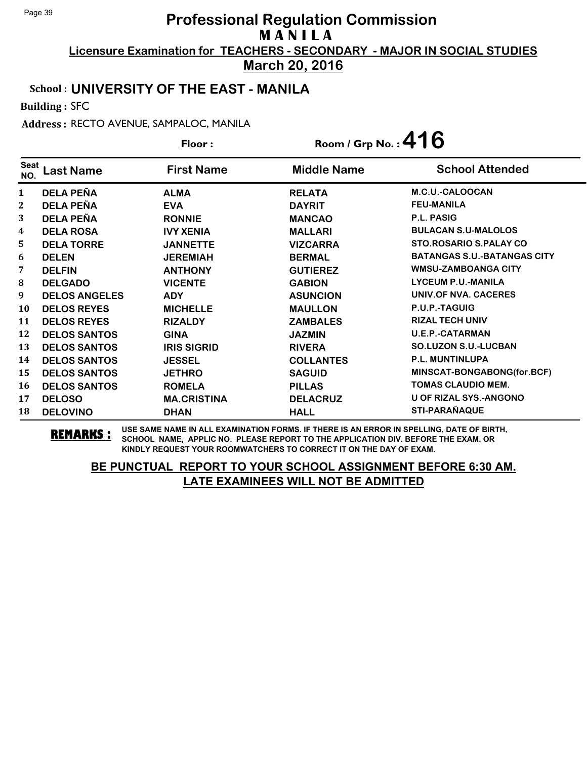# Professional Regulation Commission

## MANILA

**Licensure Examination for TEACHERS - SECONDARY - MAJOR IN SOCIAL STUDIES**

**March 20, 2016**

**School : UNIVERSITY OF THE EAST - MANILA**

**Building :** SFC

**Address :** RECTO AVENUE, SAMPALOC, MANILA

**Floor :** 

**Room / Grp No. : 416**

| Seat NO. | Last Name | First Name | Middle Name | School Attended |
|---|---|---|---|---|
| 1 | DELA PEÑA | ALMA | RELATA | M.C.U.-CALOOCAN |
| 2 | DELA PEÑA | EVA | DAYRIT | FEU-MANILA |
| 3 | DELA PEÑA | RONNIE | MANCAO | P.L. PASIG |
| 4 | DELA ROSA | IVY XENIA | MALLARI | BULACAN S.U-MALOLOS |
| 5 | DELA TORRE | JANNETTE | VIZCARRA | STO.ROSARIO S.PALAY CO |
| 6 | DELEN | JEREMIAH | BERMAL | BATANGAS S.U.-BATANGAS CITY |
| 7 | DELFIN | ANTHONY | GUTIEREZ | WMSU-ZAMBOANGA CITY |
| 8 | DELGADO | VICENTE | GABION | LYCEUM P.U.-MANILA |
| 9 | DELOS ANGELES | ADY | ASUNCION | UNIV.OF NVA. CACERES |
| 10 | DELOS REYES | MICHELLE | MAULLON | P.U.P.-TAGUIG |
| 11 | DELOS REYES | RIZALDY | ZAMBALES | RIZAL TECH UNIV |
| 12 | DELOS SANTOS | GINA | JAZMIN | U.E.P.-CATARMAN |
| 13 | DELOS SANTOS | IRIS SIGRID | RIVERA | SO.LUZON S.U.-LUCBAN |
| 14 | DELOS SANTOS | JESSEL | COLLANTES | P.L. MUNTINLUPA |
| 15 | DELOS SANTOS | JETHRO | SAGUID | MINSCAT-BONGABONG(for.BCF) |
| 16 | DELOS SANTOS | ROMELA | PILLAS | TOMAS CLAUDIO MEM. |
| 17 | DELOSO | MA.CRISTINA | DELACRUZ | U OF RIZAL SYS.-ANGONO |
| 18 | DELOVINO | DHAN | HALL | STI-PARAÑAQUE |

**REMARKS :** USE SAME NAME IN ALL EXAMINATION FORMS. IF THERE IS AN ERROR IN SPELLING, DATE OF BIRTH, SCHOOL NAME, APPLIC NO. PLEASE REPORT TO THE APPLICATION DIV. BEFORE THE EXAM. OR KINDLY REQUEST YOUR ROOMWATCHERS TO CORRECT IT ON THE DAY OF EXAM.

**BE PUNCTUAL REPORT TO YOUR SCHOOL ASSIGNMENT BEFORE 6:30 AM.**
**LATE EXAMINEES WILL NOT BE ADMITTED**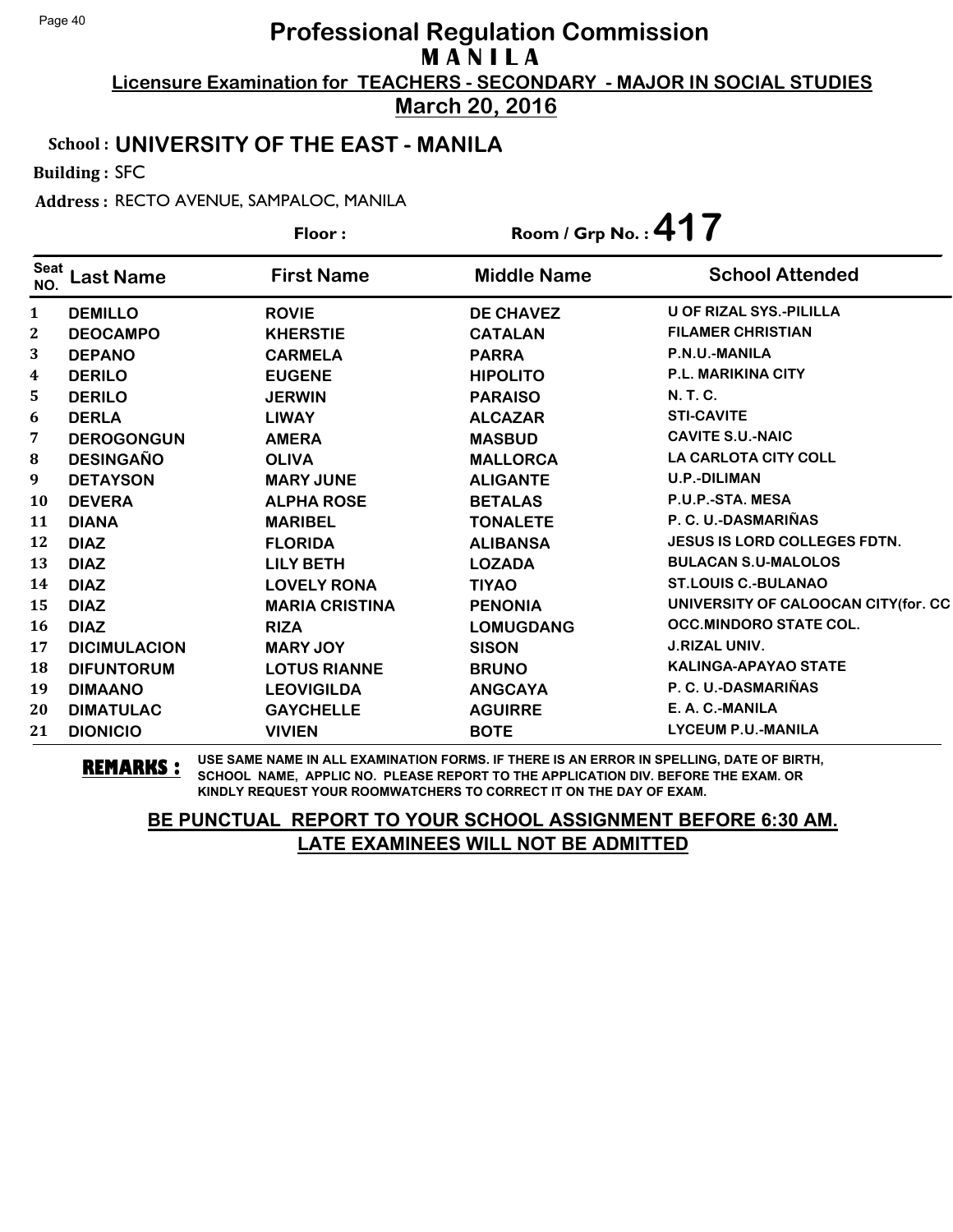# Professional Regulation Commission

## M A N I L A

**Licensure Examination for TEACHERS - SECONDARY - MAJOR IN SOCIAL STUDIES**

**March 20, 2016**

### School : UNIVERSITY OF THE EAST - MANILA

**Building :** SFC

**Address :** RECTO AVENUE, SAMPALOC, MANILA

**Floor :** 

**Room / Grp No. : 417**

| Seat NO. | Last Name | First Name | Middle Name | School Attended |
|---|---|---|---|---|
| 1 | DEMILLO | ROVIE | DE CHAVEZ | U OF RIZAL SYS.-PILILLA |
| 2 | DEOCAMPO | KHERSTIE | CATALAN | FILAMER CHRISTIAN |
| 3 | DEPANO | CARMELA | PARRA | P.N.U.-MANILA |
| 4 | DERILO | EUGENE | HIPOLITO | P.L. MARIKINA CITY |
| 5 | DERILO | JERWIN | PARAISO | N. T. C. |
| 6 | DERLA | LIWAY | ALCAZAR | STI-CAVITE |
| 7 | DEROGONGUN | AMERA | MASBUD | CAVITE S.U.-NAIC |
| 8 | DESINGAÑO | OLIVA | MALLORCA | LA CARLOTA CITY COLL |
| 9 | DETAYSON | MARY JUNE | ALIGANTE | U.P.-DILIMAN |
| 10 | DEVERA | ALPHA ROSE | BETALAS | P.U.P.-STA. MESA |
| 11 | DIANA | MARIBEL | TONALETE | P. C. U.-DASMARIÑAS |
| 12 | DIAZ | FLORIDA | ALIBANSA | JESUS IS LORD COLLEGES FDTN. |
| 13 | DIAZ | LILY BETH | LOZADA | BULACAN S.U-MALOLOS |
| 14 | DIAZ | LOVELY RONA | TIYAO | ST.LOUIS C.-BULANAO |
| 15 | DIAZ | MARIA CRISTINA | PENONIA | UNIVERSITY OF CALOOCAN CITY(for. CC |
| 16 | DIAZ | RIZA | LOMUGDANG | OCC.MINDORO STATE COL. |
| 17 | DICIMULACION | MARY JOY | SISON | J.RIZAL UNIV. |
| 18 | DIFUNTORUM | LOTUS RIANNE | BRUNO | KALINGA-APAYAO STATE |
| 19 | DIMAANO | LEOVIGILDA | ANGCAYA | P. C. U.-DASMARIÑAS |
| 20 | DIMATULAC | GAYCHELLE | AGUIRRE | E. A. C.-MANILA |
| 21 | DIONICIO | VIVIEN | BOTE | LYCEUM P.U.-MANILA |

**REMARKS :** USE SAME NAME IN ALL EXAMINATION FORMS. IF THERE IS AN ERROR IN SPELLING, DATE OF BIRTH, SCHOOL NAME, APPLIC NO. PLEASE REPORT TO THE APPLICATION DIV. BEFORE THE EXAM. OR KINDLY REQUEST YOUR ROOMWATCHERS TO CORRECT IT ON THE DAY OF EXAM.

**BE PUNCTUAL REPORT TO YOUR SCHOOL ASSIGNMENT BEFORE 6:30 AM. LATE EXAMINEES WILL NOT BE ADMITTED**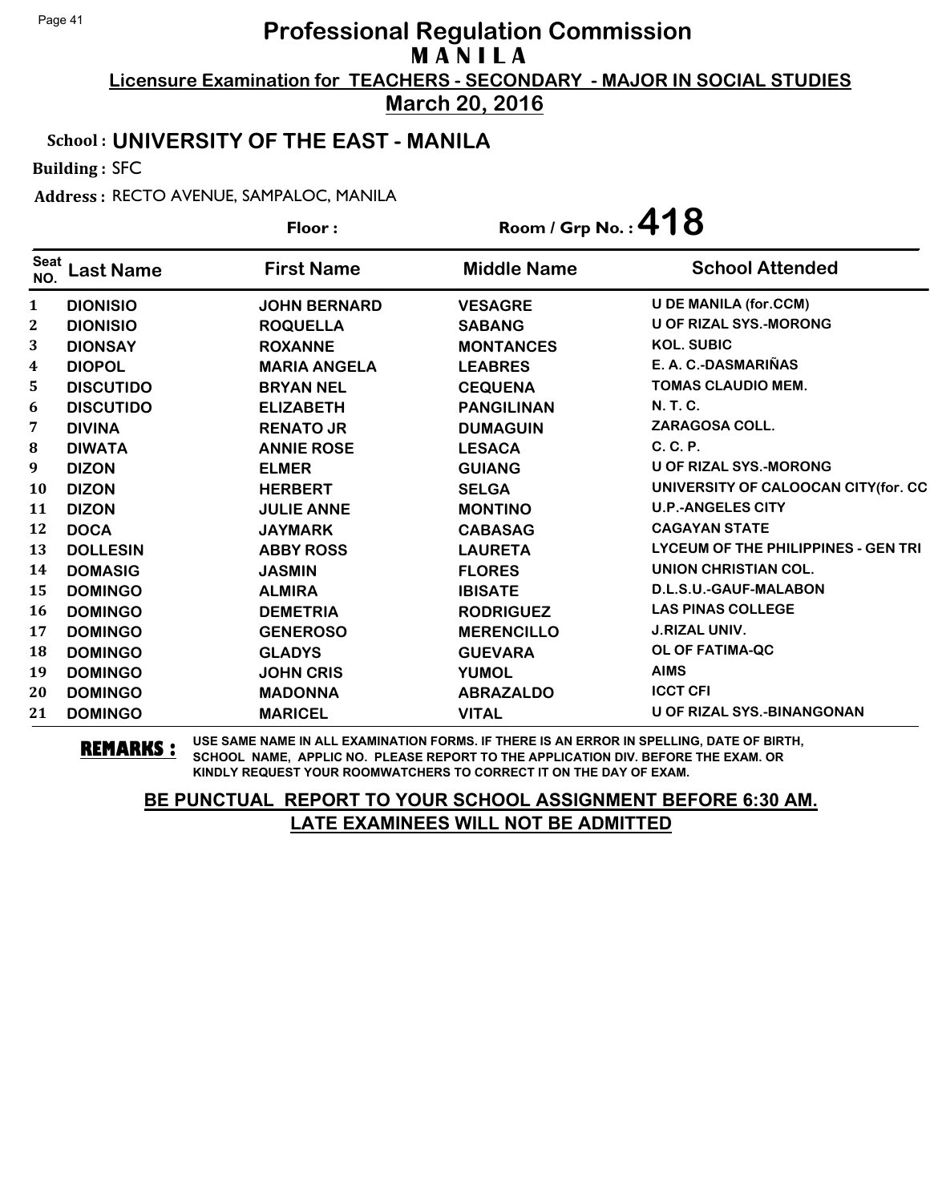# Professional Regulation Commission

**M A N I L A**

**Licensure Examination for TEACHERS - SECONDARY - MAJOR IN SOCIAL STUDIES**

**March 20, 2016**

**School : UNIVERSITY OF THE EAST - MANILA**

**Building :** SFC

**Address :** RECTO AVENUE, SAMPALOC, MANILA

**Floor :** 　　　　**Room / Grp No. : 418**

| Seat NO. | Last Name | First Name | Middle Name | School Attended |
|---|---|---|---|---|
| 1 | DIONISIO | JOHN BERNARD | VESAGRE | U DE MANILA (for.CCM) |
| 2 | DIONISIO | ROQUELLA | SABANG | U OF RIZAL SYS.-MORONG |
| 3 | DIONSAY | ROXANNE | MONTANCES | KOL. SUBIC |
| 4 | DIOPOL | MARIA ANGELA | LEABRES | E. A. C.-DASMARIÑAS |
| 5 | DISCUTIDO | BRYAN NEL | CEQUENA | TOMAS CLAUDIO MEM. |
| 6 | DISCUTIDO | ELIZABETH | PANGILINAN | N. T. C. |
| 7 | DIVINA | RENATO JR | DUMAGUIN | ZARAGOSA COLL. |
| 8 | DIWATA | ANNIE ROSE | LESACA | C. C. P. |
| 9 | DIZON | ELMER | GUIANG | U OF RIZAL SYS.-MORONG |
| 10 | DIZON | HERBERT | SELGA | UNIVERSITY OF CALOOCAN CITY(for. CC |
| 11 | DIZON | JULIE ANNE | MONTINO | U.P.-ANGELES CITY |
| 12 | DOCA | JAYMARK | CABASAG | CAGAYAN STATE |
| 13 | DOLLESIN | ABBY ROSS | LAURETA | LYCEUM OF THE PHILIPPINES - GEN TRI |
| 14 | DOMASIG | JASMIN | FLORES | UNION CHRISTIAN COL. |
| 15 | DOMINGO | ALMIRA | IBISATE | D.L.S.U.-GAUF-MALABON |
| 16 | DOMINGO | DEMETRIA | RODRIGUEZ | LAS PINAS COLLEGE |
| 17 | DOMINGO | GENEROSO | MERENCILLO | J.RIZAL UNIV. |
| 18 | DOMINGO | GLADYS | GUEVARA | OL OF FATIMA-QC |
| 19 | DOMINGO | JOHN CRIS | YUMOL | AIMS |
| 20 | DOMINGO | MADONNA | ABRAZALDO | ICCT CFI |
| 21 | DOMINGO | MARICEL | VITAL | U OF RIZAL SYS.-BINANGONAN |

**REMARKS :** USE SAME NAME IN ALL EXAMINATION FORMS. IF THERE IS AN ERROR IN SPELLING, DATE OF BIRTH, SCHOOL NAME, APPLIC NO. PLEASE REPORT TO THE APPLICATION DIV. BEFORE THE EXAM. OR KINDLY REQUEST YOUR ROOMWATCHERS TO CORRECT IT ON THE DAY OF EXAM.

**BE PUNCTUAL REPORT TO YOUR SCHOOL ASSIGNMENT BEFORE 6:30 AM.**
**LATE EXAMINEES WILL NOT BE ADMITTED**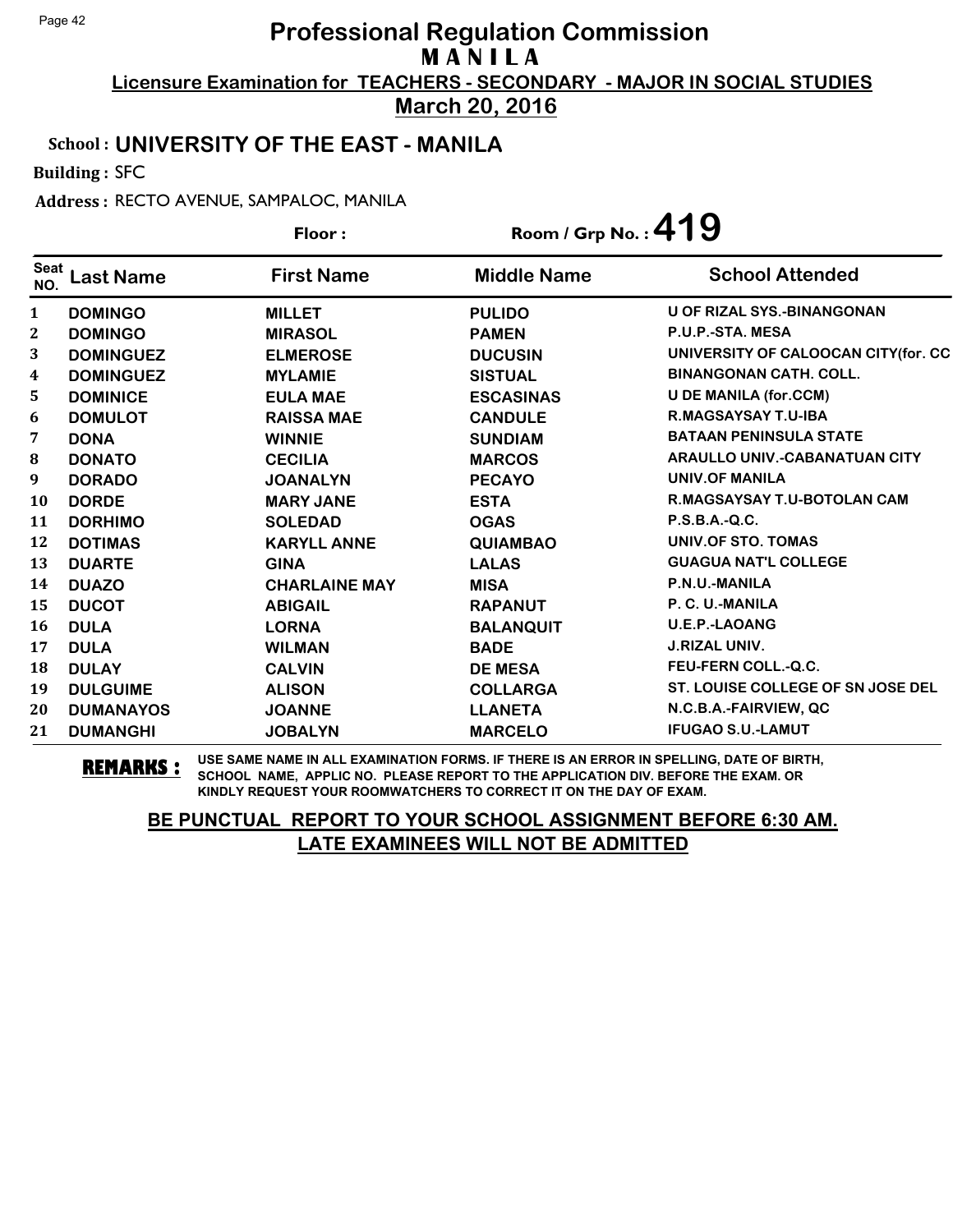# Professional Regulation Commission

## M A N I L A

**Licensure Examination for TEACHERS - SECONDARY - MAJOR IN SOCIAL STUDIES**

**March 20, 2016**

**School : UNIVERSITY OF THE EAST - MANILA**

**Building :** SFC

**Address :** RECTO AVENUE, SAMPALOC, MANILA

**Floor :** 

**Room / Grp No. : 419**

| Seat NO. | Last Name | First Name | Middle Name | School Attended |
|---|---|---|---|---|
| 1 | DOMINGO | MILLET | PULIDO | U OF RIZAL SYS.-BINANGONAN |
| 2 | DOMINGO | MIRASOL | PAMEN | P.U.P.-STA. MESA |
| 3 | DOMINGUEZ | ELMEROSE | DUCUSIN | UNIVERSITY OF CALOOCAN CITY(for. CC |
| 4 | DOMINGUEZ | MYLAMIE | SISTUAL | BINANGONAN CATH. COLL. |
| 5 | DOMINICE | EULA MAE | ESCASINAS | U DE MANILA (for.CCM) |
| 6 | DOMULOT | RAISSA MAE | CANDULE | R.MAGSAYSAY T.U-IBA |
| 7 | DONA | WINNIE | SUNDIAM | BATAAN PENINSULA STATE |
| 8 | DONATO | CECILIA | MARCOS | ARAULLO UNIV.-CABANATUAN CITY |
| 9 | DORADO | JOANALYN | PECAYO | UNIV.OF MANILA |
| 10 | DORDE | MARY JANE | ESTA | R.MAGSAYSAY T.U-BOTOLAN CAM |
| 11 | DORHIMO | SOLEDAD | OGAS | P.S.B.A.-Q.C. |
| 12 | DOTIMAS | KARYLL ANNE | QUIAMBAO | UNIV.OF STO. TOMAS |
| 13 | DUARTE | GINA | LALAS | GUAGUA NAT'L COLLEGE |
| 14 | DUAZO | CHARLAINE MAY | MISA | P.N.U.-MANILA |
| 15 | DUCOT | ABIGAIL | RAPANUT | P. C. U.-MANILA |
| 16 | DULA | LORNA | BALANQUIT | U.E.P.-LAOANG |
| 17 | DULA | WILMAN | BADE | J.RIZAL UNIV. |
| 18 | DULAY | CALVIN | DE MESA | FEU-FERN COLL.-Q.C. |
| 19 | DULGUIME | ALISON | COLLARGA | ST. LOUISE COLLEGE OF SN JOSE DEL |
| 20 | DUMANAYOS | JOANNE | LLANETA | N.C.B.A.-FAIRVIEW, QC |
| 21 | DUMANGHI | JOBALYN | MARCELO | IFUGAO S.U.-LAMUT |

**REMARKS :** USE SAME NAME IN ALL EXAMINATION FORMS. IF THERE IS AN ERROR IN SPELLING, DATE OF BIRTH, SCHOOL NAME, APPLIC NO. PLEASE REPORT TO THE APPLICATION DIV. BEFORE THE EXAM. OR KINDLY REQUEST YOUR ROOMWATCHERS TO CORRECT IT ON THE DAY OF EXAM.

**BE PUNCTUAL REPORT TO YOUR SCHOOL ASSIGNMENT BEFORE 6:30 AM.**
**LATE EXAMINEES WILL NOT BE ADMITTED**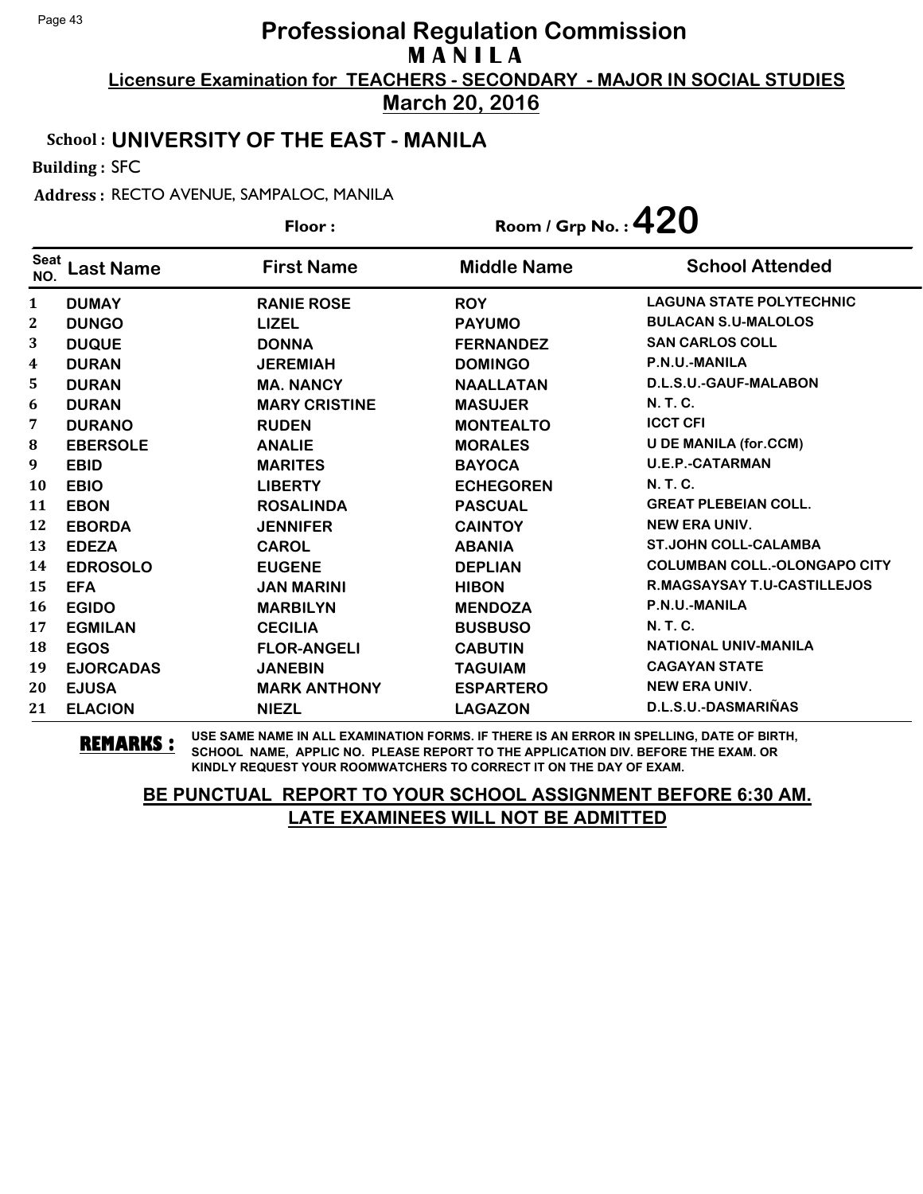# Professional Regulation Commission

## MANILA

**Licensure Examination for TEACHERS - SECONDARY - MAJOR IN SOCIAL STUDIES**

**March 20, 2016**

**School : UNIVERSITY OF THE EAST - MANILA**

**Building :** SFC

**Address :** RECTO AVENUE, SAMPALOC, MANILA

**Floor :**

**Room / Grp No. : 420**

| Seat NO. | Last Name | First Name | Middle Name | School Attended |
|---|---|---|---|---|
| 1 | DUMAY | RANIE ROSE | ROY | LAGUNA STATE POLYTECHNIC |
| 2 | DUNGO | LIZEL | PAYUMO | BULACAN S.U-MALOLOS |
| 3 | DUQUE | DONNA | FERNANDEZ | SAN CARLOS COLL |
| 4 | DURAN | JEREMIAH | DOMINGO | P.N.U.-MANILA |
| 5 | DURAN | MA. NANCY | NAALLATAN | D.L.S.U.-GAUF-MALABON |
| 6 | DURAN | MARY CRISTINE | MASUJER | N. T. C. |
| 7 | DURANO | RUDEN | MONTEALTO | ICCT CFI |
| 8 | EBERSOLE | ANALIE | MORALES | U DE MANILA (for.CCM) |
| 9 | EBID | MARITES | BAYOCA | U.E.P.-CATARMAN |
| 10 | EBIO | LIBERTY | ECHEGOREN | N. T. C. |
| 11 | EBON | ROSALINDA | PASCUAL | GREAT PLEBEIAN COLL. |
| 12 | EBORDA | JENNIFER | CAINTOY | NEW ERA UNIV. |
| 13 | EDEZA | CAROL | ABANIA | ST.JOHN COLL-CALAMBA |
| 14 | EDROSOLO | EUGENE | DEPLIAN | COLUMBAN COLL.-OLONGAPO CITY |
| 15 | EFA | JAN MARINI | HIBON | R.MAGSAYSAY T.U-CASTILLEJOS |
| 16 | EGIDO | MARBILYN | MENDOZA | P.N.U.-MANILA |
| 17 | EGMILAN | CECILIA | BUSBUSO | N. T. C. |
| 18 | EGOS | FLOR-ANGELI | CABUTIN | NATIONAL UNIV-MANILA |
| 19 | EJORCADAS | JANEBIN | TAGUIAM | CAGAYAN STATE |
| 20 | EJUSA | MARK ANTHONY | ESPARTERO | NEW ERA UNIV. |
| 21 | ELACION | NIEZL | LAGAZON | D.L.S.U.-DASMARIÑAS |

**REMARKS :** USE SAME NAME IN ALL EXAMINATION FORMS. IF THERE IS AN ERROR IN SPELLING, DATE OF BIRTH, SCHOOL NAME, APPLIC NO. PLEASE REPORT TO THE APPLICATION DIV. BEFORE THE EXAM. OR KINDLY REQUEST YOUR ROOMWATCHERS TO CORRECT IT ON THE DAY OF EXAM.

**BE PUNCTUAL REPORT TO YOUR SCHOOL ASSIGNMENT BEFORE 6:30 AM. LATE EXAMINEES WILL NOT BE ADMITTED**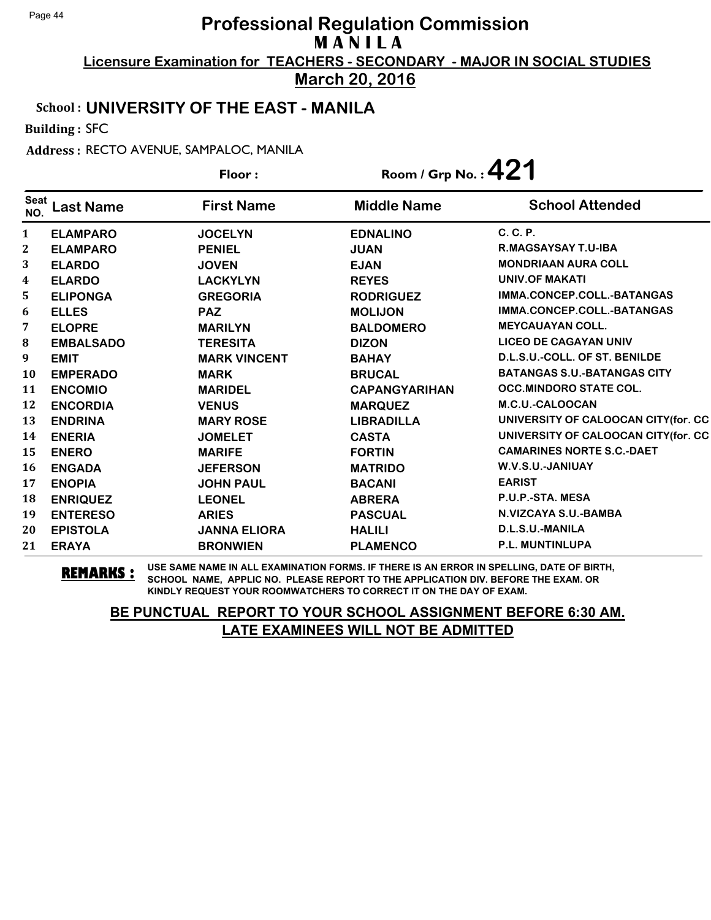# Professional Regulation Commission
## M A N I L A
### Licensure Examination for TEACHERS - SECONDARY - MAJOR IN SOCIAL STUDIES
### March 20, 2016

**School : UNIVERSITY OF THE EAST - MANILA**

**Building :** SFC

**Address :** RECTO AVENUE, SAMPALOC, MANILA

**Floor :** 

**Room / Grp No. : 421**

| Seat NO. | Last Name | First Name | Middle Name | School Attended |
|---|---|---|---|---|
| 1 | ELAMPARO | JOCELYN | EDNALINO | C. C. P. |
| 2 | ELAMPARO | PENIEL | JUAN | R.MAGSAYSAY T.U-IBA |
| 3 | ELARDO | JOVEN | EJAN | MONDRIAAN AURA COLL |
| 4 | ELARDO | LACKYLYN | REYES | UNIV.OF MAKATI |
| 5 | ELIPONGA | GREGORIA | RODRIGUEZ | IMMA.CONCEP.COLL.-BATANGAS |
| 6 | ELLES | PAZ | MOLIJON | IMMA.CONCEP.COLL.-BATANGAS |
| 7 | ELOPRE | MARILYN | BALDOMERO | MEYCAUAYAN COLL. |
| 8 | EMBALSADO | TERESITA | DIZON | LICEO DE CAGAYAN UNIV |
| 9 | EMIT | MARK VINCENT | BAHAY | D.L.S.U.-COLL. OF ST. BENILDE |
| 10 | EMPERADO | MARK | BRUCAL | BATANGAS S.U.-BATANGAS CITY |
| 11 | ENCOMIO | MARIDEL | CAPANGYARIHAN | OCC.MINDORO STATE COL. |
| 12 | ENCORDIA | VENUS | MARQUEZ | M.C.U.-CALOOCAN |
| 13 | ENDRINA | MARY ROSE | LIBRADILLA | UNIVERSITY OF CALOOCAN CITY(for. CC |
| 14 | ENERIA | JOMELET | CASTA | UNIVERSITY OF CALOOCAN CITY(for. CC |
| 15 | ENERO | MARIFE | FORTIN | CAMARINES NORTE S.C.-DAET |
| 16 | ENGADA | JEFERSON | MATRIDO | W.V.S.U.-JANIUAY |
| 17 | ENOPIA | JOHN PAUL | BACANI | EARIST |
| 18 | ENRIQUEZ | LEONEL | ABRERA | P.U.P.-STA. MESA |
| 19 | ENTERESO | ARIES | PASCUAL | N.VIZCAYA S.U.-BAMBA |
| 20 | EPISTOLA | JANNA ELIORA | HALILI | D.L.S.U.-MANILA |
| 21 | ERAYA | BRONWIEN | PLAMENCO | P.L. MUNTINLUPA |

**REMARKS :** USE SAME NAME IN ALL EXAMINATION FORMS. IF THERE IS AN ERROR IN SPELLING, DATE OF BIRTH, SCHOOL NAME, APPLIC NO. PLEASE REPORT TO THE APPLICATION DIV. BEFORE THE EXAM. OR KINDLY REQUEST YOUR ROOMWATCHERS TO CORRECT IT ON THE DAY OF EXAM.

**BE PUNCTUAL REPORT TO YOUR SCHOOL ASSIGNMENT BEFORE 6:30 AM.**
**LATE EXAMINEES WILL NOT BE ADMITTED**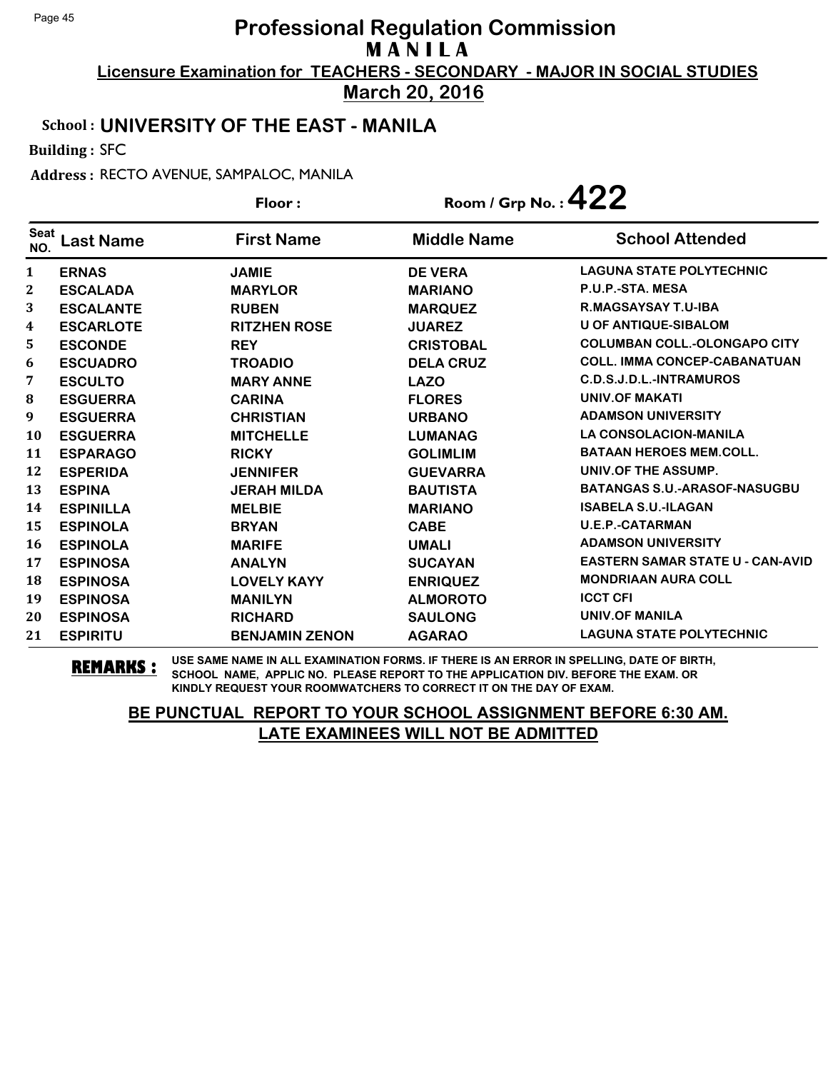# Professional Regulation Commission

## MANILA

**Licensure Examination for TEACHERS - SECONDARY - MAJOR IN SOCIAL STUDIES**

**March 20, 2016**

**School : UNIVERSITY OF THE EAST - MANILA**

**Building :** SFC

**Address :** RECTO AVENUE, SAMPALOC, MANILA

**Floor :**

**Room / Grp No. : 422**

| Seat NO. | Last Name | First Name | Middle Name | School Attended |
|---|---|---|---|---|
| 1 | ERNAS | JAMIE | DE VERA | LAGUNA STATE POLYTECHNIC |
| 2 | ESCALADA | MARYLOR | MARIANO | P.U.P.-STA. MESA |
| 3 | ESCALANTE | RUBEN | MARQUEZ | R.MAGSAYSAY T.U-IBA |
| 4 | ESCARLOTE | RITZHEN ROSE | JUAREZ | U OF ANTIQUE-SIBALOM |
| 5 | ESCONDE | REY | CRISTOBAL | COLUMBAN COLL.-OLONGAPO CITY |
| 6 | ESCUADRO | TROADIO | DELA CRUZ | COLL. IMMA CONCEP-CABANATUAN |
| 7 | ESCULTO | MARY ANNE | LAZO | C.D.S.J.D.L.-INTRAMUROS |
| 8 | ESGUERRA | CARINA | FLORES | UNIV.OF MAKATI |
| 9 | ESGUERRA | CHRISTIAN | URBANO | ADAMSON UNIVERSITY |
| 10 | ESGUERRA | MITCHELLE | LUMANAG | LA CONSOLACION-MANILA |
| 11 | ESPARAGO | RICKY | GOLIMLIM | BATAAN HEROES MEM.COLL. |
| 12 | ESPERIDA | JENNIFER | GUEVARRA | UNIV.OF THE ASSUMP. |
| 13 | ESPINA | JERAH MILDA | BAUTISTA | BATANGAS S.U.-ARASOF-NASUGBU |
| 14 | ESPINILLA | MELBIE | MARIANO | ISABELA S.U.-ILAGAN |
| 15 | ESPINOLA | BRYAN | CABE | U.E.P.-CATARMAN |
| 16 | ESPINOLA | MARIFE | UMALI | ADAMSON UNIVERSITY |
| 17 | ESPINOSA | ANALYN | SUCAYAN | EASTERN SAMAR STATE U - CAN-AVID |
| 18 | ESPINOSA | LOVELY KAYY | ENRIQUEZ | MONDRIAAN AURA COLL |
| 19 | ESPINOSA | MANILYN | ALMOROTO | ICCT CFI |
| 20 | ESPINOSA | RICHARD | SAULONG | UNIV.OF MANILA |
| 21 | ESPIRITU | BENJAMIN ZENON | AGARAO | LAGUNA STATE POLYTECHNIC |

**REMARKS :** USE SAME NAME IN ALL EXAMINATION FORMS. IF THERE IS AN ERROR IN SPELLING, DATE OF BIRTH, SCHOOL NAME, APPLIC NO. PLEASE REPORT TO THE APPLICATION DIV. BEFORE THE EXAM. OR KINDLY REQUEST YOUR ROOMWATCHERS TO CORRECT IT ON THE DAY OF EXAM.

**BE PUNCTUAL REPORT TO YOUR SCHOOL ASSIGNMENT BEFORE 6:30 AM. LATE EXAMINEES WILL NOT BE ADMITTED**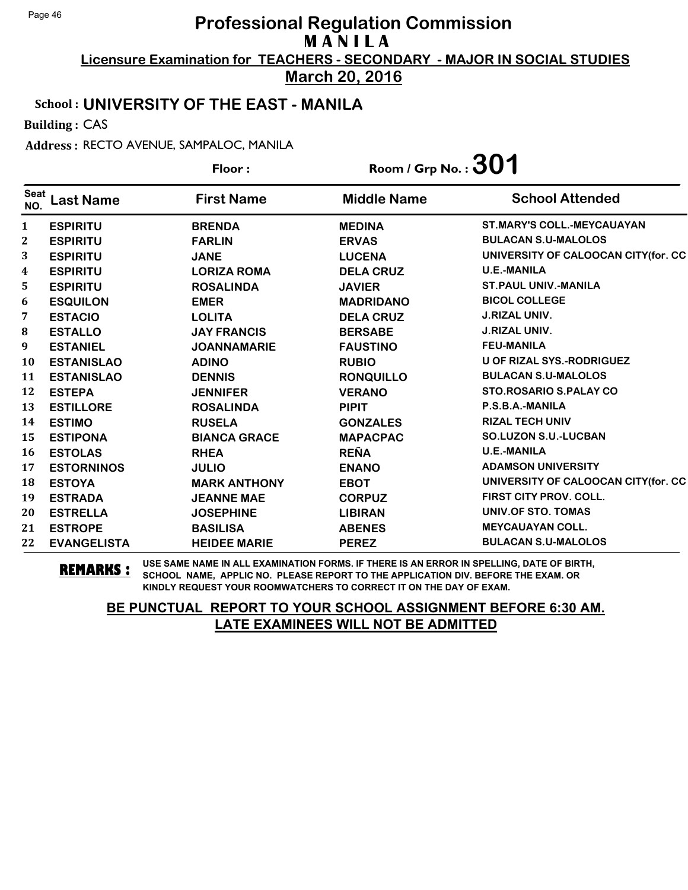# Professional Regulation Commission

## M A N I L A

**Licensure Examination for TEACHERS - SECONDARY - MAJOR IN SOCIAL STUDIES**

**March 20, 2016**

**School : UNIVERSITY OF THE EAST - MANILA**

**Building :** CAS

**Address :** RECTO AVENUE, SAMPALOC, MANILA

**Floor :** **Room / Grp No. : 301**

| Seat NO. | Last Name | First Name | Middle Name | School Attended |
|---|---|---|---|---|
| 1 | ESPIRITU | BRENDA | MEDINA | ST.MARY'S COLL.-MEYCAUAYAN |
| 2 | ESPIRITU | FARLIN | ERVAS | BULACAN S.U-MALOLOS |
| 3 | ESPIRITU | JANE | LUCENA | UNIVERSITY OF CALOOCAN CITY(for. CC |
| 4 | ESPIRITU | LORIZA ROMA | DELA CRUZ | U.E.-MANILA |
| 5 | ESPIRITU | ROSALINDA | JAVIER | ST.PAUL UNIV.-MANILA |
| 6 | ESQUILON | EMER | MADRIDANO | BICOL COLLEGE |
| 7 | ESTACIO | LOLITA | DELA CRUZ | J.RIZAL UNIV. |
| 8 | ESTALLO | JAY FRANCIS | BERSABE | J.RIZAL UNIV. |
| 9 | ESTANIEL | JOANNAMARIE | FAUSTINO | FEU-MANILA |
| 10 | ESTANISLAO | ADINO | RUBIO | U OF RIZAL SYS.-RODRIGUEZ |
| 11 | ESTANISLAO | DENNIS | RONQUILLO | BULACAN S.U-MALOLOS |
| 12 | ESTEPA | JENNIFER | VERANO | STO.ROSARIO S.PALAY CO |
| 13 | ESTILLORE | ROSALINDA | PIPIT | P.S.B.A.-MANILA |
| 14 | ESTIMO | RUSELA | GONZALES | RIZAL TECH UNIV |
| 15 | ESTIPONA | BIANCA GRACE | MAPACPAC | SO.LUZON S.U.-LUCBAN |
| 16 | ESTOLAS | RHEA | REÑA | U.E.-MANILA |
| 17 | ESTORNINOS | JULIO | ENANO | ADAMSON UNIVERSITY |
| 18 | ESTOYA | MARK ANTHONY | EBOT | UNIVERSITY OF CALOOCAN CITY(for. CC |
| 19 | ESTRADA | JEANNE MAE | CORPUZ | FIRST CITY PROV. COLL. |
| 20 | ESTRELLA | JOSEPHINE | LIBIRAN | UNIV.OF STO. TOMAS |
| 21 | ESTROPE | BASILISA | ABENES | MEYCAUAYAN COLL. |
| 22 | EVANGELISTA | HEIDEE MARIE | PEREZ | BULACAN S.U-MALOLOS |

**REMARKS :** USE SAME NAME IN ALL EXAMINATION FORMS. IF THERE IS AN ERROR IN SPELLING, DATE OF BIRTH, SCHOOL NAME, APPLIC NO. PLEASE REPORT TO THE APPLICATION DIV. BEFORE THE EXAM. OR KINDLY REQUEST YOUR ROOMWATCHERS TO CORRECT IT ON THE DAY OF EXAM.

**BE PUNCTUAL REPORT TO YOUR SCHOOL ASSIGNMENT BEFORE 6:30 AM. LATE EXAMINEES WILL NOT BE ADMITTED**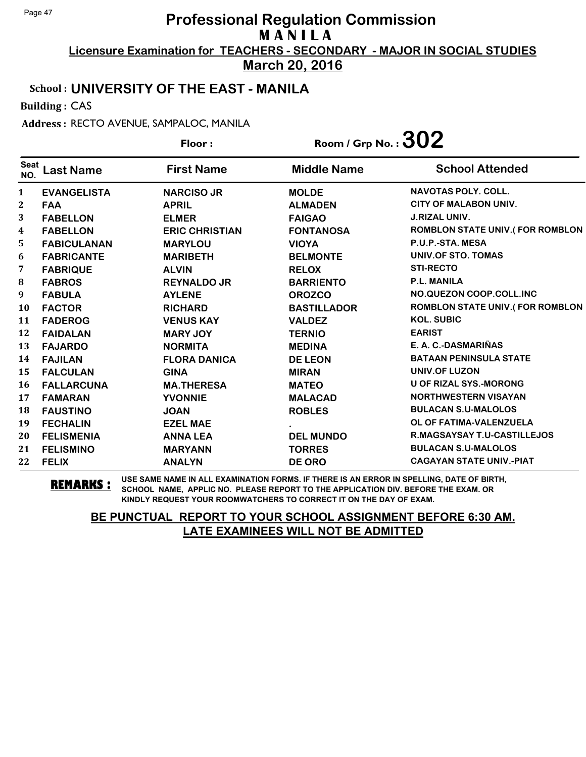# Professional Regulation Commission
## M A N I L A

**Licensure Examination for TEACHERS - SECONDARY - MAJOR IN SOCIAL STUDIES**

**March 20, 2016**

**School : UNIVERSITY OF THE EAST - MANILA**

**Building :** CAS

**Address :** RECTO AVENUE, SAMPALOC, MANILA

**Floor :** 

**Room / Grp No. : 302**

| Seat NO. | Last Name | First Name | Middle Name | School Attended |
|---|---|---|---|---|
| 1 | EVANGELISTA | NARCISO JR | MOLDE | NAVOTAS POLY. COLL. |
| 2 | FAA | APRIL | ALMADEN | CITY OF MALABON UNIV. |
| 3 | FABELLON | ELMER | FAIGAO | J.RIZAL UNIV. |
| 4 | FABELLON | ERIC CHRISTIAN | FONTANOSA | ROMBLON STATE UNIV.( FOR ROMBLON |
| 5 | FABICULANAN | MARYLOU | VIOYA | P.U.P.-STA. MESA |
| 6 | FABRICANTE | MARIBETH | BELMONTE | UNIV.OF STO. TOMAS |
| 7 | FABRIQUE | ALVIN | RELOX | STI-RECTO |
| 8 | FABROS | REYNALDO JR | BARRIENTO | P.L. MANILA |
| 9 | FABULA | AYLENE | OROZCO | NO.QUEZON COOP.COLL.INC |
| 10 | FACTOR | RICHARD | BASTILLADOR | ROMBLON STATE UNIV.( FOR ROMBLON |
| 11 | FADEROG | VENUS KAY | VALDEZ | KOL. SUBIC |
| 12 | FAIDALAN | MARY JOY | TERNIO | EARIST |
| 13 | FAJARDO | NORMITA | MEDINA | E. A. C.-DASMARIÑAS |
| 14 | FAJILAN | FLORA DANICA | DE LEON | BATAAN PENINSULA STATE |
| 15 | FALCULAN | GINA | MIRAN | UNIV.OF LUZON |
| 16 | FALLARCUNA | MA.THERESA | MATEO | U OF RIZAL SYS.-MORONG |
| 17 | FAMARAN | YVONNIE | MALACAD | NORTHWESTERN VISAYAN |
| 18 | FAUSTINO | JOAN | ROBLES | BULACAN S.U-MALOLOS |
| 19 | FECHALIN | EZEL MAE | . | OL OF FATIMA-VALENZUELA |
| 20 | FELISMENIA | ANNA LEA | DEL MUNDO | R.MAGSAYSAY T.U-CASTILLEJOS |
| 21 | FELISMINO | MARYANN | TORRES | BULACAN S.U-MALOLOS |
| 22 | FELIX | ANALYN | DE ORO | CAGAYAN STATE UNIV.-PIAT |

**REMARKS :** USE SAME NAME IN ALL EXAMINATION FORMS. IF THERE IS AN ERROR IN SPELLING, DATE OF BIRTH, SCHOOL NAME, APPLIC NO. PLEASE REPORT TO THE APPLICATION DIV. BEFORE THE EXAM. OR KINDLY REQUEST YOUR ROOMWATCHERS TO CORRECT IT ON THE DAY OF EXAM.

**BE PUNCTUAL REPORT TO YOUR SCHOOL ASSIGNMENT BEFORE 6:30 AM.**
**LATE EXAMINEES WILL NOT BE ADMITTED**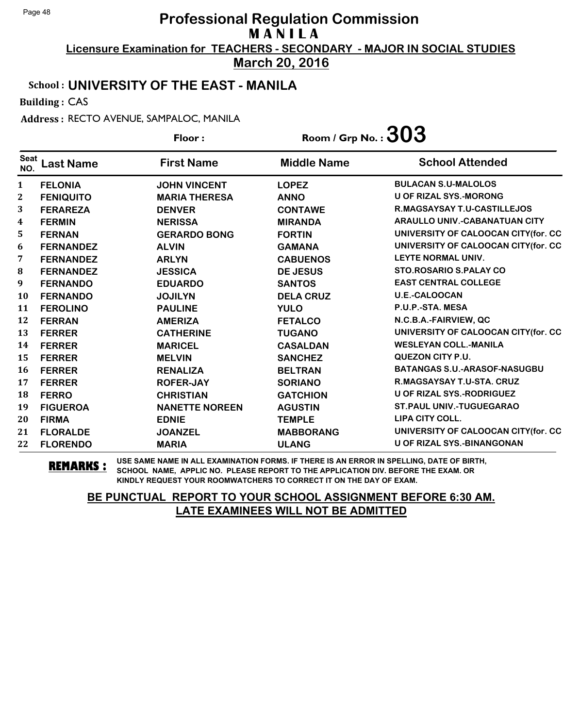# Professional Regulation Commission
## M A N I L A
**Licensure Examination for TEACHERS - SECONDARY - MAJOR IN SOCIAL STUDIES**
**March 20, 2016**

**School : UNIVERSITY OF THE EAST - MANILA**

**Building :** CAS

**Address :** RECTO AVENUE, SAMPALOC, MANILA

**Floor :** 

**Room / Grp No. : 303**

| Seat NO. | Last Name | First Name | Middle Name | School Attended |
|---|---|---|---|---|
| 1 | FELONIA | JOHN VINCENT | LOPEZ | BULACAN S.U-MALOLOS |
| 2 | FENIQUITO | MARIA THERESA | ANNO | U OF RIZAL SYS.-MORONG |
| 3 | FERAREZA | DENVER | CONTAWE | R.MAGSAYSAY T.U-CASTILLEJOS |
| 4 | FERMIN | NERISSA | MIRANDA | ARAULLO UNIV.-CABANATUAN CITY |
| 5 | FERNAN | GERARDO BONG | FORTIN | UNIVERSITY OF CALOOCAN CITY(for. CC |
| 6 | FERNANDEZ | ALVIN | GAMANA | UNIVERSITY OF CALOOCAN CITY(for. CC |
| 7 | FERNANDEZ | ARLYN | CABUENOS | LEYTE NORMAL UNIV. |
| 8 | FERNANDEZ | JESSICA | DE JESUS | STO.ROSARIO S.PALAY CO |
| 9 | FERNANDO | EDUARDO | SANTOS | EAST CENTRAL COLLEGE |
| 10 | FERNANDO | JOJILYN | DELA CRUZ | U.E.-CALOOCAN |
| 11 | FEROLINO | PAULINE | YULO | P.U.P.-STA. MESA |
| 12 | FERRAN | AMERIZA | FETALCO | N.C.B.A.-FAIRVIEW, QC |
| 13 | FERRER | CATHERINE | TUGANO | UNIVERSITY OF CALOOCAN CITY(for. CC |
| 14 | FERRER | MARICEL | CASALDAN | WESLEYAN COLL.-MANILA |
| 15 | FERRER | MELVIN | SANCHEZ | QUEZON CITY P.U. |
| 16 | FERRER | RENALIZA | BELTRAN | BATANGAS S.U.-ARASOF-NASUGBU |
| 17 | FERRER | ROFER-JAY | SORIANO | R.MAGSAYSAY T.U-STA. CRUZ |
| 18 | FERRO | CHRISTIAN | GATCHION | U OF RIZAL SYS.-RODRIGUEZ |
| 19 | FIGUEROA | NANETTE NOREEN | AGUSTIN | ST.PAUL UNIV.-TUGUEGARAO |
| 20 | FIRMA | EDNIE | TEMPLE | LIPA CITY COLL. |
| 21 | FLORALDE | JOANZEL | MABBORANG | UNIVERSITY OF CALOOCAN CITY(for. CC |
| 22 | FLORENDO | MARIA | ULANG | U OF RIZAL SYS.-BINANGONAN |

**REMARKS :** USE SAME NAME IN ALL EXAMINATION FORMS. IF THERE IS AN ERROR IN SPELLING, DATE OF BIRTH, SCHOOL NAME, APPLIC NO. PLEASE REPORT TO THE APPLICATION DIV. BEFORE THE EXAM. OR KINDLY REQUEST YOUR ROOMWATCHERS TO CORRECT IT ON THE DAY OF EXAM.

**BE PUNCTUAL REPORT TO YOUR SCHOOL ASSIGNMENT BEFORE 6:30 AM.**
**LATE EXAMINEES WILL NOT BE ADMITTED**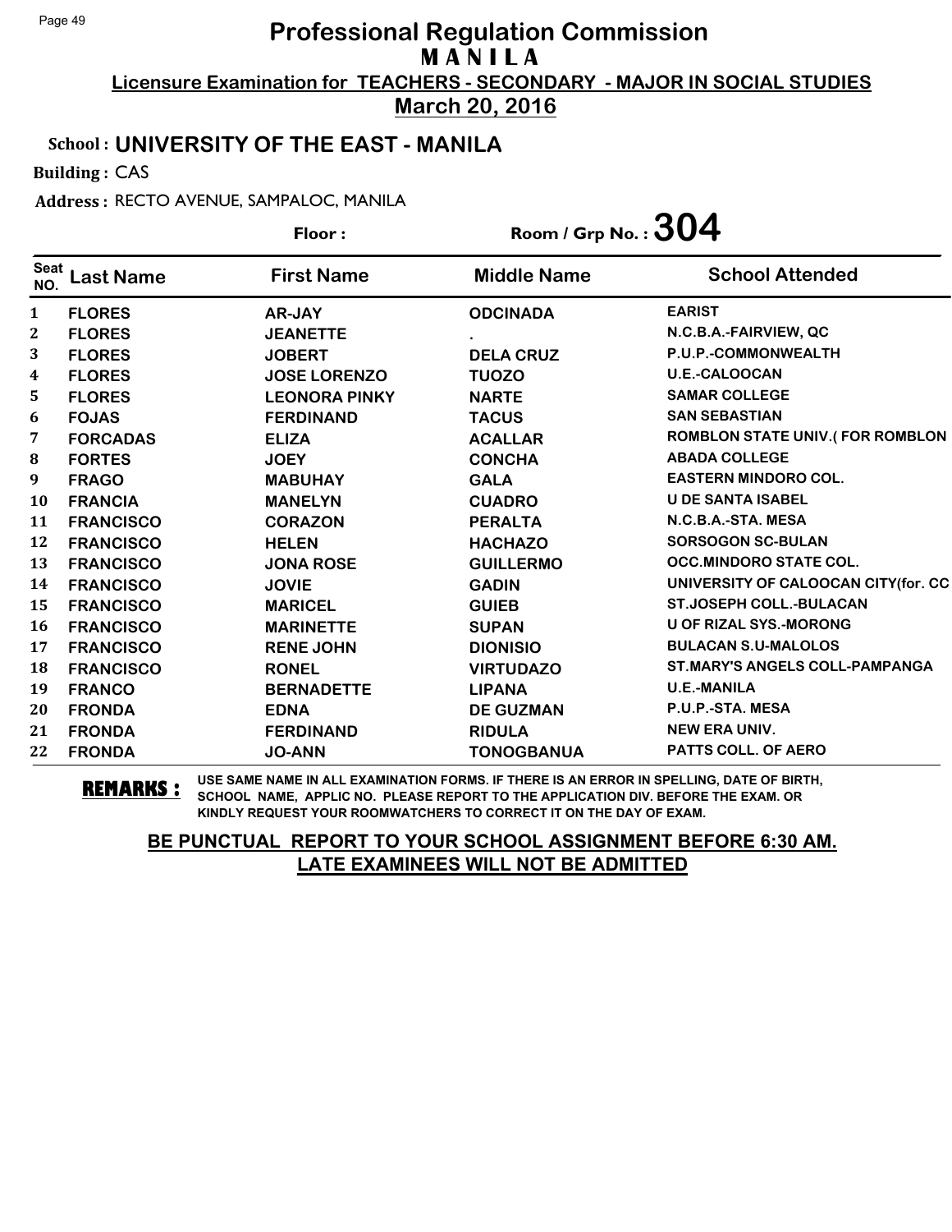# Professional Regulation Commission
## MANILA
### Licensure Examination for TEACHERS - SECONDARY - MAJOR IN SOCIAL STUDIES
### March 20, 2016

**School : UNIVERSITY OF THE EAST - MANILA**

**Building :** CAS

**Address :** RECTO AVENUE, SAMPALOC, MANILA

**Floor :** 

**Room / Grp No. : 304**

| Seat NO. | Last Name | First Name | Middle Name | School Attended |
|---|---|---|---|---|
| 1 | FLORES | AR-JAY | ODCINADA | EARIST |
| 2 | FLORES | JEANETTE | . | N.C.B.A.-FAIRVIEW, QC |
| 3 | FLORES | JOBERT | DELA CRUZ | P.U.P.-COMMONWEALTH |
| 4 | FLORES | JOSE LORENZO | TUOZO | U.E.-CALOOCAN |
| 5 | FLORES | LEONORA PINKY | NARTE | SAMAR COLLEGE |
| 6 | FOJAS | FERDINAND | TACUS | SAN SEBASTIAN |
| 7 | FORCADAS | ELIZA | ACALLAR | ROMBLON STATE UNIV.( FOR ROMBLON |
| 8 | FORTES | JOEY | CONCHA | ABADA COLLEGE |
| 9 | FRAGO | MABUHAY | GALA | EASTERN MINDORO COL. |
| 10 | FRANCIA | MANELYN | CUADRO | U DE SANTA ISABEL |
| 11 | FRANCISCO | CORAZON | PERALTA | N.C.B.A.-STA. MESA |
| 12 | FRANCISCO | HELEN | HACHAZO | SORSOGON SC-BULAN |
| 13 | FRANCISCO | JONA ROSE | GUILLERMO | OCC.MINDORO STATE COL. |
| 14 | FRANCISCO | JOVIE | GADIN | UNIVERSITY OF CALOOCAN CITY(for. CC |
| 15 | FRANCISCO | MARICEL | GUIEB | ST.JOSEPH COLL.-BULACAN |
| 16 | FRANCISCO | MARINETTE | SUPAN | U OF RIZAL SYS.-MORONG |
| 17 | FRANCISCO | RENE JOHN | DIONISIO | BULACAN S.U-MALOLOS |
| 18 | FRANCISCO | RONEL | VIRTUDAZO | ST.MARY'S ANGELS COLL-PAMPANGA |
| 19 | FRANCO | BERNADETTE | LIPANA | U.E.-MANILA |
| 20 | FRONDA | EDNA | DE GUZMAN | P.U.P.-STA. MESA |
| 21 | FRONDA | FERDINAND | RIDULA | NEW ERA UNIV. |
| 22 | FRONDA | JO-ANN | TONOGBANUA | PATTS COLL. OF AERO |

**REMARKS :** USE SAME NAME IN ALL EXAMINATION FORMS. IF THERE IS AN ERROR IN SPELLING, DATE OF BIRTH, SCHOOL NAME, APPLIC NO. PLEASE REPORT TO THE APPLICATION DIV. BEFORE THE EXAM. OR KINDLY REQUEST YOUR ROOMWATCHERS TO CORRECT IT ON THE DAY OF EXAM.

**BE PUNCTUAL REPORT TO YOUR SCHOOL ASSIGNMENT BEFORE 6:30 AM.**
**LATE EXAMINEES WILL NOT BE ADMITTED**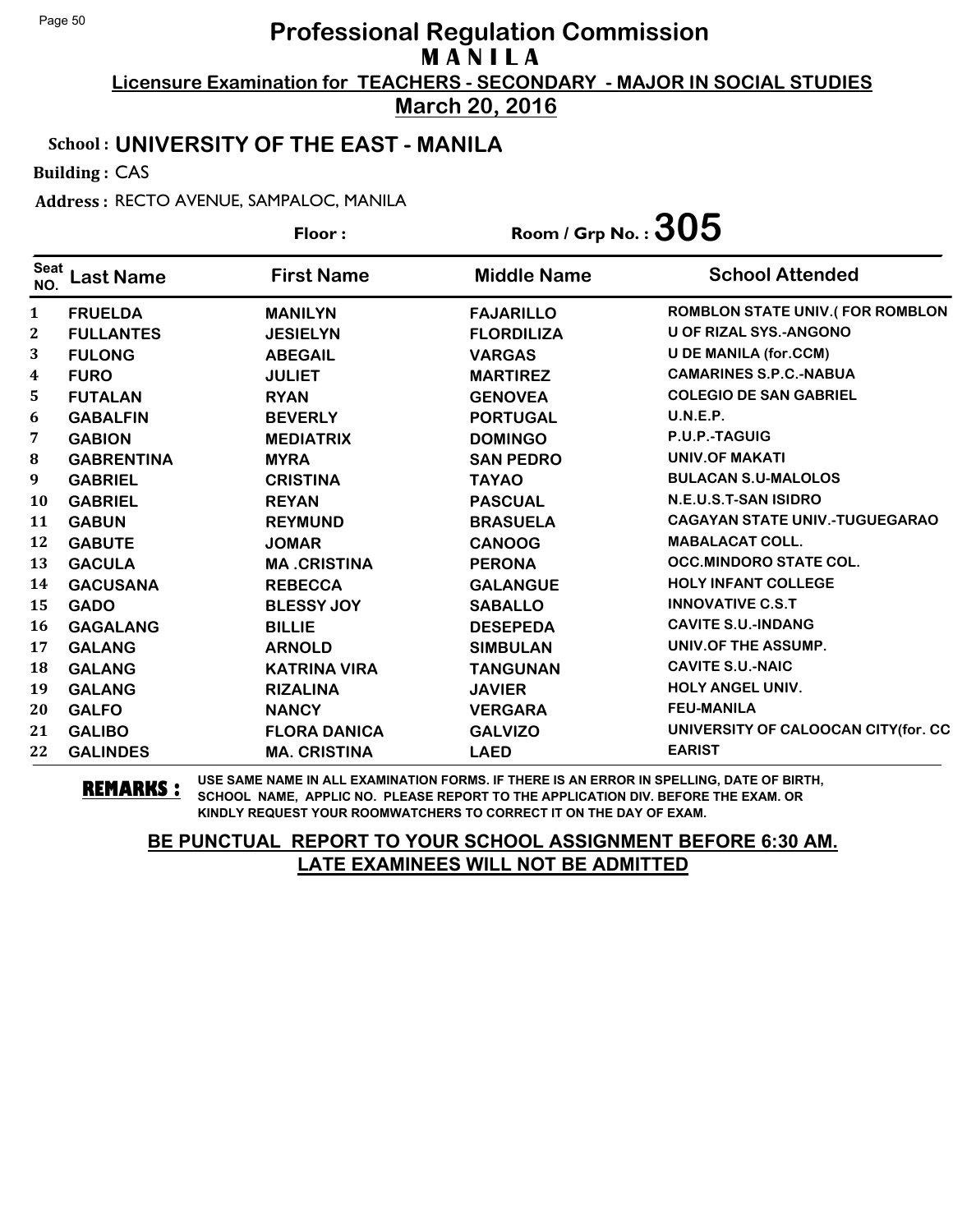# Professional Regulation Commission

## MANILA

**Licensure Examination for TEACHERS - SECONDARY - MAJOR IN SOCIAL STUDIES**

**March 20, 2016**

**School : UNIVERSITY OF THE EAST - MANILA**

**Building :** CAS

**Address :** RECTO AVENUE, SAMPALOC, MANILA

**Floor :** 

**Room / Grp No. : 305**

| Seat NO. | Last Name | First Name | Middle Name | School Attended |
|---|---|---|---|---|
| 1 | FRUELDA | MANILYN | FAJARILLO | ROMBLON STATE UNIV.( FOR ROMBLON |
| 2 | FULLANTES | JESIELYN | FLORDILIZA | U OF RIZAL SYS.-ANGONO |
| 3 | FULONG | ABEGAIL | VARGAS | U DE MANILA (for.CCM) |
| 4 | FURO | JULIET | MARTIREZ | CAMARINES S.P.C.-NABUA |
| 5 | FUTALAN | RYAN | GENOVEA | COLEGIO DE SAN GABRIEL |
| 6 | GABALFIN | BEVERLY | PORTUGAL | U.N.E.P. |
| 7 | GABION | MEDIATRIX | DOMINGO | P.U.P.-TAGUIG |
| 8 | GABRENTINA | MYRA | SAN PEDRO | UNIV.OF MAKATI |
| 9 | GABRIEL | CRISTINA | TAYAO | BULACAN S.U-MALOLOS |
| 10 | GABRIEL | REYAN | PASCUAL | N.E.U.S.T-SAN ISIDRO |
| 11 | GABUN | REYMUND | BRASUELA | CAGAYAN STATE UNIV.-TUGUEGARAO |
| 12 | GABUTE | JOMAR | CANOOG | MABALACAT COLL. |
| 13 | GACULA | MA .CRISTINA | PERONA | OCC.MINDORO STATE COL. |
| 14 | GACUSANA | REBECCA | GALANGUE | HOLY INFANT COLLEGE |
| 15 | GADO | BLESSY JOY | SABALLO | INNOVATIVE C.S.T |
| 16 | GAGALANG | BILLIE | DESEPEDA | CAVITE S.U.-INDANG |
| 17 | GALANG | ARNOLD | SIMBULAN | UNIV.OF THE ASSUMP. |
| 18 | GALANG | KATRINA VIRA | TANGUNAN | CAVITE S.U.-NAIC |
| 19 | GALANG | RIZALINA | JAVIER | HOLY ANGEL UNIV. |
| 20 | GALFO | NANCY | VERGARA | FEU-MANILA |
| 21 | GALIBO | FLORA DANICA | GALVIZO | UNIVERSITY OF CALOOCAN CITY(for. CC |
| 22 | GALINDES | MA. CRISTINA | LAED | EARIST |

**REMARKS :** USE SAME NAME IN ALL EXAMINATION FORMS. IF THERE IS AN ERROR IN SPELLING, DATE OF BIRTH, SCHOOL NAME, APPLIC NO. PLEASE REPORT TO THE APPLICATION DIV. BEFORE THE EXAM. OR KINDLY REQUEST YOUR ROOMWATCHERS TO CORRECT IT ON THE DAY OF EXAM.

**BE PUNCTUAL REPORT TO YOUR SCHOOL ASSIGNMENT BEFORE 6:30 AM. LATE EXAMINEES WILL NOT BE ADMITTED**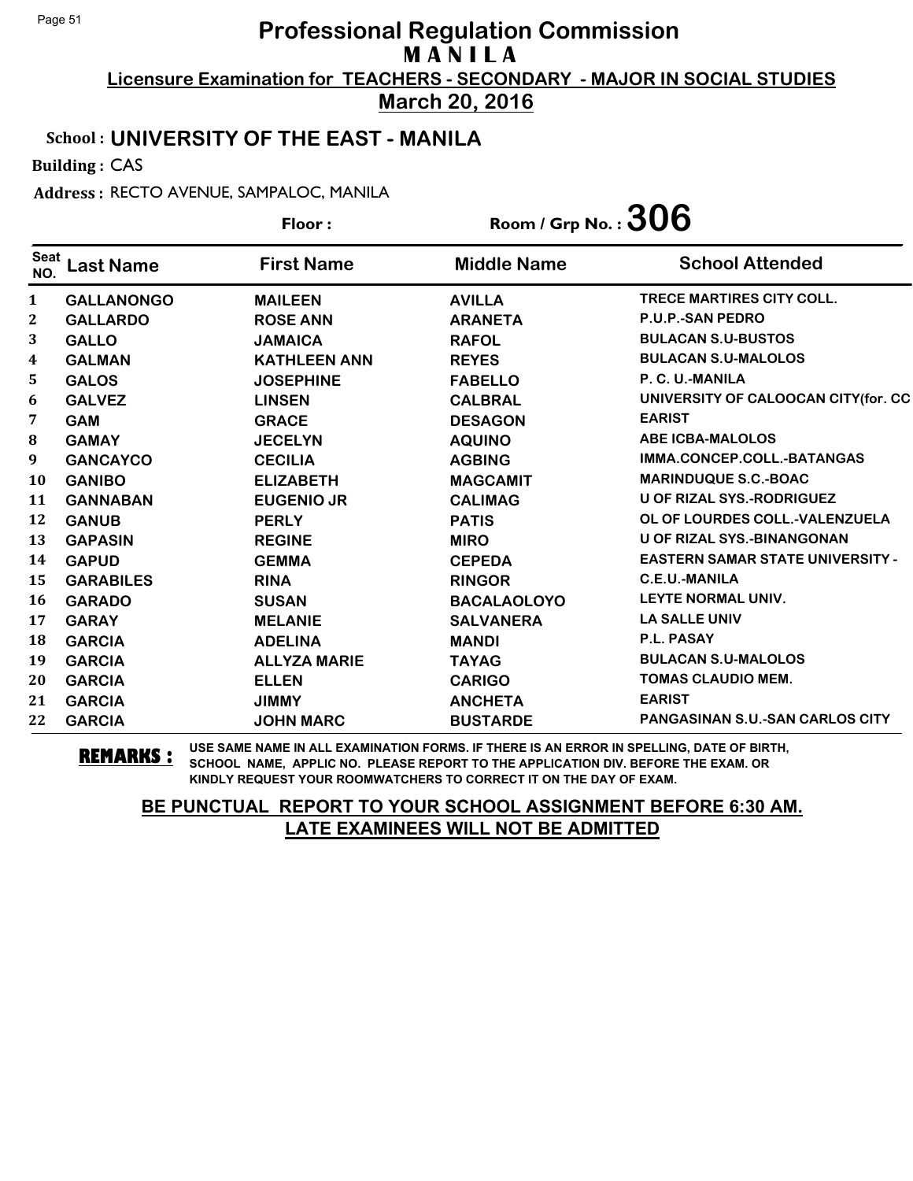# Professional Regulation Commission
## M A N I L A
### Licensure Examination for TEACHERS - SECONDARY - MAJOR IN SOCIAL STUDIES
### March 20, 2016

**School :** UNIVERSITY OF THE EAST - MANILA

**Building :** CAS

**Address :** RECTO AVENUE, SAMPALOC, MANILA

**Floor :** 

**Room / Grp No. : 306**

| Seat NO. | Last Name | First Name | Middle Name | School Attended |
|---|---|---|---|---|
| 1 | GALLANONGO | MAILEEN | AVILLA | TRECE MARTIRES CITY COLL. |
| 2 | GALLARDO | ROSE ANN | ARANETA | P.U.P.-SAN PEDRO |
| 3 | GALLO | JAMAICA | RAFOL | BULACAN S.U-BUSTOS |
| 4 | GALMAN | KATHLEEN ANN | REYES | BULACAN S.U-MALOLOS |
| 5 | GALOS | JOSEPHINE | FABELLO | P. C. U.-MANILA |
| 6 | GALVEZ | LINSEN | CALBRAL | UNIVERSITY OF CALOOCAN CITY(for. CC |
| 7 | GAM | GRACE | DESAGON | EARIST |
| 8 | GAMAY | JECELYN | AQUINO | ABE ICBA-MALOLOS |
| 9 | GANCAYCO | CECILIA | AGBING | IMMA.CONCEP.COLL.-BATANGAS |
| 10 | GANIBO | ELIZABETH | MAGCAMIT | MARINDUQUE S.C.-BOAC |
| 11 | GANNABAN | EUGENIO JR | CALIMAG | U OF RIZAL SYS.-RODRIGUEZ |
| 12 | GANUB | PERLY | PATIS | OL OF LOURDES COLL.-VALENZUELA |
| 13 | GAPASIN | REGINE | MIRO | U OF RIZAL SYS.-BINANGONAN |
| 14 | GAPUD | GEMMA | CEPEDA | EASTERN SAMAR STATE UNIVERSITY - |
| 15 | GARABILES | RINA | RINGOR | C.E.U.-MANILA |
| 16 | GARADO | SUSAN | BACALAOLOYO | LEYTE NORMAL UNIV. |
| 17 | GARAY | MELANIE | SALVANERA | LA SALLE UNIV |
| 18 | GARCIA | ADELINA | MANDI | P.L. PASAY |
| 19 | GARCIA | ALLYZA MARIE | TAYAG | BULACAN S.U-MALOLOS |
| 20 | GARCIA | ELLEN | CARIGO | TOMAS CLAUDIO MEM. |
| 21 | GARCIA | JIMMY | ANCHETA | EARIST |
| 22 | GARCIA | JOHN MARC | BUSTARDE | PANGASINAN S.U.-SAN CARLOS CITY |

**REMARKS :** USE SAME NAME IN ALL EXAMINATION FORMS. IF THERE IS AN ERROR IN SPELLING, DATE OF BIRTH, SCHOOL NAME, APPLIC NO. PLEASE REPORT TO THE APPLICATION DIV. BEFORE THE EXAM. OR KINDLY REQUEST YOUR ROOMWATCHERS TO CORRECT IT ON THE DAY OF EXAM.

**BE PUNCTUAL REPORT TO YOUR SCHOOL ASSIGNMENT BEFORE 6:30 AM.**
**LATE EXAMINEES WILL NOT BE ADMITTED**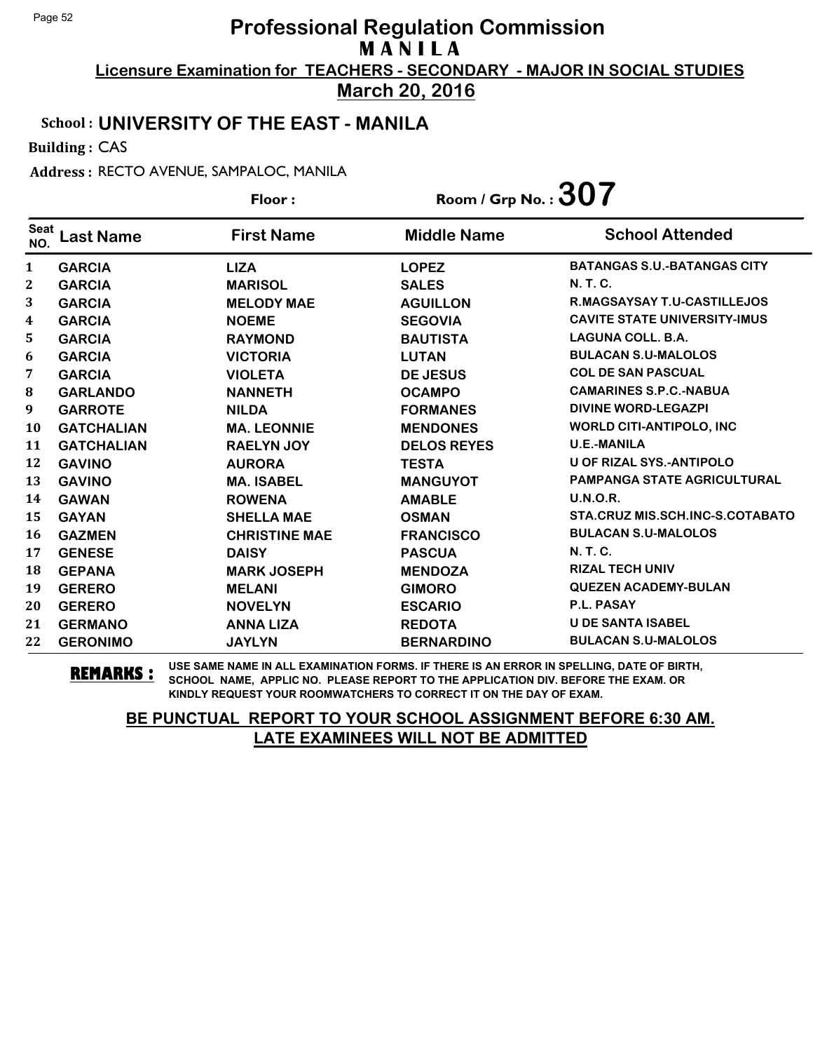# Professional Regulation Commission
## M A N I L A
### Licensure Examination for TEACHERS - SECONDARY - MAJOR IN SOCIAL STUDIES
### March 20, 2016

**School :** UNIVERSITY OF THE EAST - MANILA

**Building :** CAS

**Address :** RECTO AVENUE, SAMPALOC, MANILA

**Floor :**

**Room / Grp No. : 307**

| Seat NO. | Last Name | First Name | Middle Name | School Attended |
|---|---|---|---|---|
| 1 | GARCIA | LIZA | LOPEZ | BATANGAS S.U.-BATANGAS CITY |
| 2 | GARCIA | MARISOL | SALES | N. T. C. |
| 3 | GARCIA | MELODY MAE | AGUILLON | R.MAGSAYSAY T.U-CASTILLEJOS |
| 4 | GARCIA | NOEME | SEGOVIA | CAVITE STATE UNIVERSITY-IMUS |
| 5 | GARCIA | RAYMOND | BAUTISTA | LAGUNA COLL. B.A. |
| 6 | GARCIA | VICTORIA | LUTAN | BULACAN S.U-MALOLOS |
| 7 | GARCIA | VIOLETA | DE JESUS | COL DE SAN PASCUAL |
| 8 | GARLANDO | NANNETH | OCAMPO | CAMARINES S.P.C.-NABUA |
| 9 | GARROTE | NILDA | FORMANES | DIVINE WORD-LEGAZPI |
| 10 | GATCHALIAN | MA. LEONNIE | MENDONES | WORLD CITI-ANTIPOLO, INC |
| 11 | GATCHALIAN | RAELYN JOY | DELOS REYES | U.E.-MANILA |
| 12 | GAVINO | AURORA | TESTA | U OF RIZAL SYS.-ANTIPOLO |
| 13 | GAVINO | MA. ISABEL | MANGUYOT | PAMPANGA STATE AGRICULTURAL |
| 14 | GAWAN | ROWENA | AMABLE | U.N.O.R. |
| 15 | GAYAN | SHELLA MAE | OSMAN | STA.CRUZ MIS.SCH.INC-S.COTABATO |
| 16 | GAZMEN | CHRISTINE MAE | FRANCISCO | BULACAN S.U-MALOLOS |
| 17 | GENESE | DAISY | PASCUA | N. T. C. |
| 18 | GEPANA | MARK JOSEPH | MENDOZA | RIZAL TECH UNIV |
| 19 | GERERO | MELANI | GIMORO | QUEZEN ACADEMY-BULAN |
| 20 | GERERO | NOVELYN | ESCARIO | P.L. PASAY |
| 21 | GERMANO | ANNA LIZA | REDOTA | U DE SANTA ISABEL |
| 22 | GERONIMO | JAYLYN | BERNARDINO | BULACAN S.U-MALOLOS |

**REMARKS :** USE SAME NAME IN ALL EXAMINATION FORMS. IF THERE IS AN ERROR IN SPELLING, DATE OF BIRTH, SCHOOL NAME, APPLIC NO. PLEASE REPORT TO THE APPLICATION DIV. BEFORE THE EXAM. OR KINDLY REQUEST YOUR ROOMWATCHERS TO CORRECT IT ON THE DAY OF EXAM.

**BE PUNCTUAL REPORT TO YOUR SCHOOL ASSIGNMENT BEFORE 6:30 AM. LATE EXAMINEES WILL NOT BE ADMITTED**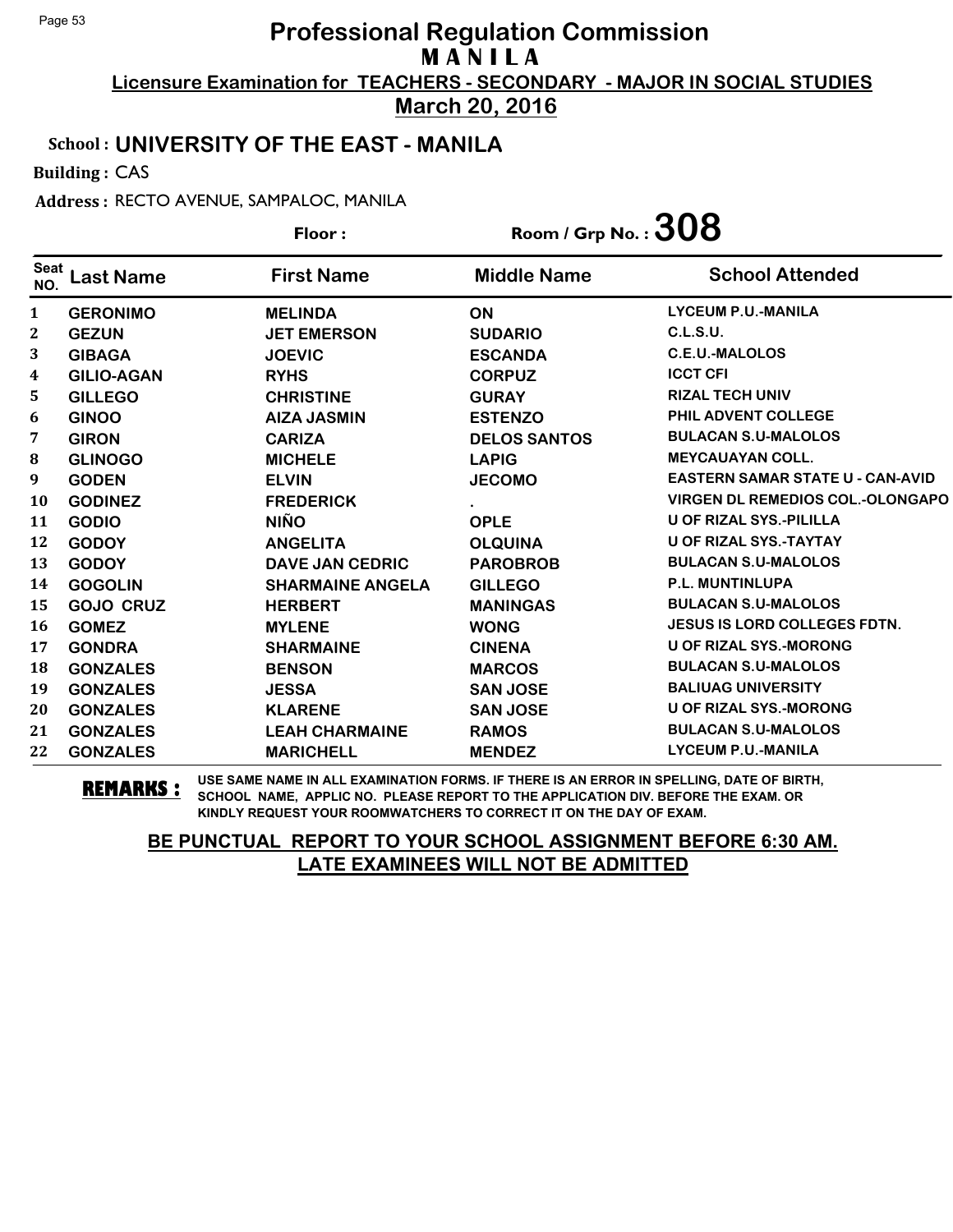# Professional Regulation Commission
## MANILA
### Licensure Examination for TEACHERS - SECONDARY - MAJOR IN SOCIAL STUDIES
### March 20, 2016

**School : UNIVERSITY OF THE EAST - MANILA**

**Building :** CAS

**Address :** RECTO AVENUE, SAMPALOC, MANILA

**Floor :** 

**Room / Grp No. : 308**

| Seat NO. | Last Name | First Name | Middle Name | School Attended |
|---|---|---|---|---|
| 1 | GERONIMO | MELINDA | ON | LYCEUM P.U.-MANILA |
| 2 | GEZUN | JET EMERSON | SUDARIO | C.L.S.U. |
| 3 | GIBAGA | JOEVIC | ESCANDA | C.E.U.-MALOLOS |
| 4 | GILIO-AGAN | RYHS | CORPUZ | ICCT CFI |
| 5 | GILLEGO | CHRISTINE | GURAY | RIZAL TECH UNIV |
| 6 | GINOO | AIZA JASMIN | ESTENZO | PHIL ADVENT COLLEGE |
| 7 | GIRON | CARIZA | DELOS SANTOS | BULACAN S.U-MALOLOS |
| 8 | GLINOGO | MICHELE | LAPIG | MEYCAUAYAN COLL. |
| 9 | GODEN | ELVIN | JECOMO | EASTERN SAMAR STATE U - CAN-AVID |
| 10 | GODINEZ | FREDERICK | . | VIRGEN DL REMEDIOS COL.-OLONGAPO |
| 11 | GODIO | NIÑO | OPLE | U OF RIZAL SYS.-PILILLA |
| 12 | GODOY | ANGELITA | OLQUINA | U OF RIZAL SYS.-TAYTAY |
| 13 | GODOY | DAVE JAN CEDRIC | PAROBROB | BULACAN S.U-MALOLOS |
| 14 | GOGOLIN | SHARMAINE ANGELA | GILLEGO | P.L. MUNTINLUPA |
| 15 | GOJO CRUZ | HERBERT | MANINGAS | BULACAN S.U-MALOLOS |
| 16 | GOMEZ | MYLENE | WONG | JESUS IS LORD COLLEGES FDTN. |
| 17 | GONDRA | SHARMAINE | CINENA | U OF RIZAL SYS.-MORONG |
| 18 | GONZALES | BENSON | MARCOS | BULACAN S.U-MALOLOS |
| 19 | GONZALES | JESSA | SAN JOSE | BALIUAG UNIVERSITY |
| 20 | GONZALES | KLARENE | SAN JOSE | U OF RIZAL SYS.-MORONG |
| 21 | GONZALES | LEAH CHARMAINE | RAMOS | BULACAN S.U-MALOLOS |
| 22 | GONZALES | MARICHELL | MENDEZ | LYCEUM P.U.-MANILA |

**REMARKS :** USE SAME NAME IN ALL EXAMINATION FORMS. IF THERE IS AN ERROR IN SPELLING, DATE OF BIRTH, SCHOOL NAME, APPLIC NO. PLEASE REPORT TO THE APPLICATION DIV. BEFORE THE EXAM. OR KINDLY REQUEST YOUR ROOMWATCHERS TO CORRECT IT ON THE DAY OF EXAM.

**BE PUNCTUAL REPORT TO YOUR SCHOOL ASSIGNMENT BEFORE 6:30 AM. LATE EXAMINEES WILL NOT BE ADMITTED**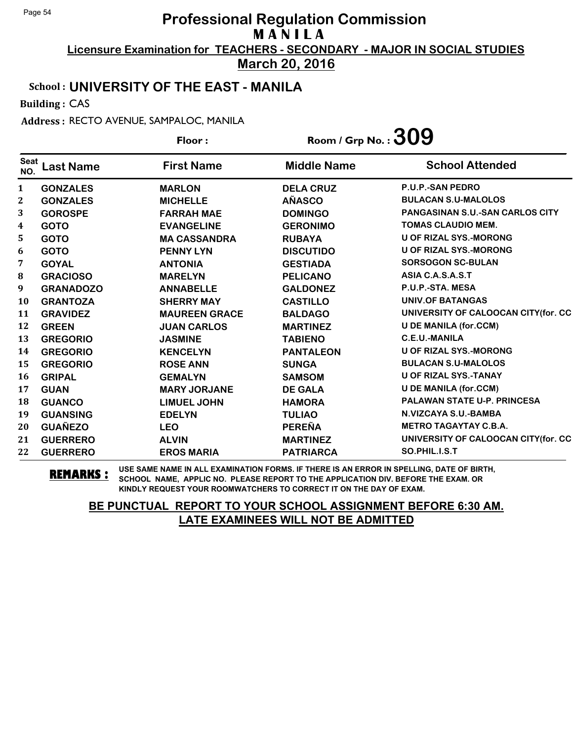# Professional Regulation Commission
## M A N I L A

**Licensure Examination for TEACHERS - SECONDARY - MAJOR IN SOCIAL STUDIES**

**March 20, 2016**

**School : UNIVERSITY OF THE EAST - MANILA**

**Building :** CAS

**Address :** RECTO AVENUE, SAMPALOC, MANILA

**Floor :** 

**Room / Grp No. : 309**

| Seat NO. | Last Name | First Name | Middle Name | School Attended |
|---|---|---|---|---|
| 1 | GONZALES | MARLON | DELA CRUZ | P.U.P.-SAN PEDRO |
| 2 | GONZALES | MICHELLE | AÑASCO | BULACAN S.U-MALOLOS |
| 3 | GOROSPE | FARRAH MAE | DOMINGO | PANGASINAN S.U.-SAN CARLOS CITY |
| 4 | GOTO | EVANGELINE | GERONIMO | TOMAS CLAUDIO MEM. |
| 5 | GOTO | MA CASSANDRA | RUBAYA | U OF RIZAL SYS.-MORONG |
| 6 | GOTO | PENNY LYN | DISCUTIDO | U OF RIZAL SYS.-MORONG |
| 7 | GOYAL | ANTONIA | GESTIADA | SORSOGON SC-BULAN |
| 8 | GRACIOSO | MARELYN | PELICANO | ASIA C.A.S.A.S.T |
| 9 | GRANADOZO | ANNABELLE | GALDONEZ | P.U.P.-STA. MESA |
| 10 | GRANTOZA | SHERRY MAY | CASTILLO | UNIV.OF BATANGAS |
| 11 | GRAVIDEZ | MAUREEN GRACE | BALDAGO | UNIVERSITY OF CALOOCAN CITY(for. CC |
| 12 | GREEN | JUAN CARLOS | MARTINEZ | U DE MANILA (for.CCM) |
| 13 | GREGORIO | JASMINE | TABIENO | C.E.U.-MANILA |
| 14 | GREGORIO | KENCELYN | PANTALEON | U OF RIZAL SYS.-MORONG |
| 15 | GREGORIO | ROSE ANN | SUNGA | BULACAN S.U-MALOLOS |
| 16 | GRIPAL | GEMALYN | SAMSOM | U OF RIZAL SYS.-TANAY |
| 17 | GUAN | MARY JORJANE | DE GALA | U DE MANILA (for.CCM) |
| 18 | GUANCO | LIMUEL JOHN | HAMORA | PALAWAN STATE U-P. PRINCESA |
| 19 | GUANSING | EDELYN | TULIAO | N.VIZCAYA S.U.-BAMBA |
| 20 | GUAÑEZO | LEO | PEREÑA | METRO TAGAYTAY C.B.A. |
| 21 | GUERRERO | ALVIN | MARTINEZ | UNIVERSITY OF CALOOCAN CITY(for. CC |
| 22 | GUERRERO | EROS MARIA | PATRIARCA | SO.PHIL.I.S.T |

**REMARKS :** USE SAME NAME IN ALL EXAMINATION FORMS. IF THERE IS AN ERROR IN SPELLING, DATE OF BIRTH, SCHOOL NAME, APPLIC NO. PLEASE REPORT TO THE APPLICATION DIV. BEFORE THE EXAM. OR KINDLY REQUEST YOUR ROOMWATCHERS TO CORRECT IT ON THE DAY OF EXAM.

**BE PUNCTUAL REPORT TO YOUR SCHOOL ASSIGNMENT BEFORE 6:30 AM.**
**LATE EXAMINEES WILL NOT BE ADMITTED**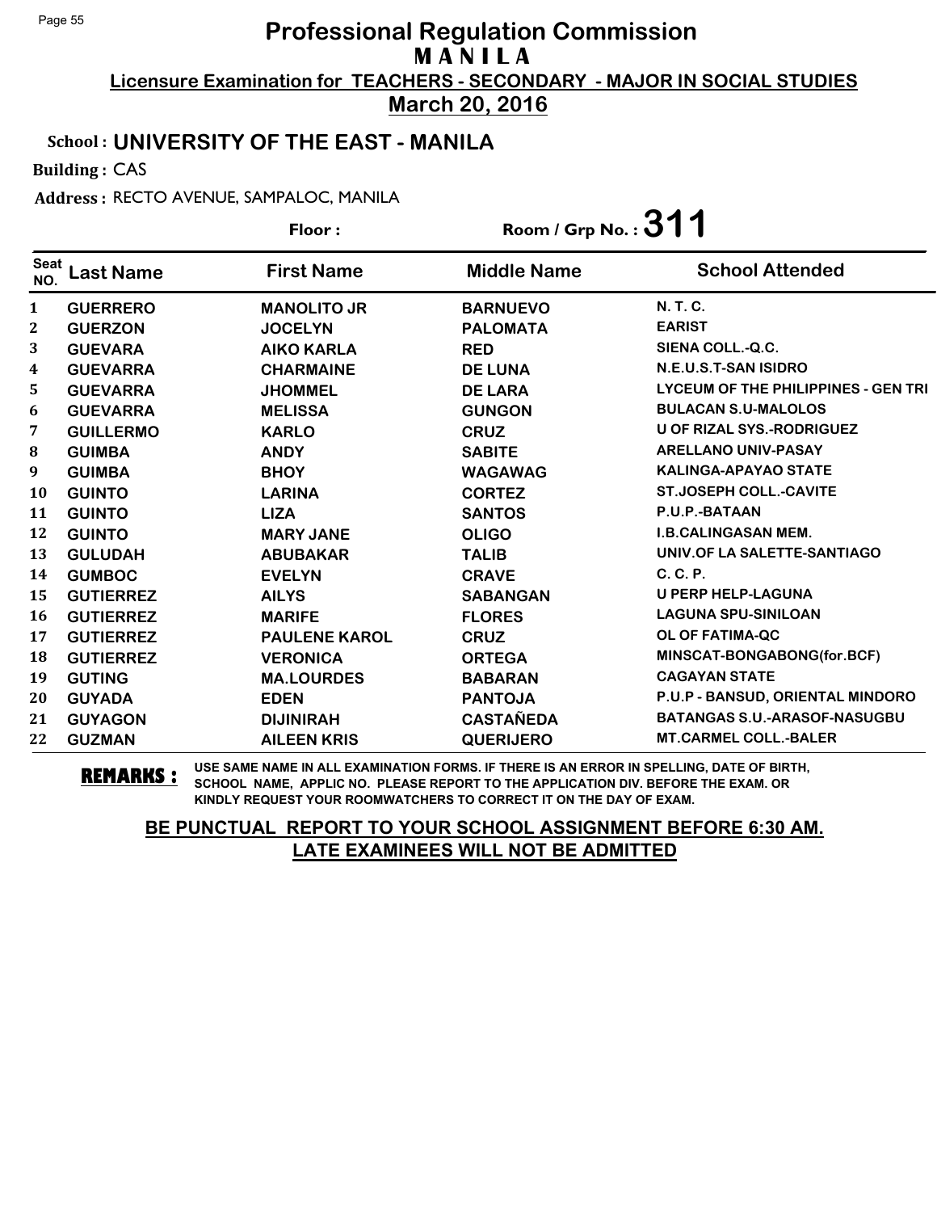# Professional Regulation Commission
## M A N I L A

**Licensure Examination for TEACHERS - SECONDARY - MAJOR IN SOCIAL STUDIES**

**March 20, 2016**

**School : UNIVERSITY OF THE EAST - MANILA**

**Building :** CAS

**Address :** RECTO AVENUE, SAMPALOC, MANILA

**Floor :**

**Room / Grp No. : 311**

| Seat NO. | Last Name | First Name | Middle Name | School Attended |
|---|---|---|---|---|
| 1 | GUERRERO | MANOLITO JR | BARNUEVO | N. T. C. |
| 2 | GUERZON | JOCELYN | PALOMATA | EARIST |
| 3 | GUEVARA | AIKO KARLA | RED | SIENA COLL.-Q.C. |
| 4 | GUEVARRA | CHARMAINE | DE LUNA | N.E.U.S.T-SAN ISIDRO |
| 5 | GUEVARRA | JHOMMEL | DE LARA | LYCEUM OF THE PHILIPPINES - GEN TRI |
| 6 | GUEVARRA | MELISSA | GUNGON | BULACAN S.U-MALOLOS |
| 7 | GUILLERMO | KARLO | CRUZ | U OF RIZAL SYS.-RODRIGUEZ |
| 8 | GUIMBA | ANDY | SABITE | ARELLANO UNIV-PASAY |
| 9 | GUIMBA | BHOY | WAGAWAG | KALINGA-APAYAO STATE |
| 10 | GUINTO | LARINA | CORTEZ | ST.JOSEPH COLL.-CAVITE |
| 11 | GUINTO | LIZA | SANTOS | P.U.P.-BATAAN |
| 12 | GUINTO | MARY JANE | OLIGO | I.B.CALINGASAN MEM. |
| 13 | GULUDAH | ABUBAKAR | TALIB | UNIV.OF LA SALETTE-SANTIAGO |
| 14 | GUMBOC | EVELYN | CRAVE | C. C. P. |
| 15 | GUTIERREZ | AILYS | SABANGAN | U PERP HELP-LAGUNA |
| 16 | GUTIERREZ | MARIFE | FLORES | LAGUNA SPU-SINILOAN |
| 17 | GUTIERREZ | PAULENE KAROL | CRUZ | OL OF FATIMA-QC |
| 18 | GUTIERREZ | VERONICA | ORTEGA | MINSCAT-BONGABONG(for.BCF) |
| 19 | GUTING | MA.LOURDES | BABARAN | CAGAYAN STATE |
| 20 | GUYADA | EDEN | PANTOJA | P.U.P - BANSUD, ORIENTAL MINDORO |
| 21 | GUYAGON | DIJINIRAH | CASTAÑEDA | BATANGAS S.U.-ARASOF-NASUGBU |
| 22 | GUZMAN | AILEEN KRIS | QUERIJERO | MT.CARMEL COLL.-BALER |

**REMARKS :** USE SAME NAME IN ALL EXAMINATION FORMS. IF THERE IS AN ERROR IN SPELLING, DATE OF BIRTH, SCHOOL NAME, APPLIC NO. PLEASE REPORT TO THE APPLICATION DIV. BEFORE THE EXAM. OR KINDLY REQUEST YOUR ROOMWATCHERS TO CORRECT IT ON THE DAY OF EXAM.

**BE PUNCTUAL REPORT TO YOUR SCHOOL ASSIGNMENT BEFORE 6:30 AM.**
**LATE EXAMINEES WILL NOT BE ADMITTED**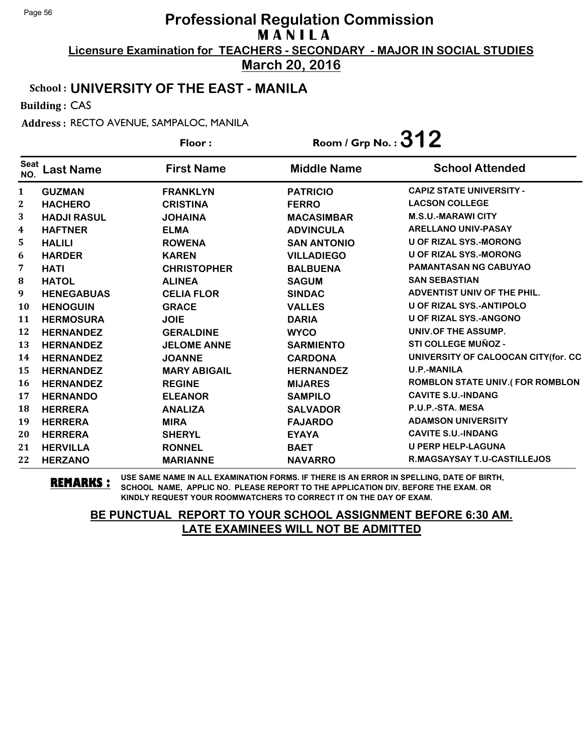# Professional Regulation Commission
## M A N I L A

**Licensure Examination for TEACHERS - SECONDARY - MAJOR IN SOCIAL STUDIES**

**March 20, 2016**

**School : UNIVERSITY OF THE EAST - MANILA**

**Building :** CAS

**Address :** RECTO AVENUE, SAMPALOC, MANILA

**Floor :** 

**Room / Grp No. : 312**

| Seat NO. | Last Name | First Name | Middle Name | School Attended |
|---|---|---|---|---|
| 1 | GUZMAN | FRANKLYN | PATRICIO | CAPIZ STATE UNIVERSITY - |
| 2 | HACHERO | CRISTINA | FERRO | LACSON COLLEGE |
| 3 | HADJI RASUL | JOHAINA | MACASIMBAR | M.S.U.-MARAWI CITY |
| 4 | HAFTNER | ELMA | ADVINCULA | ARELLANO UNIV-PASAY |
| 5 | HALILI | ROWENA | SAN ANTONIO | U OF RIZAL SYS.-MORONG |
| 6 | HARDER | KAREN | VILLADIEGO | U OF RIZAL SYS.-MORONG |
| 7 | HATI | CHRISTOPHER | BALBUENA | PAMANTASAN NG CABUYAO |
| 8 | HATOL | ALINEA | SAGUM | SAN SEBASTIAN |
| 9 | HENEGABUAS | CELIA FLOR | SINDAC | ADVENTIST UNIV OF THE PHIL. |
| 10 | HENOGUIN | GRACE | VALLES | U OF RIZAL SYS.-ANTIPOLO |
| 11 | HERMOSURA | JOIE | DARIA | U OF RIZAL SYS.-ANGONO |
| 12 | HERNANDEZ | GERALDINE | WYCO | UNIV.OF THE ASSUMP. |
| 13 | HERNANDEZ | JELOME ANNE | SARMIENTO | STI COLLEGE MUÑOZ - |
| 14 | HERNANDEZ | JOANNE | CARDONA | UNIVERSITY OF CALOOCAN CITY(for. CC |
| 15 | HERNANDEZ | MARY ABIGAIL | HERNANDEZ | U.P.-MANILA |
| 16 | HERNANDEZ | REGINE | MIJARES | ROMBLON STATE UNIV.( FOR ROMBLON |
| 17 | HERNANDO | ELEANOR | SAMPILO | CAVITE S.U.-INDANG |
| 18 | HERRERA | ANALIZA | SALVADOR | P.U.P.-STA. MESA |
| 19 | HERRERA | MIRA | FAJARDO | ADAMSON UNIVERSITY |
| 20 | HERRERA | SHERYL | EYAYA | CAVITE S.U.-INDANG |
| 21 | HERVILLA | RONNEL | BAET | U PERP HELP-LAGUNA |
| 22 | HERZANO | MARIANNE | NAVARRO | R.MAGSAYSAY T.U-CASTILLEJOS |

**REMARKS :** USE SAME NAME IN ALL EXAMINATION FORMS. IF THERE IS AN ERROR IN SPELLING, DATE OF BIRTH, SCHOOL NAME, APPLIC NO. PLEASE REPORT TO THE APPLICATION DIV. BEFORE THE EXAM. OR KINDLY REQUEST YOUR ROOMWATCHERS TO CORRECT IT ON THE DAY OF EXAM.

**BE PUNCTUAL REPORT TO YOUR SCHOOL ASSIGNMENT BEFORE 6:30 AM.**
**LATE EXAMINEES WILL NOT BE ADMITTED**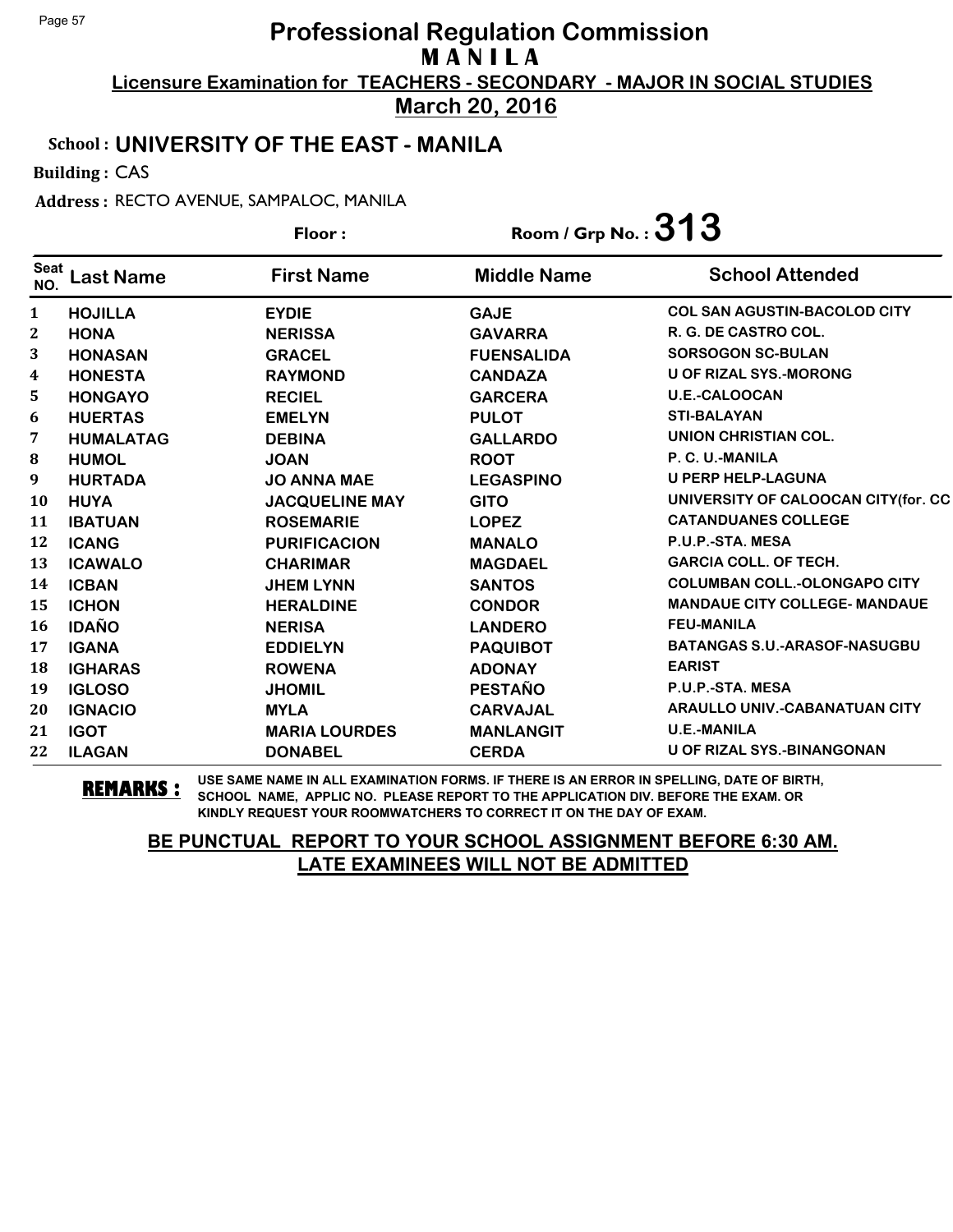# Professional Regulation Commission
## MANILA
### Licensure Examination for TEACHERS - SECONDARY - MAJOR IN SOCIAL STUDIES
### March 20, 2016

**School : UNIVERSITY OF THE EAST - MANILA**

**Building :** CAS

**Address :** RECTO AVENUE, SAMPALOC, MANILA

**Floor :**

**Room / Grp No. : 313**

| Seat NO. | Last Name | First Name | Middle Name | School Attended |
|---|---|---|---|---|
| 1 | HOJILLA | EYDIE | GAJE | COL SAN AGUSTIN-BACOLOD CITY |
| 2 | HONA | NERISSA | GAVARRA | R. G. DE CASTRO COL. |
| 3 | HONASAN | GRACEL | FUENSALIDA | SORSOGON SC-BULAN |
| 4 | HONESTA | RAYMOND | CANDAZA | U OF RIZAL SYS.-MORONG |
| 5 | HONGAYO | RECIEL | GARCERA | U.E.-CALOOCAN |
| 6 | HUERTAS | EMELYN | PULOT | STI-BALAYAN |
| 7 | HUMALATAG | DEBINA | GALLARDO | UNION CHRISTIAN COL. |
| 8 | HUMOL | JOAN | ROOT | P. C. U.-MANILA |
| 9 | HURTADA | JO ANNA MAE | LEGASPINO | U PERP HELP-LAGUNA |
| 10 | HUYA | JACQUELINE MAY | GITO | UNIVERSITY OF CALOOCAN CITY(for. CC |
| 11 | IBATUAN | ROSEMARIE | LOPEZ | CATANDUANES COLLEGE |
| 12 | ICANG | PURIFICACION | MANALO | P.U.P.-STA. MESA |
| 13 | ICAWALO | CHARIMAR | MAGDAEL | GARCIA COLL. OF TECH. |
| 14 | ICBAN | JHEM LYNN | SANTOS | COLUMBAN COLL.-OLONGAPO CITY |
| 15 | ICHON | HERALDINE | CONDOR | MANDAUE CITY COLLEGE- MANDAUE |
| 16 | IDAÑO | NERISA | LANDERO | FEU-MANILA |
| 17 | IGANA | EDDIELYN | PAQUIBOT | BATANGAS S.U.-ARASOF-NASUGBU |
| 18 | IGHARAS | ROWENA | ADONAY | EARIST |
| 19 | IGLOSO | JHOMIL | PESTAÑO | P.U.P.-STA. MESA |
| 20 | IGNACIO | MYLA | CARVAJAL | ARAULLO UNIV.-CABANATUAN CITY |
| 21 | IGOT | MARIA LOURDES | MANLANGIT | U.E.-MANILA |
| 22 | ILAGAN | DONABEL | CERDA | U OF RIZAL SYS.-BINANGONAN |

**REMARKS :** USE SAME NAME IN ALL EXAMINATION FORMS. IF THERE IS AN ERROR IN SPELLING, DATE OF BIRTH, SCHOOL NAME, APPLIC NO. PLEASE REPORT TO THE APPLICATION DIV. BEFORE THE EXAM. OR KINDLY REQUEST YOUR ROOMWATCHERS TO CORRECT IT ON THE DAY OF EXAM.

**BE PUNCTUAL REPORT TO YOUR SCHOOL ASSIGNMENT BEFORE 6:30 AM.**
**LATE EXAMINEES WILL NOT BE ADMITTED**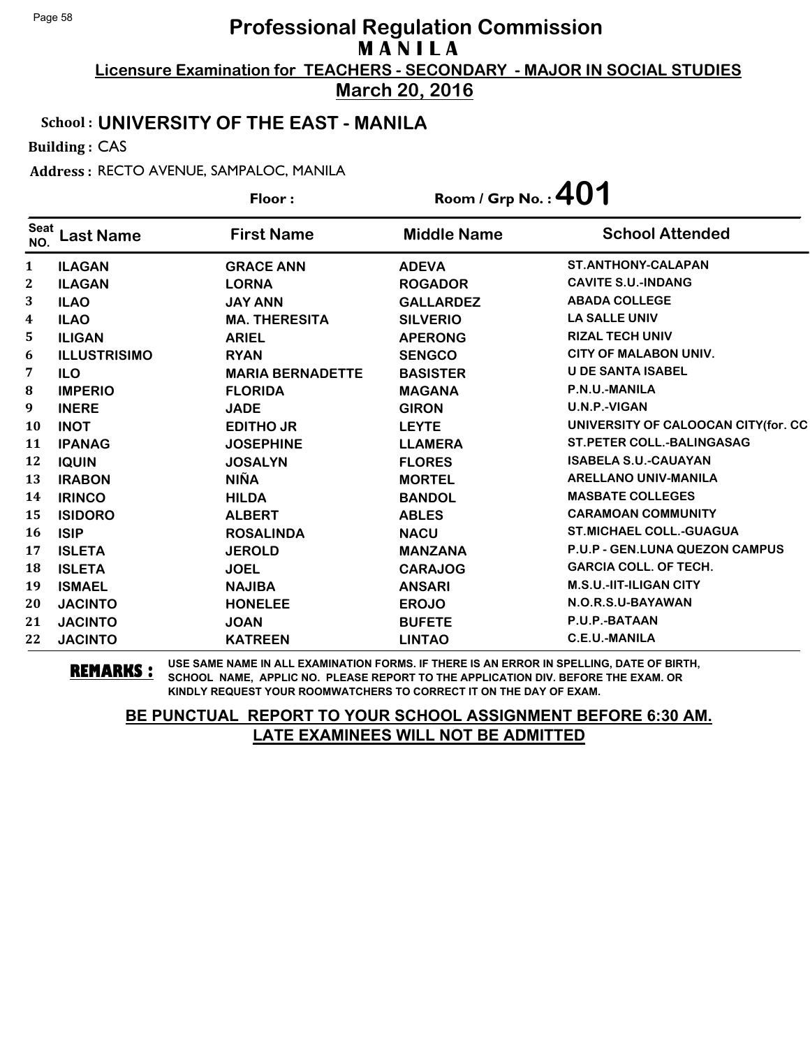# Professional Regulation Commission

## M A N I L A

**Licensure Examination for TEACHERS - SECONDARY - MAJOR IN SOCIAL STUDIES**

**March 20, 2016**

**School : UNIVERSITY OF THE EAST - MANILA**

**Building :** CAS

**Address :** RECTO AVENUE, SAMPALOC, MANILA

**Floor :** 

**Room / Grp No. : 401**

| Seat NO. | Last Name | First Name | Middle Name | School Attended |
|---|---|---|---|---|
| 1 | ILAGAN | GRACE ANN | ADEVA | ST.ANTHONY-CALAPAN |
| 2 | ILAGAN | LORNA | ROGADOR | CAVITE S.U.-INDANG |
| 3 | ILAO | JAY ANN | GALLARDEZ | ABADA COLLEGE |
| 4 | ILAO | MA. THERESITA | SILVERIO | LA SALLE UNIV |
| 5 | ILIGAN | ARIEL | APERONG | RIZAL TECH UNIV |
| 6 | ILLUSTRISIMO | RYAN | SENGCO | CITY OF MALABON UNIV. |
| 7 | ILO | MARIA BERNADETTE | BASISTER | U DE SANTA ISABEL |
| 8 | IMPERIO | FLORIDA | MAGANA | P.N.U.-MANILA |
| 9 | INERE | JADE | GIRON | U.N.P.-VIGAN |
| 10 | INOT | EDITHO JR | LEYTE | UNIVERSITY OF CALOOCAN CITY(for. CC |
| 11 | IPANAG | JOSEPHINE | LLAMERA | ST.PETER COLL.-BALINGASAG |
| 12 | IQUIN | JOSALYN | FLORES | ISABELA S.U.-CAUAYAN |
| 13 | IRABON | NIÑA | MORTEL | ARELLANO UNIV-MANILA |
| 14 | IRINCO | HILDA | BANDOL | MASBATE COLLEGES |
| 15 | ISIDORO | ALBERT | ABLES | CARAMOAN COMMUNITY |
| 16 | ISIP | ROSALINDA | NACU | ST.MICHAEL COLL.-GUAGUA |
| 17 | ISLETA | JEROLD | MANZANA | P.U.P - GEN.LUNA QUEZON CAMPUS |
| 18 | ISLETA | JOEL | CARAJOG | GARCIA COLL. OF TECH. |
| 19 | ISMAEL | NAJIBA | ANSARI | M.S.U.-IIT-ILIGAN CITY |
| 20 | JACINTO | HONELEE | EROJO | N.O.R.S.U-BAYAWAN |
| 21 | JACINTO | JOAN | BUFETE | P.U.P.-BATAAN |
| 22 | JACINTO | KATREEN | LINTAO | C.E.U.-MANILA |

**REMARKS :** USE SAME NAME IN ALL EXAMINATION FORMS. IF THERE IS AN ERROR IN SPELLING, DATE OF BIRTH, SCHOOL NAME, APPLIC NO. PLEASE REPORT TO THE APPLICATION DIV. BEFORE THE EXAM. OR KINDLY REQUEST YOUR ROOMWATCHERS TO CORRECT IT ON THE DAY OF EXAM.

**BE PUNCTUAL REPORT TO YOUR SCHOOL ASSIGNMENT BEFORE 6:30 AM.**
**LATE EXAMINEES WILL NOT BE ADMITTED**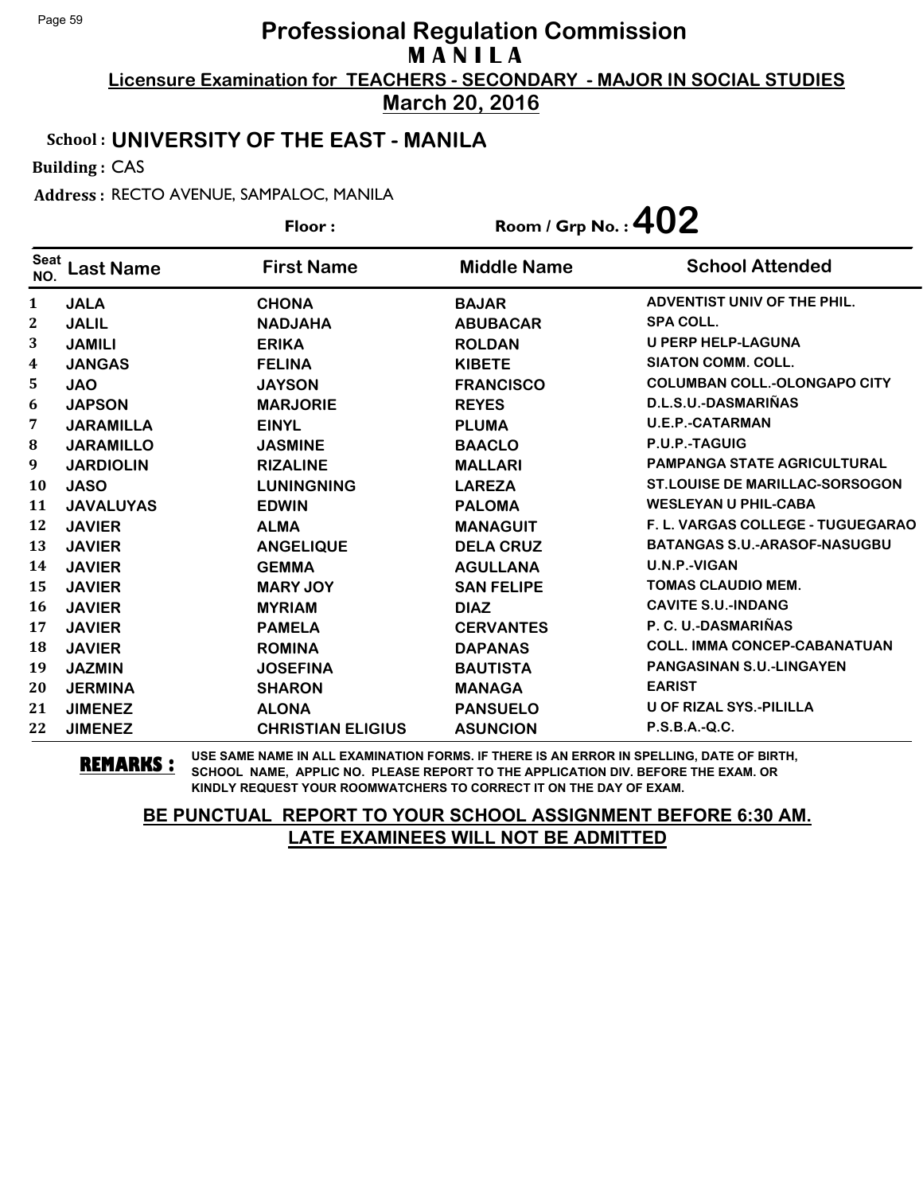# Professional Regulation Commission
## M A N I L A
### Licensure Examination for TEACHERS - SECONDARY - MAJOR IN SOCIAL STUDIES
### March 20, 2016

**School :** UNIVERSITY OF THE EAST - MANILA

**Building :** CAS

**Address :** RECTO AVENUE, SAMPALOC, MANILA

**Floor :** 

**Room / Grp No. :** 402

| Seat NO. | Last Name | First Name | Middle Name | School Attended |
|---|---|---|---|---|
| 1 | JALA | CHONA | BAJAR | ADVENTIST UNIV OF THE PHIL. |
| 2 | JALIL | NADJAHA | ABUBACAR | SPA COLL. |
| 3 | JAMILI | ERIKA | ROLDAN | U PERP HELP-LAGUNA |
| 4 | JANGAS | FELINA | KIBETE | SIATON COMM. COLL. |
| 5 | JAO | JAYSON | FRANCISCO | COLUMBAN COLL.-OLONGAPO CITY |
| 6 | JAPSON | MARJORIE | REYES | D.L.S.U.-DASMARIÑAS |
| 7 | JARAMILLA | EINYL | PLUMA | U.E.P.-CATARMAN |
| 8 | JARAMILLO | JASMINE | BAACLO | P.U.P.-TAGUIG |
| 9 | JARDIOLIN | RIZALINE | MALLARI | PAMPANGA STATE AGRICULTURAL |
| 10 | JASO | LUNINGNING | LAREZA | ST.LOUISE DE MARILLAC-SORSOGON |
| 11 | JAVALUYAS | EDWIN | PALOMA | WESLEYAN U PHIL-CABA |
| 12 | JAVIER | ALMA | MANAGUIT | F. L. VARGAS COLLEGE - TUGUEGARAO |
| 13 | JAVIER | ANGELIQUE | DELA CRUZ | BATANGAS S.U.-ARASOF-NASUGBU |
| 14 | JAVIER | GEMMA | AGULLANA | U.N.P.-VIGAN |
| 15 | JAVIER | MARY JOY | SAN FELIPE | TOMAS CLAUDIO MEM. |
| 16 | JAVIER | MYRIAM | DIAZ | CAVITE S.U.-INDANG |
| 17 | JAVIER | PAMELA | CERVANTES | P. C. U.-DASMARIÑAS |
| 18 | JAVIER | ROMINA | DAPANAS | COLL. IMMA CONCEP-CABANATUAN |
| 19 | JAZMIN | JOSEFINA | BAUTISTA | PANGASINAN S.U.-LINGAYEN |
| 20 | JERMINA | SHARON | MANAGA | EARIST |
| 21 | JIMENEZ | ALONA | PANSUELO | U OF RIZAL SYS.-PILILLA |
| 22 | JIMENEZ | CHRISTIAN ELIGIUS | ASUNCION | P.S.B.A.-Q.C. |

**REMARKS :** USE SAME NAME IN ALL EXAMINATION FORMS. IF THERE IS AN ERROR IN SPELLING, DATE OF BIRTH, SCHOOL NAME, APPLIC NO. PLEASE REPORT TO THE APPLICATION DIV. BEFORE THE EXAM. OR KINDLY REQUEST YOUR ROOMWATCHERS TO CORRECT IT ON THE DAY OF EXAM.

**BE PUNCTUAL REPORT TO YOUR SCHOOL ASSIGNMENT BEFORE 6:30 AM. LATE EXAMINEES WILL NOT BE ADMITTED**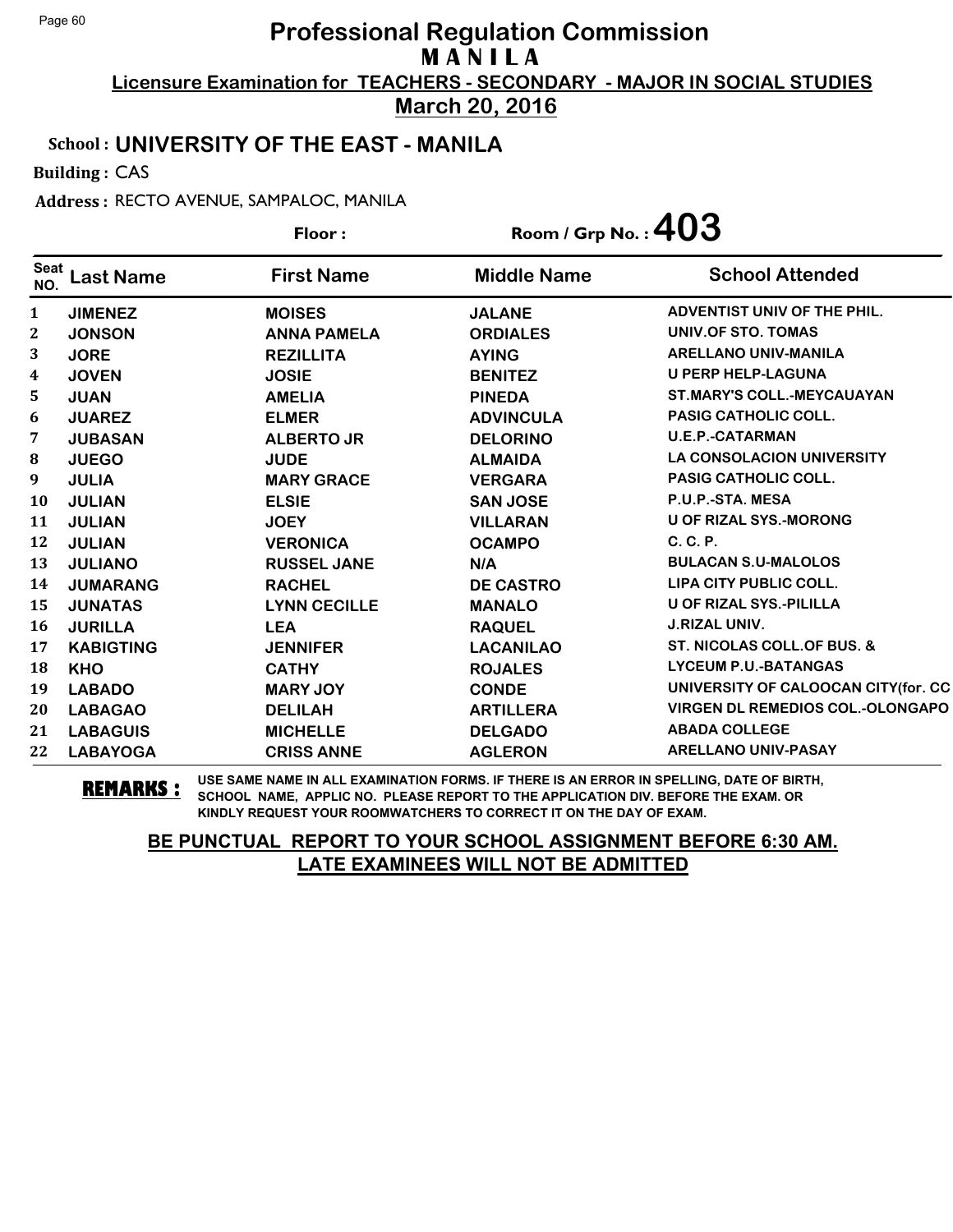# Professional Regulation Commission
## MANILA
### Licensure Examination for TEACHERS - SECONDARY - MAJOR IN SOCIAL STUDIES
### March 20, 2016

**School :** UNIVERSITY OF THE EAST - MANILA

**Building :** CAS

**Address :** RECTO AVENUE, SAMPALOC, MANILA

**Floor :**

**Room / Grp No. :** 403

| Seat NO. | Last Name | First Name | Middle Name | School Attended |
|---|---|---|---|---|
| 1 | JIMENEZ | MOISES | JALANE | ADVENTIST UNIV OF THE PHIL. |
| 2 | JONSON | ANNA PAMELA | ORDIALES | UNIV.OF STO. TOMAS |
| 3 | JORE | REZILLITA | AYING | ARELLANO UNIV-MANILA |
| 4 | JOVEN | JOSIE | BENITEZ | U PERP HELP-LAGUNA |
| 5 | JUAN | AMELIA | PINEDA | ST.MARY'S COLL.-MEYCAUAYAN |
| 6 | JUAREZ | ELMER | ADVINCULA | PASIG CATHOLIC COLL. |
| 7 | JUBASAN | ALBERTO JR | DELORINO | U.E.P.-CATARMAN |
| 8 | JUEGO | JUDE | ALMAIDA | LA CONSOLACION UNIVERSITY |
| 9 | JULIA | MARY GRACE | VERGARA | PASIG CATHOLIC COLL. |
| 10 | JULIAN | ELSIE | SAN JOSE | P.U.P.-STA. MESA |
| 11 | JULIAN | JOEY | VILLARAN | U OF RIZAL SYS.-MORONG |
| 12 | JULIAN | VERONICA | OCAMPO | C. C. P. |
| 13 | JULIANO | RUSSEL JANE | N/A | BULACAN S.U-MALOLOS |
| 14 | JUMARANG | RACHEL | DE CASTRO | LIPA CITY PUBLIC COLL. |
| 15 | JUNATAS | LYNN CECILLE | MANALO | U OF RIZAL SYS.-PILILLA |
| 16 | JURILLA | LEA | RAQUEL | J.RIZAL UNIV. |
| 17 | KABIGTING | JENNIFER | LACANILAO | ST. NICOLAS COLL.OF BUS. & |
| 18 | KHO | CATHY | ROJALES | LYCEUM P.U.-BATANGAS |
| 19 | LABADO | MARY JOY | CONDE | UNIVERSITY OF CALOOCAN CITY(for. CC |
| 20 | LABAGAO | DELILAH | ARTILLERA | VIRGEN DL REMEDIOS COL.-OLONGAPO |
| 21 | LABAGUIS | MICHELLE | DELGADO | ABADA COLLEGE |
| 22 | LABAYOGA | CRISS ANNE | AGLERON | ARELLANO UNIV-PASAY |

**REMARKS :** USE SAME NAME IN ALL EXAMINATION FORMS. IF THERE IS AN ERROR IN SPELLING, DATE OF BIRTH, SCHOOL NAME, APPLIC NO. PLEASE REPORT TO THE APPLICATION DIV. BEFORE THE EXAM. OR KINDLY REQUEST YOUR ROOMWATCHERS TO CORRECT IT ON THE DAY OF EXAM.

**BE PUNCTUAL REPORT TO YOUR SCHOOL ASSIGNMENT BEFORE 6:30 AM.**
**LATE EXAMINEES WILL NOT BE ADMITTED**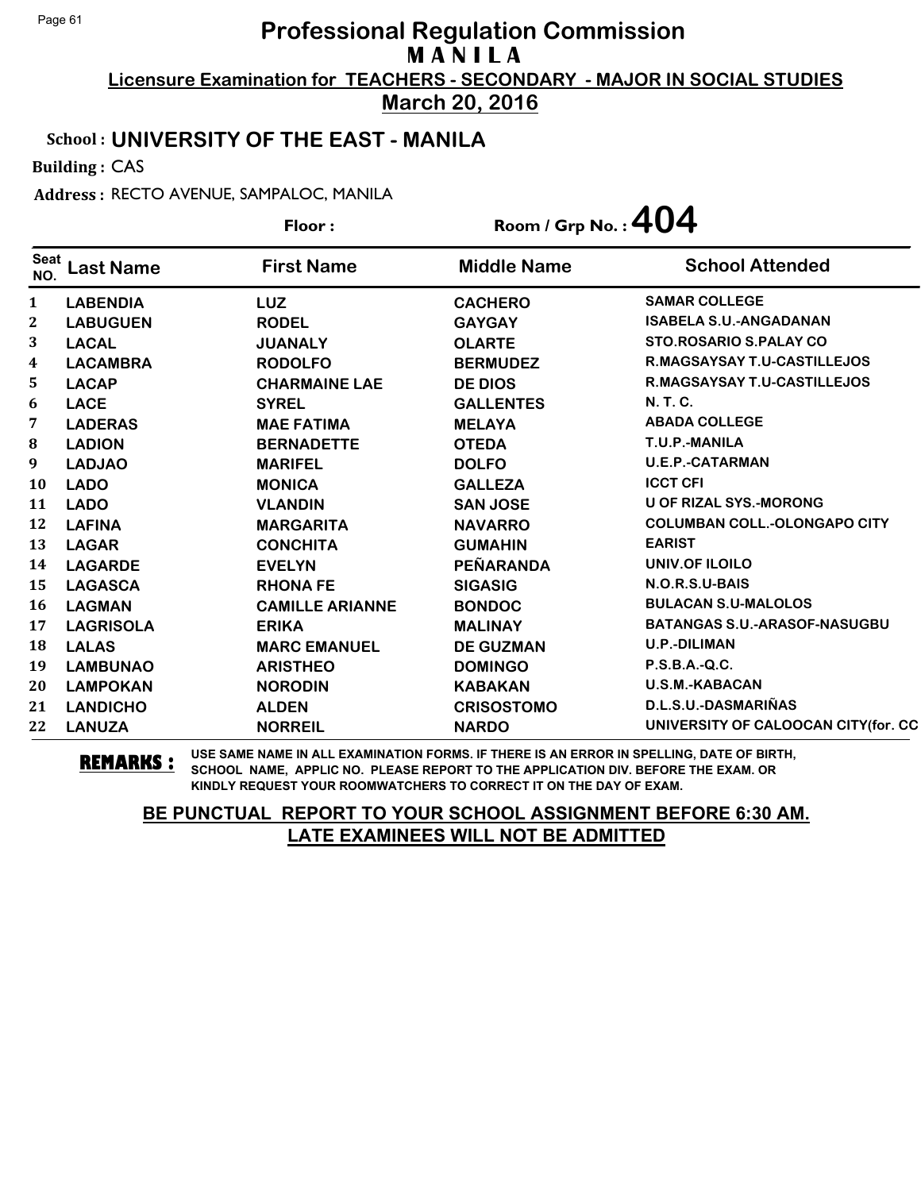# Professional Regulation Commission
## M A N I L A
**Licensure Examination for TEACHERS - SECONDARY - MAJOR IN SOCIAL STUDIES**
**March 20, 2016**

**School : UNIVERSITY OF THE EAST - MANILA**

**Building :** CAS

**Address :** RECTO AVENUE, SAMPALOC, MANILA

**Floor :** **Room / Grp No. : 404**

| Seat NO. | Last Name | First Name | Middle Name | School Attended |
|---|---|---|---|---|
| 1 | LABENDIA | LUZ | CACHERO | SAMAR COLLEGE |
| 2 | LABUGUEN | RODEL | GAYGAY | ISABELA S.U.-ANGADANAN |
| 3 | LACAL | JUANALY | OLARTE | STO.ROSARIO S.PALAY CO |
| 4 | LACAMBRA | RODOLFO | BERMUDEZ | R.MAGSAYSAY T.U-CASTILLEJOS |
| 5 | LACAP | CHARMAINE LAE | DE DIOS | R.MAGSAYSAY T.U-CASTILLEJOS |
| 6 | LACE | SYREL | GALLENTES | N. T. C. |
| 7 | LADERAS | MAE FATIMA | MELAYA | ABADA COLLEGE |
| 8 | LADION | BERNADETTE | OTEDA | T.U.P.-MANILA |
| 9 | LADJAO | MARIFEL | DOLFO | U.E.P.-CATARMAN |
| 10 | LADO | MONICA | GALLEZA | ICCT CFI |
| 11 | LADO | VLANDIN | SAN JOSE | U OF RIZAL SYS.-MORONG |
| 12 | LAFINA | MARGARITA | NAVARRO | COLUMBAN COLL.-OLONGAPO CITY |
| 13 | LAGAR | CONCHITA | GUMAHIN | EARIST |
| 14 | LAGARDE | EVELYN | PEÑARANDA | UNIV.OF ILOILO |
| 15 | LAGASCA | RHONA FE | SIGASIG | N.O.R.S.U-BAIS |
| 16 | LAGMAN | CAMILLE ARIANNE | BONDOC | BULACAN S.U-MALOLOS |
| 17 | LAGRISOLA | ERIKA | MALINAY | BATANGAS S.U.-ARASOF-NASUGBU |
| 18 | LALAS | MARC EMANUEL | DE GUZMAN | U.P.-DILIMAN |
| 19 | LAMBUNAO | ARISTHEO | DOMINGO | P.S.B.A.-Q.C. |
| 20 | LAMPOKAN | NORODIN | KABAKAN | U.S.M.-KABACAN |
| 21 | LANDICHO | ALDEN | CRISOSTOMO | D.L.S.U.-DASMARIÑAS |
| 22 | LANUZA | NORREIL | NARDO | UNIVERSITY OF CALOOCAN CITY(for. CC |

**REMARKS :** USE SAME NAME IN ALL EXAMINATION FORMS. IF THERE IS AN ERROR IN SPELLING, DATE OF BIRTH, SCHOOL NAME, APPLIC NO. PLEASE REPORT TO THE APPLICATION DIV. BEFORE THE EXAM. OR KINDLY REQUEST YOUR ROOMWATCHERS TO CORRECT IT ON THE DAY OF EXAM.

**BE PUNCTUAL REPORT TO YOUR SCHOOL ASSIGNMENT BEFORE 6:30 AM.**
**LATE EXAMINEES WILL NOT BE ADMITTED**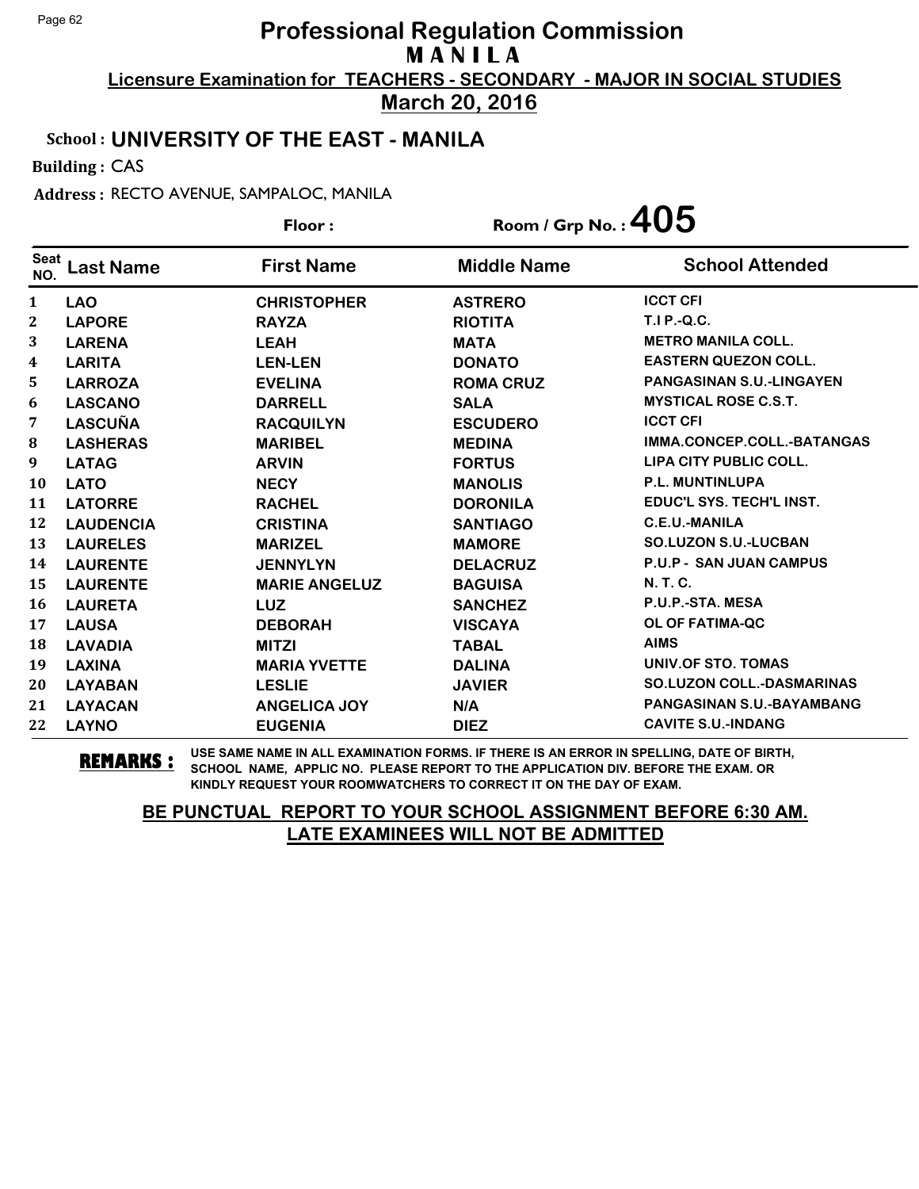# Professional Regulation Commission

## MANILA

**Licensure Examination for TEACHERS - SECONDARY - MAJOR IN SOCIAL STUDIES**

**March 20, 2016**

**School : UNIVERSITY OF THE EAST - MANILA**

**Building :** CAS

**Address :** RECTO AVENUE, SAMPALOC, MANILA

**Floor :** 　　　　**Room / Grp No. : 405**

| Seat NO. | Last Name | First Name | Middle Name | School Attended |
|---|---|---|---|---|
| 1 | LAO | CHRISTOPHER | ASTRERO | ICCT CFI |
| 2 | LAPORE | RAYZA | RIOTITA | T.I P.-Q.C. |
| 3 | LARENA | LEAH | MATA | METRO MANILA COLL. |
| 4 | LARITA | LEN-LEN | DONATO | EASTERN QUEZON COLL. |
| 5 | LARROZA | EVELINA | ROMA CRUZ | PANGASINAN S.U.-LINGAYEN |
| 6 | LASCANO | DARRELL | SALA | MYSTICAL ROSE C.S.T. |
| 7 | LASCUÑA | RACQUILYN | ESCUDERO | ICCT CFI |
| 8 | LASHERAS | MARIBEL | MEDINA | IMMA.CONCEP.COLL.-BATANGAS |
| 9 | LATAG | ARVIN | FORTUS | LIPA CITY PUBLIC COLL. |
| 10 | LATO | NECY | MANOLIS | P.L. MUNTINLUPA |
| 11 | LATORRE | RACHEL | DORONILA | EDUC'L SYS. TECH'L INST. |
| 12 | LAUDENCIA | CRISTINA | SANTIAGO | C.E.U.-MANILA |
| 13 | LAURELES | MARIZEL | MAMORE | SO.LUZON S.U.-LUCBAN |
| 14 | LAURENTE | JENNYLYN | DELACRUZ | P.U.P - SAN JUAN CAMPUS |
| 15 | LAURENTE | MARIE ANGELUZ | BAGUISA | N. T. C. |
| 16 | LAURETA | LUZ | SANCHEZ | P.U.P.-STA. MESA |
| 17 | LAUSA | DEBORAH | VISCAYA | OL OF FATIMA-QC |
| 18 | LAVADIA | MITZI | TABAL | AIMS |
| 19 | LAXINA | MARIA YVETTE | DALINA | UNIV.OF STO. TOMAS |
| 20 | LAYABAN | LESLIE | JAVIER | SO.LUZON COLL.-DASMARINAS |
| 21 | LAYACAN | ANGELICA JOY | N/A | PANGASINAN S.U.-BAYAMBANG |
| 22 | LAYNO | EUGENIA | DIEZ | CAVITE S.U.-INDANG |

**REMARKS :** USE SAME NAME IN ALL EXAMINATION FORMS. IF THERE IS AN ERROR IN SPELLING, DATE OF BIRTH, SCHOOL NAME, APPLIC NO. PLEASE REPORT TO THE APPLICATION DIV. BEFORE THE EXAM. OR KINDLY REQUEST YOUR ROOMWATCHERS TO CORRECT IT ON THE DAY OF EXAM.

**BE PUNCTUAL REPORT TO YOUR SCHOOL ASSIGNMENT BEFORE 6:30 AM. LATE EXAMINEES WILL NOT BE ADMITTED**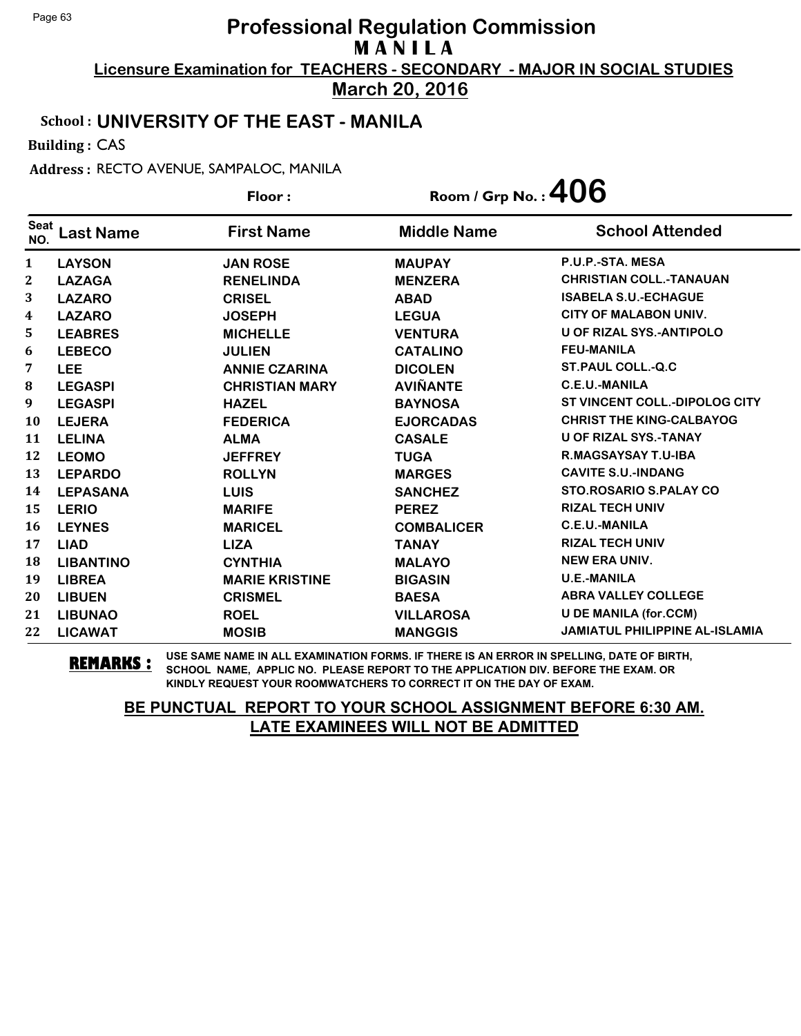# Professional Regulation Commission

## MANILA

**Licensure Examination for TEACHERS - SECONDARY - MAJOR IN SOCIAL STUDIES**

**March 20, 2016**

**School : UNIVERSITY OF THE EAST - MANILA**

**Building :** CAS

**Address :** RECTO AVENUE, SAMPALOC, MANILA

**Floor :** **Room / Grp No. : 406**

| Seat NO. | Last Name | First Name | Middle Name | School Attended |
|---|---|---|---|---|
| 1 | LAYSON | JAN ROSE | MAUPAY | P.U.P.-STA. MESA |
| 2 | LAZAGA | RENELINDA | MENZERA | CHRISTIAN COLL.-TANAUAN |
| 3 | LAZARO | CRISEL | ABAD | ISABELA S.U.-ECHAGUE |
| 4 | LAZARO | JOSEPH | LEGUA | CITY OF MALABON UNIV. |
| 5 | LEABRES | MICHELLE | VENTURA | U OF RIZAL SYS.-ANTIPOLO |
| 6 | LEBECO | JULIEN | CATALINO | FEU-MANILA |
| 7 | LEE | ANNIE CZARINA | DICOLEN | ST.PAUL COLL.-Q.C |
| 8 | LEGASPI | CHRISTIAN MARY | AVIÑANTE | C.E.U.-MANILA |
| 9 | LEGASPI | HAZEL | BAYNOSA | ST VINCENT COLL.-DIPOLOG CITY |
| 10 | LEJERA | FEDERICA | EJORCADAS | CHRIST THE KING-CALBAYOG |
| 11 | LELINA | ALMA | CASALE | U OF RIZAL SYS.-TANAY |
| 12 | LEOMO | JEFFREY | TUGA | R.MAGSAYSAY T.U-IBA |
| 13 | LEPARDO | ROLLYN | MARGES | CAVITE S.U.-INDANG |
| 14 | LEPASANA | LUIS | SANCHEZ | STO.ROSARIO S.PALAY CO |
| 15 | LERIO | MARIFE | PEREZ | RIZAL TECH UNIV |
| 16 | LEYNES | MARICEL | COMBALICER | C.E.U.-MANILA |
| 17 | LIAD | LIZA | TANAY | RIZAL TECH UNIV |
| 18 | LIBANTINO | CYNTHIA | MALAYO | NEW ERA UNIV. |
| 19 | LIBREA | MARIE KRISTINE | BIGASIN | U.E.-MANILA |
| 20 | LIBUEN | CRISMEL | BAESA | ABRA VALLEY COLLEGE |
| 21 | LIBUNAO | ROEL | VILLAROSA | U DE MANILA (for.CCM) |
| 22 | LICAWAT | MOSIB | MANGGIS | JAMIATUL PHILIPPINE AL-ISLAMIA |

**REMARKS :** USE SAME NAME IN ALL EXAMINATION FORMS. IF THERE IS AN ERROR IN SPELLING, DATE OF BIRTH, SCHOOL NAME, APPLIC NO. PLEASE REPORT TO THE APPLICATION DIV. BEFORE THE EXAM. OR KINDLY REQUEST YOUR ROOMWATCHERS TO CORRECT IT ON THE DAY OF EXAM.

**BE PUNCTUAL REPORT TO YOUR SCHOOL ASSIGNMENT BEFORE 6:30 AM. LATE EXAMINEES WILL NOT BE ADMITTED**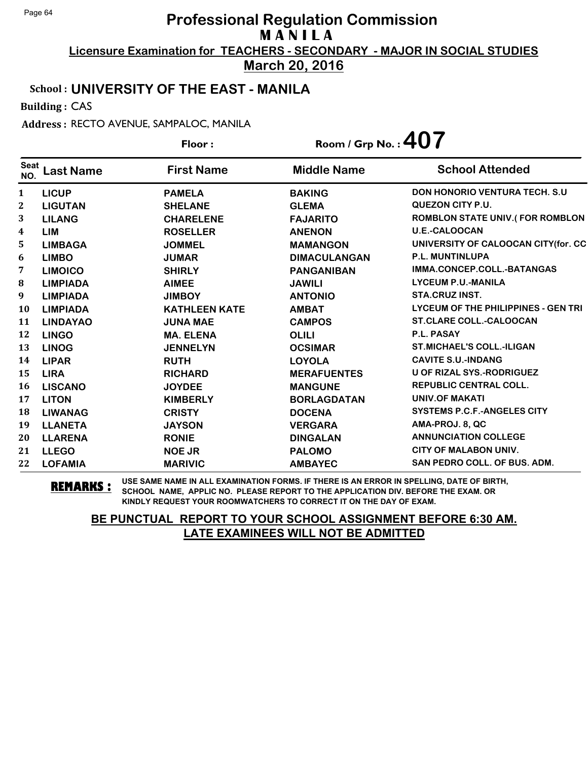# Professional Regulation Commission
## M A N I L A
**Licensure Examination for TEACHERS - SECONDARY - MAJOR IN SOCIAL STUDIES**

**March 20, 2016**

**School : UNIVERSITY OF THE EAST - MANILA**

**Building :** CAS

**Address :** RECTO AVENUE, SAMPALOC, MANILA

**Floor :** 　　**Room / Grp No. : 407**

| Seat NO. | Last Name | First Name | Middle Name | School Attended |
|---|---|---|---|---|
| 1 | LICUP | PAMELA | BAKING | DON HONORIO VENTURA TECH. S.U |
| 2 | LIGUTAN | SHELANE | GLEMA | QUEZON CITY P.U. |
| 3 | LILANG | CHARELENE | FAJARITO | ROMBLON STATE UNIV.( FOR ROMBLON |
| 4 | LIM | ROSELLER | ANENON | U.E.-CALOOCAN |
| 5 | LIMBAGA | JOMMEL | MAMANGON | UNIVERSITY OF CALOOCAN CITY(for. CC |
| 6 | LIMBO | JUMAR | DIMACULANGAN | P.L. MUNTINLUPA |
| 7 | LIMOICO | SHIRLY | PANGANIBAN | IMMA.CONCEP.COLL.-BATANGAS |
| 8 | LIMPIADA | AIMEE | JAWILI | LYCEUM P.U.-MANILA |
| 9 | LIMPIADA | JIMBOY | ANTONIO | STA.CRUZ INST. |
| 10 | LIMPIADA | KATHLEEN KATE | AMBAT | LYCEUM OF THE PHILIPPINES - GEN TRI |
| 11 | LINDAYAO | JUNA MAE | CAMPOS | ST.CLARE COLL.-CALOOCAN |
| 12 | LINGO | MA. ELENA | OLILI | P.L. PASAY |
| 13 | LINOG | JENNELYN | OCSIMAR | ST.MICHAEL'S COLL.-ILIGAN |
| 14 | LIPAR | RUTH | LOYOLA | CAVITE S.U.-INDANG |
| 15 | LIRA | RICHARD | MERAFUENTES | U OF RIZAL SYS.-RODRIGUEZ |
| 16 | LISCANO | JOYDEE | MANGUNE | REPUBLIC CENTRAL COLL. |
| 17 | LITON | KIMBERLY | BORLAGDATAN | UNIV.OF MAKATI |
| 18 | LIWANAG | CRISTY | DOCENA | SYSTEMS P.C.F.-ANGELES CITY |
| 19 | LLANETA | JAYSON | VERGARA | AMA-PROJ. 8, QC |
| 20 | LLARENA | RONIE | DINGALAN | ANNUNCIATION COLLEGE |
| 21 | LLEGO | NOE JR | PALOMO | CITY OF MALABON UNIV. |
| 22 | LOFAMIA | MARIVIC | AMBAYEC | SAN PEDRO COLL. OF BUS. ADM. |

**REMARKS :** USE SAME NAME IN ALL EXAMINATION FORMS. IF THERE IS AN ERROR IN SPELLING, DATE OF BIRTH, SCHOOL NAME, APPLIC NO. PLEASE REPORT TO THE APPLICATION DIV. BEFORE THE EXAM. OR KINDLY REQUEST YOUR ROOMWATCHERS TO CORRECT IT ON THE DAY OF EXAM.

**BE PUNCTUAL REPORT TO YOUR SCHOOL ASSIGNMENT BEFORE 6:30 AM.**
**LATE EXAMINEES WILL NOT BE ADMITTED**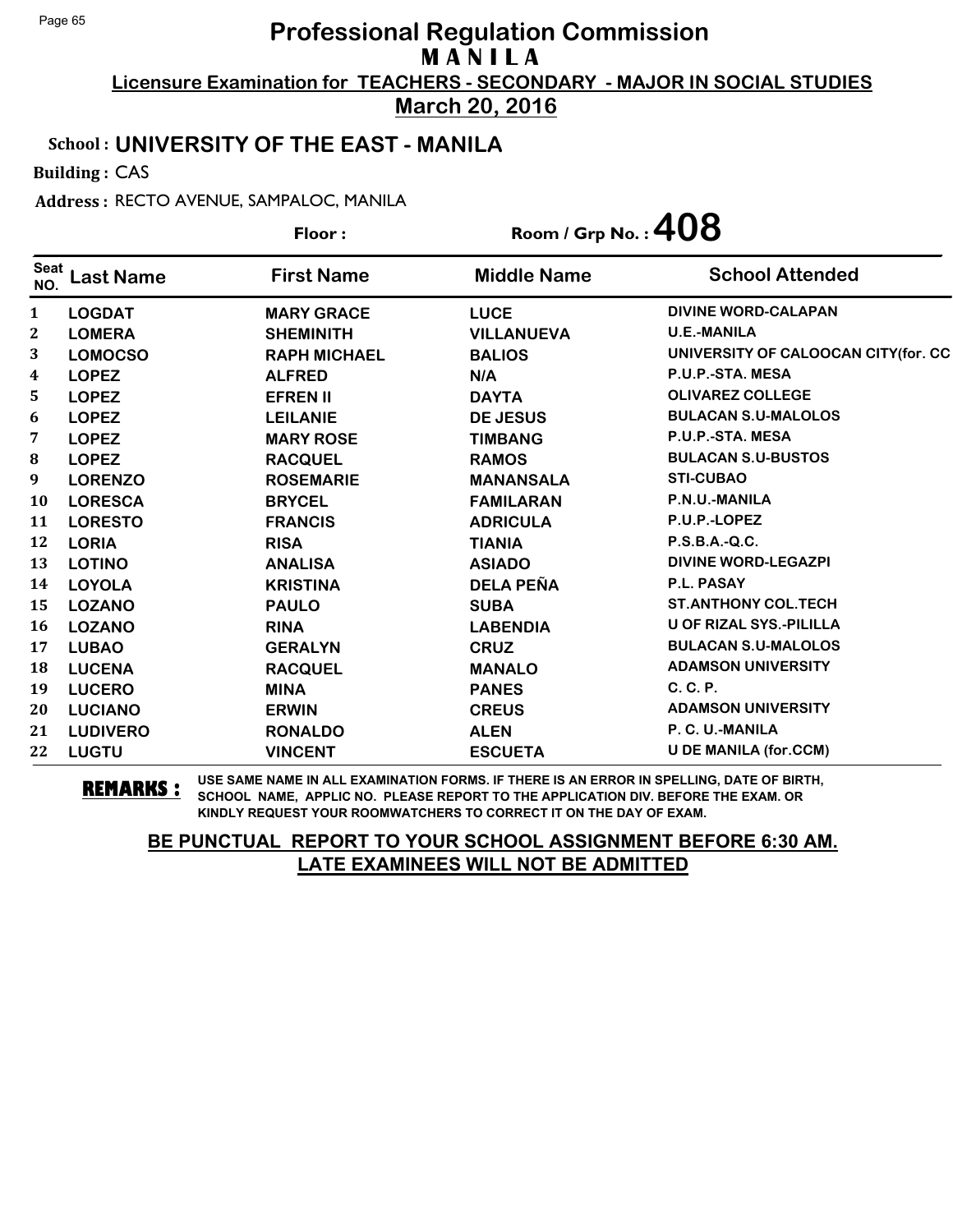# Professional Regulation Commission

## M A N I L A

**Licensure Examination for TEACHERS - SECONDARY - MAJOR IN SOCIAL STUDIES**

**March 20, 2016**

**School : UNIVERSITY OF THE EAST - MANILA**

**Building :** CAS

**Address :** RECTO AVENUE, SAMPALOC, MANILA

**Floor :** 

**Room / Grp No. : 408**

| Seat NO. | Last Name | First Name | Middle Name | School Attended |
|---|---|---|---|---|
| 1 | LOGDAT | MARY GRACE | LUCE | DIVINE WORD-CALAPAN |
| 2 | LOMERA | SHEMINITH | VILLANUEVA | U.E.-MANILA |
| 3 | LOMOCSO | RAPH MICHAEL | BALIOS | UNIVERSITY OF CALOOCAN CITY(for. CC |
| 4 | LOPEZ | ALFRED | N/A | P.U.P.-STA. MESA |
| 5 | LOPEZ | EFREN II | DAYTA | OLIVAREZ COLLEGE |
| 6 | LOPEZ | LEILANIE | DE JESUS | BULACAN S.U-MALOLOS |
| 7 | LOPEZ | MARY ROSE | TIMBANG | P.U.P.-STA. MESA |
| 8 | LOPEZ | RACQUEL | RAMOS | BULACAN S.U-BUSTOS |
| 9 | LORENZO | ROSEMARIE | MANANSALA | STI-CUBAO |
| 10 | LORESCA | BRYCEL | FAMILARAN | P.N.U.-MANILA |
| 11 | LORESTO | FRANCIS | ADRICULA | P.U.P.-LOPEZ |
| 12 | LORIA | RISA | TIANIA | P.S.B.A.-Q.C. |
| 13 | LOTINO | ANALISA | ASIADO | DIVINE WORD-LEGAZPI |
| 14 | LOYOLA | KRISTINA | DELA PEÑA | P.L. PASAY |
| 15 | LOZANO | PAULO | SUBA | ST.ANTHONY COL.TECH |
| 16 | LOZANO | RINA | LABENDIA | U OF RIZAL SYS.-PILILLA |
| 17 | LUBAO | GERALYN | CRUZ | BULACAN S.U-MALOLOS |
| 18 | LUCENA | RACQUEL | MANALO | ADAMSON UNIVERSITY |
| 19 | LUCERO | MINA | PANES | C. C. P. |
| 20 | LUCIANO | ERWIN | CREUS | ADAMSON UNIVERSITY |
| 21 | LUDIVERO | RONALDO | ALEN | P. C. U.-MANILA |
| 22 | LUGTU | VINCENT | ESCUETA | U DE MANILA (for.CCM) |

**REMARKS :** USE SAME NAME IN ALL EXAMINATION FORMS. IF THERE IS AN ERROR IN SPELLING, DATE OF BIRTH, SCHOOL NAME, APPLIC NO. PLEASE REPORT TO THE APPLICATION DIV. BEFORE THE EXAM. OR KINDLY REQUEST YOUR ROOMWATCHERS TO CORRECT IT ON THE DAY OF EXAM.

**BE PUNCTUAL REPORT TO YOUR SCHOOL ASSIGNMENT BEFORE 6:30 AM.**
**LATE EXAMINEES WILL NOT BE ADMITTED**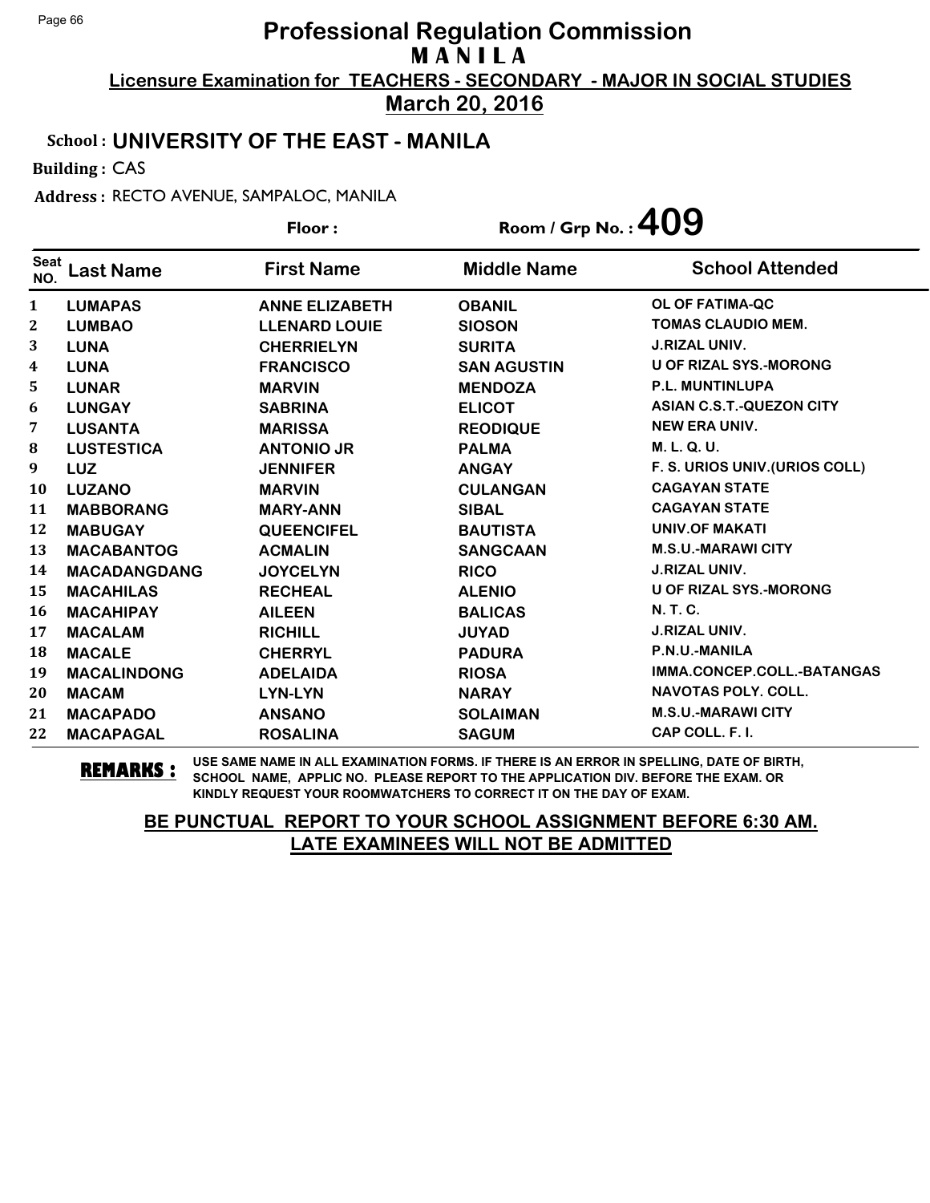# Professional Regulation Commission
## M A N I L A
### Licensure Examination for TEACHERS - SECONDARY - MAJOR IN SOCIAL STUDIES
### March 20, 2016

**School :** UNIVERSITY OF THE EAST - MANILA

**Building :** CAS

**Address :** RECTO AVENUE, SAMPALOC, MANILA

**Floor :**

**Room / Grp No. : 409**

| Seat NO. | Last Name | First Name | Middle Name | School Attended |
|---|---|---|---|---|
| 1 | LUMAPAS | ANNE ELIZABETH | OBANIL | OL OF FATIMA-QC |
| 2 | LUMBAO | LLENARD LOUIE | SIOSON | TOMAS CLAUDIO MEM. |
| 3 | LUNA | CHERRIELYN | SURITA | J.RIZAL UNIV. |
| 4 | LUNA | FRANCISCO | SAN AGUSTIN | U OF RIZAL SYS.-MORONG |
| 5 | LUNAR | MARVIN | MENDOZA | P.L. MUNTINLUPA |
| 6 | LUNGAY | SABRINA | ELICOT | ASIAN C.S.T.-QUEZON CITY |
| 7 | LUSANTA | MARISSA | REODIQUE | NEW ERA UNIV. |
| 8 | LUSTESTICA | ANTONIO JR | PALMA | M. L. Q. U. |
| 9 | LUZ | JENNIFER | ANGAY | F. S. URIOS UNIV.(URIOS COLL) |
| 10 | LUZANO | MARVIN | CULANGAN | CAGAYAN STATE |
| 11 | MABBORANG | MARY-ANN | SIBAL | CAGAYAN STATE |
| 12 | MABUGAY | QUEENCIFEL | BAUTISTA | UNIV.OF MAKATI |
| 13 | MACABANTOG | ACMALIN | SANGCAAN | M.S.U.-MARAWI CITY |
| 14 | MACADANGDANG | JOYCELYN | RICO | J.RIZAL UNIV. |
| 15 | MACAHILAS | RECHEAL | ALENIO | U OF RIZAL SYS.-MORONG |
| 16 | MACAHIPAY | AILEEN | BALICAS | N. T. C. |
| 17 | MACALAM | RICHILL | JUYAD | J.RIZAL UNIV. |
| 18 | MACALE | CHERRYL | PADURA | P.N.U.-MANILA |
| 19 | MACALINDONG | ADELAIDA | RIOSA | IMMA.CONCEP.COLL.-BATANGAS |
| 20 | MACAM | LYN-LYN | NARAY | NAVOTAS POLY. COLL. |
| 21 | MACAPADO | ANSANO | SOLAIMAN | M.S.U.-MARAWI CITY |
| 22 | MACAPAGAL | ROSALINA | SAGUM | CAP COLL. F. I. |

**REMARKS :** USE SAME NAME IN ALL EXAMINATION FORMS. IF THERE IS AN ERROR IN SPELLING, DATE OF BIRTH, SCHOOL NAME, APPLIC NO. PLEASE REPORT TO THE APPLICATION DIV. BEFORE THE EXAM. OR KINDLY REQUEST YOUR ROOMWATCHERS TO CORRECT IT ON THE DAY OF EXAM.

**BE PUNCTUAL REPORT TO YOUR SCHOOL ASSIGNMENT BEFORE 6:30 AM. LATE EXAMINEES WILL NOT BE ADMITTED**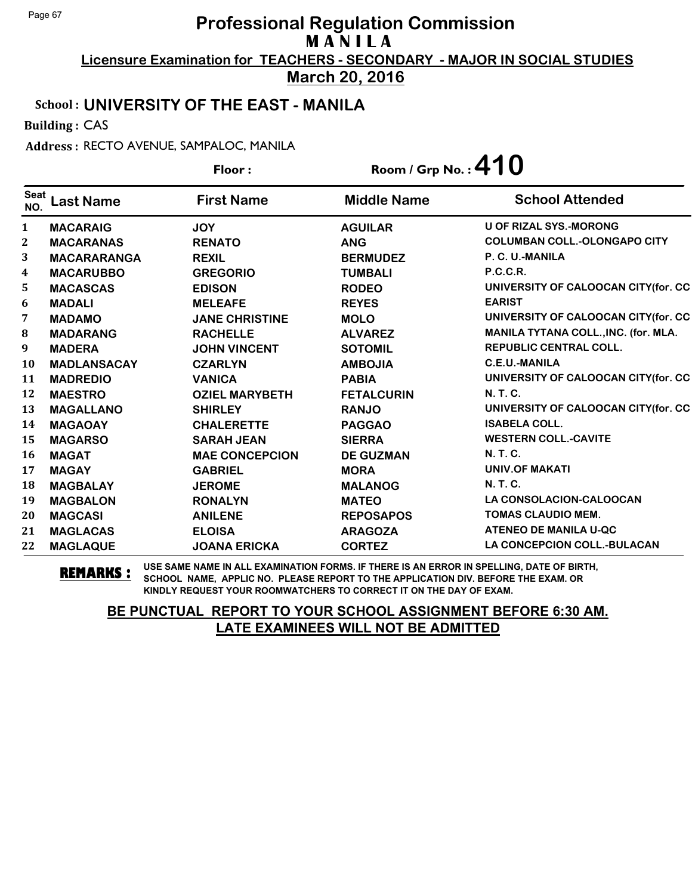# Professional Regulation Commission

## M A N I L A

**Licensure Examination for TEACHERS - SECONDARY - MAJOR IN SOCIAL STUDIES**

**March 20, 2016**

**School : UNIVERSITY OF THE EAST - MANILA**

**Building :** CAS

**Address :** RECTO AVENUE, SAMPALOC, MANILA

**Floor :** **Room / Grp No. : 410**

| Seat NO. | Last Name | First Name | Middle Name | School Attended |
|---|---|---|---|---|
| 1 | MACARAIG | JOY | AGUILAR | U OF RIZAL SYS.-MORONG |
| 2 | MACARANAS | RENATO | ANG | COLUMBAN COLL.-OLONGAPO CITY |
| 3 | MACARARANGA | REXIL | BERMUDEZ | P. C. U.-MANILA |
| 4 | MACARUBBO | GREGORIO | TUMBALI | P.C.C.R. |
| 5 | MACASCAS | EDISON | RODEO | UNIVERSITY OF CALOOCAN CITY(for. CC |
| 6 | MADALI | MELEAFE | REYES | EARIST |
| 7 | MADAMO | JANE CHRISTINE | MOLO | UNIVERSITY OF CALOOCAN CITY(for. CC |
| 8 | MADARANG | RACHELLE | ALVAREZ | MANILA TYTANA COLL.,INC. (for. MLA. |
| 9 | MADERA | JOHN VINCENT | SOTOMIL | REPUBLIC CENTRAL COLL. |
| 10 | MADLANSACAY | CZARLYN | AMBOJIA | C.E.U.-MANILA |
| 11 | MADREDIO | VANICA | PABIA | UNIVERSITY OF CALOOCAN CITY(for. CC |
| 12 | MAESTRO | OZIEL MARYBETH | FETALCURIN | N. T. C. |
| 13 | MAGALLANO | SHIRLEY | RANJO | UNIVERSITY OF CALOOCAN CITY(for. CC |
| 14 | MAGAOAY | CHALERETTE | PAGGAO | ISABELA COLL. |
| 15 | MAGARSO | SARAH JEAN | SIERRA | WESTERN COLL.-CAVITE |
| 16 | MAGAT | MAE CONCEPCION | DE GUZMAN | N. T. C. |
| 17 | MAGAY | GABRIEL | MORA | UNIV.OF MAKATI |
| 18 | MAGBALAY | JEROME | MALANOG | N. T. C. |
| 19 | MAGBALON | RONALYN | MATEO | LA CONSOLACION-CALOOCAN |
| 20 | MAGCASI | ANILENE | REPOSAPOS | TOMAS CLAUDIO MEM. |
| 21 | MAGLACAS | ELOISA | ARAGOZA | ATENEO DE MANILA U-QC |
| 22 | MAGLAQUE | JOANA ERICKA | CORTEZ | LA CONCEPCION COLL.-BULACAN |

**REMARKS :** USE SAME NAME IN ALL EXAMINATION FORMS. IF THERE IS AN ERROR IN SPELLING, DATE OF BIRTH, SCHOOL NAME, APPLIC NO. PLEASE REPORT TO THE APPLICATION DIV. BEFORE THE EXAM. OR KINDLY REQUEST YOUR ROOMWATCHERS TO CORRECT IT ON THE DAY OF EXAM.

**BE PUNCTUAL REPORT TO YOUR SCHOOL ASSIGNMENT BEFORE 6:30 AM.**
**LATE EXAMINEES WILL NOT BE ADMITTED**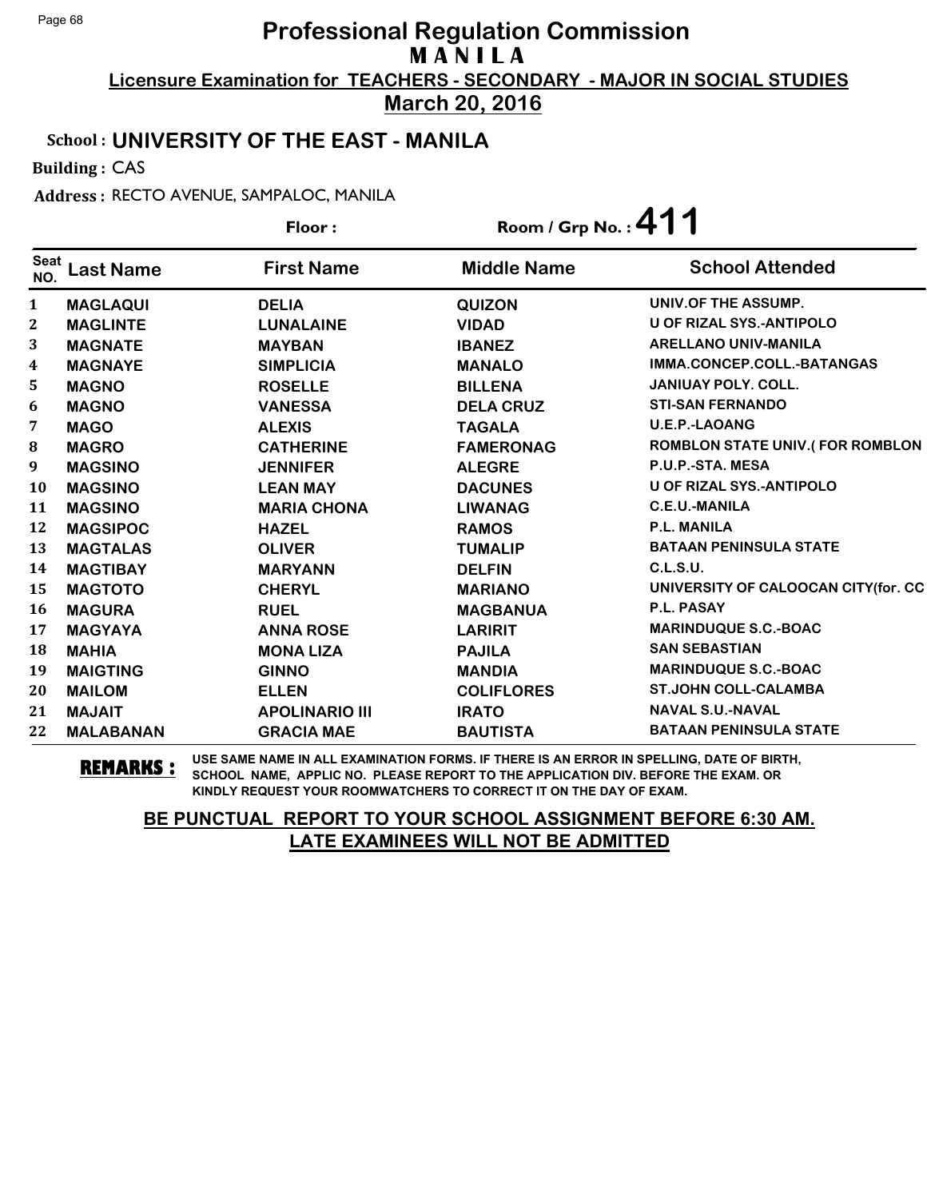# Professional Regulation Commission
## MANILA
### Licensure Examination for TEACHERS - SECONDARY - MAJOR IN SOCIAL STUDIES
### March 20, 2016

**School : UNIVERSITY OF THE EAST - MANILA**

**Building :** CAS

**Address :** RECTO AVENUE, SAMPALOC, MANILA

**Floor :** 　　　**Room / Grp No. : 411**

| Seat NO. | Last Name | First Name | Middle Name | School Attended |
|---|---|---|---|---|
| 1 | MAGLAQUI | DELIA | QUIZON | UNIV.OF THE ASSUMP. |
| 2 | MAGLINTE | LUNALAINE | VIDAD | U OF RIZAL SYS.-ANTIPOLO |
| 3 | MAGNATE | MAYBAN | IBANEZ | ARELLANO UNIV-MANILA |
| 4 | MAGNAYE | SIMPLICIA | MANALO | IMMA.CONCEP.COLL.-BATANGAS |
| 5 | MAGNO | ROSELLE | BILLENA | JANIUAY POLY. COLL. |
| 6 | MAGNO | VANESSA | DELA CRUZ | STI-SAN FERNANDO |
| 7 | MAGO | ALEXIS | TAGALA | U.E.P.-LAOANG |
| 8 | MAGRO | CATHERINE | FAMERONAG | ROMBLON STATE UNIV.( FOR ROMBLON |
| 9 | MAGSINO | JENNIFER | ALEGRE | P.U.P.-STA. MESA |
| 10 | MAGSINO | LEAN MAY | DACUNES | U OF RIZAL SYS.-ANTIPOLO |
| 11 | MAGSINO | MARIA CHONA | LIWANAG | C.E.U.-MANILA |
| 12 | MAGSIPOC | HAZEL | RAMOS | P.L. MANILA |
| 13 | MAGTALAS | OLIVER | TUMALIP | BATAAN PENINSULA STATE |
| 14 | MAGTIBAY | MARYANN | DELFIN | C.L.S.U. |
| 15 | MAGTOTO | CHERYL | MARIANO | UNIVERSITY OF CALOOCAN CITY(for. CC |
| 16 | MAGURA | RUEL | MAGBANUA | P.L. PASAY |
| 17 | MAGYAYA | ANNA ROSE | LARIRIT | MARINDUQUE S.C.-BOAC |
| 18 | MAHIA | MONA LIZA | PAJILA | SAN SEBASTIAN |
| 19 | MAIGTING | GINNO | MANDIA | MARINDUQUE S.C.-BOAC |
| 20 | MAILOM | ELLEN | COLIFLORES | ST.JOHN COLL-CALAMBA |
| 21 | MAJAIT | APOLINARIO III | IRATO | NAVAL S.U.-NAVAL |
| 22 | MALABANAN | GRACIA MAE | BAUTISTA | BATAAN PENINSULA STATE |

**REMARKS :** USE SAME NAME IN ALL EXAMINATION FORMS. IF THERE IS AN ERROR IN SPELLING, DATE OF BIRTH, SCHOOL NAME, APPLIC NO. PLEASE REPORT TO THE APPLICATION DIV. BEFORE THE EXAM. OR KINDLY REQUEST YOUR ROOMWATCHERS TO CORRECT IT ON THE DAY OF EXAM.

**BE PUNCTUAL REPORT TO YOUR SCHOOL ASSIGNMENT BEFORE 6:30 AM.**
**LATE EXAMINEES WILL NOT BE ADMITTED**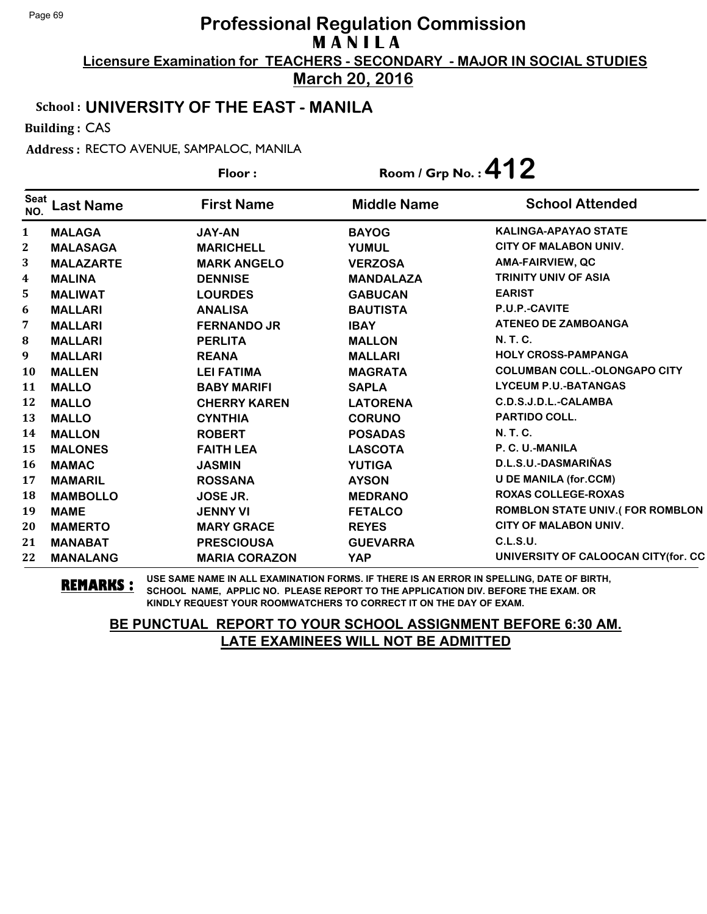# Professional Regulation Commission

## MANILA

**Licensure Examination for TEACHERS - SECONDARY - MAJOR IN SOCIAL STUDIES**

**March 20, 2016**

**School : UNIVERSITY OF THE EAST - MANILA**

**Building :** CAS

**Address :** RECTO AVENUE, SAMPALOC, MANILA

**Floor :** **Room / Grp No. : 412**

| Seat NO. | Last Name | First Name | Middle Name | School Attended |
|---|---|---|---|---|
| 1 | MALAGA | JAY-AN | BAYOG | KALINGA-APAYAO STATE |
| 2 | MALASAGA | MARICHELL | YUMUL | CITY OF MALABON UNIV. |
| 3 | MALAZARTE | MARK ANGELO | VERZOSA | AMA-FAIRVIEW, QC |
| 4 | MALINA | DENNISE | MANDALAZA | TRINITY UNIV OF ASIA |
| 5 | MALIWAT | LOURDES | GABUCAN | EARIST |
| 6 | MALLARI | ANALISA | BAUTISTA | P.U.P.-CAVITE |
| 7 | MALLARI | FERNANDO JR | IBAY | ATENEO DE ZAMBOANGA |
| 8 | MALLARI | PERLITA | MALLON | N. T. C. |
| 9 | MALLARI | REANA | MALLARI | HOLY CROSS-PAMPANGA |
| 10 | MALLEN | LEI FATIMA | MAGRATA | COLUMBAN COLL.-OLONGAPO CITY |
| 11 | MALLO | BABY MARIFI | SAPLA | LYCEUM P.U.-BATANGAS |
| 12 | MALLO | CHERRY KAREN | LATORENA | C.D.S.J.D.L.-CALAMBA |
| 13 | MALLO | CYNTHIA | CORUNO | PARTIDO COLL. |
| 14 | MALLON | ROBERT | POSADAS | N. T. C. |
| 15 | MALONES | FAITH LEA | LASCOTA | P. C. U.-MANILA |
| 16 | MAMAC | JASMIN | YUTIGA | D.L.S.U.-DASMARIÑAS |
| 17 | MAMARIL | ROSSANA | AYSON | U DE MANILA (for.CCM) |
| 18 | MAMBOLLO | JOSE JR. | MEDRANO | ROXAS COLLEGE-ROXAS |
| 19 | MAME | JENNY VI | FETALCO | ROMBLON STATE UNIV.( FOR ROMBLON |
| 20 | MAMERTO | MARY GRACE | REYES | CITY OF MALABON UNIV. |
| 21 | MANABAT | PRESCIOUSA | GUEVARRA | C.L.S.U. |
| 22 | MANALANG | MARIA CORAZON | YAP | UNIVERSITY OF CALOOCAN CITY(for. CC |

**REMARKS :** USE SAME NAME IN ALL EXAMINATION FORMS. IF THERE IS AN ERROR IN SPELLING, DATE OF BIRTH, SCHOOL NAME, APPLIC NO. PLEASE REPORT TO THE APPLICATION DIV. BEFORE THE EXAM. OR KINDLY REQUEST YOUR ROOMWATCHERS TO CORRECT IT ON THE DAY OF EXAM.

**BE PUNCTUAL REPORT TO YOUR SCHOOL ASSIGNMENT BEFORE 6:30 AM. LATE EXAMINEES WILL NOT BE ADMITTED**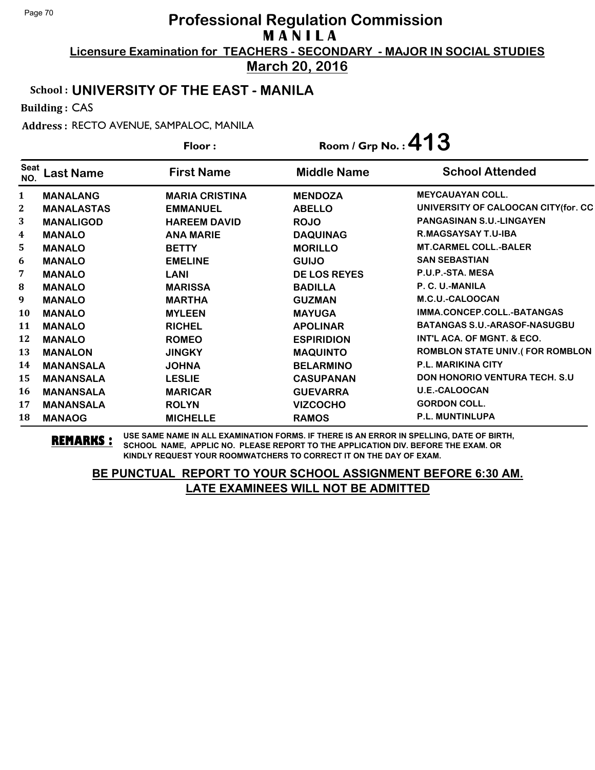# Professional Regulation Commission

## M A N I L A

**Licensure Examination for TEACHERS - SECONDARY - MAJOR IN SOCIAL STUDIES**

**March 20, 2016**

**School : UNIVERSITY OF THE EAST - MANILA**

**Building :** CAS

**Address :** RECTO AVENUE, SAMPALOC, MANILA

**Floor :**

**Room / Grp No. : 413**

| Seat NO. | Last Name | First Name | Middle Name | School Attended |
|---|---|---|---|---|
| 1 | MANALANG | MARIA CRISTINA | MENDOZA | MEYCAUAYAN COLL. |
| 2 | MANALASTAS | EMMANUEL | ABELLO | UNIVERSITY OF CALOOCAN CITY(for. CC |
| 3 | MANALIGOD | HAREEM DAVID | ROJO | PANGASINAN S.U.-LINGAYEN |
| 4 | MANALO | ANA MARIE | DAQUINAG | R.MAGSAYSAY T.U-IBA |
| 5 | MANALO | BETTY | MORILLO | MT.CARMEL COLL.-BALER |
| 6 | MANALO | EMELINE | GUIJO | SAN SEBASTIAN |
| 7 | MANALO | LANI | DE LOS REYES | P.U.P.-STA. MESA |
| 8 | MANALO | MARISSA | BADILLA | P. C. U.-MANILA |
| 9 | MANALO | MARTHA | GUZMAN | M.C.U.-CALOOCAN |
| 10 | MANALO | MYLEEN | MAYUGA | IMMA.CONCEP.COLL.-BATANGAS |
| 11 | MANALO | RICHEL | APOLINAR | BATANGAS S.U.-ARASOF-NASUGBU |
| 12 | MANALO | ROMEO | ESPIRIDION | INT'L ACA. OF MGNT. & ECO. |
| 13 | MANALON | JINGKY | MAQUINTO | ROMBLON STATE UNIV.( FOR ROMBLON |
| 14 | MANANSALA | JOHNA | BELARMINO | P.L. MARIKINA CITY |
| 15 | MANANSALA | LESLIE | CASUPANAN | DON HONORIO VENTURA TECH. S.U |
| 16 | MANANSALA | MARICAR | GUEVARRA | U.E.-CALOOCAN |
| 17 | MANANSALA | ROLYN | VIZCOCHO | GORDON COLL. |
| 18 | MANAOG | MICHELLE | RAMOS | P.L. MUNTINLUPA |

**REMARKS :** USE SAME NAME IN ALL EXAMINATION FORMS. IF THERE IS AN ERROR IN SPELLING, DATE OF BIRTH, SCHOOL NAME, APPLIC NO. PLEASE REPORT TO THE APPLICATION DIV. BEFORE THE EXAM. OR KINDLY REQUEST YOUR ROOMWATCHERS TO CORRECT IT ON THE DAY OF EXAM.

**BE PUNCTUAL REPORT TO YOUR SCHOOL ASSIGNMENT BEFORE 6:30 AM.**
**LATE EXAMINEES WILL NOT BE ADMITTED**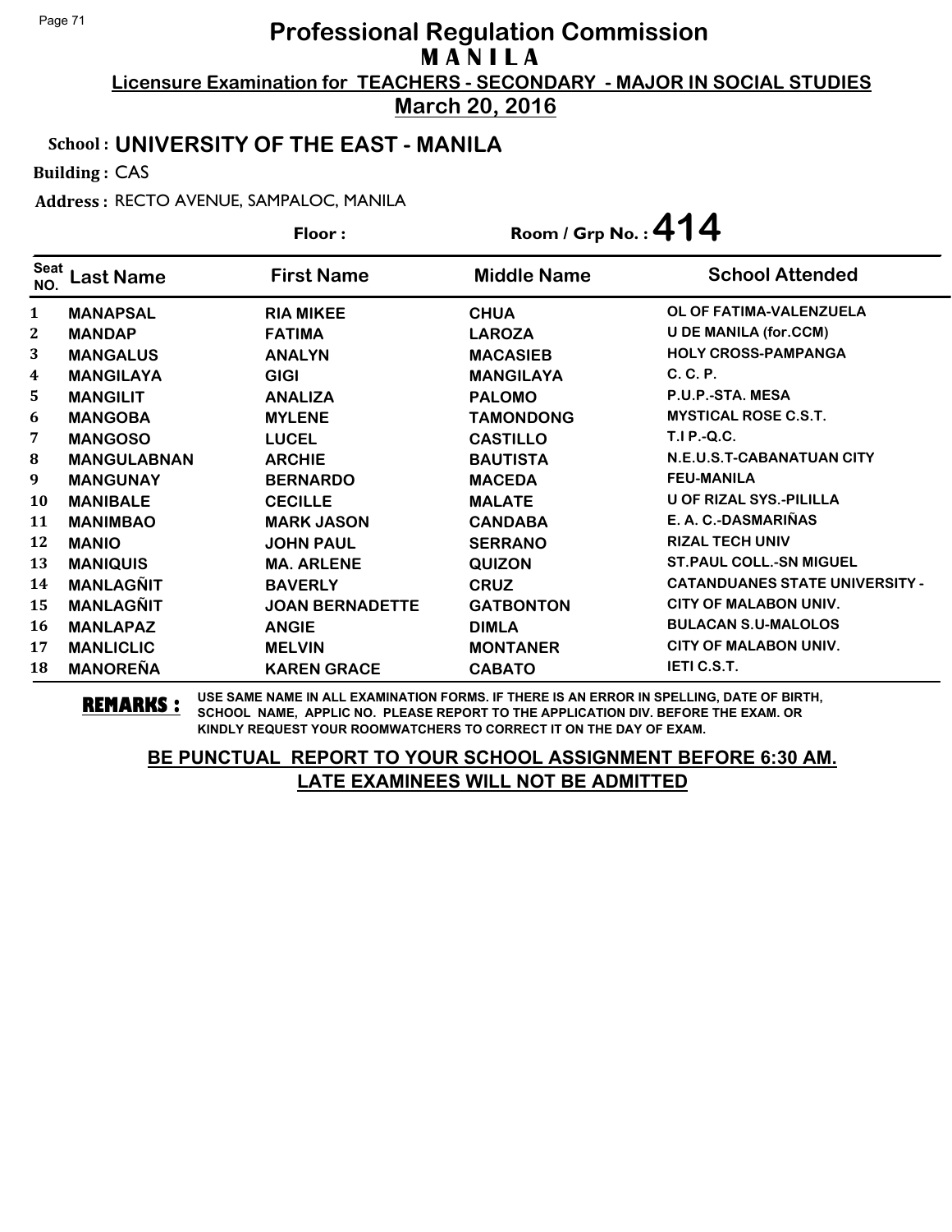# Professional Regulation Commission
## M A N I L A
### Licensure Examination for TEACHERS - SECONDARY - MAJOR IN SOCIAL STUDIES
### March 20, 2016

**School : UNIVERSITY OF THE EAST - MANILA**

**Building :** CAS

**Address :** RECTO AVENUE, SAMPALOC, MANILA

**Floor :** 

**Room / Grp No. : 414**

| Seat NO. | Last Name | First Name | Middle Name | School Attended |
|---|---|---|---|---|
| 1 | MANAPSAL | RIA MIKEE | CHUA | OL OF FATIMA-VALENZUELA |
| 2 | MANDAP | FATIMA | LAROZA | U DE MANILA (for.CCM) |
| 3 | MANGALUS | ANALYN | MACASIEB | HOLY CROSS-PAMPANGA |
| 4 | MANGILAYA | GIGI | MANGILAYA | C. C. P. |
| 5 | MANGILIT | ANALIZA | PALOMO | P.U.P.-STA. MESA |
| 6 | MANGOBA | MYLENE | TAMONDONG | MYSTICAL ROSE C.S.T. |
| 7 | MANGOSO | LUCEL | CASTILLO | T.I P.-Q.C. |
| 8 | MANGULABNAN | ARCHIE | BAUTISTA | N.E.U.S.T-CABANATUAN CITY |
| 9 | MANGUNAY | BERNARDO | MACEDA | FEU-MANILA |
| 10 | MANIBALE | CECILLE | MALATE | U OF RIZAL SYS.-PILILLA |
| 11 | MANIMBAO | MARK JASON | CANDABA | E. A. C.-DASMARIÑAS |
| 12 | MANIO | JOHN PAUL | SERRANO | RIZAL TECH UNIV |
| 13 | MANIQUIS | MA. ARLENE | QUIZON | ST.PAUL COLL.-SN MIGUEL |
| 14 | MANLAGÑIT | BAVERLY | CRUZ | CATANDUANES STATE UNIVERSITY - |
| 15 | MANLAGÑIT | JOAN BERNADETTE | GATBONTON | CITY OF MALABON UNIV. |
| 16 | MANLAPAZ | ANGIE | DIMLA | BULACAN S.U-MALOLOS |
| 17 | MANLICLIC | MELVIN | MONTANER | CITY OF MALABON UNIV. |
| 18 | MANOREÑA | KAREN GRACE | CABATO | IETI C.S.T. |

**REMARKS :** USE SAME NAME IN ALL EXAMINATION FORMS. IF THERE IS AN ERROR IN SPELLING, DATE OF BIRTH, SCHOOL NAME, APPLIC NO. PLEASE REPORT TO THE APPLICATION DIV. BEFORE THE EXAM. OR KINDLY REQUEST YOUR ROOMWATCHERS TO CORRECT IT ON THE DAY OF EXAM.

**BE PUNCTUAL REPORT TO YOUR SCHOOL ASSIGNMENT BEFORE 6:30 AM.**
**LATE EXAMINEES WILL NOT BE ADMITTED**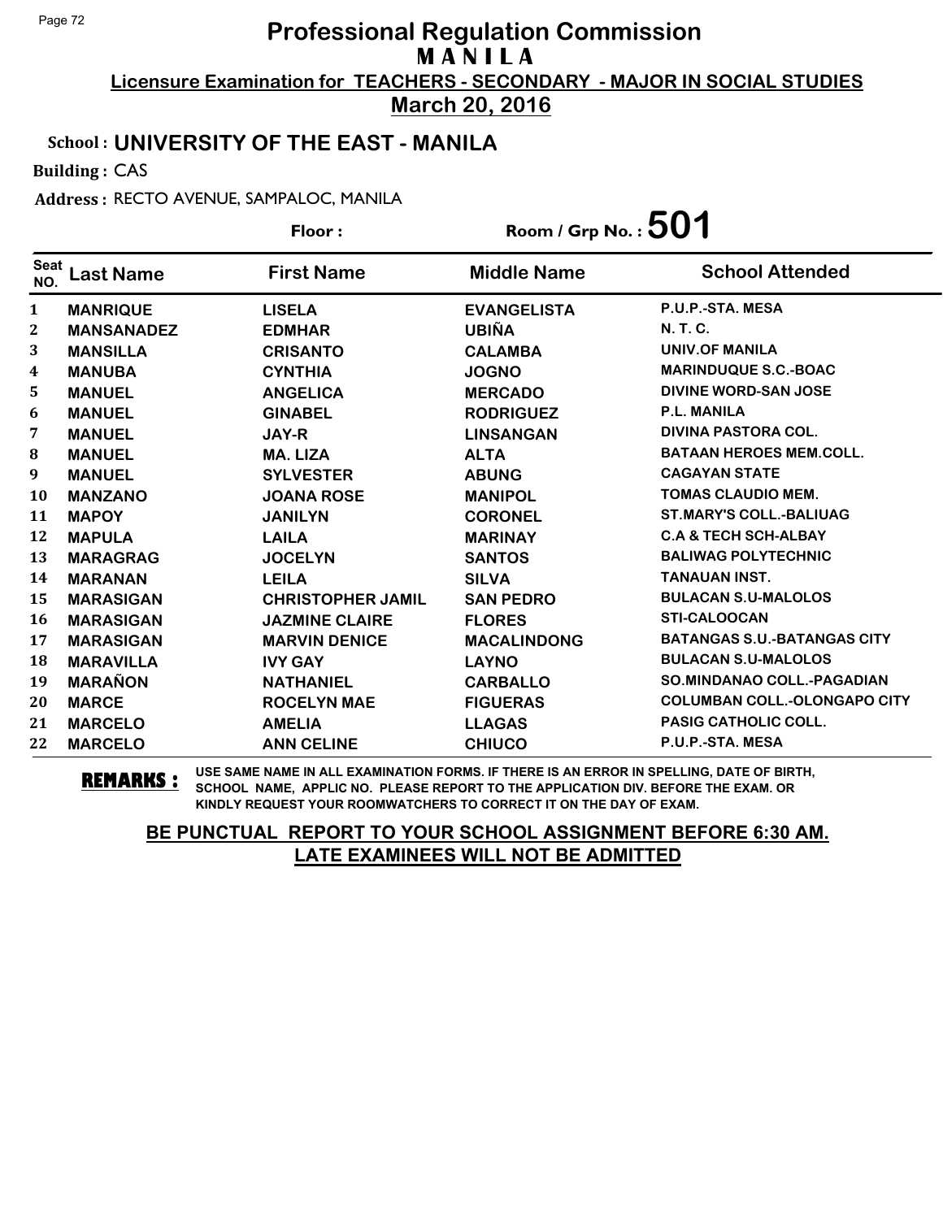# Professional Regulation Commission

## M A N I L A

**Licensure Examination for TEACHERS - SECONDARY - MAJOR IN SOCIAL STUDIES**

**March 20, 2016**

**School : UNIVERSITY OF THE EAST - MANILA**

**Building :** CAS

**Address :** RECTO AVENUE, SAMPALOC, MANILA

**Floor :** **Room / Grp No. : 501**

| Seat NO. | Last Name | First Name | Middle Name | School Attended |
|---|---|---|---|---|
| 1 | MANRIQUE | LISELA | EVANGELISTA | P.U.P.-STA. MESA |
| 2 | MANSANADEZ | EDMHAR | UBIÑA | N. T. C. |
| 3 | MANSILLA | CRISANTO | CALAMBA | UNIV.OF MANILA |
| 4 | MANUBA | CYNTHIA | JOGNO | MARINDUQUE S.C.-BOAC |
| 5 | MANUEL | ANGELICA | MERCADO | DIVINE WORD-SAN JOSE |
| 6 | MANUEL | GINABEL | RODRIGUEZ | P.L. MANILA |
| 7 | MANUEL | JAY-R | LINSANGAN | DIVINA PASTORA COL. |
| 8 | MANUEL | MA. LIZA | ALTA | BATAAN HEROES MEM.COLL. |
| 9 | MANUEL | SYLVESTER | ABUNG | CAGAYAN STATE |
| 10 | MANZANO | JOANA ROSE | MANIPOL | TOMAS CLAUDIO MEM. |
| 11 | MAPOY | JANILYN | CORONEL | ST.MARY'S COLL.-BALIUAG |
| 12 | MAPULA | LAILA | MARINAY | C.A & TECH SCH-ALBAY |
| 13 | MARAGRAG | JOCELYN | SANTOS | BALIWAG POLYTECHNIC |
| 14 | MARANAN | LEILA | SILVA | TANAUAN INST. |
| 15 | MARASIGAN | CHRISTOPHER JAMIL | SAN PEDRO | BULACAN S.U-MALOLOS |
| 16 | MARASIGAN | JAZMINE CLAIRE | FLORES | STI-CALOOCAN |
| 17 | MARASIGAN | MARVIN DENICE | MACALINDONG | BATANGAS S.U.-BATANGAS CITY |
| 18 | MARAVILLA | IVY GAY | LAYNO | BULACAN S.U-MALOLOS |
| 19 | MARAÑON | NATHANIEL | CARBALLO | SO.MINDANAO COLL.-PAGADIAN |
| 20 | MARCE | ROCELYN MAE | FIGUERAS | COLUMBAN COLL.-OLONGAPO CITY |
| 21 | MARCELO | AMELIA | LLAGAS | PASIG CATHOLIC COLL. |
| 22 | MARCELO | ANN CELINE | CHIUCO | P.U.P.-STA. MESA |

**REMARKS :** USE SAME NAME IN ALL EXAMINATION FORMS. IF THERE IS AN ERROR IN SPELLING, DATE OF BIRTH, SCHOOL NAME, APPLIC NO. PLEASE REPORT TO THE APPLICATION DIV. BEFORE THE EXAM. OR KINDLY REQUEST YOUR ROOMWATCHERS TO CORRECT IT ON THE DAY OF EXAM.

**BE PUNCTUAL REPORT TO YOUR SCHOOL ASSIGNMENT BEFORE 6:30 AM.**
**LATE EXAMINEES WILL NOT BE ADMITTED**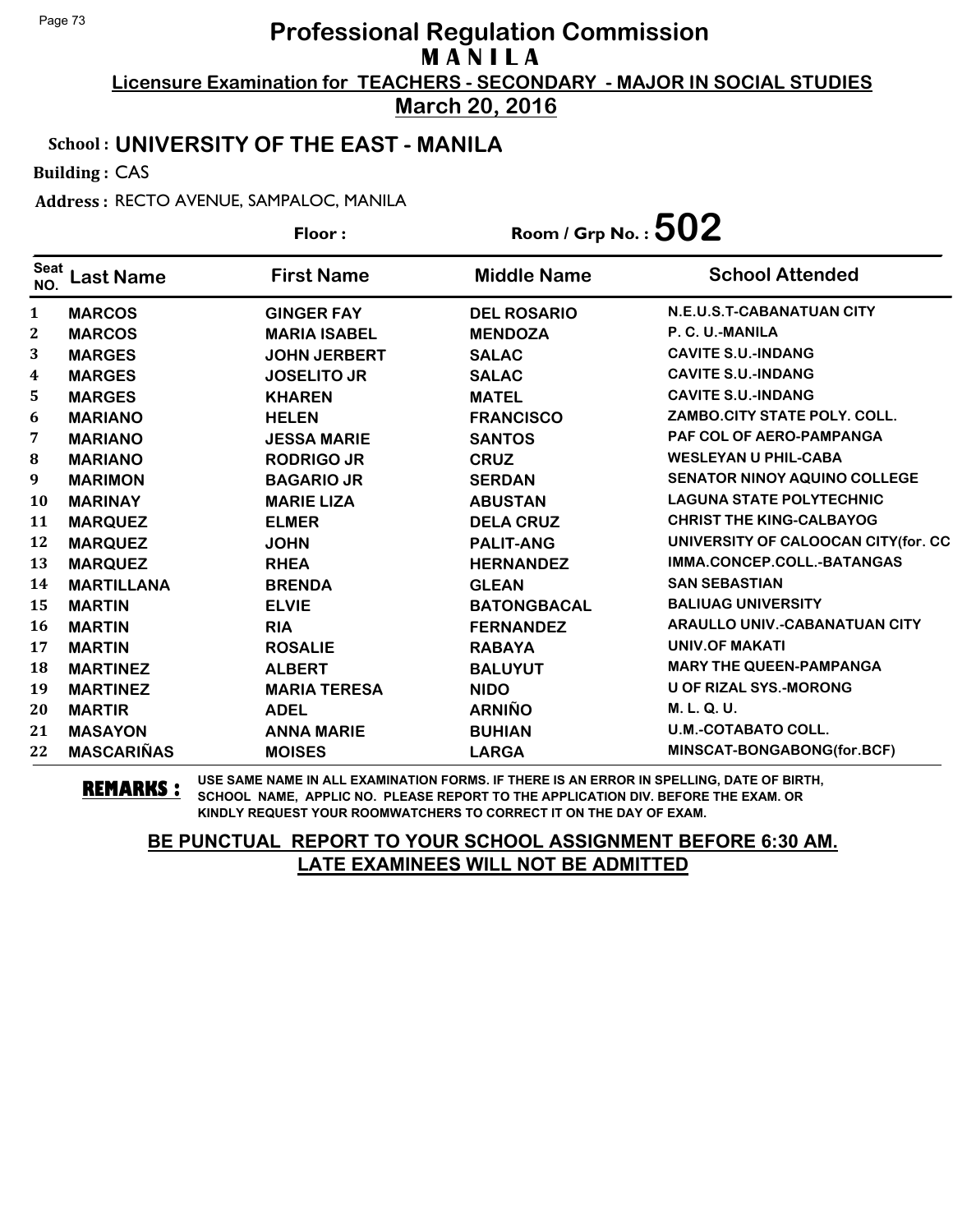# Professional Regulation Commission

## M A N I L A

**Licensure Examination for TEACHERS - SECONDARY - MAJOR IN SOCIAL STUDIES**

**March 20, 2016**

**School : UNIVERSITY OF THE EAST - MANILA**

**Building :** CAS

**Address :** RECTO AVENUE, SAMPALOC, MANILA

**Floor :** 

**Room / Grp No. : 502**

| Seat NO. | Last Name | First Name | Middle Name | School Attended |
|---|---|---|---|---|
| 1 | MARCOS | GINGER FAY | DEL ROSARIO | N.E.U.S.T-CABANATUAN CITY |
| 2 | MARCOS | MARIA ISABEL | MENDOZA | P. C. U.-MANILA |
| 3 | MARGES | JOHN JERBERT | SALAC | CAVITE S.U.-INDANG |
| 4 | MARGES | JOSELITO JR | SALAC | CAVITE S.U.-INDANG |
| 5 | MARGES | KHAREN | MATEL | CAVITE S.U.-INDANG |
| 6 | MARIANO | HELEN | FRANCISCO | ZAMBO.CITY STATE POLY. COLL. |
| 7 | MARIANO | JESSA MARIE | SANTOS | PAF COL OF AERO-PAMPANGA |
| 8 | MARIANO | RODRIGO JR | CRUZ | WESLEYAN U PHIL-CABA |
| 9 | MARIMON | BAGARIO JR | SERDAN | SENATOR NINOY AQUINO COLLEGE |
| 10 | MARINAY | MARIE LIZA | ABUSTAN | LAGUNA STATE POLYTECHNIC |
| 11 | MARQUEZ | ELMER | DELA CRUZ | CHRIST THE KING-CALBAYOG |
| 12 | MARQUEZ | JOHN | PALIT-ANG | UNIVERSITY OF CALOOCAN CITY(for. CC |
| 13 | MARQUEZ | RHEA | HERNANDEZ | IMMA.CONCEP.COLL.-BATANGAS |
| 14 | MARTILLANA | BRENDA | GLEAN | SAN SEBASTIAN |
| 15 | MARTIN | ELVIE | BATONGBACAL | BALIUAG UNIVERSITY |
| 16 | MARTIN | RIA | FERNANDEZ | ARAULLO UNIV.-CABANATUAN CITY |
| 17 | MARTIN | ROSALIE | RABAYA | UNIV.OF MAKATI |
| 18 | MARTINEZ | ALBERT | BALUYUT | MARY THE QUEEN-PAMPANGA |
| 19 | MARTINEZ | MARIA TERESA | NIDO | U OF RIZAL SYS.-MORONG |
| 20 | MARTIR | ADEL | ARNIÑO | M. L. Q. U. |
| 21 | MASAYON | ANNA MARIE | BUHIAN | U.M.-COTABATO COLL. |
| 22 | MASCARIÑAS | MOISES | LARGA | MINSCAT-BONGABONG(for.BCF) |

**REMARKS :** USE SAME NAME IN ALL EXAMINATION FORMS. IF THERE IS AN ERROR IN SPELLING, DATE OF BIRTH, SCHOOL NAME, APPLIC NO. PLEASE REPORT TO THE APPLICATION DIV. BEFORE THE EXAM. OR KINDLY REQUEST YOUR ROOMWATCHERS TO CORRECT IT ON THE DAY OF EXAM.

**BE PUNCTUAL REPORT TO YOUR SCHOOL ASSIGNMENT BEFORE 6:30 AM.**
**LATE EXAMINEES WILL NOT BE ADMITTED**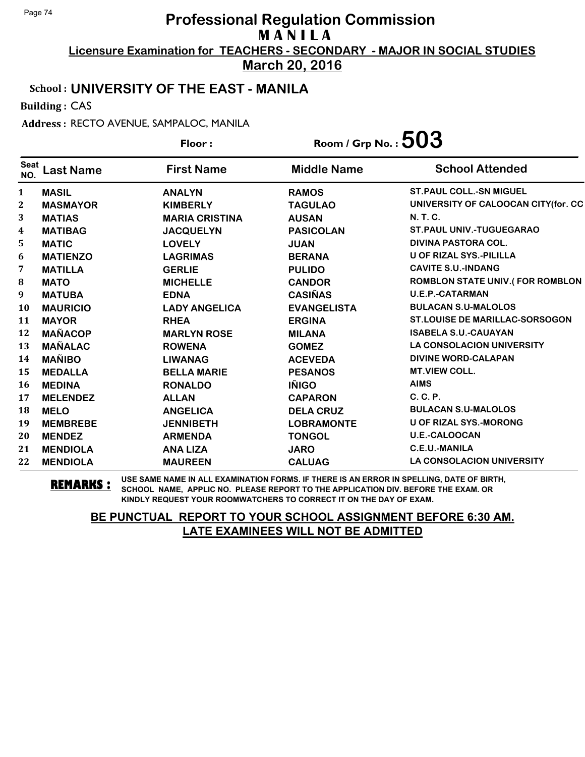# Professional Regulation Commission
## M A N I L A
### Licensure Examination for TEACHERS - SECONDARY - MAJOR IN SOCIAL STUDIES
### March 20, 2016

**School : UNIVERSITY OF THE EAST - MANILA**

**Building :** CAS

**Address :** RECTO AVENUE, SAMPALOC, MANILA

**Floor :** 

**Room / Grp No. : 503**

| Seat NO. | Last Name | First Name | Middle Name | School Attended |
|---|---|---|---|---|
| 1 | MASIL | ANALYN | RAMOS | ST.PAUL COLL.-SN MIGUEL |
| 2 | MASMAYOR | KIMBERLY | TAGULAO | UNIVERSITY OF CALOOCAN CITY(for. CC |
| 3 | MATIAS | MARIA CRISTINA | AUSAN | N. T. C. |
| 4 | MATIBAG | JACQUELYN | PASICOLAN | ST.PAUL UNIV.-TUGUEGARAO |
| 5 | MATIC | LOVELY | JUAN | DIVINA PASTORA COL. |
| 6 | MATIENZO | LAGRIMAS | BERANA | U OF RIZAL SYS.-PILILLA |
| 7 | MATILLA | GERLIE | PULIDO | CAVITE S.U.-INDANG |
| 8 | MATO | MICHELLE | CANDOR | ROMBLON STATE UNIV.( FOR ROMBLON |
| 9 | MATUBA | EDNA | CASIÑAS | U.E.P.-CATARMAN |
| 10 | MAURICIO | LADY ANGELICA | EVANGELISTA | BULACAN S.U-MALOLOS |
| 11 | MAYOR | RHEA | ERGINA | ST.LOUISE DE MARILLAC-SORSOGON |
| 12 | MAÑACOP | MARLYN ROSE | MILANA | ISABELA S.U.-CAUAYAN |
| 13 | MAÑALAC | ROWENA | GOMEZ | LA CONSOLACION UNIVERSITY |
| 14 | MAÑIBO | LIWANAG | ACEVEDA | DIVINE WORD-CALAPAN |
| 15 | MEDALLA | BELLA MARIE | PESANOS | MT.VIEW COLL. |
| 16 | MEDINA | RONALDO | IÑIGO | AIMS |
| 17 | MELENDEZ | ALLAN | CAPARON | C. C. P. |
| 18 | MELO | ANGELICA | DELA CRUZ | BULACAN S.U-MALOLOS |
| 19 | MEMBREBE | JENNIBETH | LOBRAMONTE | U OF RIZAL SYS.-MORONG |
| 20 | MENDEZ | ARMENDA | TONGOL | U.E.-CALOOCAN |
| 21 | MENDIOLA | ANA LIZA | JARO | C.E.U.-MANILA |
| 22 | MENDIOLA | MAUREEN | CALUAG | LA CONSOLACION UNIVERSITY |

**REMARKS :** USE SAME NAME IN ALL EXAMINATION FORMS. IF THERE IS AN ERROR IN SPELLING, DATE OF BIRTH, SCHOOL NAME, APPLIC NO. PLEASE REPORT TO THE APPLICATION DIV. BEFORE THE EXAM. OR KINDLY REQUEST YOUR ROOMWATCHERS TO CORRECT IT ON THE DAY OF EXAM.

**BE PUNCTUAL REPORT TO YOUR SCHOOL ASSIGNMENT BEFORE 6:30 AM.**
**LATE EXAMINEES WILL NOT BE ADMITTED**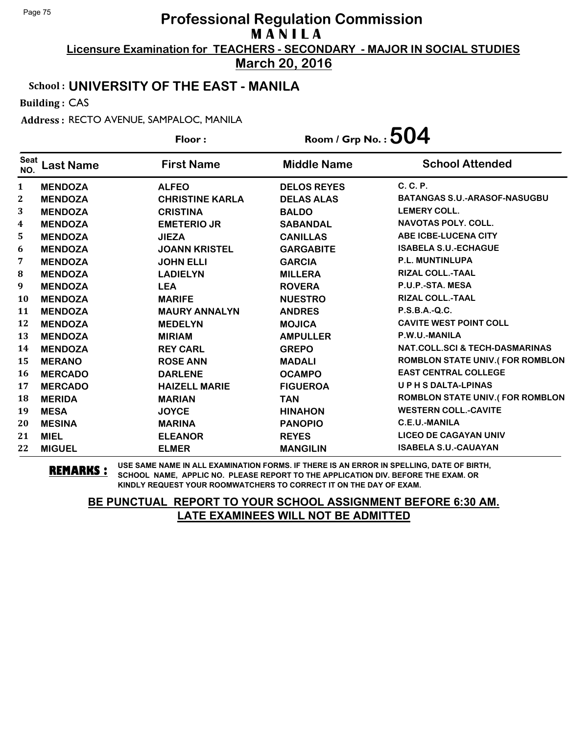# Professional Regulation Commission
## M A N I L A

**Licensure Examination for TEACHERS - SECONDARY - MAJOR IN SOCIAL STUDIES**

**March 20, 2016**

**School : UNIVERSITY OF THE EAST - MANILA**

**Building :** CAS

**Address :** RECTO AVENUE, SAMPALOC, MANILA

**Floor :** 

**Room / Grp No. : 504**

| Seat NO. | Last Name | First Name | Middle Name | School Attended |
|---|---|---|---|---|
| 1 | MENDOZA | ALFEO | DELOS REYES | C. C. P. |
| 2 | MENDOZA | CHRISTINE KARLA | DELAS ALAS | BATANGAS S.U.-ARASOF-NASUGBU |
| 3 | MENDOZA | CRISTINA | BALDO | LEMERY COLL. |
| 4 | MENDOZA | EMETERIO JR | SABANDAL | NAVOTAS POLY. COLL. |
| 5 | MENDOZA | JIEZA | CANILLAS | ABE ICBE-LUCENA CITY |
| 6 | MENDOZA | JOANN KRISTEL | GARGABITE | ISABELA S.U.-ECHAGUE |
| 7 | MENDOZA | JOHN ELLI | GARCIA | P.L. MUNTINLUPA |
| 8 | MENDOZA | LADIELYN | MILLERA | RIZAL COLL.-TAAL |
| 9 | MENDOZA | LEA | ROVERA | P.U.P.-STA. MESA |
| 10 | MENDOZA | MARIFE | NUESTRO | RIZAL COLL.-TAAL |
| 11 | MENDOZA | MAURY ANNALYN | ANDRES | P.S.B.A.-Q.C. |
| 12 | MENDOZA | MEDELYN | MOJICA | CAVITE WEST POINT COLL |
| 13 | MENDOZA | MIRIAM | AMPULLER | P.W.U.-MANILA |
| 14 | MENDOZA | REY CARL | GREPO | NAT.COLL.SCI & TECH-DASMARINAS |
| 15 | MERANO | ROSE ANN | MADALI | ROMBLON STATE UNIV.( FOR ROMBLON |
| 16 | MERCADO | DARLENE | OCAMPO | EAST CENTRAL COLLEGE |
| 17 | MERCADO | HAIZELL MARIE | FIGUEROA | U P H S DALTA-LPINAS |
| 18 | MERIDA | MARIAN | TAN | ROMBLON STATE UNIV.( FOR ROMBLON |
| 19 | MESA | JOYCE | HINAHON | WESTERN COLL.-CAVITE |
| 20 | MESINA | MARINA | PANOPIO | C.E.U.-MANILA |
| 21 | MIEL | ELEANOR | REYES | LICEO DE CAGAYAN UNIV |
| 22 | MIGUEL | ELMER | MANGILIN | ISABELA S.U.-CAUAYAN |

**REMARKS :** USE SAME NAME IN ALL EXAMINATION FORMS. IF THERE IS AN ERROR IN SPELLING, DATE OF BIRTH, SCHOOL NAME, APPLIC NO. PLEASE REPORT TO THE APPLICATION DIV. BEFORE THE EXAM. OR KINDLY REQUEST YOUR ROOMWATCHERS TO CORRECT IT ON THE DAY OF EXAM.

**BE PUNCTUAL REPORT TO YOUR SCHOOL ASSIGNMENT BEFORE 6:30 AM. LATE EXAMINEES WILL NOT BE ADMITTED**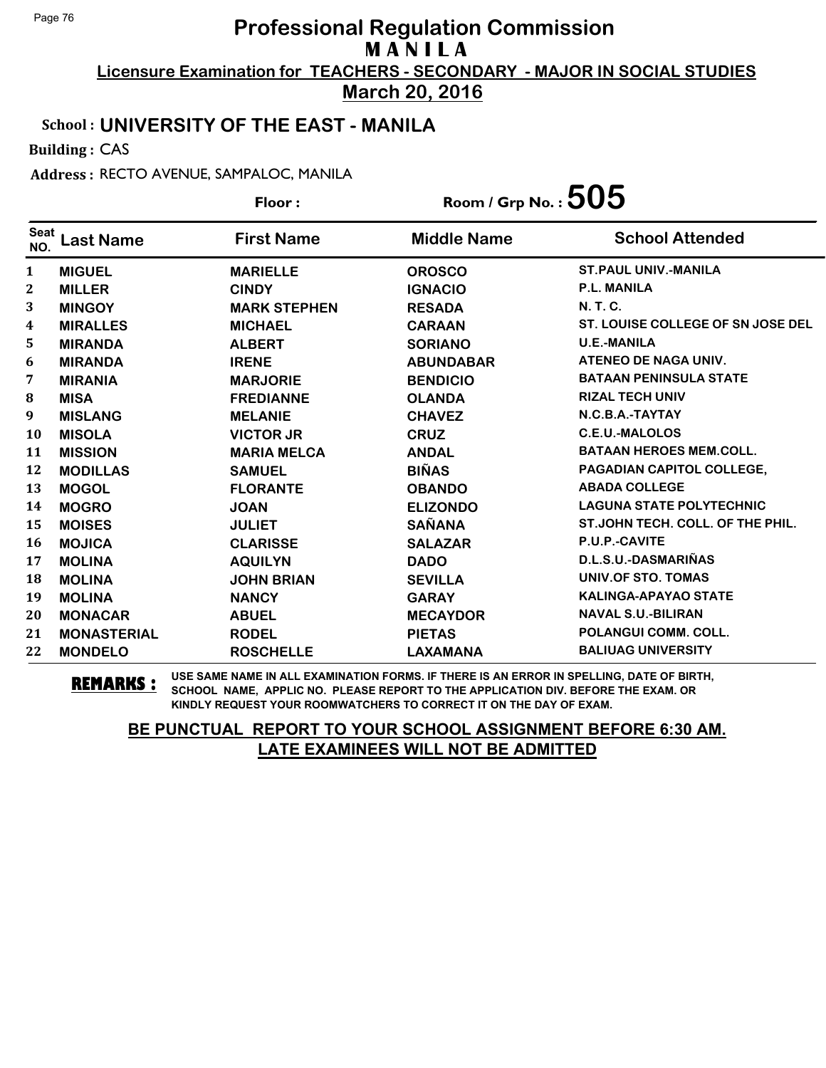# Professional Regulation Commission
## M A N I L A

**Licensure Examination for TEACHERS - SECONDARY - MAJOR IN SOCIAL STUDIES**

**March 20, 2016**

**School : UNIVERSITY OF THE EAST - MANILA**

**Building :** CAS

**Address :** RECTO AVENUE, SAMPALOC, MANILA

**Floor :** **Room / Grp No. : 505**

| Seat NO. | Last Name | First Name | Middle Name | School Attended |
|---|---|---|---|---|
| 1 | MIGUEL | MARIELLE | OROSCO | ST.PAUL UNIV.-MANILA |
| 2 | MILLER | CINDY | IGNACIO | P.L. MANILA |
| 3 | MINGOY | MARK STEPHEN | RESADA | N. T. C. |
| 4 | MIRALLES | MICHAEL | CARAAN | ST. LOUISE COLLEGE OF SN JOSE DEL |
| 5 | MIRANDA | ALBERT | SORIANO | U.E.-MANILA |
| 6 | MIRANDA | IRENE | ABUNDABAR | ATENEO DE NAGA UNIV. |
| 7 | MIRANIA | MARJORIE | BENDICIO | BATAAN PENINSULA STATE |
| 8 | MISA | FREDIANNE | OLANDA | RIZAL TECH UNIV |
| 9 | MISLANG | MELANIE | CHAVEZ | N.C.B.A.-TAYTAY |
| 10 | MISOLA | VICTOR JR | CRUZ | C.E.U.-MALOLOS |
| 11 | MISSION | MARIA MELCA | ANDAL | BATAAN HEROES MEM.COLL. |
| 12 | MODILLAS | SAMUEL | BIÑAS | PAGADIAN CAPITOL COLLEGE, |
| 13 | MOGOL | FLORANTE | OBANDO | ABADA COLLEGE |
| 14 | MOGRO | JOAN | ELIZONDO | LAGUNA STATE POLYTECHNIC |
| 15 | MOISES | JULIET | SAÑANA | ST.JOHN TECH. COLL. OF THE PHIL. |
| 16 | MOJICA | CLARISSE | SALAZAR | P.U.P.-CAVITE |
| 17 | MOLINA | AQUILYN | DADO | D.L.S.U.-DASMARIÑAS |
| 18 | MOLINA | JOHN BRIAN | SEVILLA | UNIV.OF STO. TOMAS |
| 19 | MOLINA | NANCY | GARAY | KALINGA-APAYAO STATE |
| 20 | MONACAR | ABUEL | MECAYDOR | NAVAL S.U.-BILIRAN |
| 21 | MONASTERIAL | RODEL | PIETAS | POLANGUI COMM. COLL. |
| 22 | MONDELO | ROSCHELLE | LAXAMANA | BALIUAG UNIVERSITY |

**REMARKS :** USE SAME NAME IN ALL EXAMINATION FORMS. IF THERE IS AN ERROR IN SPELLING, DATE OF BIRTH, SCHOOL NAME, APPLIC NO. PLEASE REPORT TO THE APPLICATION DIV. BEFORE THE EXAM. OR KINDLY REQUEST YOUR ROOMWATCHERS TO CORRECT IT ON THE DAY OF EXAM.

**BE PUNCTUAL REPORT TO YOUR SCHOOL ASSIGNMENT BEFORE 6:30 AM. LATE EXAMINEES WILL NOT BE ADMITTED**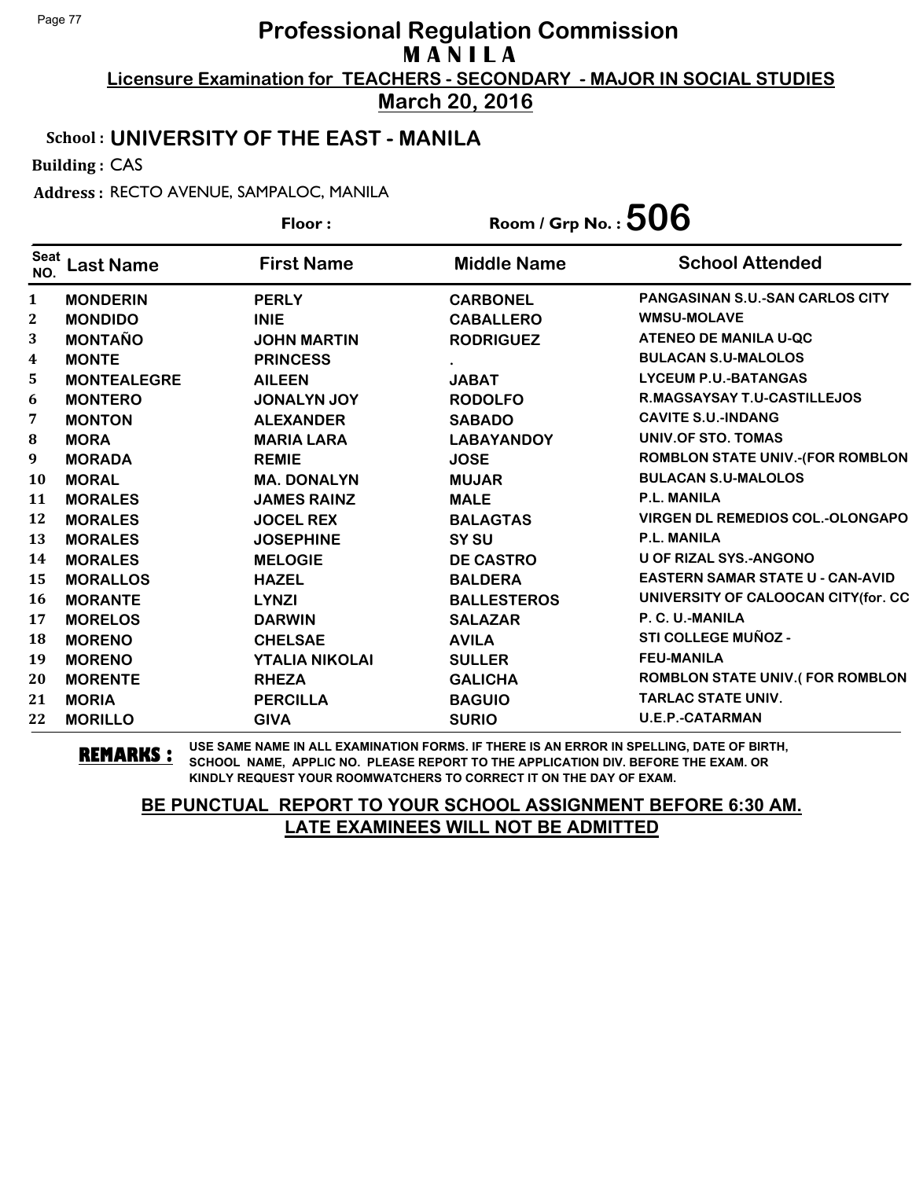# Professional Regulation Commission

## M A N I L A

**Licensure Examination for TEACHERS - SECONDARY - MAJOR IN SOCIAL STUDIES**

**March 20, 2016**

**School : UNIVERSITY OF THE EAST - MANILA**

**Building :** CAS

**Address :** RECTO AVENUE, SAMPALOC, MANILA

**Floor :** **Room / Grp No. : 506**

| Seat NO. | Last Name | First Name | Middle Name | School Attended |
|---|---|---|---|---|
| 1 | MONDERIN | PERLY | CARBONEL | PANGASINAN S.U.-SAN CARLOS CITY |
| 2 | MONDIDO | INIE | CABALLERO | WMSU-MOLAVE |
| 3 | MONTAÑO | JOHN MARTIN | RODRIGUEZ | ATENEO DE MANILA U-QC |
| 4 | MONTE | PRINCESS | . | BULACAN S.U-MALOLOS |
| 5 | MONTEALEGRE | AILEEN | JABAT | LYCEUM P.U.-BATANGAS |
| 6 | MONTERO | JONALYN JOY | RODOLFO | R.MAGSAYSAY T.U-CASTILLEJOS |
| 7 | MONTON | ALEXANDER | SABADO | CAVITE S.U.-INDANG |
| 8 | MORA | MARIA LARA | LABAYANDOY | UNIV.OF STO. TOMAS |
| 9 | MORADA | REMIE | JOSE | ROMBLON STATE UNIV.-(FOR ROMBLON |
| 10 | MORAL | MA. DONALYN | MUJAR | BULACAN S.U-MALOLOS |
| 11 | MORALES | JAMES RAINZ | MALE | P.L. MANILA |
| 12 | MORALES | JOCEL REX | BALAGTAS | VIRGEN DL REMEDIOS COL.-OLONGAPO |
| 13 | MORALES | JOSEPHINE | SY SU | P.L. MANILA |
| 14 | MORALES | MELOGIE | DE CASTRO | U OF RIZAL SYS.-ANGONO |
| 15 | MORALLOS | HAZEL | BALDERA | EASTERN SAMAR STATE U - CAN-AVID |
| 16 | MORANTE | LYNZI | BALLESTEROS | UNIVERSITY OF CALOOCAN CITY(for. CC |
| 17 | MORELOS | DARWIN | SALAZAR | P. C. U.-MANILA |
| 18 | MORENO | CHELSAE | AVILA | STI COLLEGE MUÑOZ - |
| 19 | MORENO | YTALIA NIKOLAI | SULLER | FEU-MANILA |
| 20 | MORENTE | RHEZA | GALICHA | ROMBLON STATE UNIV.( FOR ROMBLON |
| 21 | MORIA | PERCILLA | BAGUIO | TARLAC STATE UNIV. |
| 22 | MORILLO | GIVA | SURIO | U.E.P.-CATARMAN |

**REMARKS :** USE SAME NAME IN ALL EXAMINATION FORMS. IF THERE IS AN ERROR IN SPELLING, DATE OF BIRTH, SCHOOL NAME, APPLIC NO. PLEASE REPORT TO THE APPLICATION DIV. BEFORE THE EXAM. OR KINDLY REQUEST YOUR ROOMWATCHERS TO CORRECT IT ON THE DAY OF EXAM.

**BE PUNCTUAL REPORT TO YOUR SCHOOL ASSIGNMENT BEFORE 6:30 AM.**
**LATE EXAMINEES WILL NOT BE ADMITTED**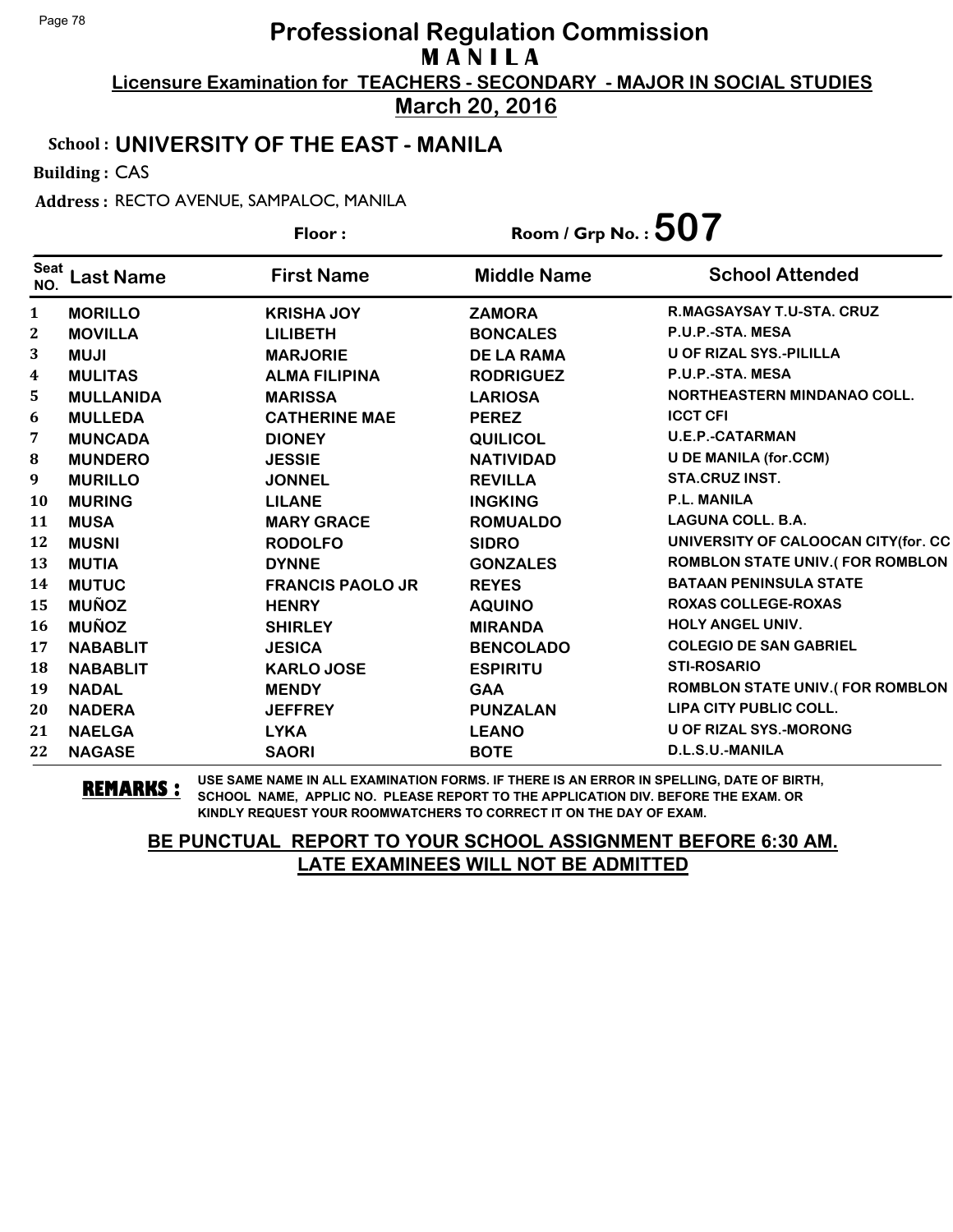# Professional Regulation Commission
## M A N I L A
### Licensure Examination for TEACHERS - SECONDARY - MAJOR IN SOCIAL STUDIES
### March 20, 2016

**School :** UNIVERSITY OF THE EAST - MANILA

**Building :** CAS

**Address :** RECTO AVENUE, SAMPALOC, MANILA

**Floor :** 

**Room / Grp No. :** 507

| Seat NO. | Last Name | First Name | Middle Name | School Attended |
|---|---|---|---|---|
| 1 | MORILLO | KRISHA JOY | ZAMORA | R.MAGSAYSAY T.U-STA. CRUZ |
| 2 | MOVILLA | LILIBETH | BONCALES | P.U.P.-STA. MESA |
| 3 | MUJI | MARJORIE | DE LA RAMA | U OF RIZAL SYS.-PILILLA |
| 4 | MULITAS | ALMA FILIPINA | RODRIGUEZ | P.U.P.-STA. MESA |
| 5 | MULLANIDA | MARISSA | LARIOSA | NORTHEASTERN MINDANAO COLL. |
| 6 | MULLEDA | CATHERINE MAE | PEREZ | ICCT CFI |
| 7 | MUNCADA | DIONEY | QUILICOL | U.E.P.-CATARMAN |
| 8 | MUNDERO | JESSIE | NATIVIDAD | U DE MANILA (for.CCM) |
| 9 | MURILLO | JONNEL | REVILLA | STA.CRUZ INST. |
| 10 | MURING | LILANE | INGKING | P.L. MANILA |
| 11 | MUSA | MARY GRACE | ROMUALDO | LAGUNA COLL. B.A. |
| 12 | MUSNI | RODOLFO | SIDRO | UNIVERSITY OF CALOOCAN CITY(for. CC |
| 13 | MUTIA | DYNNE | GONZALES | ROMBLON STATE UNIV.( FOR ROMBLON |
| 14 | MUTUC | FRANCIS PAOLO JR | REYES | BATAAN PENINSULA STATE |
| 15 | MUÑOZ | HENRY | AQUINO | ROXAS COLLEGE-ROXAS |
| 16 | MUÑOZ | SHIRLEY | MIRANDA | HOLY ANGEL UNIV. |
| 17 | NABABLIT | JESICA | BENCOLADO | COLEGIO DE SAN GABRIEL |
| 18 | NABABLIT | KARLO JOSE | ESPIRITU | STI-ROSARIO |
| 19 | NADAL | MENDY | GAA | ROMBLON STATE UNIV.( FOR ROMBLON |
| 20 | NADERA | JEFFREY | PUNZALAN | LIPA CITY PUBLIC COLL. |
| 21 | NAELGA | LYKA | LEANO | U OF RIZAL SYS.-MORONG |
| 22 | NAGASE | SAORI | BOTE | D.L.S.U.-MANILA |

**REMARKS :** USE SAME NAME IN ALL EXAMINATION FORMS. IF THERE IS AN ERROR IN SPELLING, DATE OF BIRTH, SCHOOL NAME, APPLIC NO. PLEASE REPORT TO THE APPLICATION DIV. BEFORE THE EXAM. OR KINDLY REQUEST YOUR ROOMWATCHERS TO CORRECT IT ON THE DAY OF EXAM.

**BE PUNCTUAL REPORT TO YOUR SCHOOL ASSIGNMENT BEFORE 6:30 AM.**
**LATE EXAMINEES WILL NOT BE ADMITTED**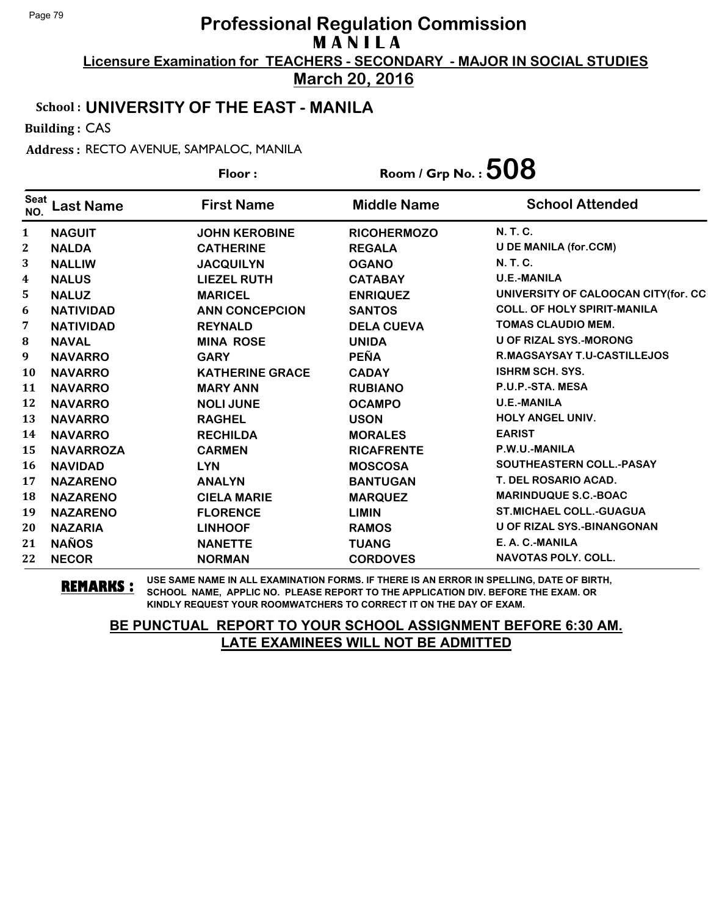# Professional Regulation Commission

**M A N I L A**

**Licensure Examination for TEACHERS - SECONDARY - MAJOR IN SOCIAL STUDIES**

**March 20, 2016**

**School : UNIVERSITY OF THE EAST - MANILA**

**Building :** CAS

**Address :** RECTO AVENUE, SAMPALOC, MANILA

**Floor :** 　　　**Room / Grp No. : 508**

| Seat NO. | Last Name | First Name | Middle Name | School Attended |
|---|---|---|---|---|
| 1 | NAGUIT | JOHN KEROBINE | RICOHERMOZO | N. T. C. |
| 2 | NALDA | CATHERINE | REGALA | U DE MANILA (for.CCM) |
| 3 | NALLIW | JACQUILYN | OGANO | N. T. C. |
| 4 | NALUS | LIEZEL RUTH | CATABAY | U.E.-MANILA |
| 5 | NALUZ | MARICEL | ENRIQUEZ | UNIVERSITY OF CALOOCAN CITY(for. CC |
| 6 | NATIVIDAD | ANN CONCEPCION | SANTOS | COLL. OF HOLY SPIRIT-MANILA |
| 7 | NATIVIDAD | REYNALD | DELA CUEVA | TOMAS CLAUDIO MEM. |
| 8 | NAVAL | MINA ROSE | UNIDA | U OF RIZAL SYS.-MORONG |
| 9 | NAVARRO | GARY | PEÑA | R.MAGSAYSAY T.U-CASTILLEJOS |
| 10 | NAVARRO | KATHERINE GRACE | CADAY | ISHRM SCH. SYS. |
| 11 | NAVARRO | MARY ANN | RUBIANO | P.U.P.-STA. MESA |
| 12 | NAVARRO | NOLI JUNE | OCAMPO | U.E.-MANILA |
| 13 | NAVARRO | RAGHEL | USON | HOLY ANGEL UNIV. |
| 14 | NAVARRO | RECHILDA | MORALES | EARIST |
| 15 | NAVARROZA | CARMEN | RICAFRENTE | P.W.U.-MANILA |
| 16 | NAVIDAD | LYN | MOSCOSA | SOUTHEASTERN COLL.-PASAY |
| 17 | NAZARENO | ANALYN | BANTUGAN | T. DEL ROSARIO ACAD. |
| 18 | NAZARENO | CIELA MARIE | MARQUEZ | MARINDUQUE S.C.-BOAC |
| 19 | NAZARENO | FLORENCE | LIMIN | ST.MICHAEL COLL.-GUAGUA |
| 20 | NAZARIA | LINHOOF | RAMOS | U OF RIZAL SYS.-BINANGONAN |
| 21 | NAÑOS | NANETTE | TUANG | E. A. C.-MANILA |
| 22 | NECOR | NORMAN | CORDOVES | NAVOTAS POLY. COLL. |

**REMARKS :** USE SAME NAME IN ALL EXAMINATION FORMS. IF THERE IS AN ERROR IN SPELLING, DATE OF BIRTH, SCHOOL NAME, APPLIC NO. PLEASE REPORT TO THE APPLICATION DIV. BEFORE THE EXAM. OR KINDLY REQUEST YOUR ROOMWATCHERS TO CORRECT IT ON THE DAY OF EXAM.

**BE PUNCTUAL REPORT TO YOUR SCHOOL ASSIGNMENT BEFORE 6:30 AM.**
**LATE EXAMINEES WILL NOT BE ADMITTED**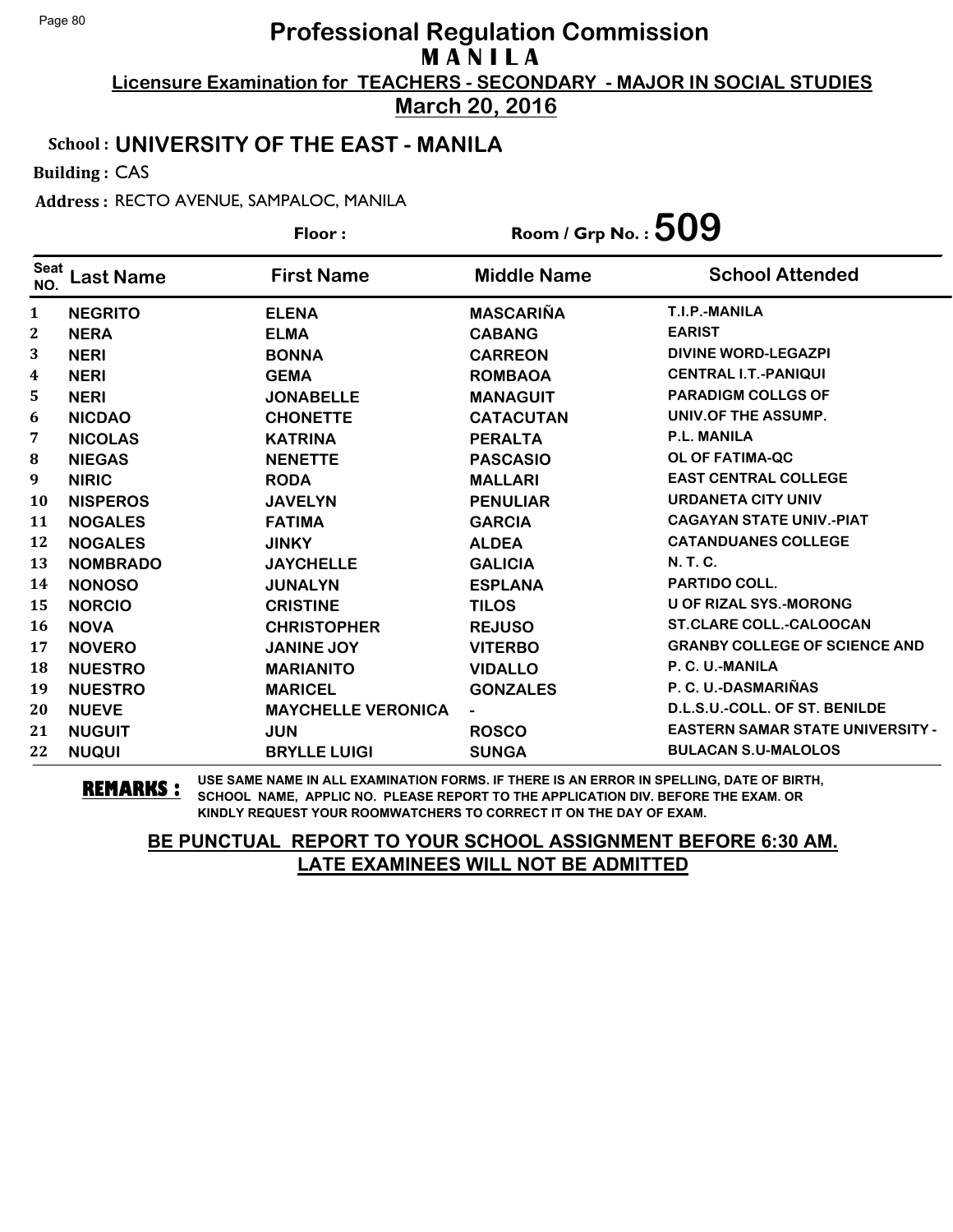# Professional Regulation Commission

## MANILA

**Licensure Examination for TEACHERS - SECONDARY - MAJOR IN SOCIAL STUDIES**

**March 20, 2016**

**School : UNIVERSITY OF THE EAST - MANILA**

**Building :** CAS

**Address :** RECTO AVENUE, SAMPALOC, MANILA

**Floor :** **Room / Grp No. : 509**

| Seat NO. | Last Name | First Name | Middle Name | School Attended |
|---|---|---|---|---|
| 1 | NEGRITO | ELENA | MASCARIÑA | T.I.P.-MANILA |
| 2 | NERA | ELMA | CABANG | EARIST |
| 3 | NERI | BONNA | CARREON | DIVINE WORD-LEGAZPI |
| 4 | NERI | GEMA | ROMBAOA | CENTRAL I.T.-PANIQUI |
| 5 | NERI | JONABELLE | MANAGUIT | PARADIGM COLLGS OF |
| 6 | NICDAO | CHONETTE | CATACUTAN | UNIV.OF THE ASSUMP. |
| 7 | NICOLAS | KATRINA | PERALTA | P.L. MANILA |
| 8 | NIEGAS | NENETTE | PASCASIO | OL OF FATIMA-QC |
| 9 | NIRIC | RODA | MALLARI | EAST CENTRAL COLLEGE |
| 10 | NISPEROS | JAVELYN | PENULIAR | URDANETA CITY UNIV |
| 11 | NOGALES | FATIMA | GARCIA | CAGAYAN STATE UNIV.-PIAT |
| 12 | NOGALES | JINKY | ALDEA | CATANDUANES COLLEGE |
| 13 | NOMBRADO | JAYCHELLE | GALICIA | N. T. C. |
| 14 | NONOSO | JUNALYN | ESPLANA | PARTIDO COLL. |
| 15 | NORCIO | CRISTINE | TILOS | U OF RIZAL SYS.-MORONG |
| 16 | NOVA | CHRISTOPHER | REJUSO | ST.CLARE COLL.-CALOOCAN |
| 17 | NOVERO | JANINE JOY | VITERBO | GRANBY COLLEGE OF SCIENCE AND |
| 18 | NUESTRO | MARIANITO | VIDALLO | P. C. U.-MANILA |
| 19 | NUESTRO | MARICEL | GONZALES | P. C. U.-DASMARIÑAS |
| 20 | NUEVE | MAYCHELLE VERONICA | - | D.L.S.U.-COLL. OF ST. BENILDE |
| 21 | NUGUIT | JUN | ROSCO | EASTERN SAMAR STATE UNIVERSITY - |
| 22 | NUQUI | BRYLLE LUIGI | SUNGA | BULACAN S.U-MALOLOS |

**REMARKS :** USE SAME NAME IN ALL EXAMINATION FORMS. IF THERE IS AN ERROR IN SPELLING, DATE OF BIRTH, SCHOOL NAME, APPLIC NO. PLEASE REPORT TO THE APPLICATION DIV. BEFORE THE EXAM. OR KINDLY REQUEST YOUR ROOMWATCHERS TO CORRECT IT ON THE DAY OF EXAM.

**BE PUNCTUAL REPORT TO YOUR SCHOOL ASSIGNMENT BEFORE 6:30 AM. LATE EXAMINEES WILL NOT BE ADMITTED**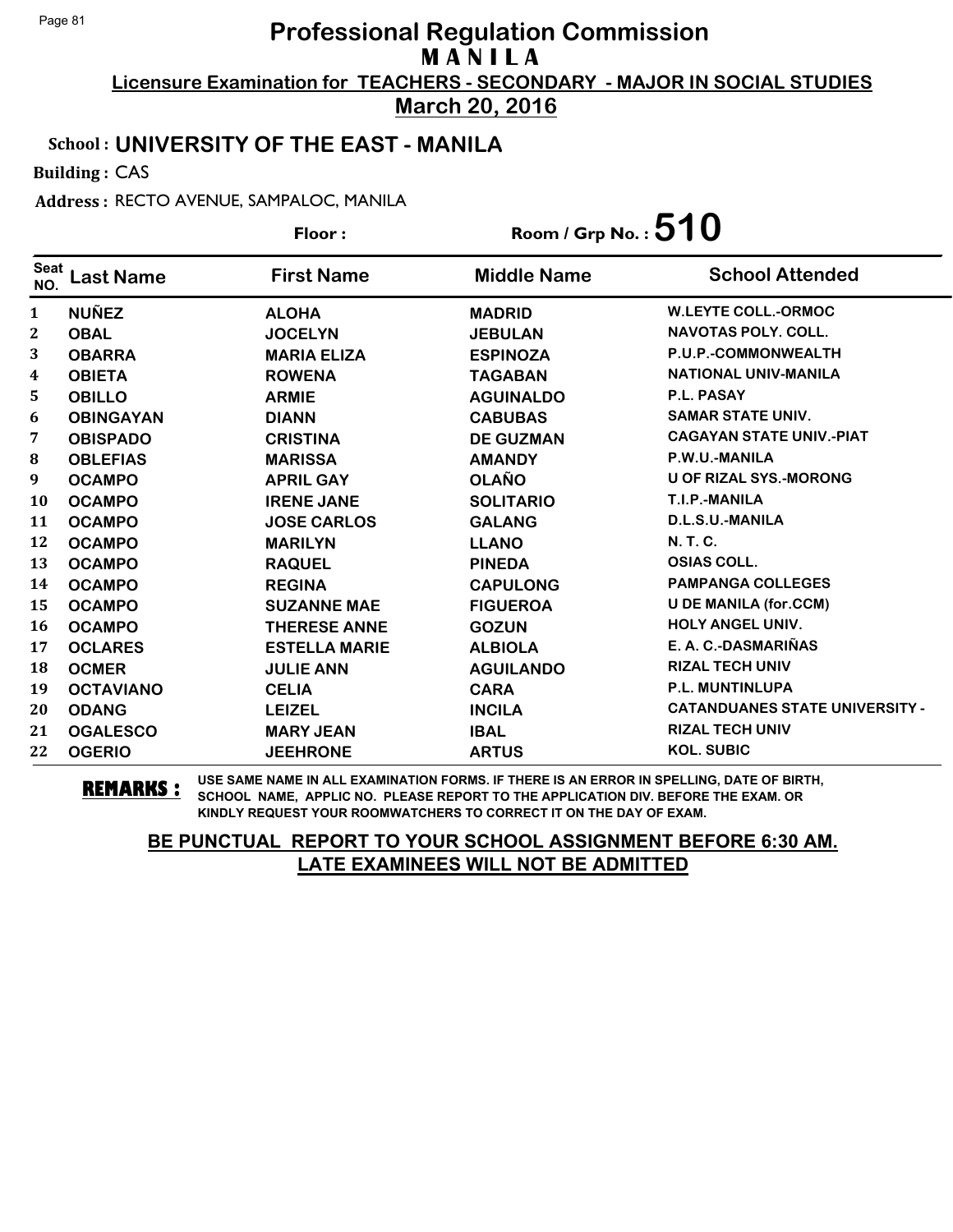# Professional Regulation Commission
## M A N I L A
**Licensure Examination for TEACHERS - SECONDARY - MAJOR IN SOCIAL STUDIES**
**March 20, 2016**

**School : UNIVERSITY OF THE EAST - MANILA**

**Building :** CAS

**Address :** RECTO AVENUE, SAMPALOC, MANILA

**Floor :** **Room / Grp No. : 510**

| Seat NO. | Last Name | First Name | Middle Name | School Attended |
|---|---|---|---|---|
| 1 | NUÑEZ | ALOHA | MADRID | W.LEYTE COLL.-ORMOC |
| 2 | OBAL | JOCELYN | JEBULAN | NAVOTAS POLY. COLL. |
| 3 | OBARRA | MARIA ELIZA | ESPINOZA | P.U.P.-COMMONWEALTH |
| 4 | OBIETA | ROWENA | TAGABAN | NATIONAL UNIV-MANILA |
| 5 | OBILLO | ARMIE | AGUINALDO | P.L. PASAY |
| 6 | OBINGAYAN | DIANN | CABUBAS | SAMAR STATE UNIV. |
| 7 | OBISPADO | CRISTINA | DE GUZMAN | CAGAYAN STATE UNIV.-PIAT |
| 8 | OBLEFIAS | MARISSA | AMANDY | P.W.U.-MANILA |
| 9 | OCAMPO | APRIL GAY | OLAÑO | U OF RIZAL SYS.-MORONG |
| 10 | OCAMPO | IRENE JANE | SOLITARIO | T.I.P.-MANILA |
| 11 | OCAMPO | JOSE CARLOS | GALANG | D.L.S.U.-MANILA |
| 12 | OCAMPO | MARILYN | LLANO | N. T. C. |
| 13 | OCAMPO | RAQUEL | PINEDA | OSIAS COLL. |
| 14 | OCAMPO | REGINA | CAPULONG | PAMPANGA COLLEGES |
| 15 | OCAMPO | SUZANNE MAE | FIGUEROA | U DE MANILA (for.CCM) |
| 16 | OCAMPO | THERESE ANNE | GOZUN | HOLY ANGEL UNIV. |
| 17 | OCLARES | ESTELLA MARIE | ALBIOLA | E. A. C.-DASMARIÑAS |
| 18 | OCMER | JULIE ANN | AGUILANDO | RIZAL TECH UNIV |
| 19 | OCTAVIANO | CELIA | CARA | P.L. MUNTINLUPA |
| 20 | ODANG | LEIZEL | INCILA | CATANDUANES STATE UNIVERSITY - |
| 21 | OGALESCO | MARY JEAN | IBAL | RIZAL TECH UNIV |
| 22 | OGERIO | JEEHRONE | ARTUS | KOL. SUBIC |

**REMARKS :** USE SAME NAME IN ALL EXAMINATION FORMS. IF THERE IS AN ERROR IN SPELLING, DATE OF BIRTH, SCHOOL NAME, APPLIC NO. PLEASE REPORT TO THE APPLICATION DIV. BEFORE THE EXAM. OR KINDLY REQUEST YOUR ROOMWATCHERS TO CORRECT IT ON THE DAY OF EXAM.

**BE PUNCTUAL REPORT TO YOUR SCHOOL ASSIGNMENT BEFORE 6:30 AM. LATE EXAMINEES WILL NOT BE ADMITTED**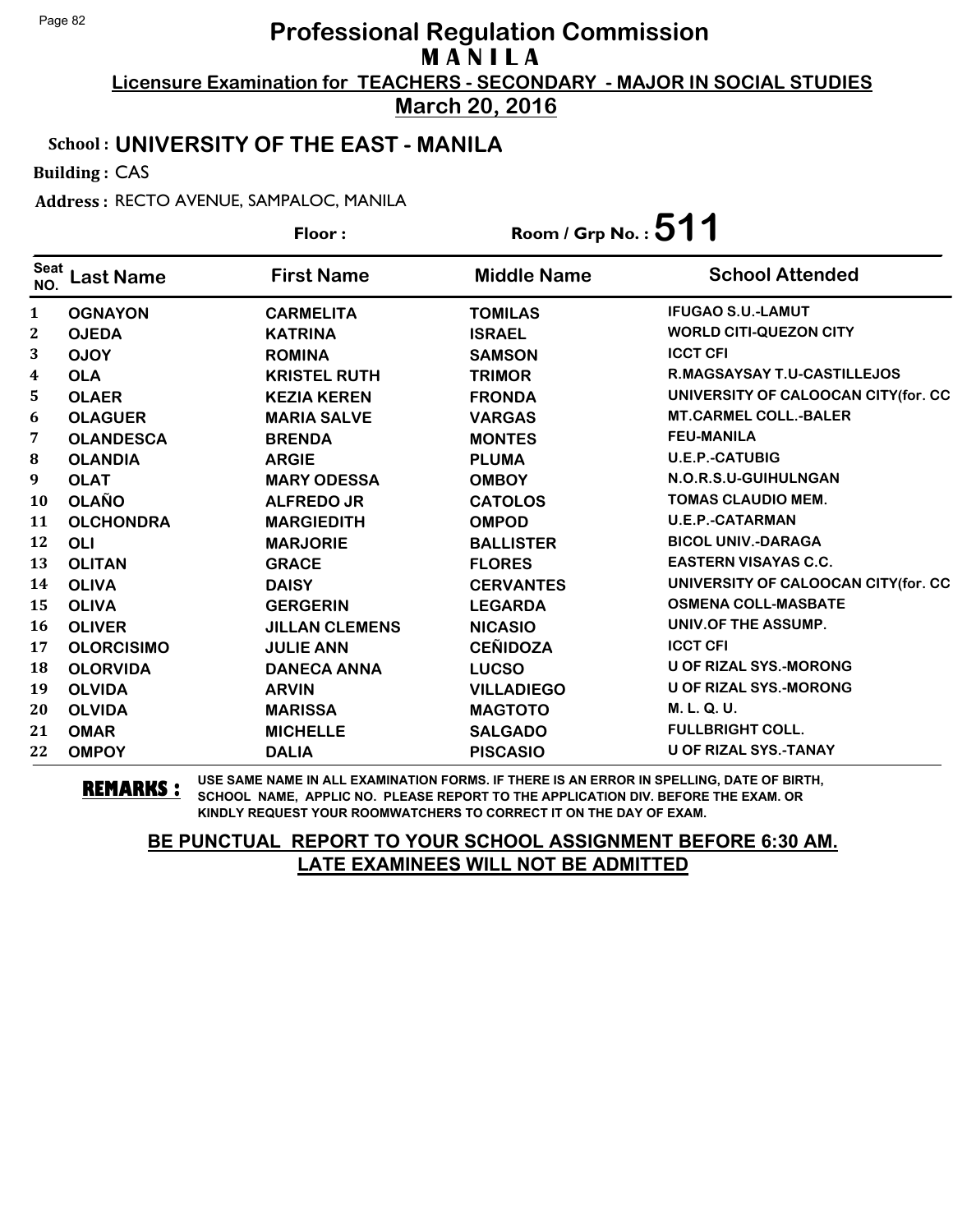# Professional Regulation Commission
## MANILA
### Licensure Examination for TEACHERS - SECONDARY - MAJOR IN SOCIAL STUDIES
### March 20, 2016

**School : UNIVERSITY OF THE EAST - MANILA**

**Building :** CAS

**Address :** RECTO AVENUE, SAMPALOC, MANILA

**Floor :** 　　　　**Room / Grp No. : 511**

| Seat NO. | Last Name | First Name | Middle Name | School Attended |
|---|---|---|---|---|
| 1 | OGNAYON | CARMELITA | TOMILAS | IFUGAO S.U.-LAMUT |
| 2 | OJEDA | KATRINA | ISRAEL | WORLD CITI-QUEZON CITY |
| 3 | OJOY | ROMINA | SAMSON | ICCT CFI |
| 4 | OLA | KRISTEL RUTH | TRIMOR | R.MAGSAYSAY T.U-CASTILLEJOS |
| 5 | OLAER | KEZIA KEREN | FRONDA | UNIVERSITY OF CALOOCAN CITY(for. CC |
| 6 | OLAGUER | MARIA SALVE | VARGAS | MT.CARMEL COLL.-BALER |
| 7 | OLANDESCA | BRENDA | MONTES | FEU-MANILA |
| 8 | OLANDIA | ARGIE | PLUMA | U.E.P.-CATUBIG |
| 9 | OLAT | MARY ODESSA | OMBOY | N.O.R.S.U-GUIHULNGAN |
| 10 | OLAÑO | ALFREDO JR | CATOLOS | TOMAS CLAUDIO MEM. |
| 11 | OLCHONDRA | MARGIEDITH | OMPOD | U.E.P.-CATARMAN |
| 12 | OLI | MARJORIE | BALLISTER | BICOL UNIV.-DARAGA |
| 13 | OLITAN | GRACE | FLORES | EASTERN VISAYAS C.C. |
| 14 | OLIVA | DAISY | CERVANTES | UNIVERSITY OF CALOOCAN CITY(for. CC |
| 15 | OLIVA | GERGERIN | LEGARDA | OSMENA COLL-MASBATE |
| 16 | OLIVER | JILLAN CLEMENS | NICASIO | UNIV.OF THE ASSUMP. |
| 17 | OLORCISIMO | JULIE ANN | CEÑIDOZA | ICCT CFI |
| 18 | OLORVIDA | DANECA ANNA | LUCSO | U OF RIZAL SYS.-MORONG |
| 19 | OLVIDA | ARVIN | VILLADIEGO | U OF RIZAL SYS.-MORONG |
| 20 | OLVIDA | MARISSA | MAGTOTO | M. L. Q. U. |
| 21 | OMAR | MICHELLE | SALGADO | FULLBRIGHT COLL. |
| 22 | OMPOY | DALIA | PISCASIO | U OF RIZAL SYS.-TANAY |

**REMARKS :** USE SAME NAME IN ALL EXAMINATION FORMS. IF THERE IS AN ERROR IN SPELLING, DATE OF BIRTH, SCHOOL NAME, APPLIC NO. PLEASE REPORT TO THE APPLICATION DIV. BEFORE THE EXAM. OR KINDLY REQUEST YOUR ROOMWATCHERS TO CORRECT IT ON THE DAY OF EXAM.

**BE PUNCTUAL REPORT TO YOUR SCHOOL ASSIGNMENT BEFORE 6:30 AM.**
**LATE EXAMINEES WILL NOT BE ADMITTED**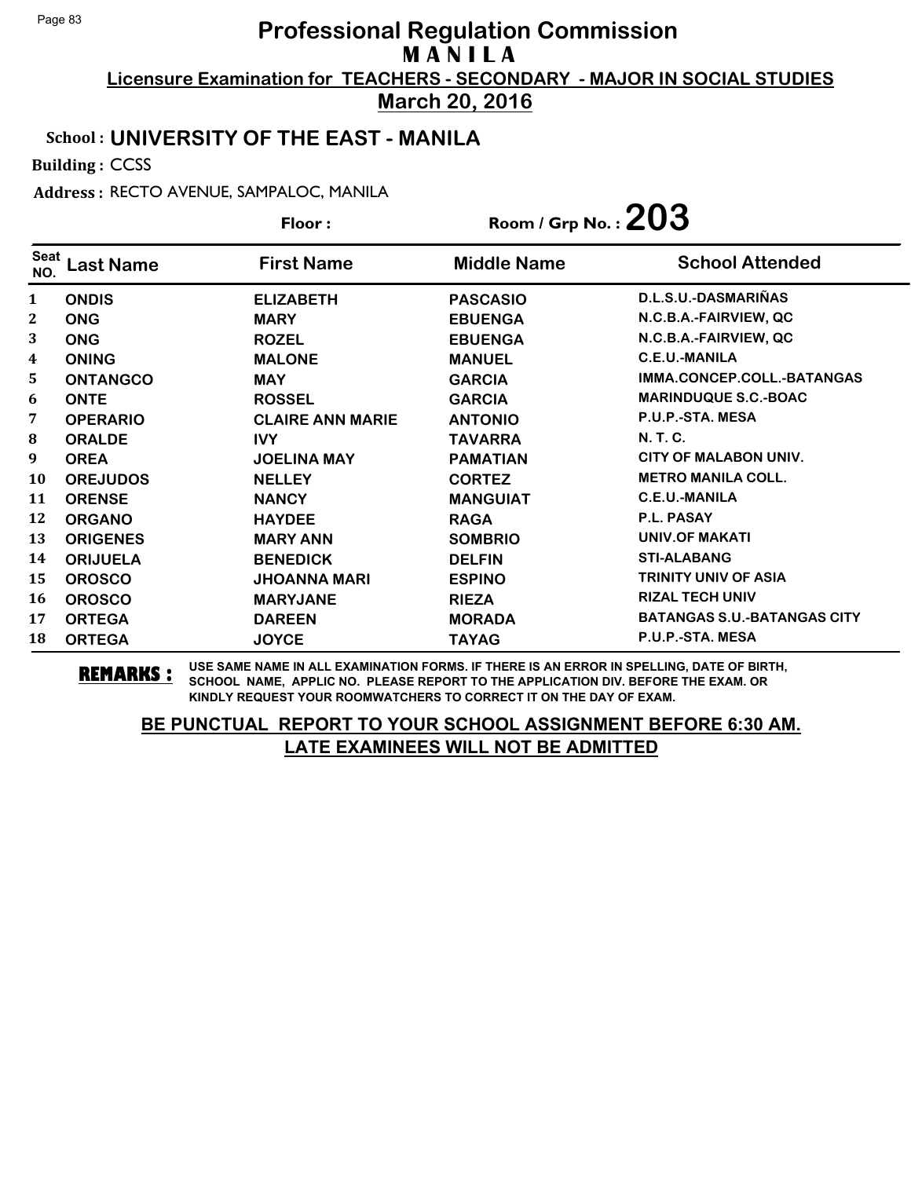# Professional Regulation Commission

## MANILA

**Licensure Examination for TEACHERS - SECONDARY - MAJOR IN SOCIAL STUDIES**

**March 20, 2016**

**School : UNIVERSITY OF THE EAST - MANILA**

**Building :** CCSS

**Address :** RECTO AVENUE, SAMPALOC, MANILA

**Floor :** 

**Room / Grp No. : 203**

| Seat NO. | Last Name | First Name | Middle Name | School Attended |
|---|---|---|---|---|
| 1 | ONDIS | ELIZABETH | PASCASIO | D.L.S.U.-DASMARIÑAS |
| 2 | ONG | MARY | EBUENGA | N.C.B.A.-FAIRVIEW, QC |
| 3 | ONG | ROZEL | EBUENGA | N.C.B.A.-FAIRVIEW, QC |
| 4 | ONING | MALONE | MANUEL | C.E.U.-MANILA |
| 5 | ONTANGCO | MAY | GARCIA | IMMA.CONCEP.COLL.-BATANGAS |
| 6 | ONTE | ROSSEL | GARCIA | MARINDUQUE S.C.-BOAC |
| 7 | OPERARIO | CLAIRE ANN MARIE | ANTONIO | P.U.P.-STA. MESA |
| 8 | ORALDE | IVY | TAVARRA | N. T. C. |
| 9 | OREA | JOELINA MAY | PAMATIAN | CITY OF MALABON UNIV. |
| 10 | OREJUDOS | NELLEY | CORTEZ | METRO MANILA COLL. |
| 11 | ORENSE | NANCY | MANGUIAT | C.E.U.-MANILA |
| 12 | ORGANO | HAYDEE | RAGA | P.L. PASAY |
| 13 | ORIGENES | MARY ANN | SOMBRIO | UNIV.OF MAKATI |
| 14 | ORIJUELA | BENEDICK | DELFIN | STI-ALABANG |
| 15 | OROSCO | JHOANNA MARI | ESPINO | TRINITY UNIV OF ASIA |
| 16 | OROSCO | MARYJANE | RIEZA | RIZAL TECH UNIV |
| 17 | ORTEGA | DAREEN | MORADA | BATANGAS S.U.-BATANGAS CITY |
| 18 | ORTEGA | JOYCE | TAYAG | P.U.P.-STA. MESA |

**REMARKS :** USE SAME NAME IN ALL EXAMINATION FORMS. IF THERE IS AN ERROR IN SPELLING, DATE OF BIRTH, SCHOOL NAME, APPLIC NO. PLEASE REPORT TO THE APPLICATION DIV. BEFORE THE EXAM. OR KINDLY REQUEST YOUR ROOMWATCHERS TO CORRECT IT ON THE DAY OF EXAM.

**BE PUNCTUAL REPORT TO YOUR SCHOOL ASSIGNMENT BEFORE 6:30 AM.**
**LATE EXAMINEES WILL NOT BE ADMITTED**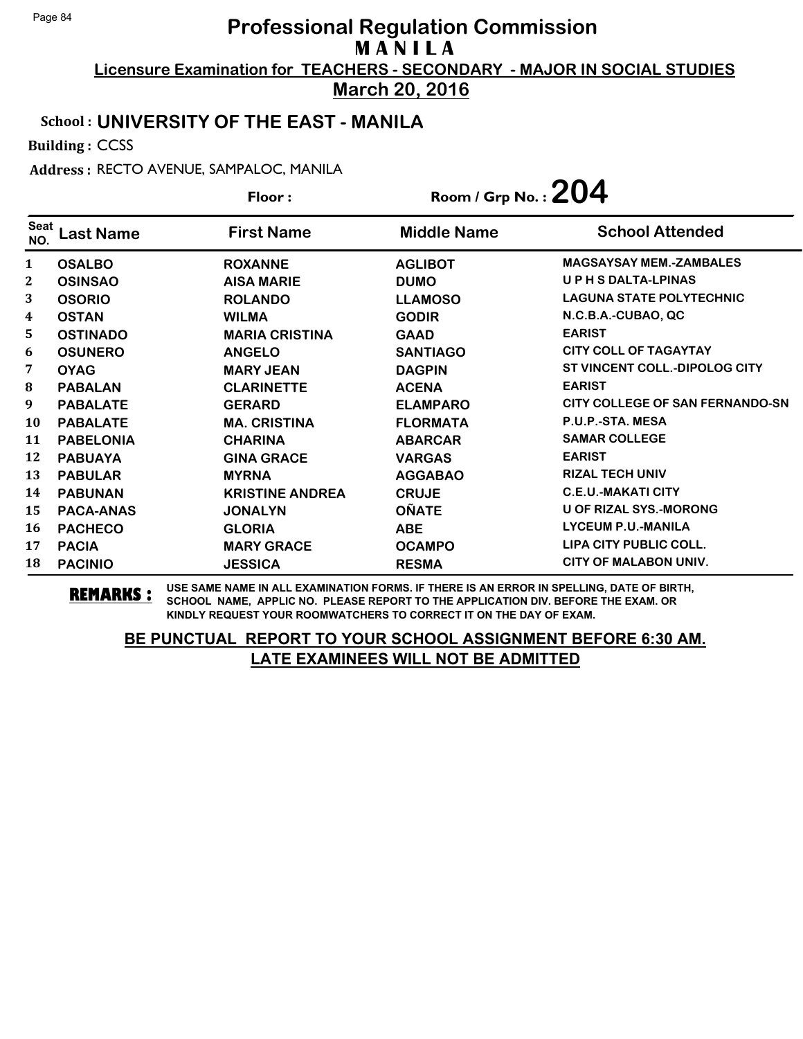# Professional Regulation Commission

## M A N I L A

**Licensure Examination for TEACHERS - SECONDARY - MAJOR IN SOCIAL STUDIES**

**March 20, 2016**

**School : UNIVERSITY OF THE EAST - MANILA**

**Building :** CCSS

**Address :** RECTO AVENUE, SAMPALOC, MANILA

**Floor :** 

**Room / Grp No. : 204**

| Seat NO. | Last Name | First Name | Middle Name | School Attended |
|---|---|---|---|---|
| 1 | OSALBO | ROXANNE | AGLIBOT | MAGSAYSAY MEM.-ZAMBALES |
| 2 | OSINSAO | AISA MARIE | DUMO | U P H S DALTA-LPINAS |
| 3 | OSORIO | ROLANDO | LLAMOSO | LAGUNA STATE POLYTECHNIC |
| 4 | OSTAN | WILMA | GODIR | N.C.B.A.-CUBAO, QC |
| 5 | OSTINADO | MARIA CRISTINA | GAAD | EARIST |
| 6 | OSUNERO | ANGELO | SANTIAGO | CITY COLL OF TAGAYTAY |
| 7 | OYAG | MARY JEAN | DAGPIN | ST VINCENT COLL.-DIPOLOG CITY |
| 8 | PABALAN | CLARINETTE | ACENA | EARIST |
| 9 | PABALATE | GERARD | ELAMPARO | CITY COLLEGE OF SAN FERNANDO-SN |
| 10 | PABALATE | MA. CRISTINA | FLORMATA | P.U.P.-STA. MESA |
| 11 | PABELONIA | CHARINA | ABARCAR | SAMAR COLLEGE |
| 12 | PABUAYA | GINA GRACE | VARGAS | EARIST |
| 13 | PABULAR | MYRNA | AGGABAO | RIZAL TECH UNIV |
| 14 | PABUNAN | KRISTINE ANDREA | CRUJE | C.E.U.-MAKATI CITY |
| 15 | PACA-ANAS | JONALYN | OÑATE | U OF RIZAL SYS.-MORONG |
| 16 | PACHECO | GLORIA | ABE | LYCEUM P.U.-MANILA |
| 17 | PACIA | MARY GRACE | OCAMPO | LIPA CITY PUBLIC COLL. |
| 18 | PACINIO | JESSICA | RESMA | CITY OF MALABON UNIV. |

**REMARKS :** USE SAME NAME IN ALL EXAMINATION FORMS. IF THERE IS AN ERROR IN SPELLING, DATE OF BIRTH, SCHOOL NAME, APPLIC NO. PLEASE REPORT TO THE APPLICATION DIV. BEFORE THE EXAM. OR KINDLY REQUEST YOUR ROOMWATCHERS TO CORRECT IT ON THE DAY OF EXAM.

**BE PUNCTUAL REPORT TO YOUR SCHOOL ASSIGNMENT BEFORE 6:30 AM.**
**LATE EXAMINEES WILL NOT BE ADMITTED**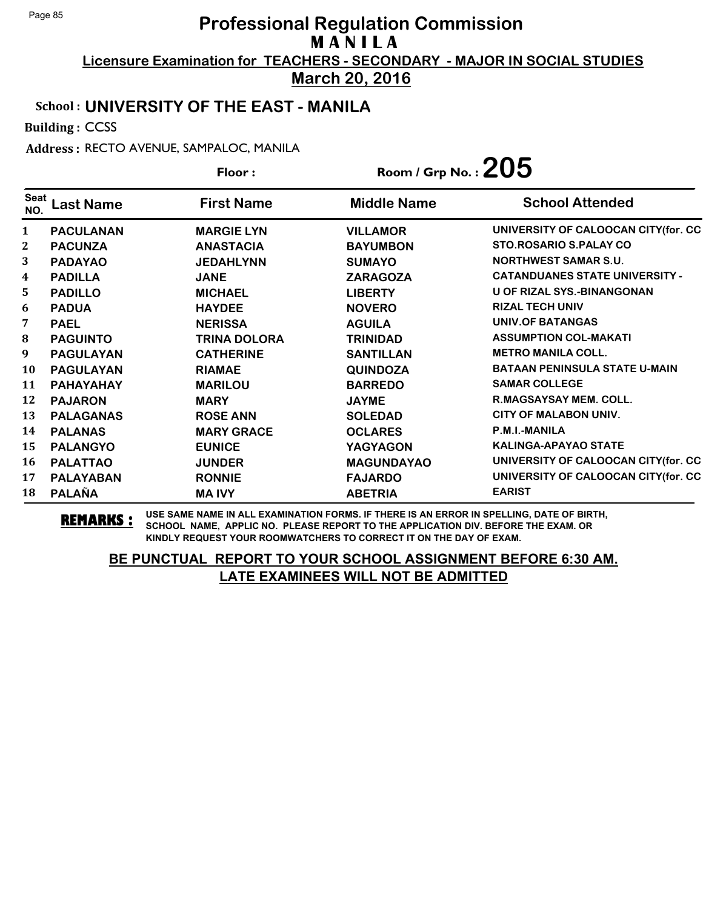# Professional Regulation Commission
## MANILA

**Licensure Examination for TEACHERS - SECONDARY - MAJOR IN SOCIAL STUDIES**

**March 20, 2016**

**School : UNIVERSITY OF THE EAST - MANILA**

**Building :** CCSS

**Address :** RECTO AVENUE, SAMPALOC, MANILA

**Floor :** **Room / Grp No. : 205**

| Seat NO. | Last Name | First Name | Middle Name | School Attended |
|---|---|---|---|---|
| 1 | PACULANAN | MARGIE LYN | VILLAMOR | UNIVERSITY OF CALOOCAN CITY(for. CC |
| 2 | PACUNZA | ANASTACIA | BAYUMBON | STO.ROSARIO S.PALAY CO |
| 3 | PADAYAO | JEDAHLYNN | SUMAYO | NORTHWEST SAMAR S.U. |
| 4 | PADILLA | JANE | ZARAGOZA | CATANDUANES STATE UNIVERSITY - |
| 5 | PADILLO | MICHAEL | LIBERTY | U OF RIZAL SYS.-BINANGONAN |
| 6 | PADUA | HAYDEE | NOVERO | RIZAL TECH UNIV |
| 7 | PAEL | NERISSA | AGUILA | UNIV.OF BATANGAS |
| 8 | PAGUINTO | TRINA DOLORA | TRINIDAD | ASSUMPTION COL-MAKATI |
| 9 | PAGULAYAN | CATHERINE | SANTILLAN | METRO MANILA COLL. |
| 10 | PAGULAYAN | RIAMAE | QUINDOZA | BATAAN PENINSULA STATE U-MAIN |
| 11 | PAHAYAHAY | MARILOU | BARREDO | SAMAR COLLEGE |
| 12 | PAJARON | MARY | JAYME | R.MAGSAYSAY MEM. COLL. |
| 13 | PALAGANAS | ROSE ANN | SOLEDAD | CITY OF MALABON UNIV. |
| 14 | PALANAS | MARY GRACE | OCLARES | P.M.I.-MANILA |
| 15 | PALANGYO | EUNICE | YAGYAGON | KALINGA-APAYAO STATE |
| 16 | PALATTAO | JUNDER | MAGUNDAYAO | UNIVERSITY OF CALOOCAN CITY(for. CC |
| 17 | PALAYABAN | RONNIE | FAJARDO | UNIVERSITY OF CALOOCAN CITY(for. CC |
| 18 | PALAÑA | MA IVY | ABETRIA | EARIST |

**REMARKS :** USE SAME NAME IN ALL EXAMINATION FORMS. IF THERE IS AN ERROR IN SPELLING, DATE OF BIRTH, SCHOOL NAME, APPLIC NO. PLEASE REPORT TO THE APPLICATION DIV. BEFORE THE EXAM. OR KINDLY REQUEST YOUR ROOMWATCHERS TO CORRECT IT ON THE DAY OF EXAM.

**BE PUNCTUAL REPORT TO YOUR SCHOOL ASSIGNMENT BEFORE 6:30 AM. LATE EXAMINEES WILL NOT BE ADMITTED**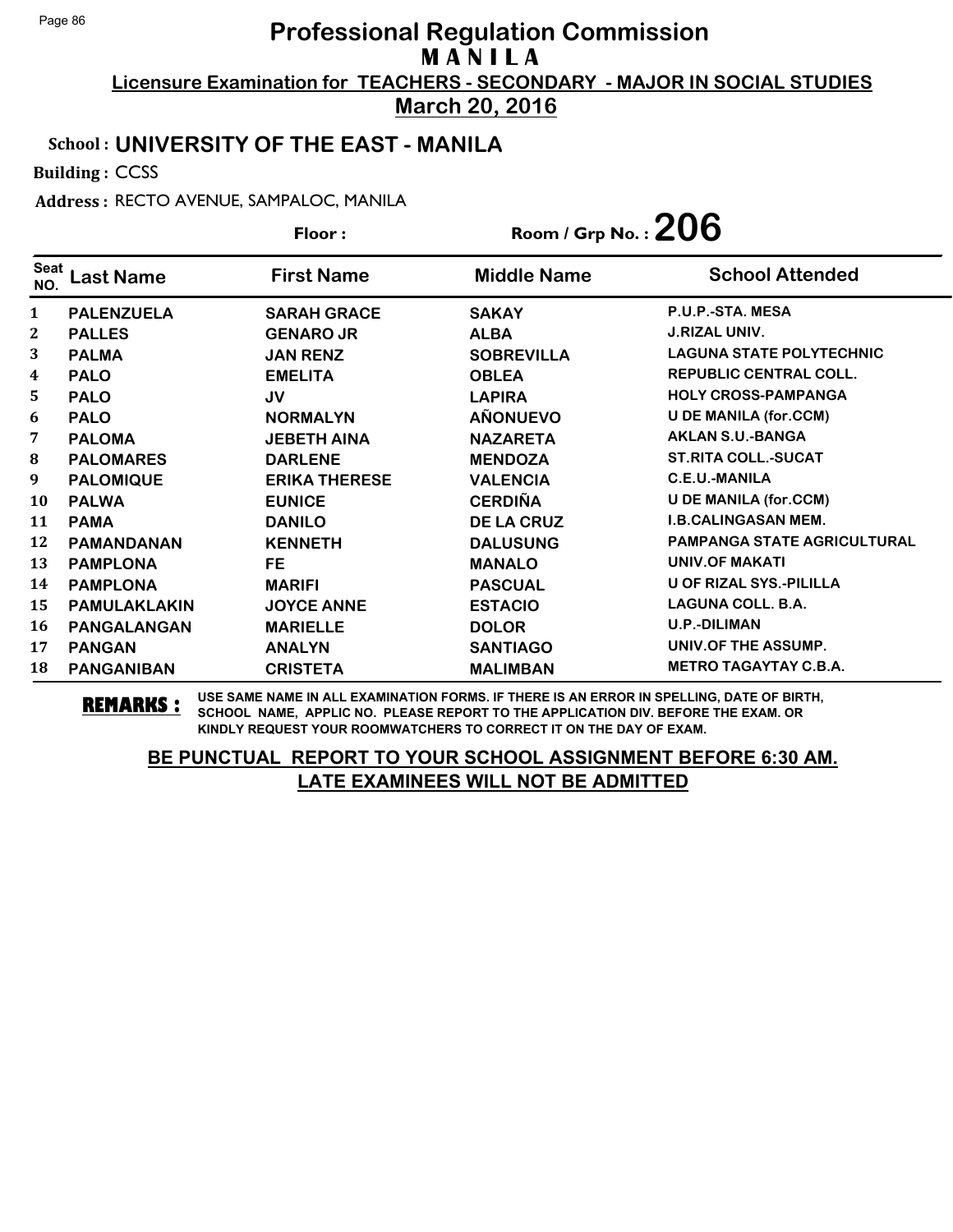# Professional Regulation Commission
## MANILA
### Licensure Examination for TEACHERS - SECONDARY - MAJOR IN SOCIAL STUDIES
### March 20, 2016

**School :** UNIVERSITY OF THE EAST - MANILA

**Building :** CCSS

**Address :** RECTO AVENUE, SAMPALOC, MANILA

**Floor :**

**Room / Grp No. :** 206

| Seat NO. | Last Name | First Name | Middle Name | School Attended |
|---|---|---|---|---|
| 1 | PALENZUELA | SARAH GRACE | SAKAY | P.U.P.-STA. MESA |
| 2 | PALLES | GENARO JR | ALBA | J.RIZAL UNIV. |
| 3 | PALMA | JAN RENZ | SOBREVILLA | LAGUNA STATE POLYTECHNIC |
| 4 | PALO | EMELITA | OBLEA | REPUBLIC CENTRAL COLL. |
| 5 | PALO | JV | LAPIRA | HOLY CROSS-PAMPANGA |
| 6 | PALO | NORMALYN | AÑONUEVO | U DE MANILA (for.CCM) |
| 7 | PALOMA | JEBETH AINA | NAZARETA | AKLAN S.U.-BANGA |
| 8 | PALOMARES | DARLENE | MENDOZA | ST.RITA COLL.-SUCAT |
| 9 | PALOMIQUE | ERIKA THERESE | VALENCIA | C.E.U.-MANILA |
| 10 | PALWA | EUNICE | CERDIÑA | U DE MANILA (for.CCM) |
| 11 | PAMA | DANILO | DE LA CRUZ | I.B.CALINGASAN MEM. |
| 12 | PAMANDANAN | KENNETH | DALUSUNG | PAMPANGA STATE AGRICULTURAL |
| 13 | PAMPLONA | FE | MANALO | UNIV.OF MAKATI |
| 14 | PAMPLONA | MARIFI | PASCUAL | U OF RIZAL SYS.-PILILLA |
| 15 | PAMULAKLAKIN | JOYCE ANNE | ESTACIO | LAGUNA COLL. B.A. |
| 16 | PANGALANGAN | MARIELLE | DOLOR | U.P.-DILIMAN |
| 17 | PANGAN | ANALYN | SANTIAGO | UNIV.OF THE ASSUMP. |
| 18 | PANGANIBAN | CRISTETA | MALIMBAN | METRO TAGAYTAY C.B.A. |

**REMARKS :** USE SAME NAME IN ALL EXAMINATION FORMS. IF THERE IS AN ERROR IN SPELLING, DATE OF BIRTH, SCHOOL NAME, APPLIC NO. PLEASE REPORT TO THE APPLICATION DIV. BEFORE THE EXAM. OR KINDLY REQUEST YOUR ROOMWATCHERS TO CORRECT IT ON THE DAY OF EXAM.

**BE PUNCTUAL REPORT TO YOUR SCHOOL ASSIGNMENT BEFORE 6:30 AM.**
**LATE EXAMINEES WILL NOT BE ADMITTED**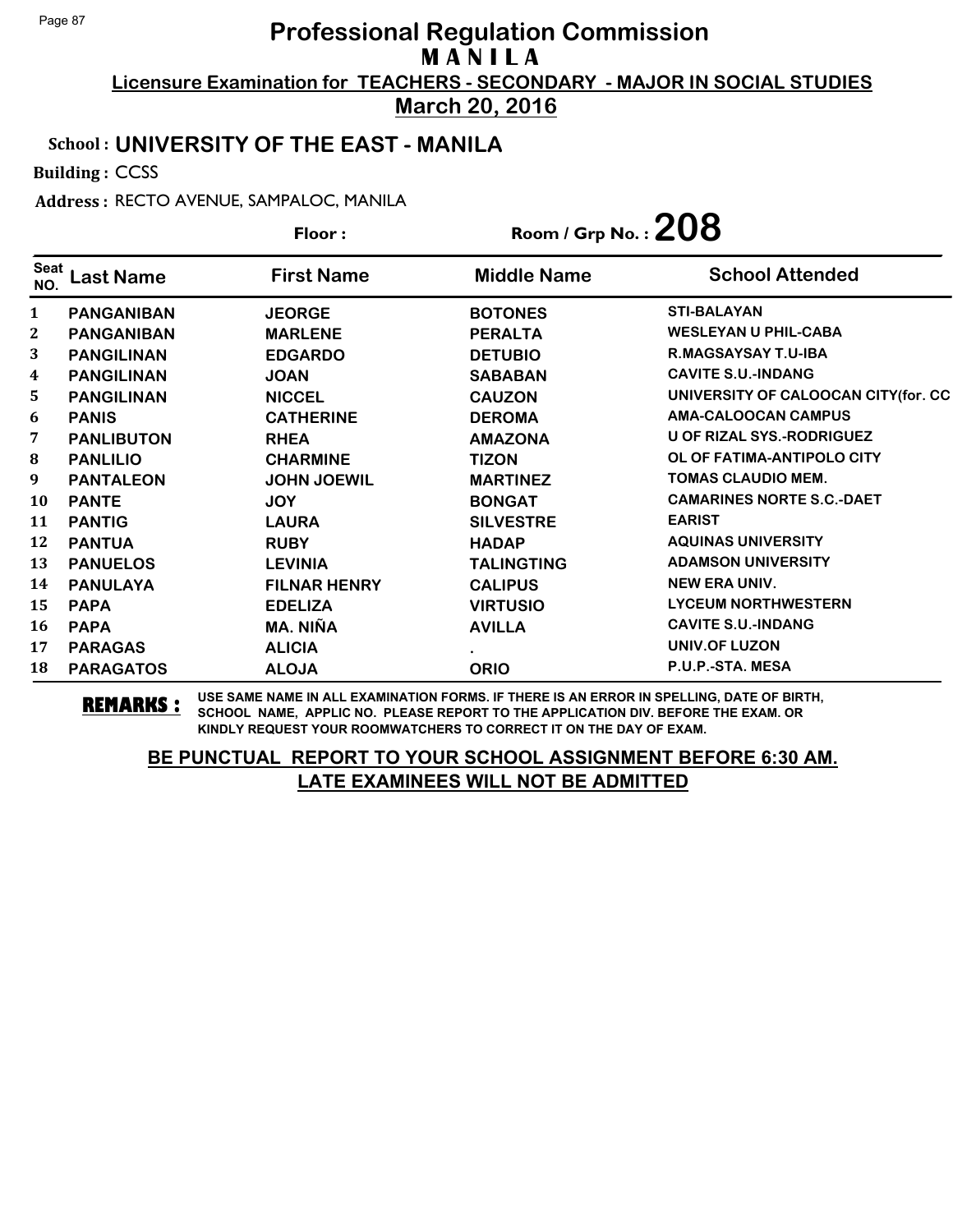# Professional Regulation Commission

## M A N I L A

**Licensure Examination for TEACHERS - SECONDARY - MAJOR IN SOCIAL STUDIES**

**March 20, 2016**

**School : UNIVERSITY OF THE EAST - MANILA**

**Building :** CCSS

**Address :** RECTO AVENUE, SAMPALOC, MANILA

**Floor :** 

**Room / Grp No. : 208**

| Seat NO. | Last Name | First Name | Middle Name | School Attended |
|---|---|---|---|---|
| 1 | PANGANIBAN | JEORGE | BOTONES | STI-BALAYAN |
| 2 | PANGANIBAN | MARLENE | PERALTA | WESLEYAN U PHIL-CABA |
| 3 | PANGILINAN | EDGARDO | DETUBIO | R.MAGSAYSAY T.U-IBA |
| 4 | PANGILINAN | JOAN | SABABAN | CAVITE S.U.-INDANG |
| 5 | PANGILINAN | NICCEL | CAUZON | UNIVERSITY OF CALOOCAN CITY(for. CC |
| 6 | PANIS | CATHERINE | DEROMA | AMA-CALOOCAN CAMPUS |
| 7 | PANLIBUTON | RHEA | AMAZONA | U OF RIZAL SYS.-RODRIGUEZ |
| 8 | PANLILIO | CHARMINE | TIZON | OL OF FATIMA-ANTIPOLO CITY |
| 9 | PANTALEON | JOHN JOEWIL | MARTINEZ | TOMAS CLAUDIO MEM. |
| 10 | PANTE | JOY | BONGAT | CAMARINES NORTE S.C.-DAET |
| 11 | PANTIG | LAURA | SILVESTRE | EARIST |
| 12 | PANTUA | RUBY | HADAP | AQUINAS UNIVERSITY |
| 13 | PANUELOS | LEVINIA | TALINGTING | ADAMSON UNIVERSITY |
| 14 | PANULAYA | FILNAR HENRY | CALIPUS | NEW ERA UNIV. |
| 15 | PAPA | EDELIZA | VIRTUSIO | LYCEUM NORTHWESTERN |
| 16 | PAPA | MA. NIÑA | AVILLA | CAVITE S.U.-INDANG |
| 17 | PARAGAS | ALICIA | . | UNIV.OF LUZON |
| 18 | PARAGATOS | ALOJA | ORIO | P.U.P.-STA. MESA |

**REMARKS :** USE SAME NAME IN ALL EXAMINATION FORMS. IF THERE IS AN ERROR IN SPELLING, DATE OF BIRTH, SCHOOL NAME, APPLIC NO. PLEASE REPORT TO THE APPLICATION DIV. BEFORE THE EXAM. OR KINDLY REQUEST YOUR ROOMWATCHERS TO CORRECT IT ON THE DAY OF EXAM.

**BE PUNCTUAL REPORT TO YOUR SCHOOL ASSIGNMENT BEFORE 6:30 AM.**
**LATE EXAMINEES WILL NOT BE ADMITTED**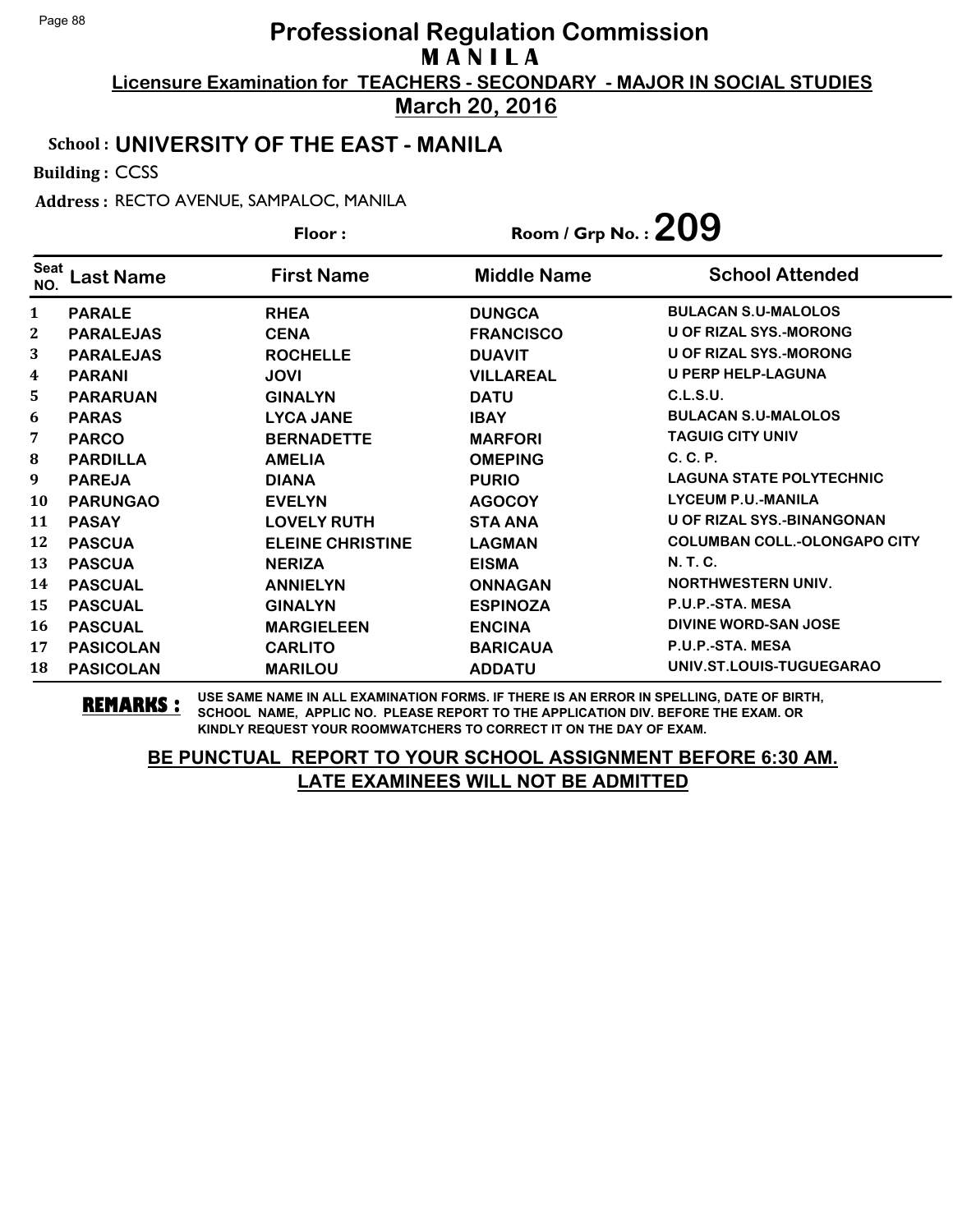# Professional Regulation Commission
## M A N I L A
**Licensure Examination for TEACHERS - SECONDARY - MAJOR IN SOCIAL STUDIES**
**March 20, 2016**

**School : UNIVERSITY OF THE EAST - MANILA**

**Building :** CCSS

**Address :** RECTO AVENUE, SAMPALOC, MANILA

**Floor :**  **Room / Grp No. : 209**

| Seat NO. | Last Name | First Name | Middle Name | School Attended |
|---|---|---|---|---|
| 1 | PARALE | RHEA | DUNGCA | BULACAN S.U-MALOLOS |
| 2 | PARALEJAS | CENA | FRANCISCO | U OF RIZAL SYS.-MORONG |
| 3 | PARALEJAS | ROCHELLE | DUAVIT | U OF RIZAL SYS.-MORONG |
| 4 | PARANI | JOVI | VILLAREAL | U PERP HELP-LAGUNA |
| 5 | PARARUAN | GINALYN | DATU | C.L.S.U. |
| 6 | PARAS | LYCA JANE | IBAY | BULACAN S.U-MALOLOS |
| 7 | PARCO | BERNADETTE | MARFORI | TAGUIG CITY UNIV |
| 8 | PARDILLA | AMELIA | OMEPING | C. C. P. |
| 9 | PAREJA | DIANA | PURIO | LAGUNA STATE POLYTECHNIC |
| 10 | PARUNGAO | EVELYN | AGOCOY | LYCEUM P.U.-MANILA |
| 11 | PASAY | LOVELY RUTH | STA ANA | U OF RIZAL SYS.-BINANGONAN |
| 12 | PASCUA | ELEINE CHRISTINE | LAGMAN | COLUMBAN COLL.-OLONGAPO CITY |
| 13 | PASCUA | NERIZA | EISMA | N. T. C. |
| 14 | PASCUAL | ANNIELYN | ONNAGAN | NORTHWESTERN UNIV. |
| 15 | PASCUAL | GINALYN | ESPINOZA | P.U.P.-STA. MESA |
| 16 | PASCUAL | MARGIELEEN | ENCINA | DIVINE WORD-SAN JOSE |
| 17 | PASICOLAN | CARLITO | BARICAUA | P.U.P.-STA. MESA |
| 18 | PASICOLAN | MARILOU | ADDATU | UNIV.ST.LOUIS-TUGUEGARAO |

**REMARKS :** USE SAME NAME IN ALL EXAMINATION FORMS. IF THERE IS AN ERROR IN SPELLING, DATE OF BIRTH, SCHOOL NAME, APPLIC NO. PLEASE REPORT TO THE APPLICATION DIV. BEFORE THE EXAM. OR KINDLY REQUEST YOUR ROOMWATCHERS TO CORRECT IT ON THE DAY OF EXAM.

**BE PUNCTUAL REPORT TO YOUR SCHOOL ASSIGNMENT BEFORE 6:30 AM.**
**LATE EXAMINEES WILL NOT BE ADMITTED**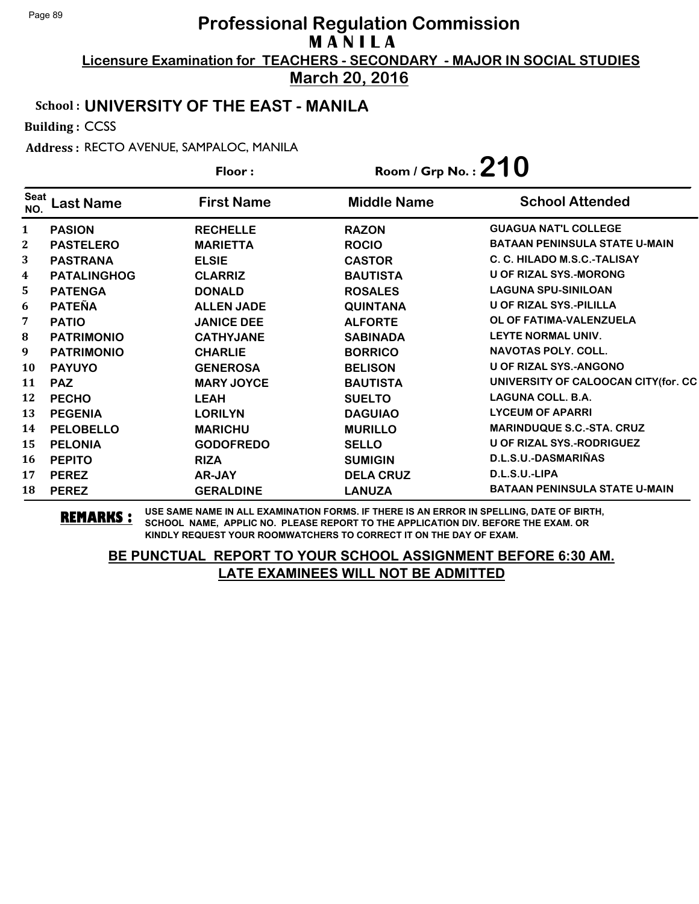# Professional Regulation Commission

## M A N I L A

**Licensure Examination for TEACHERS - SECONDARY - MAJOR IN SOCIAL STUDIES**

**March 20, 2016**

**School : UNIVERSITY OF THE EAST - MANILA**

**Building :** CCSS

**Address :** RECTO AVENUE, SAMPALOC, MANILA

**Floor :** 

**Room / Grp No. : 210**

| Seat NO. | Last Name | First Name | Middle Name | School Attended |
|---|---|---|---|---|
| 1 | PASION | RECHELLE | RAZON | GUAGUA NAT'L COLLEGE |
| 2 | PASTELERO | MARIETTA | ROCIO | BATAAN PENINSULA STATE U-MAIN |
| 3 | PASTRANA | ELSIE | CASTOR | C. C. HILADO M.S.C.-TALISAY |
| 4 | PATALINGHOG | CLARRIZ | BAUTISTA | U OF RIZAL SYS.-MORONG |
| 5 | PATENGA | DONALD | ROSALES | LAGUNA SPU-SINILOAN |
| 6 | PATEÑA | ALLEN JADE | QUINTANA | U OF RIZAL SYS.-PILILLA |
| 7 | PATIO | JANICE DEE | ALFORTE | OL OF FATIMA-VALENZUELA |
| 8 | PATRIMONIO | CATHYJANE | SABINADA | LEYTE NORMAL UNIV. |
| 9 | PATRIMONIO | CHARLIE | BORRICO | NAVOTAS POLY. COLL. |
| 10 | PAYUYO | GENEROSA | BELISON | U OF RIZAL SYS.-ANGONO |
| 11 | PAZ | MARY JOYCE | BAUTISTA | UNIVERSITY OF CALOOCAN CITY(for. CC |
| 12 | PECHO | LEAH | SUELTO | LAGUNA COLL. B.A. |
| 13 | PEGENIA | LORILYN | DAGUIAO | LYCEUM OF APARRI |
| 14 | PELOBELLO | MARICHU | MURILLO | MARINDUQUE S.C.-STA. CRUZ |
| 15 | PELONIA | GODOFREDO | SELLO | U OF RIZAL SYS.-RODRIGUEZ |
| 16 | PEPITO | RIZA | SUMIGIN | D.L.S.U.-DASMARIÑAS |
| 17 | PEREZ | AR-JAY | DELA CRUZ | D.L.S.U.-LIPA |
| 18 | PEREZ | GERALDINE | LANUZA | BATAAN PENINSULA STATE U-MAIN |

**REMARKS :** USE SAME NAME IN ALL EXAMINATION FORMS. IF THERE IS AN ERROR IN SPELLING, DATE OF BIRTH, SCHOOL NAME, APPLIC NO. PLEASE REPORT TO THE APPLICATION DIV. BEFORE THE EXAM. OR KINDLY REQUEST YOUR ROOMWATCHERS TO CORRECT IT ON THE DAY OF EXAM.

**BE PUNCTUAL REPORT TO YOUR SCHOOL ASSIGNMENT BEFORE 6:30 AM.**
**LATE EXAMINEES WILL NOT BE ADMITTED**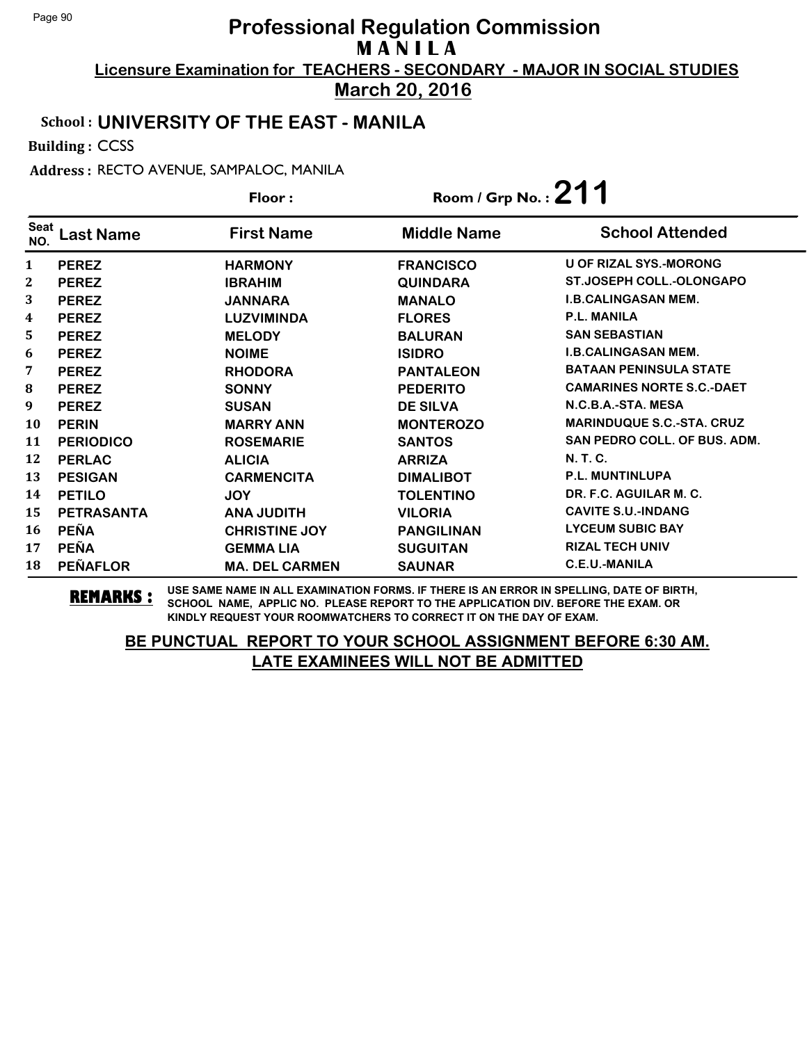# Professional Regulation Commission

## M A N I L A

**Licensure Examination for TEACHERS - SECONDARY - MAJOR IN SOCIAL STUDIES**

**March 20, 2016**

**School : UNIVERSITY OF THE EAST - MANILA**

**Building :** CCSS

**Address :** RECTO AVENUE, SAMPALOC, MANILA

**Floor :**

**Room / Grp No. : 211**

| Seat NO. | Last Name | First Name | Middle Name | School Attended |
|---|---|---|---|---|
| 1 | PEREZ | HARMONY | FRANCISCO | U OF RIZAL SYS.-MORONG |
| 2 | PEREZ | IBRAHIM | QUINDARA | ST.JOSEPH COLL.-OLONGAPO |
| 3 | PEREZ | JANNARA | MANALO | I.B.CALINGASAN MEM. |
| 4 | PEREZ | LUZVIMINDA | FLORES | P.L. MANILA |
| 5 | PEREZ | MELODY | BALURAN | SAN SEBASTIAN |
| 6 | PEREZ | NOIME | ISIDRO | I.B.CALINGASAN MEM. |
| 7 | PEREZ | RHODORA | PANTALEON | BATAAN PENINSULA STATE |
| 8 | PEREZ | SONNY | PEDERITO | CAMARINES NORTE S.C.-DAET |
| 9 | PEREZ | SUSAN | DE SILVA | N.C.B.A.-STA. MESA |
| 10 | PERIN | MARRY ANN | MONTEROZO | MARINDUQUE S.C.-STA. CRUZ |
| 11 | PERIODICO | ROSEMARIE | SANTOS | SAN PEDRO COLL. OF BUS. ADM. |
| 12 | PERLAC | ALICIA | ARRIZA | N. T. C. |
| 13 | PESIGAN | CARMENCITA | DIMALIBOT | P.L. MUNTINLUPA |
| 14 | PETILO | JOY | TOLENTINO | DR. F.C. AGUILAR M. C. |
| 15 | PETRASANTA | ANA JUDITH | VILORIA | CAVITE S.U.-INDANG |
| 16 | PEÑA | CHRISTINE JOY | PANGILINAN | LYCEUM SUBIC BAY |
| 17 | PEÑA | GEMMA LIA | SUGUITAN | RIZAL TECH UNIV |
| 18 | PEÑAFLOR | MA. DEL CARMEN | SAUNAR | C.E.U.-MANILA |

**REMARKS :** USE SAME NAME IN ALL EXAMINATION FORMS. IF THERE IS AN ERROR IN SPELLING, DATE OF BIRTH, SCHOOL NAME, APPLIC NO. PLEASE REPORT TO THE APPLICATION DIV. BEFORE THE EXAM. OR KINDLY REQUEST YOUR ROOMWATCHERS TO CORRECT IT ON THE DAY OF EXAM.

**BE PUNCTUAL REPORT TO YOUR SCHOOL ASSIGNMENT BEFORE 6:30 AM.**
**LATE EXAMINEES WILL NOT BE ADMITTED**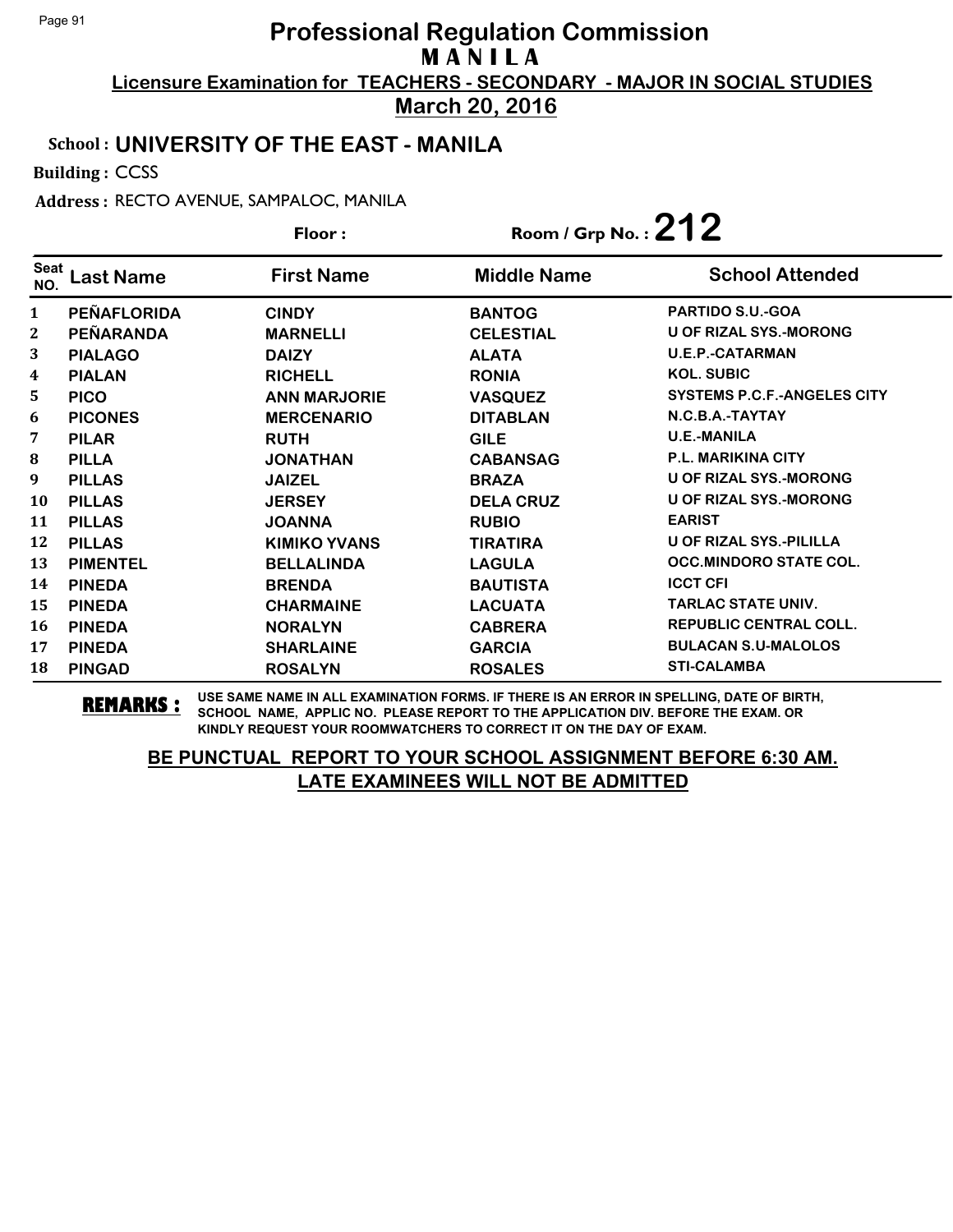# Professional Regulation Commission

## M A N I L A

**Licensure Examination for TEACHERS - SECONDARY - MAJOR IN SOCIAL STUDIES**

**March 20, 2016**

**School : UNIVERSITY OF THE EAST - MANILA**

**Building :** CCSS

**Address :** RECTO AVENUE, SAMPALOC, MANILA

**Floor :**

**Room / Grp No. : 212**

| Seat NO. | Last Name | First Name | Middle Name | School Attended |
|---|---|---|---|---|
| 1 | PEÑAFLORIDA | CINDY | BANTOG | PARTIDO S.U.-GOA |
| 2 | PEÑARANDA | MARNELLI | CELESTIAL | U OF RIZAL SYS.-MORONG |
| 3 | PIALAGO | DAIZY | ALATA | U.E.P.-CATARMAN |
| 4 | PIALAN | RICHELL | RONIA | KOL. SUBIC |
| 5 | PICO | ANN MARJORIE | VASQUEZ | SYSTEMS P.C.F.-ANGELES CITY |
| 6 | PICONES | MERCENARIO | DITABLAN | N.C.B.A.-TAYTAY |
| 7 | PILAR | RUTH | GILE | U.E.-MANILA |
| 8 | PILLA | JONATHAN | CABANSAG | P.L. MARIKINA CITY |
| 9 | PILLAS | JAIZEL | BRAZA | U OF RIZAL SYS.-MORONG |
| 10 | PILLAS | JERSEY | DELA CRUZ | U OF RIZAL SYS.-MORONG |
| 11 | PILLAS | JOANNA | RUBIO | EARIST |
| 12 | PILLAS | KIMIKO YVANS | TIRATIRA | U OF RIZAL SYS.-PILILLA |
| 13 | PIMENTEL | BELLALINDA | LAGULA | OCC.MINDORO STATE COL. |
| 14 | PINEDA | BRENDA | BAUTISTA | ICCT CFI |
| 15 | PINEDA | CHARMAINE | LACUATA | TARLAC STATE UNIV. |
| 16 | PINEDA | NORALYN | CABRERA | REPUBLIC CENTRAL COLL. |
| 17 | PINEDA | SHARLAINE | GARCIA | BULACAN S.U-MALOLOS |
| 18 | PINGAD | ROSALYN | ROSALES | STI-CALAMBA |

**REMARKS :** USE SAME NAME IN ALL EXAMINATION FORMS. IF THERE IS AN ERROR IN SPELLING, DATE OF BIRTH, SCHOOL NAME, APPLIC NO. PLEASE REPORT TO THE APPLICATION DIV. BEFORE THE EXAM. OR KINDLY REQUEST YOUR ROOMWATCHERS TO CORRECT IT ON THE DAY OF EXAM.

**BE PUNCTUAL REPORT TO YOUR SCHOOL ASSIGNMENT BEFORE 6:30 AM. LATE EXAMINEES WILL NOT BE ADMITTED**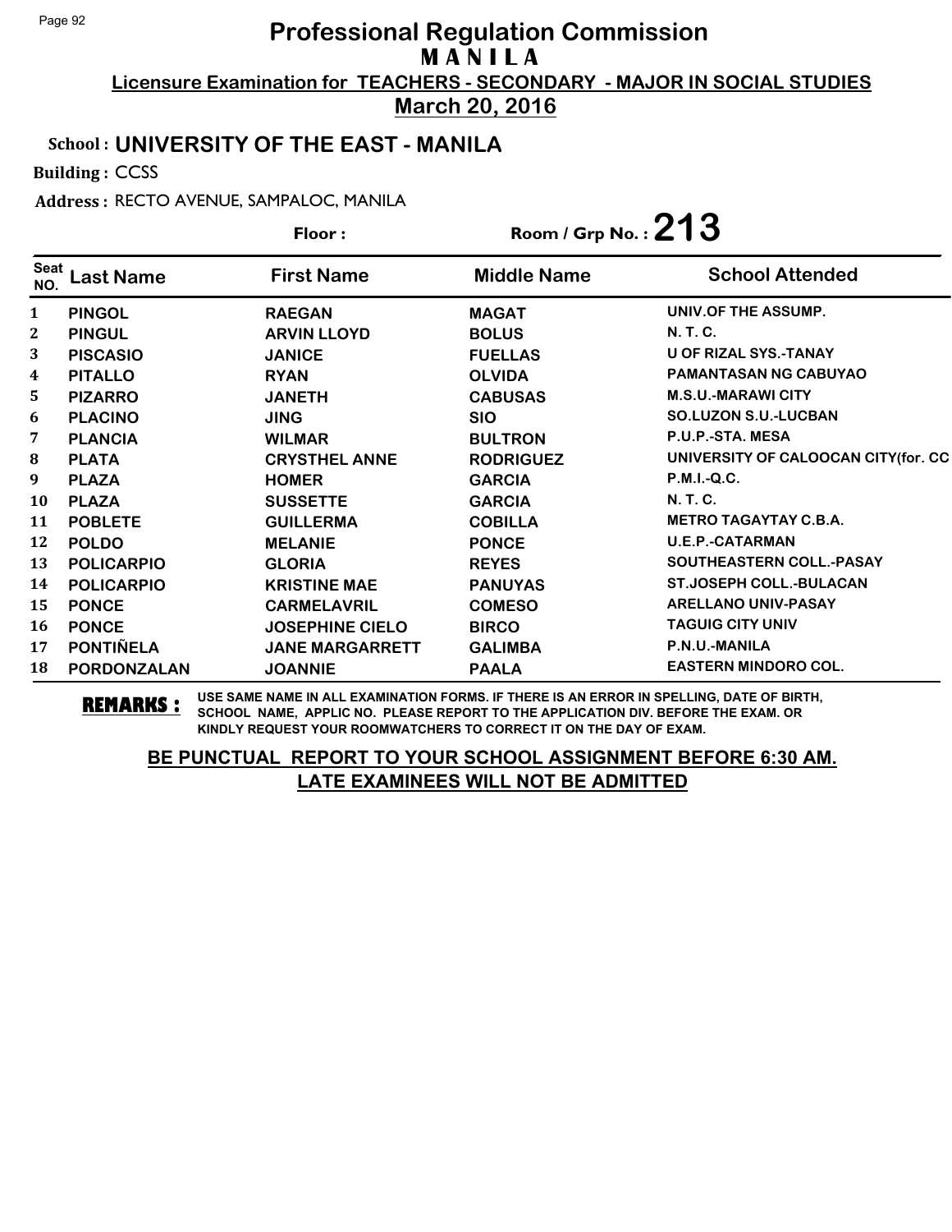# Professional Regulation Commission

## M A N I L A

### Licensure Examination for TEACHERS - SECONDARY - MAJOR IN SOCIAL STUDIES

### March 20, 2016

**School :** UNIVERSITY OF THE EAST - MANILA

**Building :** CCSS

**Address :** RECTO AVENUE, SAMPALOC, MANILA

**Floor :**

**Room / Grp No. :** 213

| Seat NO. | Last Name | First Name | Middle Name | School Attended |
|---|---|---|---|---|
| 1 | PINGOL | RAEGAN | MAGAT | UNIV.OF THE ASSUMP. |
| 2 | PINGUL | ARVIN LLOYD | BOLUS | N. T. C. |
| 3 | PISCASIO | JANICE | FUELLAS | U OF RIZAL SYS.-TANAY |
| 4 | PITALLO | RYAN | OLVIDA | PAMANTASAN NG CABUYAO |
| 5 | PIZARRO | JANETH | CABUSAS | M.S.U.-MARAWI CITY |
| 6 | PLACINO | JING | SIO | SO.LUZON S.U.-LUCBAN |
| 7 | PLANCIA | WILMAR | BULTRON | P.U.P.-STA. MESA |
| 8 | PLATA | CRYSTHEL ANNE | RODRIGUEZ | UNIVERSITY OF CALOOCAN CITY(for. CC |
| 9 | PLAZA | HOMER | GARCIA | P.M.I.-Q.C. |
| 10 | PLAZA | SUSSETTE | GARCIA | N. T. C. |
| 11 | POBLETE | GUILLERMA | COBILLA | METRO TAGAYTAY C.B.A. |
| 12 | POLDO | MELANIE | PONCE | U.E.P.-CATARMAN |
| 13 | POLICARPIO | GLORIA | REYES | SOUTHEASTERN COLL.-PASAY |
| 14 | POLICARPIO | KRISTINE MAE | PANUYAS | ST.JOSEPH COLL.-BULACAN |
| 15 | PONCE | CARMELAVRIL | COMESO | ARELLANO UNIV-PASAY |
| 16 | PONCE | JOSEPHINE CIELO | BIRCO | TAGUIG CITY UNIV |
| 17 | PONTIÑELA | JANE MARGARRETT | GALIMBA | P.N.U.-MANILA |
| 18 | PORDONZALAN | JOANNIE | PAALA | EASTERN MINDORO COL. |

**REMARKS :** USE SAME NAME IN ALL EXAMINATION FORMS. IF THERE IS AN ERROR IN SPELLING, DATE OF BIRTH, SCHOOL NAME, APPLIC NO. PLEASE REPORT TO THE APPLICATION DIV. BEFORE THE EXAM. OR KINDLY REQUEST YOUR ROOMWATCHERS TO CORRECT IT ON THE DAY OF EXAM.

**BE PUNCTUAL REPORT TO YOUR SCHOOL ASSIGNMENT BEFORE 6:30 AM.**
**LATE EXAMINEES WILL NOT BE ADMITTED**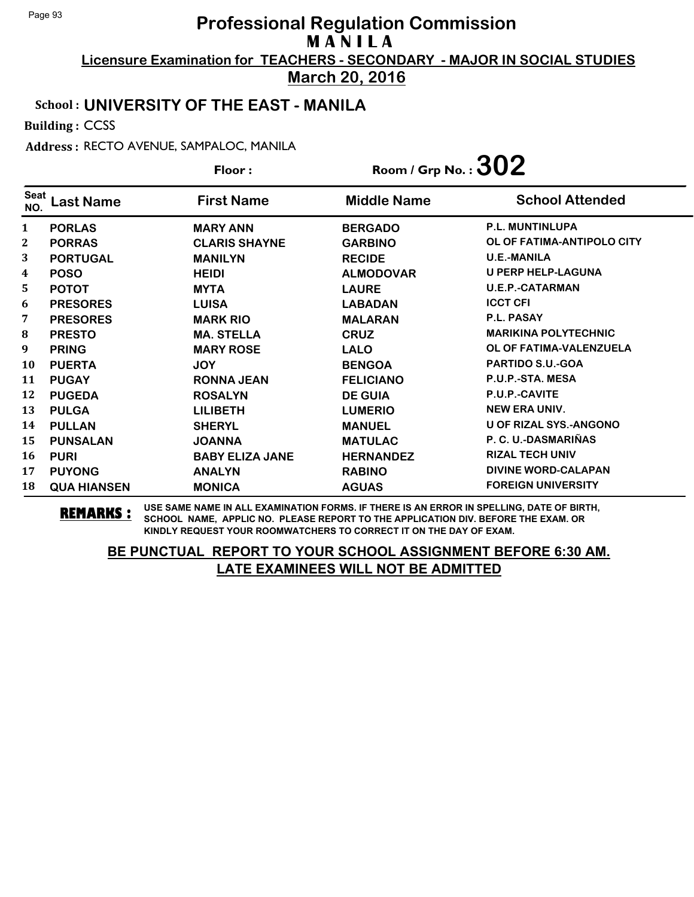# Professional Regulation Commission

## M A N I L A

**Licensure Examination for TEACHERS - SECONDARY - MAJOR IN SOCIAL STUDIES**

**March 20, 2016**

**School : UNIVERSITY OF THE EAST - MANILA**

**Building :** CCSS

**Address :** RECTO AVENUE, SAMPALOC, MANILA

**Floor :** 

**Room / Grp No. : 302**

| Seat NO. | Last Name | First Name | Middle Name | School Attended |
|---|---|---|---|---|
| 1 | PORLAS | MARY ANN | BERGADO | P.L. MUNTINLUPA |
| 2 | PORRAS | CLARIS SHAYNE | GARBINO | OL OF FATIMA-ANTIPOLO CITY |
| 3 | PORTUGAL | MANILYN | RECIDE | U.E.-MANILA |
| 4 | POSO | HEIDI | ALMODOVAR | U PERP HELP-LAGUNA |
| 5 | POTOT | MYTA | LAURE | U.E.P.-CATARMAN |
| 6 | PRESORES | LUISA | LABADAN | ICCT CFI |
| 7 | PRESORES | MARK RIO | MALARAN | P.L. PASAY |
| 8 | PRESTO | MA. STELLA | CRUZ | MARIKINA POLYTECHNIC |
| 9 | PRING | MARY ROSE | LALO | OL OF FATIMA-VALENZUELA |
| 10 | PUERTA | JOY | BENGOA | PARTIDO S.U.-GOA |
| 11 | PUGAY | RONNA JEAN | FELICIANO | P.U.P.-STA. MESA |
| 12 | PUGEDA | ROSALYN | DE GUIA | P.U.P.-CAVITE |
| 13 | PULGA | LILIBETH | LUMERIO | NEW ERA UNIV. |
| 14 | PULLAN | SHERYL | MANUEL | U OF RIZAL SYS.-ANGONO |
| 15 | PUNSALAN | JOANNA | MATULAC | P. C. U.-DASMARIÑAS |
| 16 | PURI | BABY ELIZA JANE | HERNANDEZ | RIZAL TECH UNIV |
| 17 | PUYONG | ANALYN | RABINO | DIVINE WORD-CALAPAN |
| 18 | QUA HIANSEN | MONICA | AGUAS | FOREIGN UNIVERSITY |

**REMARKS :** USE SAME NAME IN ALL EXAMINATION FORMS. IF THERE IS AN ERROR IN SPELLING, DATE OF BIRTH, SCHOOL NAME, APPLIC NO. PLEASE REPORT TO THE APPLICATION DIV. BEFORE THE EXAM. OR KINDLY REQUEST YOUR ROOMWATCHERS TO CORRECT IT ON THE DAY OF EXAM.

**BE PUNCTUAL REPORT TO YOUR SCHOOL ASSIGNMENT BEFORE 6:30 AM.**
**LATE EXAMINEES WILL NOT BE ADMITTED**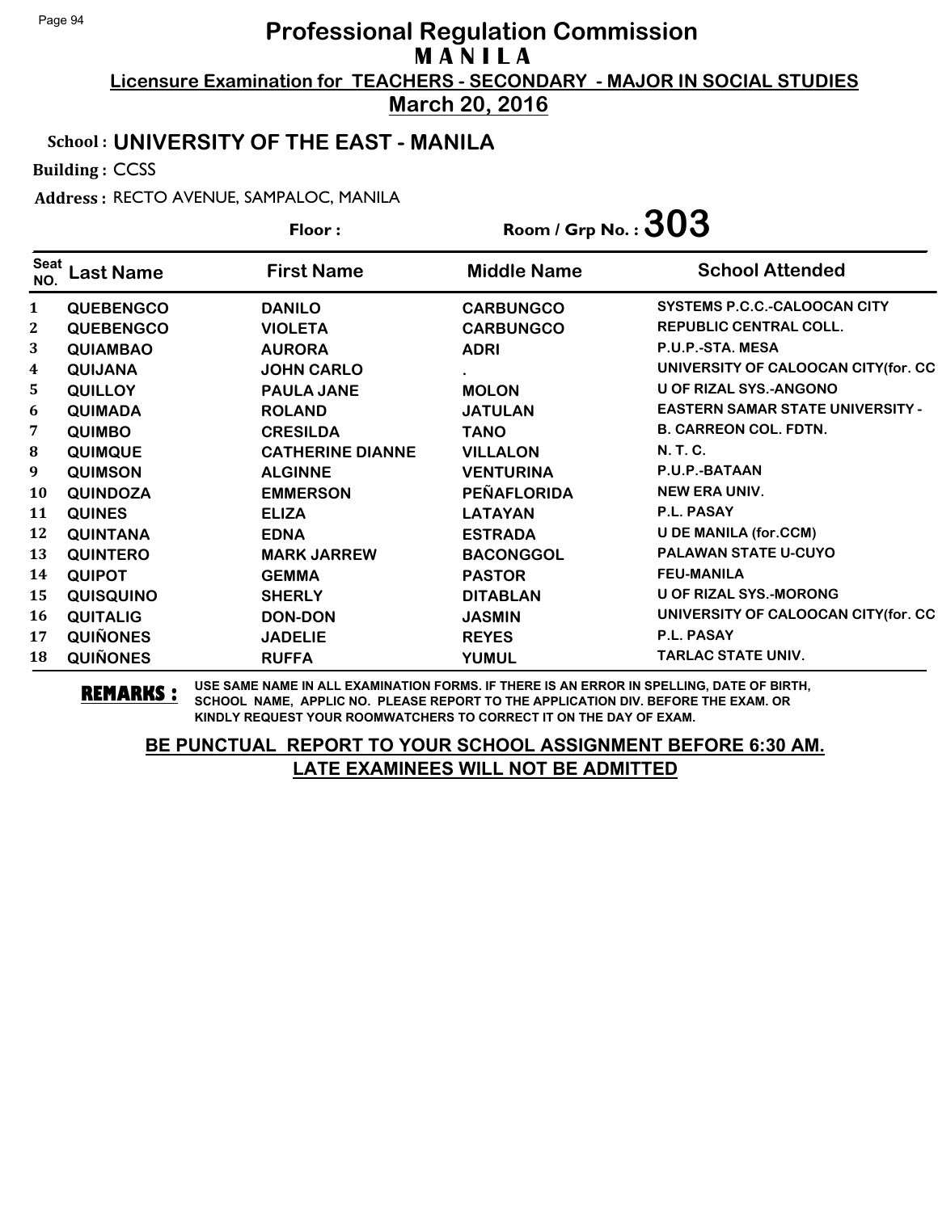# Professional Regulation Commission
## M A N I L A

**Licensure Examination for TEACHERS - SECONDARY - MAJOR IN SOCIAL STUDIES**

**March 20, 2016**

**School : UNIVERSITY OF THE EAST - MANILA**

**Building :** CCSS

**Address :** RECTO AVENUE, SAMPALOC, MANILA

**Floor :** 

**Room / Grp No. : 303**

| Seat NO. | Last Name | First Name | Middle Name | School Attended |
|---|---|---|---|---|
| 1 | QUEBENGCO | DANILO | CARBUNGCO | SYSTEMS P.C.C.-CALOOCAN CITY |
| 2 | QUEBENGCO | VIOLETA | CARBUNGCO | REPUBLIC CENTRAL COLL. |
| 3 | QUIAMBAO | AURORA | ADRI | P.U.P.-STA. MESA |
| 4 | QUIJANA | JOHN CARLO | . | UNIVERSITY OF CALOOCAN CITY(for. CC |
| 5 | QUILLOY | PAULA JANE | MOLON | U OF RIZAL SYS.-ANGONO |
| 6 | QUIMADA | ROLAND | JATULAN | EASTERN SAMAR STATE UNIVERSITY - |
| 7 | QUIMBO | CRESILDA | TANO | B. CARREON COL. FDTN. |
| 8 | QUIMQUE | CATHERINE DIANNE | VILLALON | N. T. C. |
| 9 | QUIMSON | ALGINNE | VENTURINA | P.U.P.-BATAAN |
| 10 | QUINDOZA | EMMERSON | PEÑAFLORIDA | NEW ERA UNIV. |
| 11 | QUINES | ELIZA | LATAYAN | P.L. PASAY |
| 12 | QUINTANA | EDNA | ESTRADA | U DE MANILA (for.CCM) |
| 13 | QUINTERO | MARK JARREW | BACONGGOL | PALAWAN STATE U-CUYO |
| 14 | QUIPOT | GEMMA | PASTOR | FEU-MANILA |
| 15 | QUISQUINO | SHERLY | DITABLAN | U OF RIZAL SYS.-MORONG |
| 16 | QUITALIG | DON-DON | JASMIN | UNIVERSITY OF CALOOCAN CITY(for. CC |
| 17 | QUIÑONES | JADELIE | REYES | P.L. PASAY |
| 18 | QUIÑONES | RUFFA | YUMUL | TARLAC STATE UNIV. |

**REMARKS :** USE SAME NAME IN ALL EXAMINATION FORMS. IF THERE IS AN ERROR IN SPELLING, DATE OF BIRTH, SCHOOL NAME, APPLIC NO. PLEASE REPORT TO THE APPLICATION DIV. BEFORE THE EXAM. OR KINDLY REQUEST YOUR ROOMWATCHERS TO CORRECT IT ON THE DAY OF EXAM.

**BE PUNCTUAL REPORT TO YOUR SCHOOL ASSIGNMENT BEFORE 6:30 AM.**
**LATE EXAMINEES WILL NOT BE ADMITTED**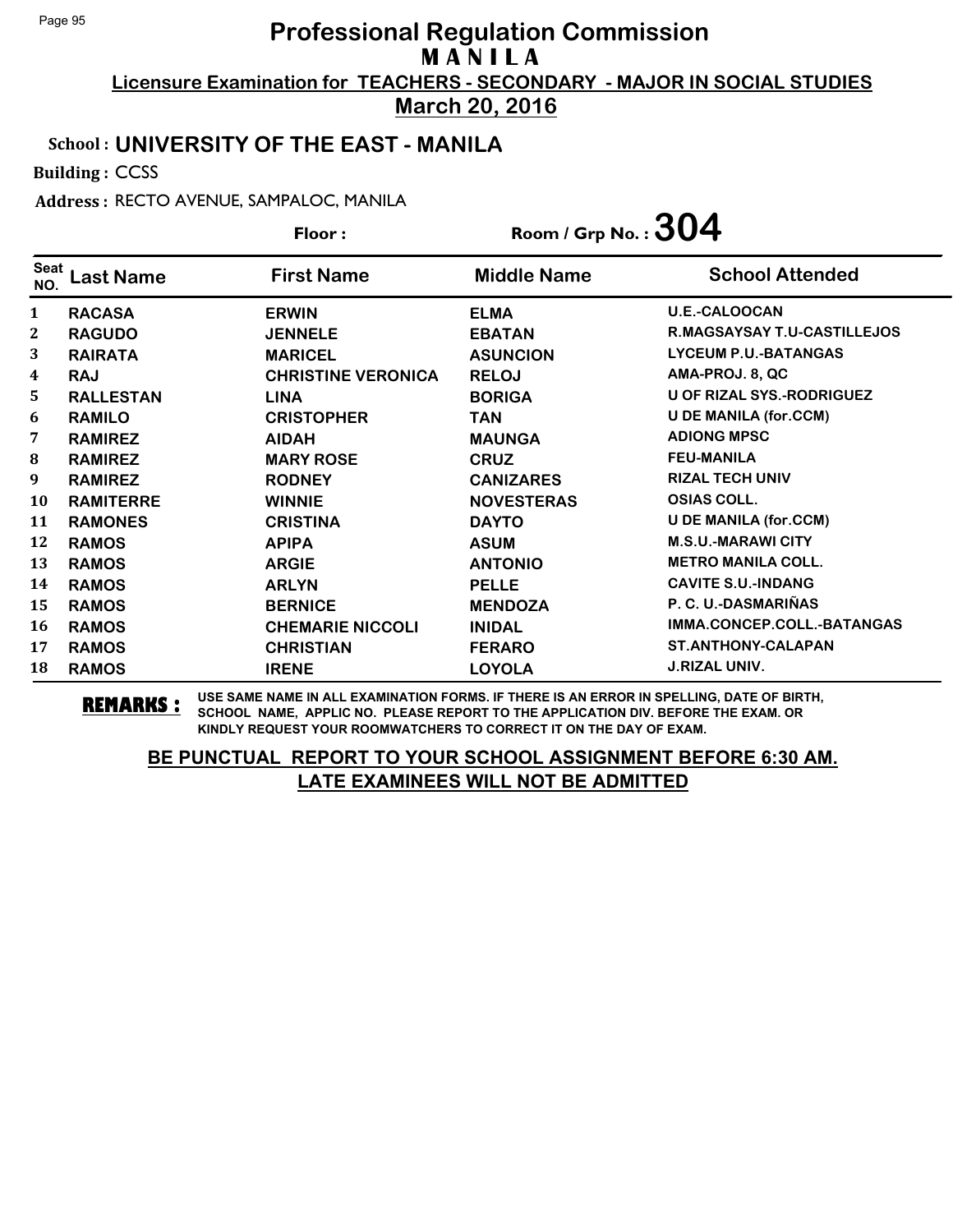# Professional Regulation Commission

## MANILA

**Licensure Examination for TEACHERS - SECONDARY - MAJOR IN SOCIAL STUDIES**

**March 20, 2016**

**School : UNIVERSITY OF THE EAST - MANILA**

**Building :** CCSS

**Address :** RECTO AVENUE, SAMPALOC, MANILA

**Floor :**

**Room / Grp No. : 304**

| Seat NO. | Last Name | First Name | Middle Name | School Attended |
|---|---|---|---|---|
| 1 | RACASA | ERWIN | ELMA | U.E.-CALOOCAN |
| 2 | RAGUDO | JENNELE | EBATAN | R.MAGSAYSAY T.U-CASTILLEJOS |
| 3 | RAIRATA | MARICEL | ASUNCION | LYCEUM P.U.-BATANGAS |
| 4 | RAJ | CHRISTINE VERONICA | RELOJ | AMA-PROJ. 8, QC |
| 5 | RALLESTAN | LINA | BORIGA | U OF RIZAL SYS.-RODRIGUEZ |
| 6 | RAMILO | CRISTOPHER | TAN | U DE MANILA (for.CCM) |
| 7 | RAMIREZ | AIDAH | MAUNGA | ADIONG MPSC |
| 8 | RAMIREZ | MARY ROSE | CRUZ | FEU-MANILA |
| 9 | RAMIREZ | RODNEY | CANIZARES | RIZAL TECH UNIV |
| 10 | RAMITERRE | WINNIE | NOVESTERAS | OSIAS COLL. |
| 11 | RAMONES | CRISTINA | DAYTO | U DE MANILA (for.CCM) |
| 12 | RAMOS | APIPA | ASUM | M.S.U.-MARAWI CITY |
| 13 | RAMOS | ARGIE | ANTONIO | METRO MANILA COLL. |
| 14 | RAMOS | ARLYN | PELLE | CAVITE S.U.-INDANG |
| 15 | RAMOS | BERNICE | MENDOZA | P. C. U.-DASMARIÑAS |
| 16 | RAMOS | CHEMARIE NICCOLI | INIDAL | IMMA.CONCEP.COLL.-BATANGAS |
| 17 | RAMOS | CHRISTIAN | FERARO | ST.ANTHONY-CALAPAN |
| 18 | RAMOS | IRENE | LOYOLA | J.RIZAL UNIV. |

**REMARKS :** USE SAME NAME IN ALL EXAMINATION FORMS. IF THERE IS AN ERROR IN SPELLING, DATE OF BIRTH, SCHOOL NAME, APPLIC NO. PLEASE REPORT TO THE APPLICATION DIV. BEFORE THE EXAM. OR KINDLY REQUEST YOUR ROOMWATCHERS TO CORRECT IT ON THE DAY OF EXAM.

**BE PUNCTUAL REPORT TO YOUR SCHOOL ASSIGNMENT BEFORE 6:30 AM.**
**LATE EXAMINEES WILL NOT BE ADMITTED**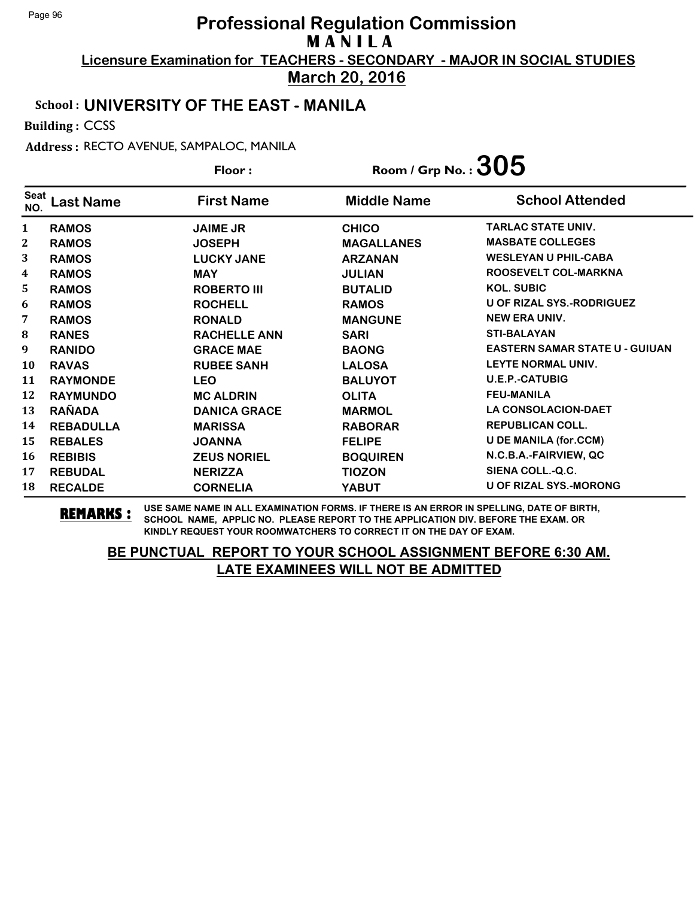# Professional Regulation Commission
## M A N I L A
### Licensure Examination for TEACHERS - SECONDARY - MAJOR IN SOCIAL STUDIES
### March 20, 2016

**School :** UNIVERSITY OF THE EAST - MANILA

**Building :** CCSS

**Address :** RECTO AVENUE, SAMPALOC, MANILA

**Floor :** 

**Room / Grp No. :** 305

| Seat NO. | Last Name | First Name | Middle Name | School Attended |
|---|---|---|---|---|
| 1 | RAMOS | JAIME JR | CHICO | TARLAC STATE UNIV. |
| 2 | RAMOS | JOSEPH | MAGALLANES | MASBATE COLLEGES |
| 3 | RAMOS | LUCKY JANE | ARZANAN | WESLEYAN U PHIL-CABA |
| 4 | RAMOS | MAY | JULIAN | ROOSEVELT COL-MARKNA |
| 5 | RAMOS | ROBERTO III | BUTALID | KOL. SUBIC |
| 6 | RAMOS | ROCHELL | RAMOS | U OF RIZAL SYS.-RODRIGUEZ |
| 7 | RAMOS | RONALD | MANGUNE | NEW ERA UNIV. |
| 8 | RANES | RACHELLE ANN | SARI | STI-BALAYAN |
| 9 | RANIDO | GRACE MAE | BAONG | EASTERN SAMAR STATE U - GUIUAN |
| 10 | RAVAS | RUBEE SANH | LALOSA | LEYTE NORMAL UNIV. |
| 11 | RAYMONDE | LEO | BALUYOT | U.E.P.-CATUBIG |
| 12 | RAYMUNDO | MC ALDRIN | OLITA | FEU-MANILA |
| 13 | RAÑADA | DANICA GRACE | MARMOL | LA CONSOLACION-DAET |
| 14 | REBADULLA | MARISSA | RABORAR | REPUBLICAN COLL. |
| 15 | REBALES | JOANNA | FELIPE | U DE MANILA (for.CCM) |
| 16 | REBIBIS | ZEUS NORIEL | BOQUIREN | N.C.B.A.-FAIRVIEW, QC |
| 17 | REBUDAL | NERIZZA | TIOZON | SIENA COLL.-Q.C. |
| 18 | RECALDE | CORNELIA | YABUT | U OF RIZAL SYS.-MORONG |

**REMARKS :** USE SAME NAME IN ALL EXAMINATION FORMS. IF THERE IS AN ERROR IN SPELLING, DATE OF BIRTH, SCHOOL NAME, APPLIC NO. PLEASE REPORT TO THE APPLICATION DIV. BEFORE THE EXAM. OR KINDLY REQUEST YOUR ROOMWATCHERS TO CORRECT IT ON THE DAY OF EXAM.

**BE PUNCTUAL REPORT TO YOUR SCHOOL ASSIGNMENT BEFORE 6:30 AM. LATE EXAMINEES WILL NOT BE ADMITTED**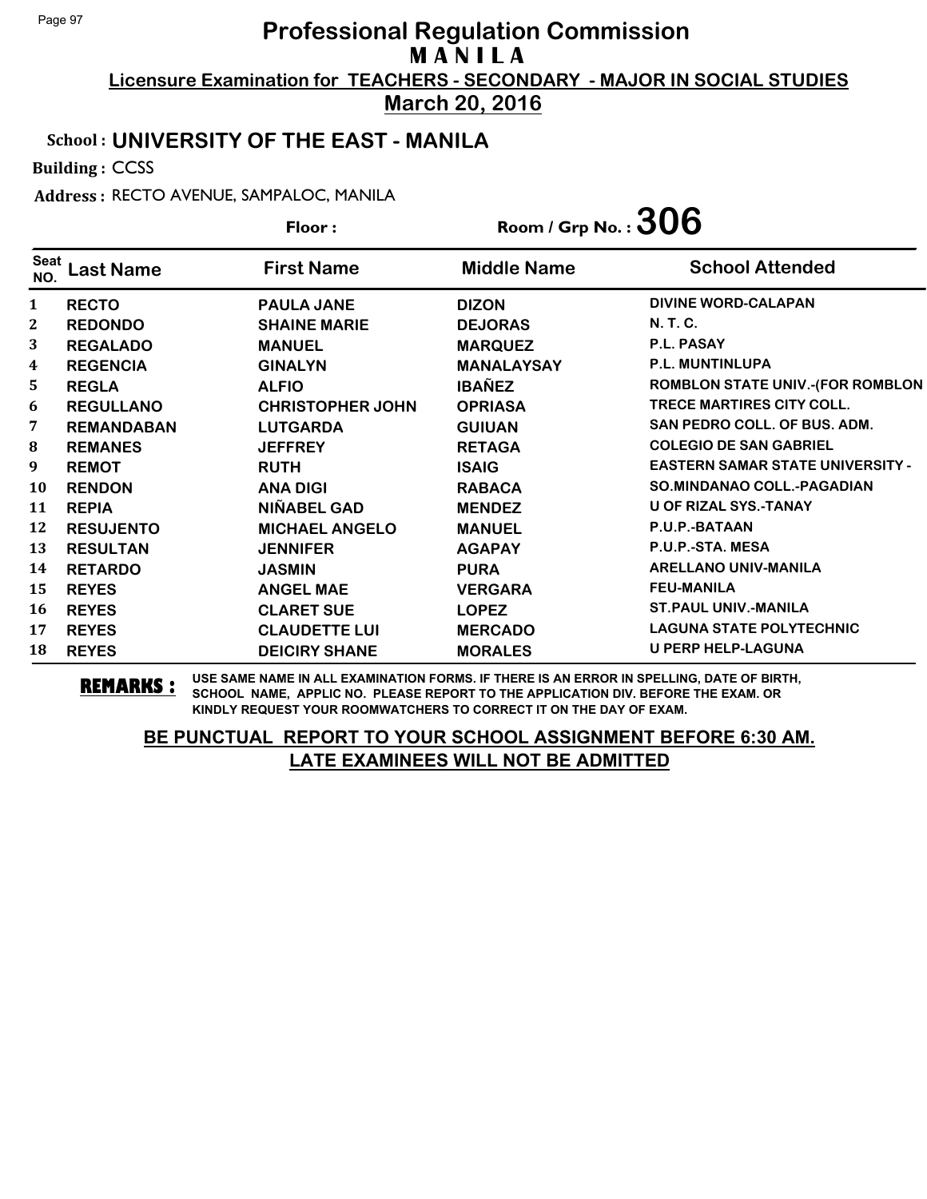# Professional Regulation Commission

**MANILA**

**Licensure Examination for TEACHERS - SECONDARY - MAJOR IN SOCIAL STUDIES**

**March 20, 2016**

**School : UNIVERSITY OF THE EAST - MANILA**

**Building :** CCSS

**Address :** RECTO AVENUE, SAMPALOC, MANILA

**Floor :** **Room / Grp No. : 306**

| Seat NO. | Last Name | First Name | Middle Name | School Attended |
|---|---|---|---|---|
| 1 | RECTO | PAULA JANE | DIZON | DIVINE WORD-CALAPAN |
| 2 | REDONDO | SHAINE MARIE | DEJORAS | N. T. C. |
| 3 | REGALADO | MANUEL | MARQUEZ | P.L. PASAY |
| 4 | REGENCIA | GINALYN | MANALAYSAY | P.L. MUNTINLUPA |
| 5 | REGLA | ALFIO | IBAÑEZ | ROMBLON STATE UNIV.-(FOR ROMBLON |
| 6 | REGULLANO | CHRISTOPHER JOHN | OPRIASA | TRECE MARTIRES CITY COLL. |
| 7 | REMANDABAN | LUTGARDA | GUIUAN | SAN PEDRO COLL. OF BUS. ADM. |
| 8 | REMANES | JEFFREY | RETAGA | COLEGIO DE SAN GABRIEL |
| 9 | REMOT | RUTH | ISAIG | EASTERN SAMAR STATE UNIVERSITY - |
| 10 | RENDON | ANA DIGI | RABACA | SO.MINDANAO COLL.-PAGADIAN |
| 11 | REPIA | NIÑABEL GAD | MENDEZ | U OF RIZAL SYS.-TANAY |
| 12 | RESUJENTO | MICHAEL ANGELO | MANUEL | P.U.P.-BATAAN |
| 13 | RESULTAN | JENNIFER | AGAPAY | P.U.P.-STA. MESA |
| 14 | RETARDO | JASMIN | PURA | ARELLANO UNIV-MANILA |
| 15 | REYES | ANGEL MAE | VERGARA | FEU-MANILA |
| 16 | REYES | CLARET SUE | LOPEZ | ST.PAUL UNIV.-MANILA |
| 17 | REYES | CLAUDETTE LUI | MERCADO | LAGUNA STATE POLYTECHNIC |
| 18 | REYES | DEICIRY SHANE | MORALES | U PERP HELP-LAGUNA |

**REMARKS :** USE SAME NAME IN ALL EXAMINATION FORMS. IF THERE IS AN ERROR IN SPELLING, DATE OF BIRTH, SCHOOL NAME, APPLIC NO. PLEASE REPORT TO THE APPLICATION DIV. BEFORE THE EXAM. OR KINDLY REQUEST YOUR ROOMWATCHERS TO CORRECT IT ON THE DAY OF EXAM.

**BE PUNCTUAL REPORT TO YOUR SCHOOL ASSIGNMENT BEFORE 6:30 AM.**
**LATE EXAMINEES WILL NOT BE ADMITTED**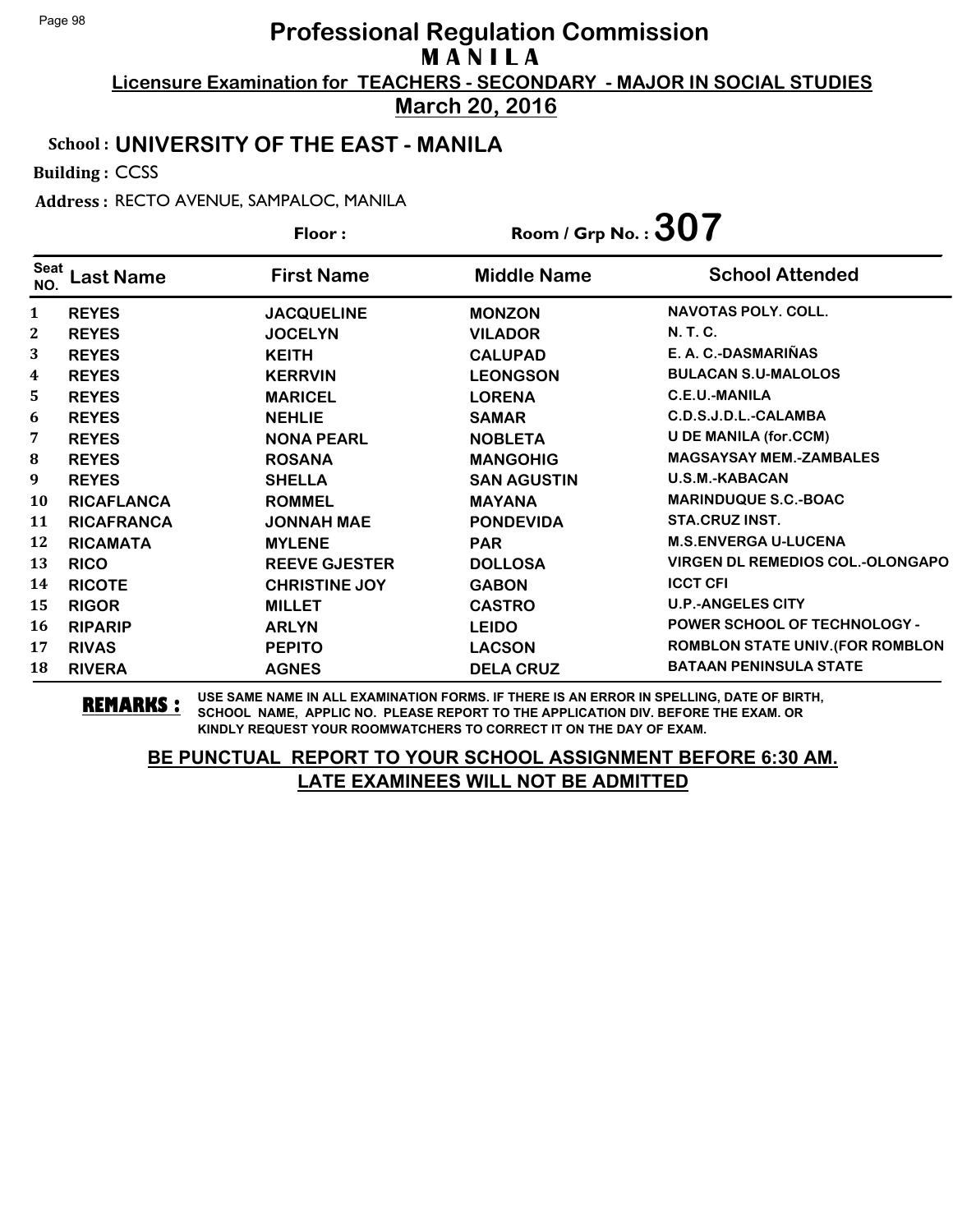# Professional Regulation Commission

## MANILA

**Licensure Examination for TEACHERS - SECONDARY - MAJOR IN SOCIAL STUDIES**

**March 20, 2016**

**School : UNIVERSITY OF THE EAST - MANILA**

**Building :** CCSS

**Address :** RECTO AVENUE, SAMPALOC, MANILA

**Floor :**

**Room / Grp No. : 307**

| Seat NO. | Last Name | First Name | Middle Name | School Attended |
|---|---|---|---|---|
| 1 | REYES | JACQUELINE | MONZON | NAVOTAS POLY. COLL. |
| 2 | REYES | JOCELYN | VILADOR | N. T. C. |
| 3 | REYES | KEITH | CALUPAD | E. A. C.-DASMARIÑAS |
| 4 | REYES | KERRVIN | LEONGSON | BULACAN S.U-MALOLOS |
| 5 | REYES | MARICEL | LORENA | C.E.U.-MANILA |
| 6 | REYES | NEHLIE | SAMAR | C.D.S.J.D.L.-CALAMBA |
| 7 | REYES | NONA PEARL | NOBLETA | U DE MANILA (for.CCM) |
| 8 | REYES | ROSANA | MANGOHIG | MAGSAYSAY MEM.-ZAMBALES |
| 9 | REYES | SHELLA | SAN AGUSTIN | U.S.M.-KABACAN |
| 10 | RICAFLANCA | ROMMEL | MAYANA | MARINDUQUE S.C.-BOAC |
| 11 | RICAFRANCA | JONNAH MAE | PONDEVIDA | STA.CRUZ INST. |
| 12 | RICAMATA | MYLENE | PAR | M.S.ENVERGA U-LUCENA |
| 13 | RICO | REEVE GJESTER | DOLLOSA | VIRGEN DL REMEDIOS COL.-OLONGAPO |
| 14 | RICOTE | CHRISTINE JOY | GABON | ICCT CFI |
| 15 | RIGOR | MILLET | CASTRO | U.P.-ANGELES CITY |
| 16 | RIPARIP | ARLYN | LEIDO | POWER SCHOOL OF TECHNOLOGY - |
| 17 | RIVAS | PEPITO | LACSON | ROMBLON STATE UNIV.(FOR ROMBLON |
| 18 | RIVERA | AGNES | DELA CRUZ | BATAAN PENINSULA STATE |

**REMARKS :** USE SAME NAME IN ALL EXAMINATION FORMS. IF THERE IS AN ERROR IN SPELLING, DATE OF BIRTH, SCHOOL NAME, APPLIC NO. PLEASE REPORT TO THE APPLICATION DIV. BEFORE THE EXAM. OR KINDLY REQUEST YOUR ROOMWATCHERS TO CORRECT IT ON THE DAY OF EXAM.

**BE PUNCTUAL REPORT TO YOUR SCHOOL ASSIGNMENT BEFORE 6:30 AM. LATE EXAMINEES WILL NOT BE ADMITTED**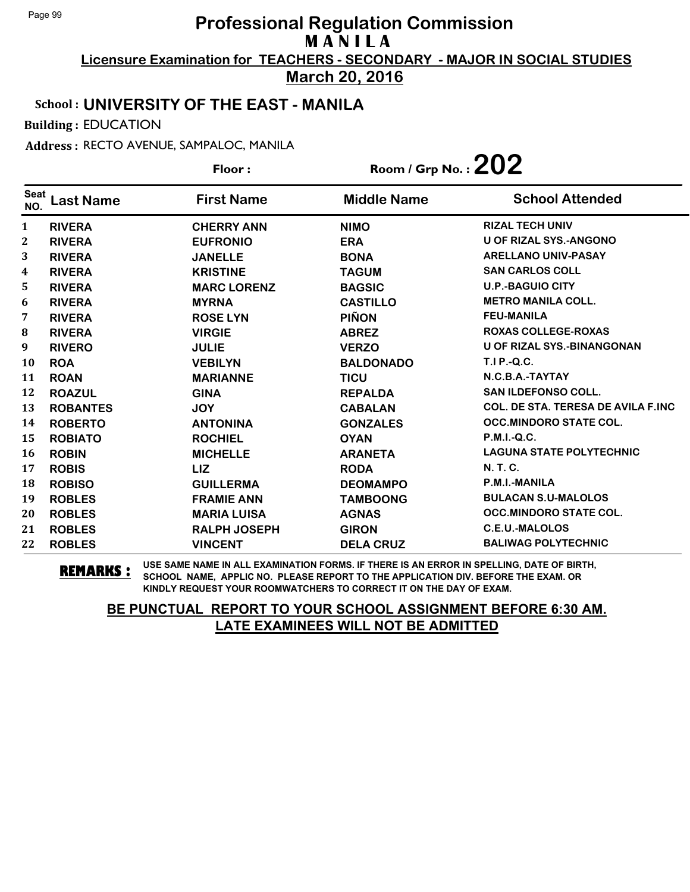# Professional Regulation Commission

## MANILA

**Licensure Examination for TEACHERS - SECONDARY - MAJOR IN SOCIAL STUDIES**

**March 20, 2016**

**School : UNIVERSITY OF THE EAST - MANILA**

**Building :** EDUCATION

**Address :** RECTO AVENUE, SAMPALOC, MANILA

**Floor :** **Room / Grp No. : 202**

| Seat NO. | Last Name | First Name | Middle Name | School Attended |
|---|---|---|---|---|
| 1 | RIVERA | CHERRY ANN | NIMO | RIZAL TECH UNIV |
| 2 | RIVERA | EUFRONIO | ERA | U OF RIZAL SYS.-ANGONO |
| 3 | RIVERA | JANELLE | BONA | ARELLANO UNIV-PASAY |
| 4 | RIVERA | KRISTINE | TAGUM | SAN CARLOS COLL |
| 5 | RIVERA | MARC LORENZ | BAGSIC | U.P.-BAGUIO CITY |
| 6 | RIVERA | MYRNA | CASTILLO | METRO MANILA COLL. |
| 7 | RIVERA | ROSE LYN | PIÑON | FEU-MANILA |
| 8 | RIVERA | VIRGIE | ABREZ | ROXAS COLLEGE-ROXAS |
| 9 | RIVERO | JULIE | VERZO | U OF RIZAL SYS.-BINANGONAN |
| 10 | ROA | VEBILYN | BALDONADO | T.I P.-Q.C. |
| 11 | ROAN | MARIANNE | TICU | N.C.B.A.-TAYTAY |
| 12 | ROAZUL | GINA | REPALDA | SAN ILDEFONSO COLL. |
| 13 | ROBANTES | JOY | CABALAN | COL. DE STA. TERESA DE AVILA F.INC |
| 14 | ROBERTO | ANTONINA | GONZALES | OCC.MINDORO STATE COL. |
| 15 | ROBIATO | ROCHIEL | OYAN | P.M.I.-Q.C. |
| 16 | ROBIN | MICHELLE | ARANETA | LAGUNA STATE POLYTECHNIC |
| 17 | ROBIS | LIZ | RODA | N. T. C. |
| 18 | ROBISO | GUILLERMA | DEOMAMPO | P.M.I.-MANILA |
| 19 | ROBLES | FRAMIE ANN | TAMBOONG | BULACAN S.U-MALOLOS |
| 20 | ROBLES | MARIA LUISA | AGNAS | OCC.MINDORO STATE COL. |
| 21 | ROBLES | RALPH JOSEPH | GIRON | C.E.U.-MALOLOS |
| 22 | ROBLES | VINCENT | DELA CRUZ | BALIWAG POLYTECHNIC |

**REMARKS :** USE SAME NAME IN ALL EXAMINATION FORMS. IF THERE IS AN ERROR IN SPELLING, DATE OF BIRTH, SCHOOL NAME, APPLIC NO. PLEASE REPORT TO THE APPLICATION DIV. BEFORE THE EXAM. OR KINDLY REQUEST YOUR ROOMWATCHERS TO CORRECT IT ON THE DAY OF EXAM.

**BE PUNCTUAL REPORT TO YOUR SCHOOL ASSIGNMENT BEFORE 6:30 AM.**
**LATE EXAMINEES WILL NOT BE ADMITTED**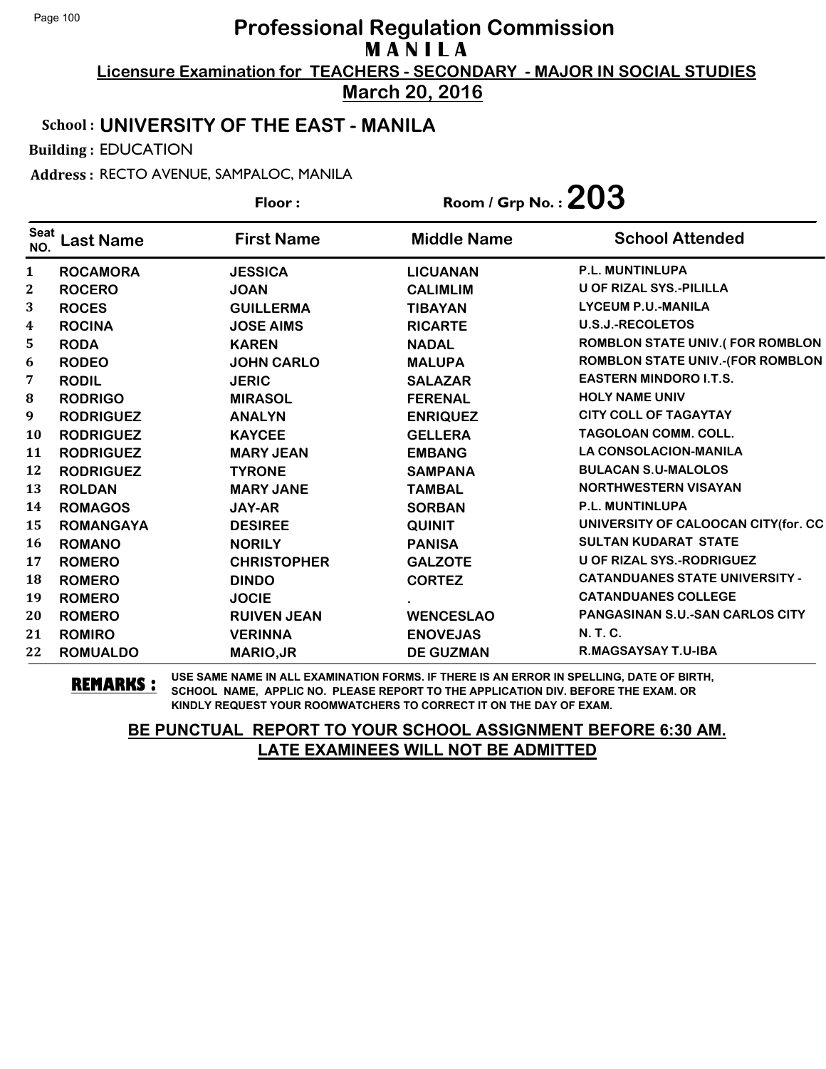# Professional Regulation Commission

## MANILA

**Licensure Examination for TEACHERS - SECONDARY - MAJOR IN SOCIAL STUDIES**

**March 20, 2016**

**School : UNIVERSITY OF THE EAST - MANILA**

**Building :** EDUCATION

**Address :** RECTO AVENUE, SAMPALOC, MANILA

**Floor :**

**Room / Grp No. : 203**

| Seat NO. | Last Name | First Name | Middle Name | School Attended |
|---|---|---|---|---|
| 1 | ROCAMORA | JESSICA | LICUANAN | P.L. MUNTINLUPA |
| 2 | ROCERO | JOAN | CALIMLIM | U OF RIZAL SYS.-PILILLA |
| 3 | ROCES | GUILLERMA | TIBAYAN | LYCEUM P.U.-MANILA |
| 4 | ROCINA | JOSE AIMS | RICARTE | U.S.J.-RECOLETOS |
| 5 | RODA | KAREN | NADAL | ROMBLON STATE UNIV.( FOR ROMBLON |
| 6 | RODEO | JOHN CARLO | MALUPA | ROMBLON STATE UNIV.-(FOR ROMBLON |
| 7 | RODIL | JERIC | SALAZAR | EASTERN MINDORO I.T.S. |
| 8 | RODRIGO | MIRASOL | FERENAL | HOLY NAME UNIV |
| 9 | RODRIGUEZ | ANALYN | ENRIQUEZ | CITY COLL OF TAGAYTAY |
| 10 | RODRIGUEZ | KAYCEE | GELLERA | TAGOLOAN COMM. COLL. |
| 11 | RODRIGUEZ | MARY JEAN | EMBANG | LA CONSOLACION-MANILA |
| 12 | RODRIGUEZ | TYRONE | SAMPANA | BULACAN S.U-MALOLOS |
| 13 | ROLDAN | MARY JANE | TAMBAL | NORTHWESTERN VISAYAN |
| 14 | ROMAGOS | JAY-AR | SORBAN | P.L. MUNTINLUPA |
| 15 | ROMANGAYA | DESIREE | QUINIT | UNIVERSITY OF CALOOCAN CITY(for. CC |
| 16 | ROMANO | NORILY | PANISA | SULTAN KUDARAT STATE |
| 17 | ROMERO | CHRISTOPHER | GALZOTE | U OF RIZAL SYS.-RODRIGUEZ |
| 18 | ROMERO | DINDO | CORTEZ | CATANDUANES STATE UNIVERSITY - |
| 19 | ROMERO | JOCIE | . | CATANDUANES COLLEGE |
| 20 | ROMERO | RUIVEN JEAN | WENCESLAO | PANGASINAN S.U.-SAN CARLOS CITY |
| 21 | ROMIRO | VERINNA | ENOVEJAS | N. T. C. |
| 22 | ROMUALDO | MARIO,JR | DE GUZMAN | R.MAGSAYSAY T.U-IBA |

**REMARKS :** USE SAME NAME IN ALL EXAMINATION FORMS. IF THERE IS AN ERROR IN SPELLING, DATE OF BIRTH, SCHOOL NAME, APPLIC NO. PLEASE REPORT TO THE APPLICATION DIV. BEFORE THE EXAM. OR KINDLY REQUEST YOUR ROOMWATCHERS TO CORRECT IT ON THE DAY OF EXAM.

**BE PUNCTUAL REPORT TO YOUR SCHOOL ASSIGNMENT BEFORE 6:30 AM. LATE EXAMINEES WILL NOT BE ADMITTED**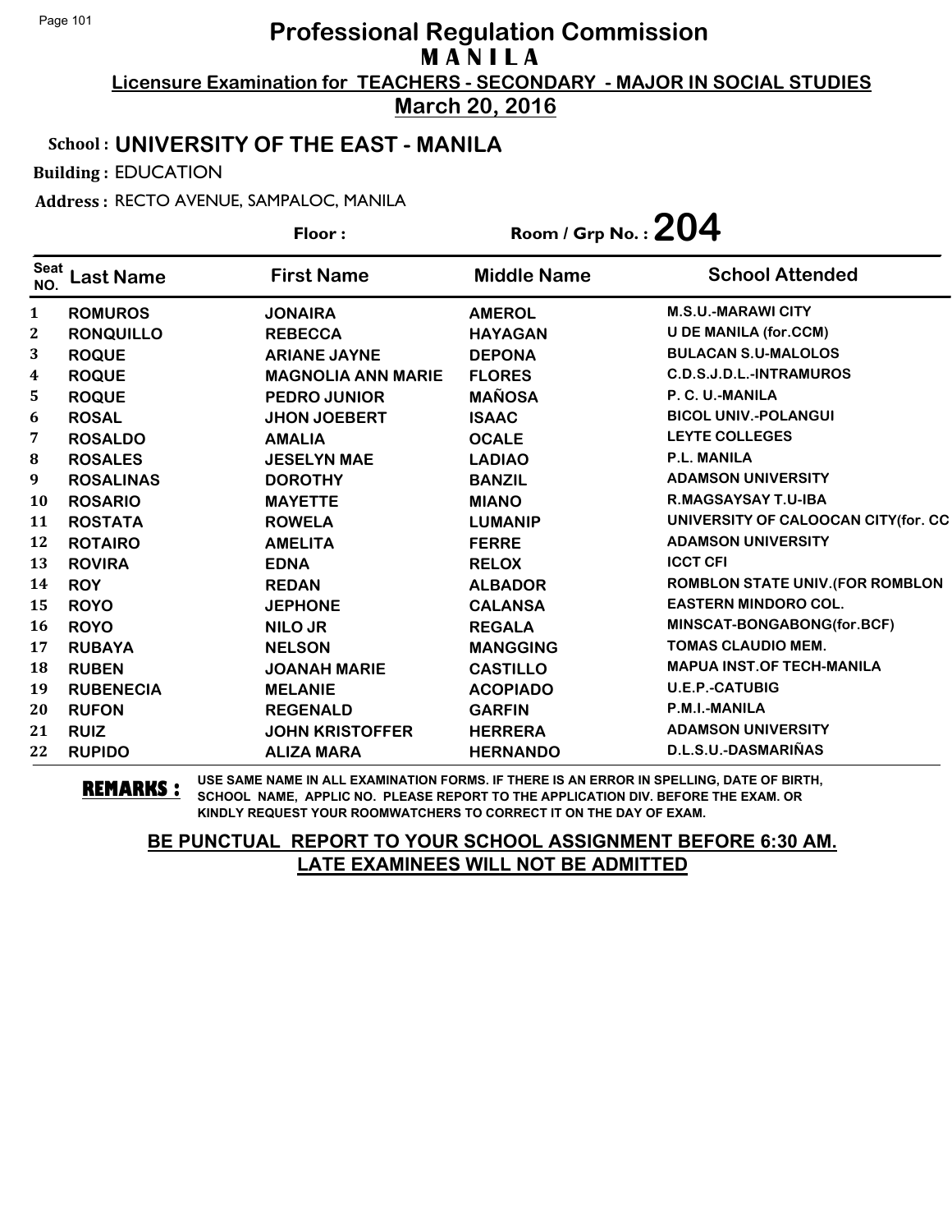# Professional Regulation Commission
## MANILA
### Licensure Examination for TEACHERS - SECONDARY - MAJOR IN SOCIAL STUDIES
### March 20, 2016

**School : UNIVERSITY OF THE EAST - MANILA**

**Building :** EDUCATION

**Address :** RECTO AVENUE, SAMPALOC, MANILA

**Floor :** **Room / Grp No. : 204**

| Seat NO. | Last Name | First Name | Middle Name | School Attended |
|---|---|---|---|---|
| 1 | ROMUROS | JONAIRA | AMEROL | M.S.U.-MARAWI CITY |
| 2 | RONQUILLO | REBECCA | HAYAGAN | U DE MANILA (for.CCM) |
| 3 | ROQUE | ARIANE JAYNE | DEPONA | BULACAN S.U-MALOLOS |
| 4 | ROQUE | MAGNOLIA ANN MARIE | FLORES | C.D.S.J.D.L.-INTRAMUROS |
| 5 | ROQUE | PEDRO JUNIOR | MAÑOSA | P. C. U.-MANILA |
| 6 | ROSAL | JHON JOEBERT | ISAAC | BICOL UNIV.-POLANGUI |
| 7 | ROSALDO | AMALIA | OCALE | LEYTE COLLEGES |
| 8 | ROSALES | JESELYN MAE | LADIAO | P.L. MANILA |
| 9 | ROSALINAS | DOROTHY | BANZIL | ADAMSON UNIVERSITY |
| 10 | ROSARIO | MAYETTE | MIANO | R.MAGSAYSAY T.U-IBA |
| 11 | ROSTATA | ROWELA | LUMANIP | UNIVERSITY OF CALOOCAN CITY(for. CC |
| 12 | ROTAIRO | AMELITA | FERRE | ADAMSON UNIVERSITY |
| 13 | ROVIRA | EDNA | RELOX | ICCT CFI |
| 14 | ROY | REDAN | ALBADOR | ROMBLON STATE UNIV.(FOR ROMBLON |
| 15 | ROYO | JEPHONE | CALANSA | EASTERN MINDORO COL. |
| 16 | ROYO | NILO JR | REGALA | MINSCAT-BONGABONG(for.BCF) |
| 17 | RUBAYA | NELSON | MANGGING | TOMAS CLAUDIO MEM. |
| 18 | RUBEN | JOANAH MARIE | CASTILLO | MAPUA INST.OF TECH-MANILA |
| 19 | RUBENECIA | MELANIE | ACOPIADO | U.E.P.-CATUBIG |
| 20 | RUFON | REGENALD | GARFIN | P.M.I.-MANILA |
| 21 | RUIZ | JOHN KRISTOFFER | HERRERA | ADAMSON UNIVERSITY |
| 22 | RUPIDO | ALIZA MARA | HERNANDO | D.L.S.U.-DASMARIÑAS |

**REMARKS :** USE SAME NAME IN ALL EXAMINATION FORMS. IF THERE IS AN ERROR IN SPELLING, DATE OF BIRTH, SCHOOL NAME, APPLIC NO. PLEASE REPORT TO THE APPLICATION DIV. BEFORE THE EXAM. OR KINDLY REQUEST YOUR ROOMWATCHERS TO CORRECT IT ON THE DAY OF EXAM.

**BE PUNCTUAL REPORT TO YOUR SCHOOL ASSIGNMENT BEFORE 6:30 AM. LATE EXAMINEES WILL NOT BE ADMITTED**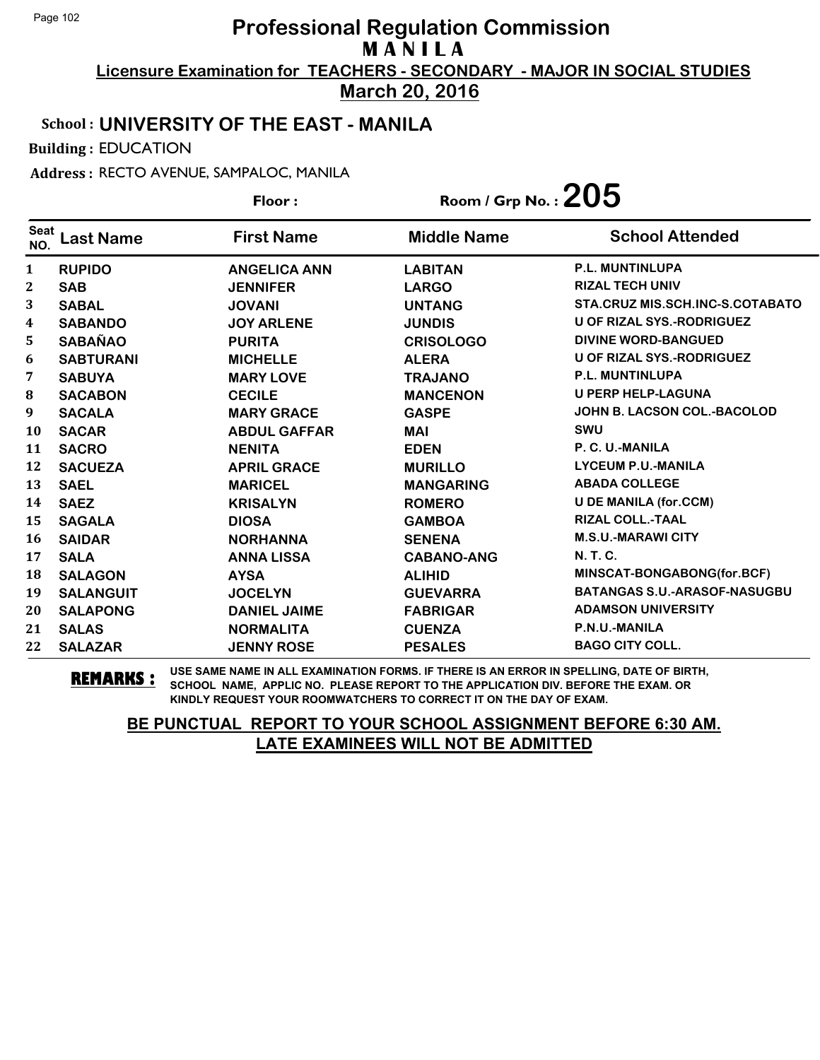# Professional Regulation Commission
## MANILA
### Licensure Examination for TEACHERS - SECONDARY - MAJOR IN SOCIAL STUDIES
### March 20, 2016

**School : UNIVERSITY OF THE EAST - MANILA**

**Building :** EDUCATION

**Address :** RECTO AVENUE, SAMPALOC, MANILA

**Floor :** 

**Room / Grp No. : 205**

| Seat NO. | Last Name | First Name | Middle Name | School Attended |
|---|---|---|---|---|
| 1 | RUPIDO | ANGELICA ANN | LABITAN | P.L. MUNTINLUPA |
| 2 | SAB | JENNIFER | LARGO | RIZAL TECH UNIV |
| 3 | SABAL | JOVANI | UNTANG | STA.CRUZ MIS.SCH.INC-S.COTABATO |
| 4 | SABANDO | JOY ARLENE | JUNDIS | U OF RIZAL SYS.-RODRIGUEZ |
| 5 | SABAÑAO | PURITA | CRISOLOGO | DIVINE WORD-BANGUED |
| 6 | SABTURANI | MICHELLE | ALERA | U OF RIZAL SYS.-RODRIGUEZ |
| 7 | SABUYA | MARY LOVE | TRAJANO | P.L. MUNTINLUPA |
| 8 | SACABON | CECILE | MANCENON | U PERP HELP-LAGUNA |
| 9 | SACALA | MARY GRACE | GASPE | JOHN B. LACSON COL.-BACOLOD |
| 10 | SACAR | ABDUL GAFFAR | MAI | SWU |
| 11 | SACRO | NENITA | EDEN | P. C. U.-MANILA |
| 12 | SACUEZA | APRIL GRACE | MURILLO | LYCEUM P.U.-MANILA |
| 13 | SAEL | MARICEL | MANGARING | ABADA COLLEGE |
| 14 | SAEZ | KRISALYN | ROMERO | U DE MANILA (for.CCM) |
| 15 | SAGALA | DIOSA | GAMBOA | RIZAL COLL.-TAAL |
| 16 | SAIDAR | NORHANNA | SENENA | M.S.U.-MARAWI CITY |
| 17 | SALA | ANNA LISSA | CABANO-ANG | N. T. C. |
| 18 | SALAGON | AYSA | ALIHID | MINSCAT-BONGABONG(for.BCF) |
| 19 | SALANGUIT | JOCELYN | GUEVARRA | BATANGAS S.U.-ARASOF-NASUGBU |
| 20 | SALAPONG | DANIEL JAIME | FABRIGAR | ADAMSON UNIVERSITY |
| 21 | SALAS | NORMALITA | CUENZA | P.N.U.-MANILA |
| 22 | SALAZAR | JENNY ROSE | PESALES | BAGO CITY COLL. |

**REMARKS :** USE SAME NAME IN ALL EXAMINATION FORMS. IF THERE IS AN ERROR IN SPELLING, DATE OF BIRTH, SCHOOL NAME, APPLIC NO. PLEASE REPORT TO THE APPLICATION DIV. BEFORE THE EXAM. OR KINDLY REQUEST YOUR ROOMWATCHERS TO CORRECT IT ON THE DAY OF EXAM.

**BE PUNCTUAL REPORT TO YOUR SCHOOL ASSIGNMENT BEFORE 6:30 AM.**
**LATE EXAMINEES WILL NOT BE ADMITTED**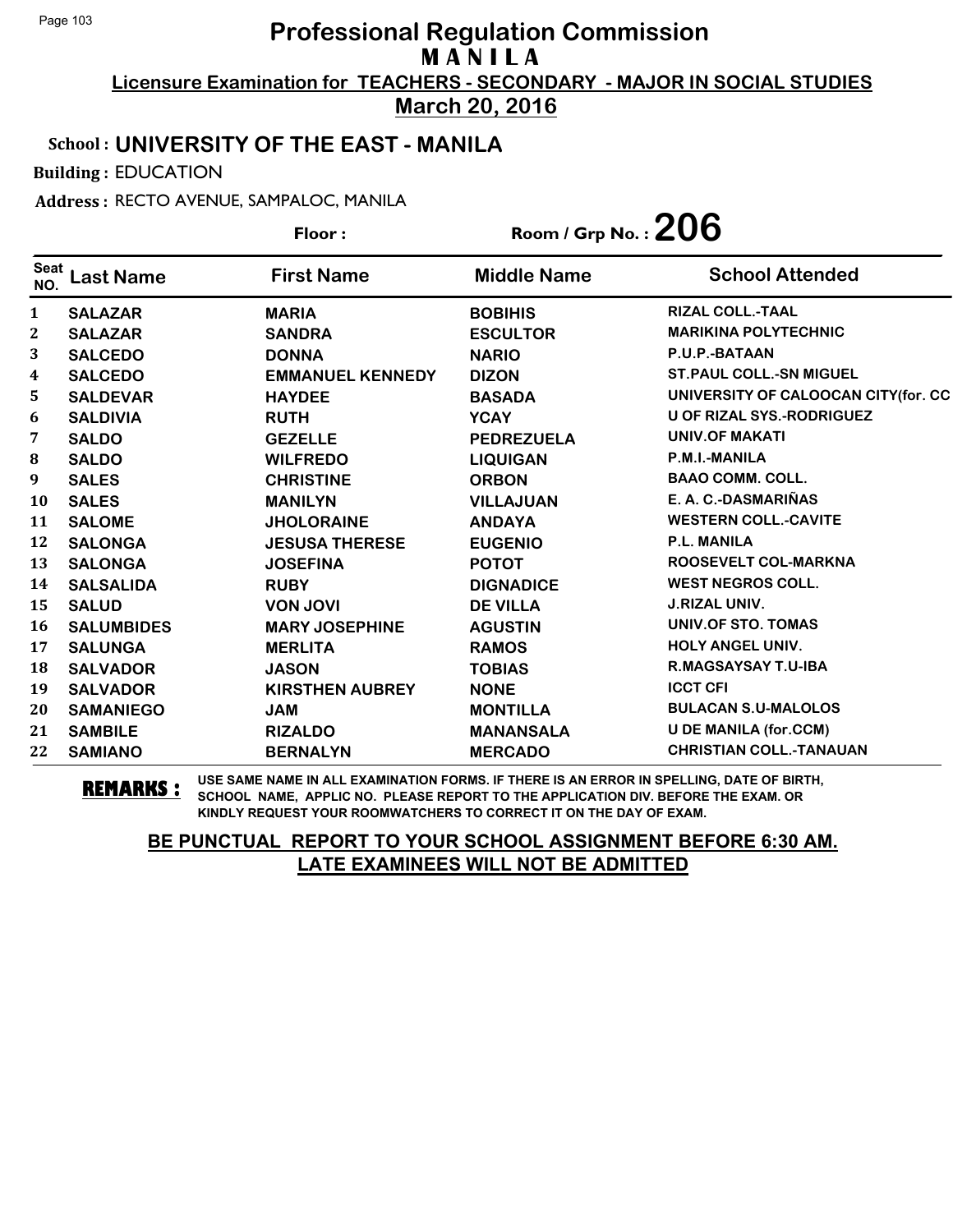# Professional Regulation Commission
## M A N I L A
**Licensure Examination for TEACHERS - SECONDARY - MAJOR IN SOCIAL STUDIES**
**March 20, 2016**

**School : UNIVERSITY OF THE EAST - MANILA**

**Building :** EDUCATION

**Address :** RECTO AVENUE, SAMPALOC, MANILA

**Floor :** **Room / Grp No. : 206**

| Seat NO. | Last Name | First Name | Middle Name | School Attended |
|---|---|---|---|---|
| 1 | SALAZAR | MARIA | BOBIHIS | RIZAL COLL.-TAAL |
| 2 | SALAZAR | SANDRA | ESCULTOR | MARIKINA POLYTECHNIC |
| 3 | SALCEDO | DONNA | NARIO | P.U.P.-BATAAN |
| 4 | SALCEDO | EMMANUEL KENNEDY | DIZON | ST.PAUL COLL.-SN MIGUEL |
| 5 | SALDEVAR | HAYDEE | BASADA | UNIVERSITY OF CALOOCAN CITY(for. CC |
| 6 | SALDIVIA | RUTH | YCAY | U OF RIZAL SYS.-RODRIGUEZ |
| 7 | SALDO | GEZELLE | PEDREZUELA | UNIV.OF MAKATI |
| 8 | SALDO | WILFREDO | LIQUIGAN | P.M.I.-MANILA |
| 9 | SALES | CHRISTINE | ORBON | BAAO COMM. COLL. |
| 10 | SALES | MANILYN | VILLAJUAN | E. A. C.-DASMARIÑAS |
| 11 | SALOME | JHOLORAINE | ANDAYA | WESTERN COLL.-CAVITE |
| 12 | SALONGA | JESUSA THERESE | EUGENIO | P.L. MANILA |
| 13 | SALONGA | JOSEFINA | POTOT | ROOSEVELT COL-MARKNA |
| 14 | SALSALIDA | RUBY | DIGNADICE | WEST NEGROS COLL. |
| 15 | SALUD | VON JOVI | DE VILLA | J.RIZAL UNIV. |
| 16 | SALUMBIDES | MARY JOSEPHINE | AGUSTIN | UNIV.OF STO. TOMAS |
| 17 | SALUNGA | MERLITA | RAMOS | HOLY ANGEL UNIV. |
| 18 | SALVADOR | JASON | TOBIAS | R.MAGSAYSAY T.U-IBA |
| 19 | SALVADOR | KIRSTHEN AUBREY | NONE | ICCT CFI |
| 20 | SAMANIEGO | JAM | MONTILLA | BULACAN S.U-MALOLOS |
| 21 | SAMBILE | RIZALDO | MANANSALA | U DE MANILA (for.CCM) |
| 22 | SAMIANO | BERNALYN | MERCADO | CHRISTIAN COLL.-TANAUAN |

**REMARKS :** USE SAME NAME IN ALL EXAMINATION FORMS. IF THERE IS AN ERROR IN SPELLING, DATE OF BIRTH, SCHOOL NAME, APPLIC NO. PLEASE REPORT TO THE APPLICATION DIV. BEFORE THE EXAM. OR KINDLY REQUEST YOUR ROOMWATCHERS TO CORRECT IT ON THE DAY OF EXAM.

**BE PUNCTUAL REPORT TO YOUR SCHOOL ASSIGNMENT BEFORE 6:30 AM. LATE EXAMINEES WILL NOT BE ADMITTED**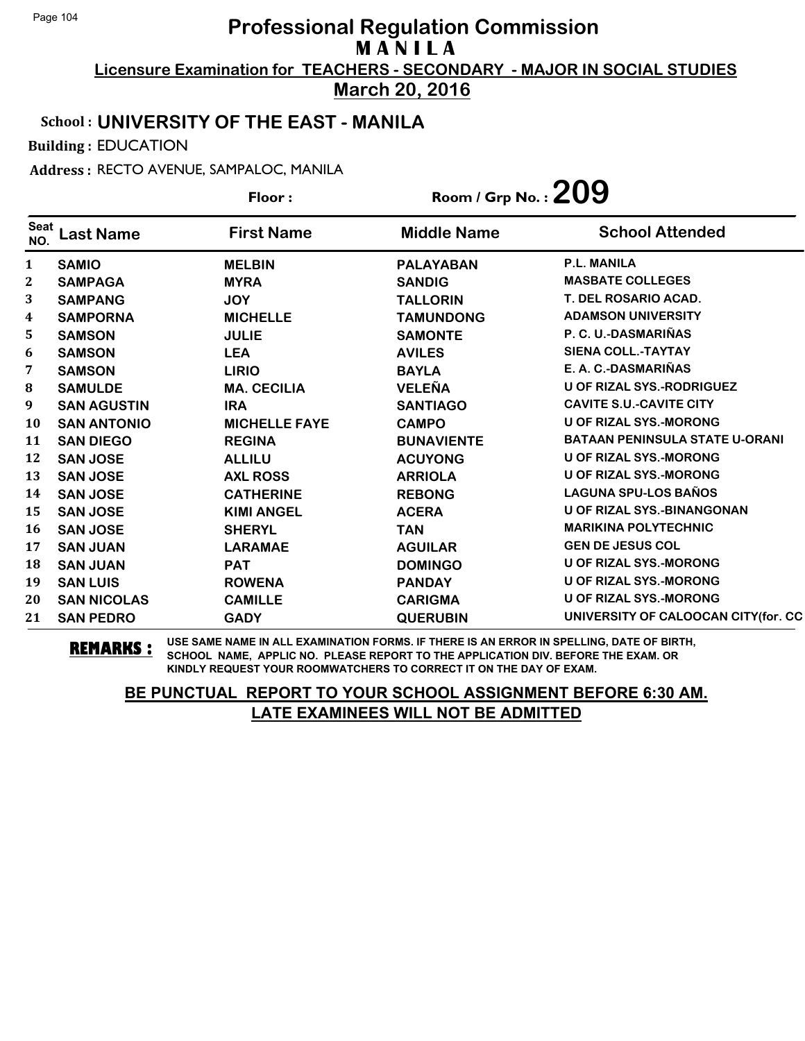# Professional Regulation Commission
## M A N I L A
### Licensure Examination for TEACHERS - SECONDARY - MAJOR IN SOCIAL STUDIES
### March 20, 2016

**School :** UNIVERSITY OF THE EAST - MANILA

**Building :** EDUCATION

**Address :** RECTO AVENUE, SAMPALOC, MANILA

**Floor :**

**Room / Grp No. :** 209

| Seat NO. | Last Name | First Name | Middle Name | School Attended |
|---|---|---|---|---|
| 1 | SAMIO | MELBIN | PALAYABAN | P.L. MANILA |
| 2 | SAMPAGA | MYRA | SANDIG | MASBATE COLLEGES |
| 3 | SAMPANG | JOY | TALLORIN | T. DEL ROSARIO ACAD. |
| 4 | SAMPORNA | MICHELLE | TAMUNDONG | ADAMSON UNIVERSITY |
| 5 | SAMSON | JULIE | SAMONTE | P. C. U.-DASMARIÑAS |
| 6 | SAMSON | LEA | AVILES | SIENA COLL.-TAYTAY |
| 7 | SAMSON | LIRIO | BAYLA | E. A. C.-DASMARIÑAS |
| 8 | SAMULDE | MA. CECILIA | VELEÑA | U OF RIZAL SYS.-RODRIGUEZ |
| 9 | SAN AGUSTIN | IRA | SANTIAGO | CAVITE S.U.-CAVITE CITY |
| 10 | SAN ANTONIO | MICHELLE FAYE | CAMPO | U OF RIZAL SYS.-MORONG |
| 11 | SAN DIEGO | REGINA | BUNAVIENTE | BATAAN PENINSULA STATE U-ORANI |
| 12 | SAN JOSE | ALLILU | ACUYONG | U OF RIZAL SYS.-MORONG |
| 13 | SAN JOSE | AXL ROSS | ARRIOLA | U OF RIZAL SYS.-MORONG |
| 14 | SAN JOSE | CATHERINE | REBONG | LAGUNA SPU-LOS BAÑOS |
| 15 | SAN JOSE | KIMI ANGEL | ACERA | U OF RIZAL SYS.-BINANGONAN |
| 16 | SAN JOSE | SHERYL | TAN | MARIKINA POLYTECHNIC |
| 17 | SAN JUAN | LARAMAE | AGUILAR | GEN DE JESUS COL |
| 18 | SAN JUAN | PAT | DOMINGO | U OF RIZAL SYS.-MORONG |
| 19 | SAN LUIS | ROWENA | PANDAY | U OF RIZAL SYS.-MORONG |
| 20 | SAN NICOLAS | CAMILLE | CARIGMA | U OF RIZAL SYS.-MORONG |
| 21 | SAN PEDRO | GADY | QUERUBIN | UNIVERSITY OF CALOOCAN CITY(for. CC |

**REMARKS :** USE SAME NAME IN ALL EXAMINATION FORMS. IF THERE IS AN ERROR IN SPELLING, DATE OF BIRTH, SCHOOL NAME, APPLIC NO. PLEASE REPORT TO THE APPLICATION DIV. BEFORE THE EXAM. OR KINDLY REQUEST YOUR ROOMWATCHERS TO CORRECT IT ON THE DAY OF EXAM.

**BE PUNCTUAL REPORT TO YOUR SCHOOL ASSIGNMENT BEFORE 6:30 AM.**
**LATE EXAMINEES WILL NOT BE ADMITTED**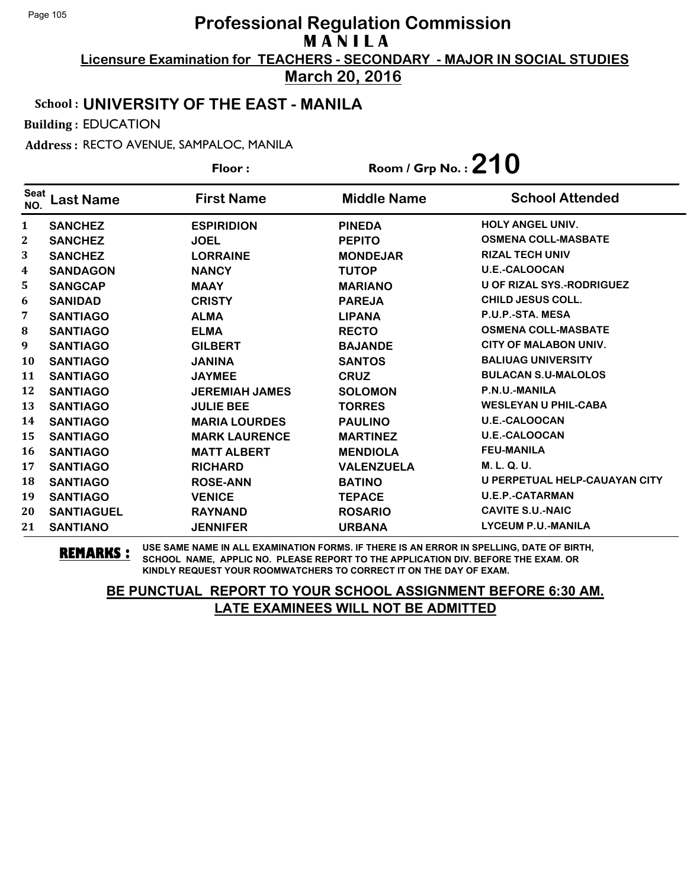# Professional Regulation Commission
## M A N I L A

**Licensure Examination for TEACHERS - SECONDARY - MAJOR IN SOCIAL STUDIES**

**March 20, 2016**

**School : UNIVERSITY OF THE EAST - MANILA**

**Building :** EDUCATION

**Address :** RECTO AVENUE, SAMPALOC, MANILA

**Floor :** 

**Room / Grp No. : 210**

| Seat NO. | Last Name | First Name | Middle Name | School Attended |
|---|---|---|---|---|
| 1 | SANCHEZ | ESPIRIDION | PINEDA | HOLY ANGEL UNIV. |
| 2 | SANCHEZ | JOEL | PEPITO | OSMENA COLL-MASBATE |
| 3 | SANCHEZ | LORRAINE | MONDEJAR | RIZAL TECH UNIV |
| 4 | SANDAGON | NANCY | TUTOP | U.E.-CALOOCAN |
| 5 | SANGCAP | MAAY | MARIANO | U OF RIZAL SYS.-RODRIGUEZ |
| 6 | SANIDAD | CRISTY | PAREJA | CHILD JESUS COLL. |
| 7 | SANTIAGO | ALMA | LIPANA | P.U.P.-STA. MESA |
| 8 | SANTIAGO | ELMA | RECTO | OSMENA COLL-MASBATE |
| 9 | SANTIAGO | GILBERT | BAJANDE | CITY OF MALABON UNIV. |
| 10 | SANTIAGO | JANINA | SANTOS | BALIUAG UNIVERSITY |
| 11 | SANTIAGO | JAYMEE | CRUZ | BULACAN S.U-MALOLOS |
| 12 | SANTIAGO | JEREMIAH JAMES | SOLOMON | P.N.U.-MANILA |
| 13 | SANTIAGO | JULIE BEE | TORRES | WESLEYAN U PHIL-CABA |
| 14 | SANTIAGO | MARIA LOURDES | PAULINO | U.E.-CALOOCAN |
| 15 | SANTIAGO | MARK LAURENCE | MARTINEZ | U.E.-CALOOCAN |
| 16 | SANTIAGO | MATT ALBERT | MENDIOLA | FEU-MANILA |
| 17 | SANTIAGO | RICHARD | VALENZUELA | M. L. Q. U. |
| 18 | SANTIAGO | ROSE-ANN | BATINO | U PERPETUAL HELP-CAUAYAN CITY |
| 19 | SANTIAGO | VENICE | TEPACE | U.E.P.-CATARMAN |
| 20 | SANTIAGUEL | RAYNAND | ROSARIO | CAVITE S.U.-NAIC |
| 21 | SANTIANO | JENNIFER | URBANA | LYCEUM P.U.-MANILA |

**REMARKS :** USE SAME NAME IN ALL EXAMINATION FORMS. IF THERE IS AN ERROR IN SPELLING, DATE OF BIRTH, SCHOOL NAME, APPLIC NO. PLEASE REPORT TO THE APPLICATION DIV. BEFORE THE EXAM. OR KINDLY REQUEST YOUR ROOMWATCHERS TO CORRECT IT ON THE DAY OF EXAM.

**BE PUNCTUAL REPORT TO YOUR SCHOOL ASSIGNMENT BEFORE 6:30 AM.**
**LATE EXAMINEES WILL NOT BE ADMITTED**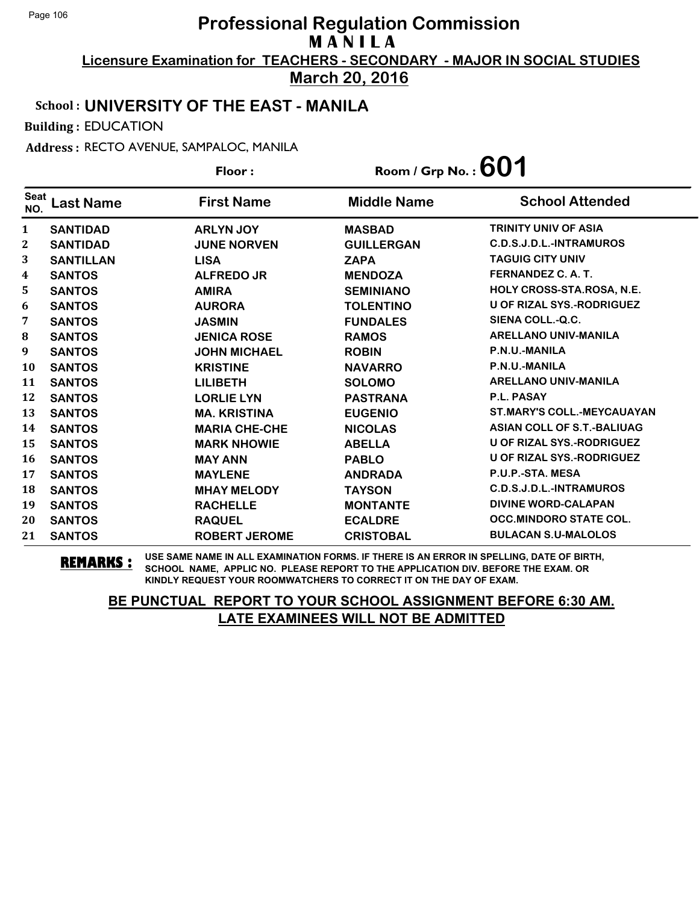# Professional Regulation Commission
## MANILA
**Licensure Examination for TEACHERS - SECONDARY - MAJOR IN SOCIAL STUDIES**
**March 20, 2016**

**School : UNIVERSITY OF THE EAST - MANILA**

**Building :** EDUCATION

**Address :** RECTO AVENUE, SAMPALOC, MANILA

**Floor :** **Room / Grp No. : 601**

| Seat NO. | Last Name | First Name | Middle Name | School Attended |
|---|---|---|---|---|
| 1 | SANTIDAD | ARLYN JOY | MASBAD | TRINITY UNIV OF ASIA |
| 2 | SANTIDAD | JUNE NORVEN | GUILLERGAN | C.D.S.J.D.L.-INTRAMUROS |
| 3 | SANTILLAN | LISA | ZAPA | TAGUIG CITY UNIV |
| 4 | SANTOS | ALFREDO JR | MENDOZA | FERNANDEZ C. A. T. |
| 5 | SANTOS | AMIRA | SEMINIANO | HOLY CROSS-STA.ROSA, N.E. |
| 6 | SANTOS | AURORA | TOLENTINO | U OF RIZAL SYS.-RODRIGUEZ |
| 7 | SANTOS | JASMIN | FUNDALES | SIENA COLL.-Q.C. |
| 8 | SANTOS | JENICA ROSE | RAMOS | ARELLANO UNIV-MANILA |
| 9 | SANTOS | JOHN MICHAEL | ROBIN | P.N.U.-MANILA |
| 10 | SANTOS | KRISTINE | NAVARRO | P.N.U.-MANILA |
| 11 | SANTOS | LILIBETH | SOLOMO | ARELLANO UNIV-MANILA |
| 12 | SANTOS | LORLIE LYN | PASTRANA | P.L. PASAY |
| 13 | SANTOS | MA. KRISTINA | EUGENIO | ST.MARY'S COLL.-MEYCAUAYAN |
| 14 | SANTOS | MARIA CHE-CHE | NICOLAS | ASIAN COLL OF S.T.-BALIUAG |
| 15 | SANTOS | MARK NHOWIE | ABELLA | U OF RIZAL SYS.-RODRIGUEZ |
| 16 | SANTOS | MAY ANN | PABLO | U OF RIZAL SYS.-RODRIGUEZ |
| 17 | SANTOS | MAYLENE | ANDRADA | P.U.P.-STA. MESA |
| 18 | SANTOS | MHAY MELODY | TAYSON | C.D.S.J.D.L.-INTRAMUROS |
| 19 | SANTOS | RACHELLE | MONTANTE | DIVINE WORD-CALAPAN |
| 20 | SANTOS | RAQUEL | ECALDRE | OCC.MINDORO STATE COL. |
| 21 | SANTOS | ROBERT JEROME | CRISTOBAL | BULACAN S.U-MALOLOS |

**REMARKS :** USE SAME NAME IN ALL EXAMINATION FORMS. IF THERE IS AN ERROR IN SPELLING, DATE OF BIRTH, SCHOOL NAME, APPLIC NO. PLEASE REPORT TO THE APPLICATION DIV. BEFORE THE EXAM. OR KINDLY REQUEST YOUR ROOMWATCHERS TO CORRECT IT ON THE DAY OF EXAM.

**BE PUNCTUAL REPORT TO YOUR SCHOOL ASSIGNMENT BEFORE 6:30 AM. LATE EXAMINEES WILL NOT BE ADMITTED**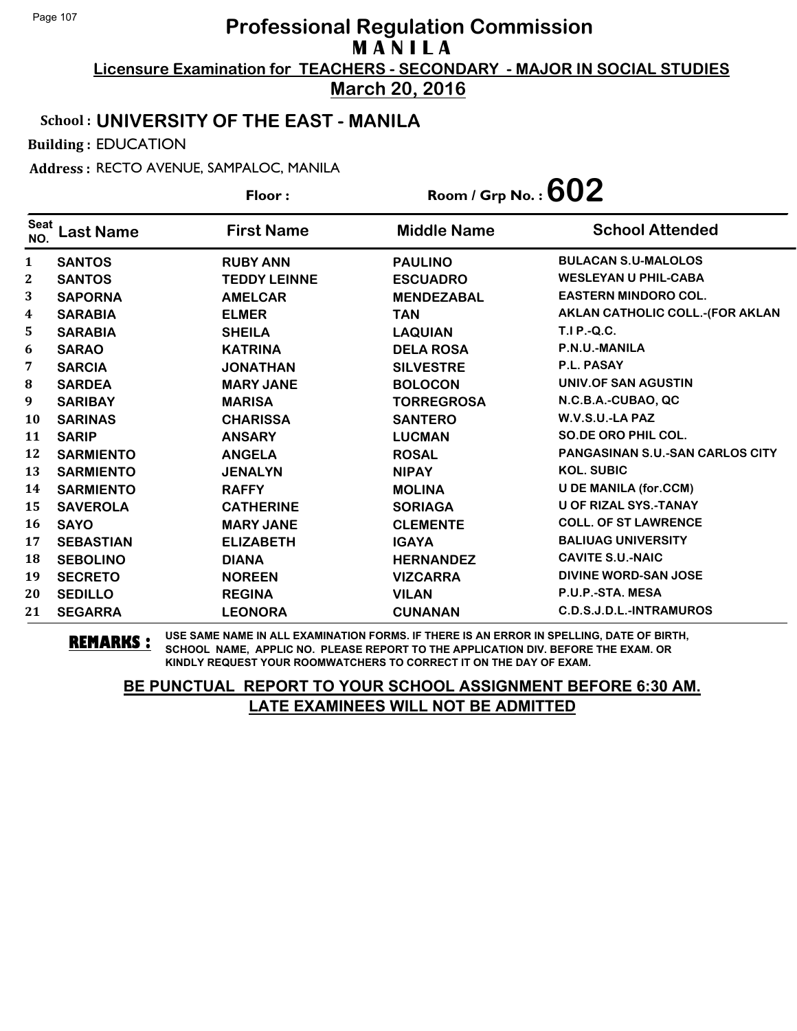# Professional Regulation Commission
## M A N I L A

**Licensure Examination for TEACHERS - SECONDARY - MAJOR IN SOCIAL STUDIES**

**March 20, 2016**

**School : UNIVERSITY OF THE EAST - MANILA**

**Building :** EDUCATION

**Address :** RECTO AVENUE, SAMPALOC, MANILA

**Floor :** 

**Room / Grp No. : 602**

| Seat NO. | Last Name | First Name | Middle Name | School Attended |
|---|---|---|---|---|
| 1 | SANTOS | RUBY ANN | PAULINO | BULACAN S.U-MALOLOS |
| 2 | SANTOS | TEDDY LEINNE | ESCUADRO | WESLEYAN U PHIL-CABA |
| 3 | SAPORNA | AMELCAR | MENDEZABAL | EASTERN MINDORO COL. |
| 4 | SARABIA | ELMER | TAN | AKLAN CATHOLIC COLL.-(FOR AKLAN |
| 5 | SARABIA | SHEILA | LAQUIAN | T.I P.-Q.C. |
| 6 | SARAO | KATRINA | DELA ROSA | P.N.U.-MANILA |
| 7 | SARCIA | JONATHAN | SILVESTRE | P.L. PASAY |
| 8 | SARDEA | MARY JANE | BOLOCON | UNIV.OF SAN AGUSTIN |
| 9 | SARIBAY | MARISA | TORREGROSA | N.C.B.A.-CUBAO, QC |
| 10 | SARINAS | CHARISSA | SANTERO | W.V.S.U.-LA PAZ |
| 11 | SARIP | ANSARY | LUCMAN | SO.DE ORO PHIL COL. |
| 12 | SARMIENTO | ANGELA | ROSAL | PANGASINAN S.U.-SAN CARLOS CITY |
| 13 | SARMIENTO | JENALYN | NIPAY | KOL. SUBIC |
| 14 | SARMIENTO | RAFFY | MOLINA | U DE MANILA (for.CCM) |
| 15 | SAVEROLA | CATHERINE | SORIAGA | U OF RIZAL SYS.-TANAY |
| 16 | SAYO | MARY JANE | CLEMENTE | COLL. OF ST LAWRENCE |
| 17 | SEBASTIAN | ELIZABETH | IGAYA | BALIUAG UNIVERSITY |
| 18 | SEBOLINO | DIANA | HERNANDEZ | CAVITE S.U.-NAIC |
| 19 | SECRETO | NOREEN | VIZCARRA | DIVINE WORD-SAN JOSE |
| 20 | SEDILLO | REGINA | VILAN | P.U.P.-STA. MESA |
| 21 | SEGARRA | LEONORA | CUNANAN | C.D.S.J.D.L.-INTRAMUROS |

**REMARKS :** USE SAME NAME IN ALL EXAMINATION FORMS. IF THERE IS AN ERROR IN SPELLING, DATE OF BIRTH, SCHOOL NAME, APPLIC NO. PLEASE REPORT TO THE APPLICATION DIV. BEFORE THE EXAM. OR KINDLY REQUEST YOUR ROOMWATCHERS TO CORRECT IT ON THE DAY OF EXAM.

**BE PUNCTUAL REPORT TO YOUR SCHOOL ASSIGNMENT BEFORE 6:30 AM. LATE EXAMINEES WILL NOT BE ADMITTED**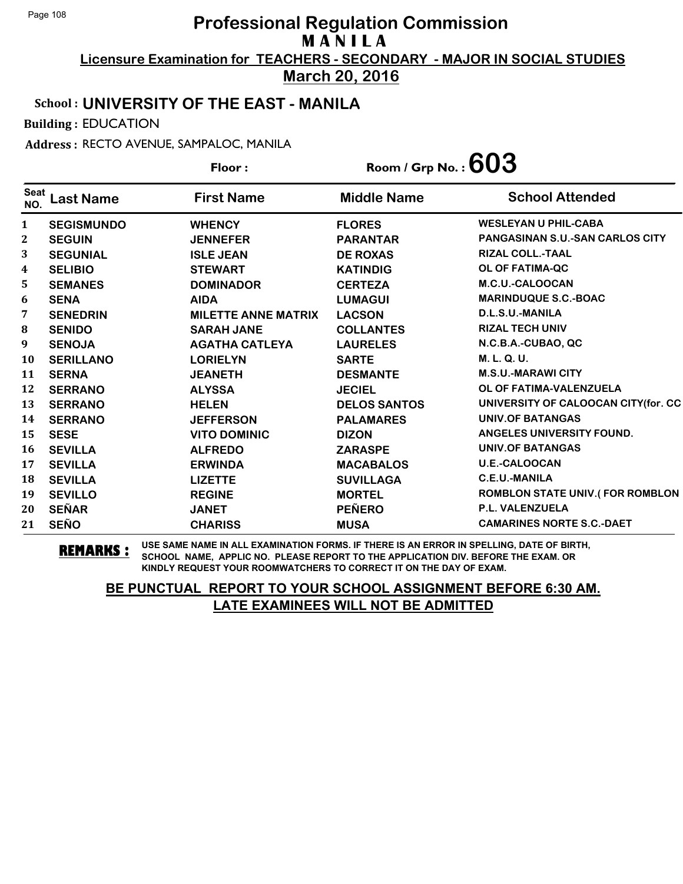# Professional Regulation Commission
## MANILA
### Licensure Examination for TEACHERS - SECONDARY - MAJOR IN SOCIAL STUDIES
### March 20, 2016

**School : UNIVERSITY OF THE EAST - MANILA**

**Building :** EDUCATION

**Address :** RECTO AVENUE, SAMPALOC, MANILA

**Floor :** 

**Room / Grp No. : 603**

| Seat NO. | Last Name | First Name | Middle Name | School Attended |
|---|---|---|---|---|
| 1 | SEGISMUNDO | WHENCY | FLORES | WESLEYAN U PHIL-CABA |
| 2 | SEGUIN | JENNEFER | PARANTAR | PANGASINAN S.U.-SAN CARLOS CITY |
| 3 | SEGUNIAL | ISLE JEAN | DE ROXAS | RIZAL COLL.-TAAL |
| 4 | SELIBIO | STEWART | KATINDIG | OL OF FATIMA-QC |
| 5 | SEMANES | DOMINADOR | CERTEZA | M.C.U.-CALOOCAN |
| 6 | SENA | AIDA | LUMAGUI | MARINDUQUE S.C.-BOAC |
| 7 | SENEDRIN | MILETTE ANNE MATRIX | LACSON | D.L.S.U.-MANILA |
| 8 | SENIDO | SARAH JANE | COLLANTES | RIZAL TECH UNIV |
| 9 | SENOJA | AGATHA CATLEYA | LAURELES | N.C.B.A.-CUBAO, QC |
| 10 | SERILLANO | LORIELYN | SARTE | M. L. Q. U. |
| 11 | SERNA | JEANETH | DESMANTE | M.S.U.-MARAWI CITY |
| 12 | SERRANO | ALYSSA | JECIEL | OL OF FATIMA-VALENZUELA |
| 13 | SERRANO | HELEN | DELOS SANTOS | UNIVERSITY OF CALOOCAN CITY(for. CC |
| 14 | SERRANO | JEFFERSON | PALAMARES | UNIV.OF BATANGAS |
| 15 | SESE | VITO DOMINIC | DIZON | ANGELES UNIVERSITY FOUND. |
| 16 | SEVILLA | ALFREDO | ZARASPE | UNIV.OF BATANGAS |
| 17 | SEVILLA | ERWINDA | MACABALOS | U.E.-CALOOCAN |
| 18 | SEVILLA | LIZETTE | SUVILLAGA | C.E.U.-MANILA |
| 19 | SEVILLO | REGINE | MORTEL | ROMBLON STATE UNIV.( FOR ROMBLON |
| 20 | SEÑAR | JANET | PEÑERO | P.L. VALENZUELA |
| 21 | SEÑO | CHARISS | MUSA | CAMARINES NORTE S.C.-DAET |

**REMARKS :** USE SAME NAME IN ALL EXAMINATION FORMS. IF THERE IS AN ERROR IN SPELLING, DATE OF BIRTH, SCHOOL NAME, APPLIC NO. PLEASE REPORT TO THE APPLICATION DIV. BEFORE THE EXAM. OR KINDLY REQUEST YOUR ROOMWATCHERS TO CORRECT IT ON THE DAY OF EXAM.

**BE PUNCTUAL REPORT TO YOUR SCHOOL ASSIGNMENT BEFORE 6:30 AM.**
**LATE EXAMINEES WILL NOT BE ADMITTED**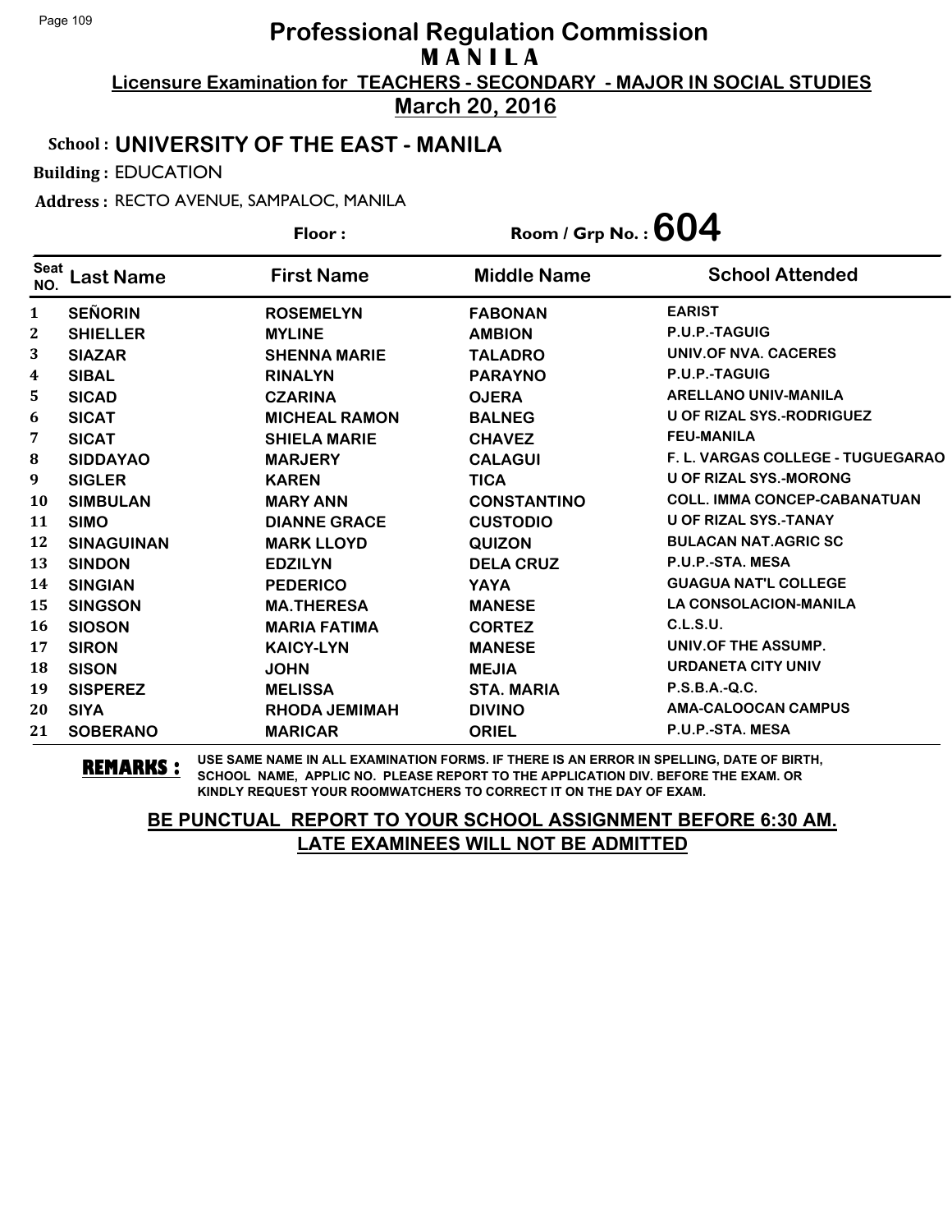# Professional Regulation Commission
## M A N I L A

**Licensure Examination for TEACHERS - SECONDARY - MAJOR IN SOCIAL STUDIES**

**March 20, 2016**

**School : UNIVERSITY OF THE EAST - MANILA**

**Building :** EDUCATION

**Address :** RECTO AVENUE, SAMPALOC, MANILA

**Floor :** 

**Room / Grp No. : 604**

| Seat NO. | Last Name | First Name | Middle Name | School Attended |
|---|---|---|---|---|
| 1 | SEÑORIN | ROSEMELYN | FABONAN | EARIST |
| 2 | SHIELLER | MYLINE | AMBION | P.U.P.-TAGUIG |
| 3 | SIAZAR | SHENNA MARIE | TALADRO | UNIV.OF NVA. CACERES |
| 4 | SIBAL | RINALYN | PARAYNO | P.U.P.-TAGUIG |
| 5 | SICAD | CZARINA | OJERA | ARELLANO UNIV-MANILA |
| 6 | SICAT | MICHEAL RAMON | BALNEG | U OF RIZAL SYS.-RODRIGUEZ |
| 7 | SICAT | SHIELA MARIE | CHAVEZ | FEU-MANILA |
| 8 | SIDDAYAO | MARJERY | CALAGUI | F. L. VARGAS COLLEGE - TUGUEGARAO |
| 9 | SIGLER | KAREN | TICA | U OF RIZAL SYS.-MORONG |
| 10 | SIMBULAN | MARY ANN | CONSTANTINO | COLL. IMMA CONCEP-CABANATUAN |
| 11 | SIMO | DIANNE GRACE | CUSTODIO | U OF RIZAL SYS.-TANAY |
| 12 | SINAGUINAN | MARK LLOYD | QUIZON | BULACAN NAT.AGRIC SC |
| 13 | SINDON | EDZILYN | DELA CRUZ | P.U.P.-STA. MESA |
| 14 | SINGIAN | PEDERICO | YAYA | GUAGUA NAT'L COLLEGE |
| 15 | SINGSON | MA.THERESA | MANESE | LA CONSOLACION-MANILA |
| 16 | SIOSON | MARIA FATIMA | CORTEZ | C.L.S.U. |
| 17 | SIRON | KAICY-LYN | MANESE | UNIV.OF THE ASSUMP. |
| 18 | SISON | JOHN | MEJIA | URDANETA CITY UNIV |
| 19 | SISPEREZ | MELISSA | STA. MARIA | P.S.B.A.-Q.C. |
| 20 | SIYA | RHODA JEMIMAH | DIVINO | AMA-CALOOCAN CAMPUS |
| 21 | SOBERANO | MARICAR | ORIEL | P.U.P.-STA. MESA |

**REMARKS :** USE SAME NAME IN ALL EXAMINATION FORMS. IF THERE IS AN ERROR IN SPELLING, DATE OF BIRTH, SCHOOL NAME, APPLIC NO. PLEASE REPORT TO THE APPLICATION DIV. BEFORE THE EXAM. OR KINDLY REQUEST YOUR ROOMWATCHERS TO CORRECT IT ON THE DAY OF EXAM.

**BE PUNCTUAL REPORT TO YOUR SCHOOL ASSIGNMENT BEFORE 6:30 AM. LATE EXAMINEES WILL NOT BE ADMITTED**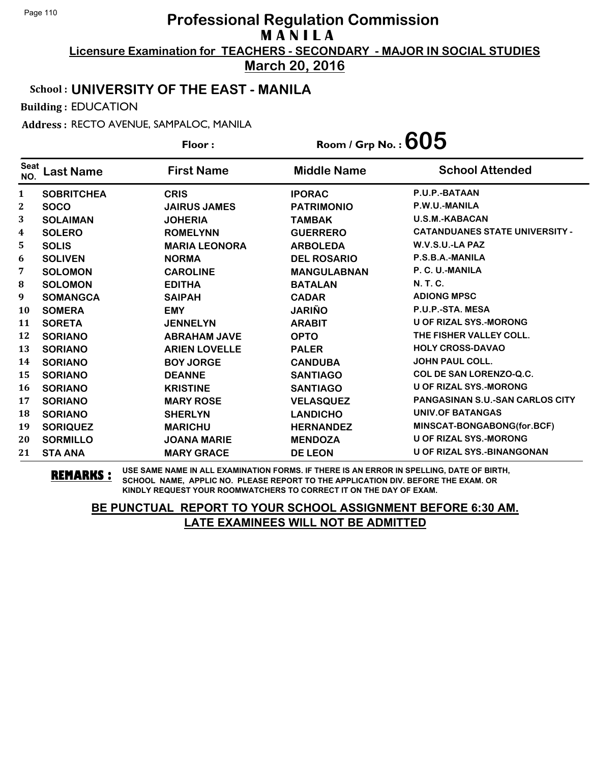# Professional Regulation Commission
## M A N I L A

**Licensure Examination for TEACHERS - SECONDARY - MAJOR IN SOCIAL STUDIES**

**March 20, 2016**

**School : UNIVERSITY OF THE EAST - MANILA**

**Building :** EDUCATION

**Address :** RECTO AVENUE, SAMPALOC, MANILA

**Floor :** 

**Room / Grp No. : 605**

| Seat NO. | Last Name | First Name | Middle Name | School Attended |
|---|---|---|---|---|
| 1 | SOBRITCHEA | CRIS | IPORAC | P.U.P.-BATAAN |
| 2 | SOCO | JAIRUS JAMES | PATRIMONIO | P.W.U.-MANILA |
| 3 | SOLAIMAN | JOHERIA | TAMBAK | U.S.M.-KABACAN |
| 4 | SOLERO | ROMELYNN | GUERRERO | CATANDUANES STATE UNIVERSITY - |
| 5 | SOLIS | MARIA LEONORA | ARBOLEDA | W.V.S.U.-LA PAZ |
| 6 | SOLIVEN | NORMA | DEL ROSARIO | P.S.B.A.-MANILA |
| 7 | SOLOMON | CAROLINE | MANGULABNAN | P. C. U.-MANILA |
| 8 | SOLOMON | EDITHA | BATALAN | N. T. C. |
| 9 | SOMANGCA | SAIPAH | CADAR | ADIONG MPSC |
| 10 | SOMERA | EMY | JARIÑO | P.U.P.-STA. MESA |
| 11 | SORETA | JENNELYN | ARABIT | U OF RIZAL SYS.-MORONG |
| 12 | SORIANO | ABRAHAM JAVE | OPTO | THE FISHER VALLEY COLL. |
| 13 | SORIANO | ARIEN LOVELLE | PALER | HOLY CROSS-DAVAO |
| 14 | SORIANO | BOY JORGE | CANDUBA | JOHN PAUL COLL. |
| 15 | SORIANO | DEANNE | SANTIAGO | COL DE SAN LORENZO-Q.C. |
| 16 | SORIANO | KRISTINE | SANTIAGO | U OF RIZAL SYS.-MORONG |
| 17 | SORIANO | MARY ROSE | VELASQUEZ | PANGASINAN S.U.-SAN CARLOS CITY |
| 18 | SORIANO | SHERLYN | LANDICHO | UNIV.OF BATANGAS |
| 19 | SORIQUEZ | MARICHU | HERNANDEZ | MINSCAT-BONGABONG(for.BCF) |
| 20 | SORMILLO | JOANA MARIE | MENDOZA | U OF RIZAL SYS.-MORONG |
| 21 | STA ANA | MARY GRACE | DE LEON | U OF RIZAL SYS.-BINANGONAN |

**REMARKS :** USE SAME NAME IN ALL EXAMINATION FORMS. IF THERE IS AN ERROR IN SPELLING, DATE OF BIRTH, SCHOOL NAME, APPLIC NO. PLEASE REPORT TO THE APPLICATION DIV. BEFORE THE EXAM. OR KINDLY REQUEST YOUR ROOMWATCHERS TO CORRECT IT ON THE DAY OF EXAM.

**BE PUNCTUAL REPORT TO YOUR SCHOOL ASSIGNMENT BEFORE 6:30 AM.**
**LATE EXAMINEES WILL NOT BE ADMITTED**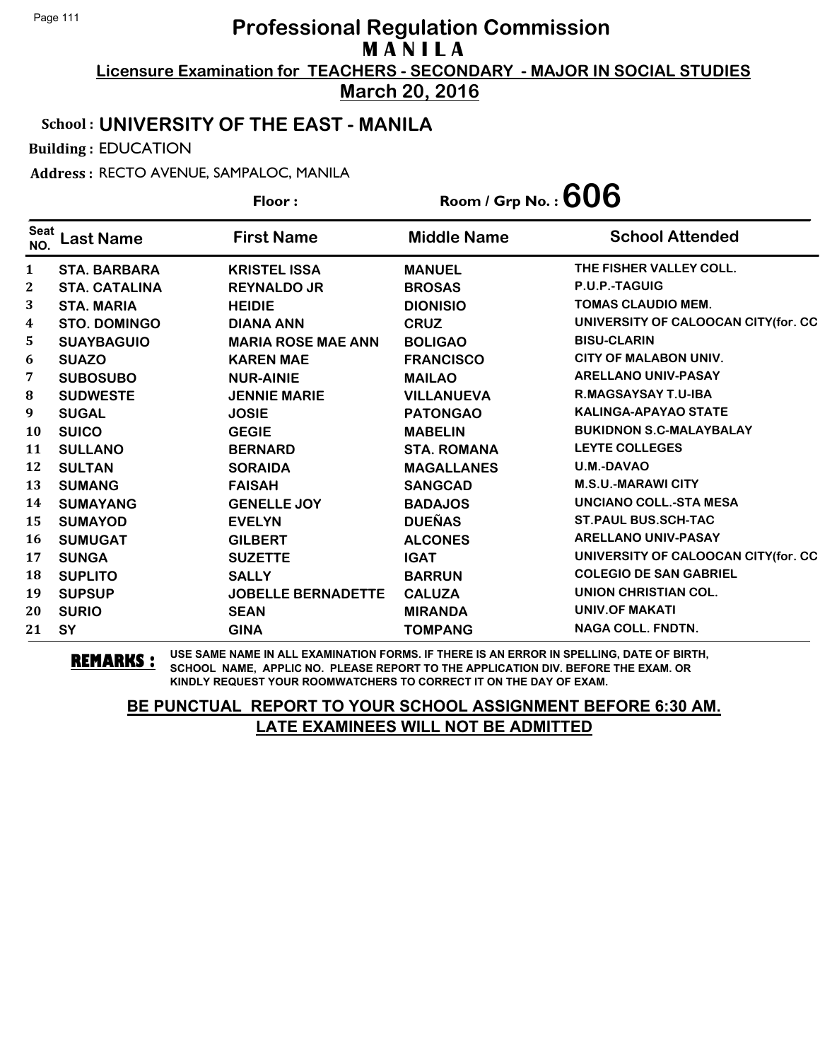# Professional Regulation Commission
## MANILA
### Licensure Examination for TEACHERS - SECONDARY - MAJOR IN SOCIAL STUDIES
### March 20, 2016

**School : UNIVERSITY OF THE EAST - MANILA**

**Building :** EDUCATION

**Address :** RECTO AVENUE, SAMPALOC, MANILA

**Floor :** 

**Room / Grp No. : 606**

| Seat NO. | Last Name | First Name | Middle Name | School Attended |
|---|---|---|---|---|
| 1 | STA. BARBARA | KRISTEL ISSA | MANUEL | THE FISHER VALLEY COLL. |
| 2 | STA. CATALINA | REYNALDO JR | BROSAS | P.U.P.-TAGUIG |
| 3 | STA. MARIA | HEIDIE | DIONISIO | TOMAS CLAUDIO MEM. |
| 4 | STO. DOMINGO | DIANA ANN | CRUZ | UNIVERSITY OF CALOOCAN CITY(for. CC |
| 5 | SUAYBAGUIO | MARIA ROSE MAE ANN | BOLIGAO | BISU-CLARIN |
| 6 | SUAZO | KAREN MAE | FRANCISCO | CITY OF MALABON UNIV. |
| 7 | SUBOSUBO | NUR-AINIE | MAILAO | ARELLANO UNIV-PASAY |
| 8 | SUDWESTE | JENNIE MARIE | VILLANUEVA | R.MAGSAYSAY T.U-IBA |
| 9 | SUGAL | JOSIE | PATONGAO | KALINGA-APAYAO STATE |
| 10 | SUICO | GEGIE | MABELIN | BUKIDNON S.C-MALAYBALAY |
| 11 | SULLANO | BERNARD | STA. ROMANA | LEYTE COLLEGES |
| 12 | SULTAN | SORAIDA | MAGALLANES | U.M.-DAVAO |
| 13 | SUMANG | FAISAH | SANGCAD | M.S.U.-MARAWI CITY |
| 14 | SUMAYANG | GENELLE JOY | BADAJOS | UNCIANO COLL.-STA MESA |
| 15 | SUMAYOD | EVELYN | DUEÑAS | ST.PAUL BUS.SCH-TAC |
| 16 | SUMUGAT | GILBERT | ALCONES | ARELLANO UNIV-PASAY |
| 17 | SUNGA | SUZETTE | IGAT | UNIVERSITY OF CALOOCAN CITY(for. CC |
| 18 | SUPLITO | SALLY | BARRUN | COLEGIO DE SAN GABRIEL |
| 19 | SUPSUP | JOBELLE BERNADETTE | CALUZA | UNION CHRISTIAN COL. |
| 20 | SURIO | SEAN | MIRANDA | UNIV.OF MAKATI |
| 21 | SY | GINA | TOMPANG | NAGA COLL. FNDTN. |

**REMARKS :** USE SAME NAME IN ALL EXAMINATION FORMS. IF THERE IS AN ERROR IN SPELLING, DATE OF BIRTH, SCHOOL NAME, APPLIC NO. PLEASE REPORT TO THE APPLICATION DIV. BEFORE THE EXAM. OR KINDLY REQUEST YOUR ROOMWATCHERS TO CORRECT IT ON THE DAY OF EXAM.

**BE PUNCTUAL REPORT TO YOUR SCHOOL ASSIGNMENT BEFORE 6:30 AM.**
**LATE EXAMINEES WILL NOT BE ADMITTED**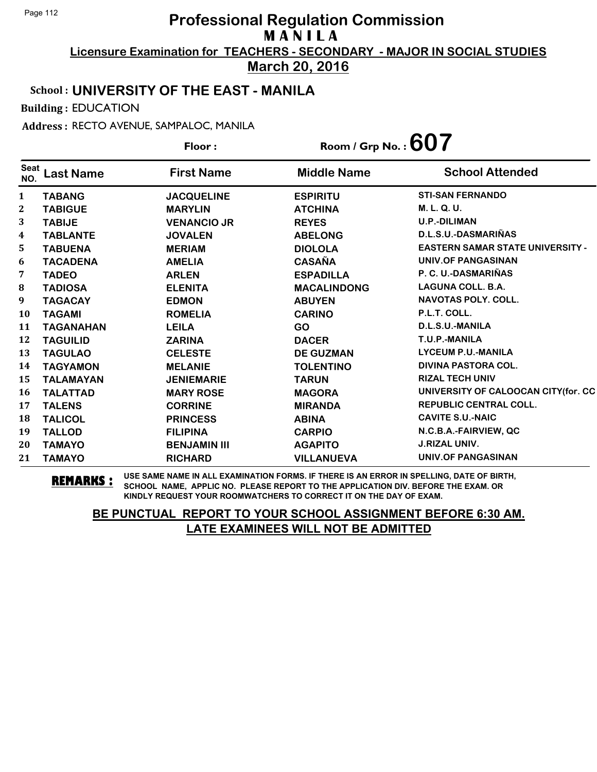# Professional Regulation Commission
## M A N I L A

**Licensure Examination for TEACHERS - SECONDARY - MAJOR IN SOCIAL STUDIES**

**March 20, 2016**

**School : UNIVERSITY OF THE EAST - MANILA**

**Building :** EDUCATION

**Address :** RECTO AVENUE, SAMPALOC, MANILA

**Floor :** 

**Room / Grp No. : 607**

| Seat NO. | Last Name | First Name | Middle Name | School Attended |
|---|---|---|---|---|
| 1 | TABANG | JACQUELINE | ESPIRITU | STI-SAN FERNANDO |
| 2 | TABIGUE | MARYLIN | ATCHINA | M. L. Q. U. |
| 3 | TABIJE | VENANCIO JR | REYES | U.P.-DILIMAN |
| 4 | TABLANTE | JOVALEN | ABELONG | D.L.S.U.-DASMARIÑAS |
| 5 | TABUENA | MERIAM | DIOLOLA | EASTERN SAMAR STATE UNIVERSITY - |
| 6 | TACADENA | AMELIA | CASAÑA | UNIV.OF PANGASINAN |
| 7 | TADEO | ARLEN | ESPADILLA | P. C. U.-DASMARIÑAS |
| 8 | TADIOSA | ELENITA | MACALINDONG | LAGUNA COLL. B.A. |
| 9 | TAGACAY | EDMON | ABUYEN | NAVOTAS POLY. COLL. |
| 10 | TAGAMI | ROMELIA | CARINO | P.L.T. COLL. |
| 11 | TAGANAHAN | LEILA | GO | D.L.S.U.-MANILA |
| 12 | TAGUILID | ZARINA | DACER | T.U.P.-MANILA |
| 13 | TAGULAO | CELESTE | DE GUZMAN | LYCEUM P.U.-MANILA |
| 14 | TAGYAMON | MELANIE | TOLENTINO | DIVINA PASTORA COL. |
| 15 | TALAMAYAN | JENIEMARIE | TARUN | RIZAL TECH UNIV |
| 16 | TALATTAD | MARY ROSE | MAGORA | UNIVERSITY OF CALOOCAN CITY(for. CC |
| 17 | TALENS | CORRINE | MIRANDA | REPUBLIC CENTRAL COLL. |
| 18 | TALICOL | PRINCESS | ABINA | CAVITE S.U.-NAIC |
| 19 | TALLOD | FILIPINA | CARPIO | N.C.B.A.-FAIRVIEW, QC |
| 20 | TAMAYO | BENJAMIN III | AGAPITO | J.RIZAL UNIV. |
| 21 | TAMAYO | RICHARD | VILLANUEVA | UNIV.OF PANGASINAN |

**REMARKS :** USE SAME NAME IN ALL EXAMINATION FORMS. IF THERE IS AN ERROR IN SPELLING, DATE OF BIRTH, SCHOOL NAME, APPLIC NO. PLEASE REPORT TO THE APPLICATION DIV. BEFORE THE EXAM. OR KINDLY REQUEST YOUR ROOMWATCHERS TO CORRECT IT ON THE DAY OF EXAM.

**BE PUNCTUAL REPORT TO YOUR SCHOOL ASSIGNMENT BEFORE 6:30 AM.**
**LATE EXAMINEES WILL NOT BE ADMITTED**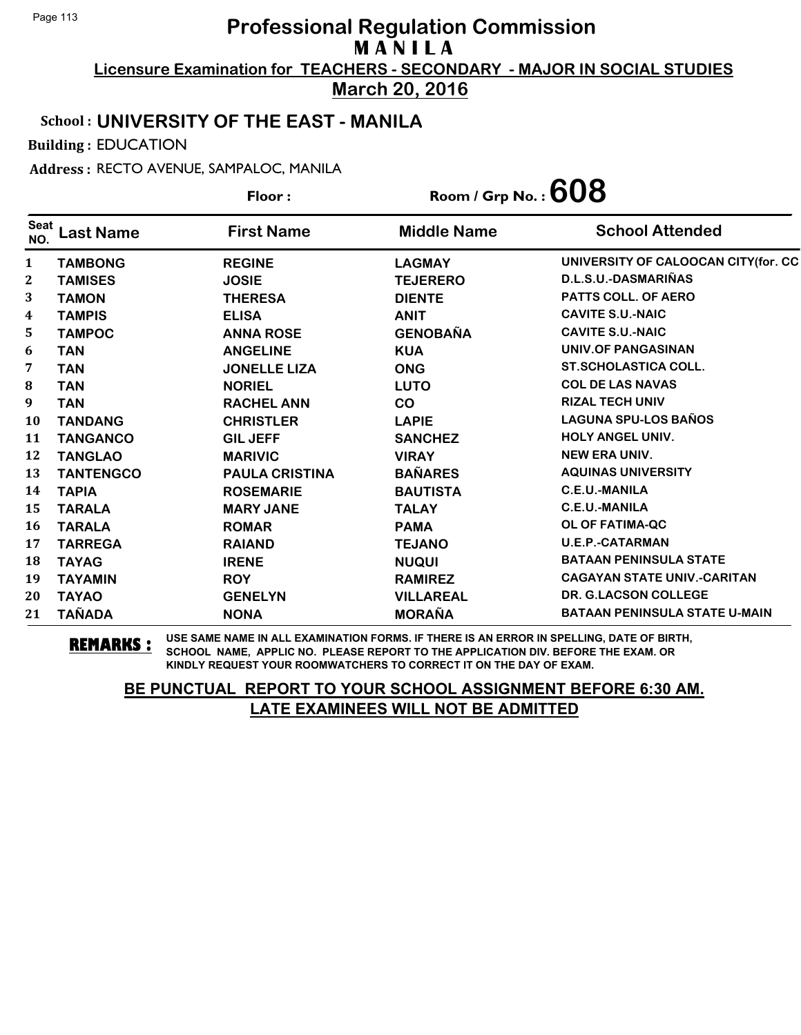# Professional Regulation Commission
## MANILA

**Licensure Examination for TEACHERS - SECONDARY - MAJOR IN SOCIAL STUDIES**

**March 20, 2016**

**School : UNIVERSITY OF THE EAST - MANILA**

**Building :** EDUCATION

**Address :** RECTO AVENUE, SAMPALOC, MANILA

**Floor :**

**Room / Grp No. : 608**

| Seat NO. | Last Name | First Name | Middle Name | School Attended |
|---|---|---|---|---|
| 1 | TAMBONG | REGINE | LAGMAY | UNIVERSITY OF CALOOCAN CITY(for. CC |
| 2 | TAMISES | JOSIE | TEJERERO | D.L.S.U.-DASMARIÑAS |
| 3 | TAMON | THERESA | DIENTE | PATTS COLL. OF AERO |
| 4 | TAMPIS | ELISA | ANIT | CAVITE S.U.-NAIC |
| 5 | TAMPOC | ANNA ROSE | GENOBAÑA | CAVITE S.U.-NAIC |
| 6 | TAN | ANGELINE | KUA | UNIV.OF PANGASINAN |
| 7 | TAN | JONELLE LIZA | ONG | ST.SCHOLASTICA COLL. |
| 8 | TAN | NORIEL | LUTO | COL DE LAS NAVAS |
| 9 | TAN | RACHEL ANN | CO | RIZAL TECH UNIV |
| 10 | TANDANG | CHRISTLER | LAPIE | LAGUNA SPU-LOS BAÑOS |
| 11 | TANGANCO | GIL JEFF | SANCHEZ | HOLY ANGEL UNIV. |
| 12 | TANGLAO | MARIVIC | VIRAY | NEW ERA UNIV. |
| 13 | TANTENGCO | PAULA CRISTINA | BAÑARES | AQUINAS UNIVERSITY |
| 14 | TAPIA | ROSEMARIE | BAUTISTA | C.E.U.-MANILA |
| 15 | TARALA | MARY JANE | TALAY | C.E.U.-MANILA |
| 16 | TARALA | ROMAR | PAMA | OL OF FATIMA-QC |
| 17 | TARREGA | RAIAND | TEJANO | U.E.P.-CATARMAN |
| 18 | TAYAG | IRENE | NUQUI | BATAAN PENINSULA STATE |
| 19 | TAYAMIN | ROY | RAMIREZ | CAGAYAN STATE UNIV.-CARITAN |
| 20 | TAYAO | GENELYN | VILLAREAL | DR. G.LACSON COLLEGE |
| 21 | TAÑADA | NONA | MORAÑA | BATAAN PENINSULA STATE U-MAIN |

**REMARKS :** USE SAME NAME IN ALL EXAMINATION FORMS. IF THERE IS AN ERROR IN SPELLING, DATE OF BIRTH, SCHOOL NAME, APPLIC NO. PLEASE REPORT TO THE APPLICATION DIV. BEFORE THE EXAM. OR KINDLY REQUEST YOUR ROOMWATCHERS TO CORRECT IT ON THE DAY OF EXAM.

**BE PUNCTUAL REPORT TO YOUR SCHOOL ASSIGNMENT BEFORE 6:30 AM. LATE EXAMINEES WILL NOT BE ADMITTED**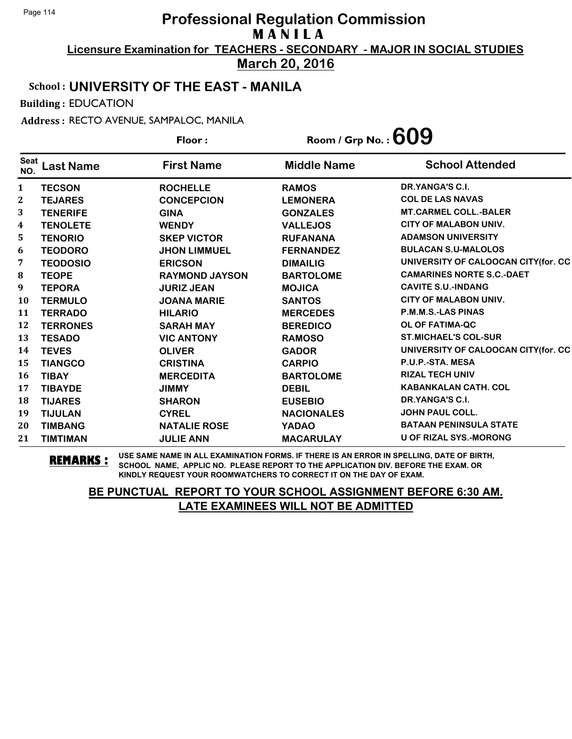# Professional Regulation Commission
## M A N I L A

**Licensure Examination for TEACHERS - SECONDARY - MAJOR IN SOCIAL STUDIES**

**March 20, 2016**

**School : UNIVERSITY OF THE EAST - MANILA**

**Building :** EDUCATION

**Address :** RECTO AVENUE, SAMPALOC, MANILA

**Floor :** 

**Room / Grp No. : 609**

| Seat NO. | Last Name | First Name | Middle Name | School Attended |
|---|---|---|---|---|
| 1 | TECSON | ROCHELLE | RAMOS | DR.YANGA'S C.I. |
| 2 | TEJARES | CONCEPCION | LEMONERA | COL DE LAS NAVAS |
| 3 | TENERIFE | GINA | GONZALES | MT.CARMEL COLL.-BALER |
| 4 | TENOLETE | WENDY | VALLEJOS | CITY OF MALABON UNIV. |
| 5 | TENORIO | SKEP VICTOR | RUFANANA | ADAMSON UNIVERSITY |
| 6 | TEODORO | JHON LIMMUEL | FERNANDEZ | BULACAN S.U-MALOLOS |
| 7 | TEODOSIO | ERICSON | DIMAILIG | UNIVERSITY OF CALOOCAN CITY(for. CC |
| 8 | TEOPE | RAYMOND JAYSON | BARTOLOME | CAMARINES NORTE S.C.-DAET |
| 9 | TEPORA | JURIZ JEAN | MOJICA | CAVITE S.U.-INDANG |
| 10 | TERMULO | JOANA MARIE | SANTOS | CITY OF MALABON UNIV. |
| 11 | TERRADO | HILARIO | MERCEDES | P.M.M.S.-LAS PINAS |
| 12 | TERRONES | SARAH MAY | BEREDICO | OL OF FATIMA-QC |
| 13 | TESADO | VIC ANTONY | RAMOSO | ST.MICHAEL'S COL-SUR |
| 14 | TEVES | OLIVER | GADOR | UNIVERSITY OF CALOOCAN CITY(for. CC |
| 15 | TIANGCO | CRISTINA | CARPIO | P.U.P.-STA. MESA |
| 16 | TIBAY | MERCEDITA | BARTOLOME | RIZAL TECH UNIV |
| 17 | TIBAYDE | JIMMY | DEBIL | KABANKALAN CATH. COL |
| 18 | TIJARES | SHARON | EUSEBIO | DR.YANGA'S C.I. |
| 19 | TIJULAN | CYREL | NACIONALES | JOHN PAUL COLL. |
| 20 | TIMBANG | NATALIE ROSE | YADAO | BATAAN PENINSULA STATE |
| 21 | TIMTIMAN | JULIE ANN | MACARULAY | U OF RIZAL SYS.-MORONG |

**REMARKS :** USE SAME NAME IN ALL EXAMINATION FORMS. IF THERE IS AN ERROR IN SPELLING, DATE OF BIRTH, SCHOOL NAME, APPLIC NO. PLEASE REPORT TO THE APPLICATION DIV. BEFORE THE EXAM. OR KINDLY REQUEST YOUR ROOMWATCHERS TO CORRECT IT ON THE DAY OF EXAM.

**BE PUNCTUAL REPORT TO YOUR SCHOOL ASSIGNMENT BEFORE 6:30 AM.**
**LATE EXAMINEES WILL NOT BE ADMITTED**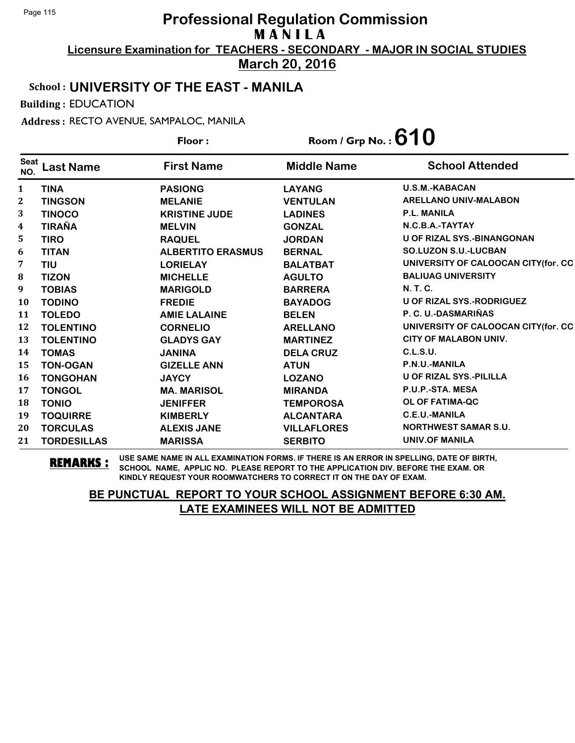# Professional Regulation Commission

## MANILA

**Licensure Examination for TEACHERS - SECONDARY - MAJOR IN SOCIAL STUDIES**

**March 20, 2016**

**School : UNIVERSITY OF THE EAST - MANILA**

**Building :** EDUCATION

**Address :** RECTO AVENUE, SAMPALOC, MANILA

**Floor :** 

**Room / Grp No. : 610**

| Seat NO. | Last Name | First Name | Middle Name | School Attended |
|---|---|---|---|---|
| 1 | TINA | PASIONG | LAYANG | U.S.M.-KABACAN |
| 2 | TINGSON | MELANIE | VENTULAN | ARELLANO UNIV-MALABON |
| 3 | TINOCO | KRISTINE JUDE | LADINES | P.L. MANILA |
| 4 | TIRAÑA | MELVIN | GONZAL | N.C.B.A.-TAYTAY |
| 5 | TIRO | RAQUEL | JORDAN | U OF RIZAL SYS.-BINANGONAN |
| 6 | TITAN | ALBERTITO ERASMUS | BERNAL | SO.LUZON S.U.-LUCBAN |
| 7 | TIU | LORIELAY | BALATBAT | UNIVERSITY OF CALOOCAN CITY(for. CC |
| 8 | TIZON | MICHELLE | AGULTO | BALIUAG UNIVERSITY |
| 9 | TOBIAS | MARIGOLD | BARRERA | N. T. C. |
| 10 | TODINO | FREDIE | BAYADOG | U OF RIZAL SYS.-RODRIGUEZ |
| 11 | TOLEDO | AMIE LALAINE | BELEN | P. C. U.-DASMARIÑAS |
| 12 | TOLENTINO | CORNELIO | ARELLANO | UNIVERSITY OF CALOOCAN CITY(for. CC |
| 13 | TOLENTINO | GLADYS GAY | MARTINEZ | CITY OF MALABON UNIV. |
| 14 | TOMAS | JANINA | DELA CRUZ | C.L.S.U. |
| 15 | TON-OGAN | GIZELLE ANN | ATUN | P.N.U.-MANILA |
| 16 | TONGOHAN | JAYCY | LOZANO | U OF RIZAL SYS.-PILILLA |
| 17 | TONGOL | MA. MARISOL | MIRANDA | P.U.P.-STA. MESA |
| 18 | TONIO | JENIFFER | TEMPOROSA | OL OF FATIMA-QC |
| 19 | TOQUIRRE | KIMBERLY | ALCANTARA | C.E.U.-MANILA |
| 20 | TORCULAS | ALEXIS JANE | VILLAFLORES | NORTHWEST SAMAR S.U. |
| 21 | TORDESILLAS | MARISSA | SERBITO | UNIV.OF MANILA |

**REMARKS :** USE SAME NAME IN ALL EXAMINATION FORMS. IF THERE IS AN ERROR IN SPELLING, DATE OF BIRTH, SCHOOL NAME, APPLIC NO. PLEASE REPORT TO THE APPLICATION DIV. BEFORE THE EXAM. OR KINDLY REQUEST YOUR ROOMWATCHERS TO CORRECT IT ON THE DAY OF EXAM.

**BE PUNCTUAL REPORT TO YOUR SCHOOL ASSIGNMENT BEFORE 6:30 AM. LATE EXAMINEES WILL NOT BE ADMITTED**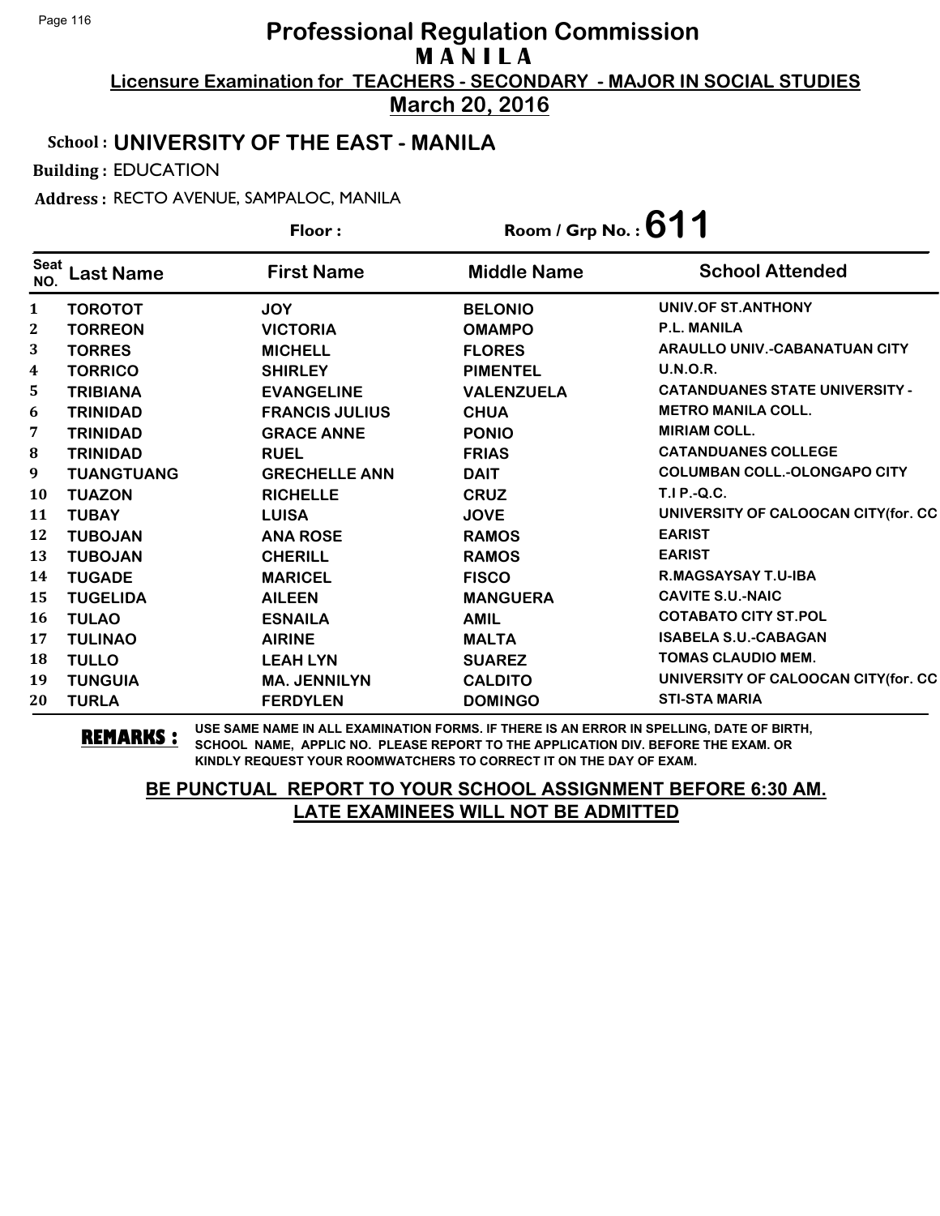# Professional Regulation Commission
## M A N I L A

**Licensure Examination for TEACHERS - SECONDARY - MAJOR IN SOCIAL STUDIES**

**March 20, 2016**

**School : UNIVERSITY OF THE EAST - MANILA**

**Building :** EDUCATION

**Address :** RECTO AVENUE, SAMPALOC, MANILA

**Floor :** 　　　　**Room / Grp No. : 611**

| Seat NO. | Last Name | First Name | Middle Name | School Attended |
|---|---|---|---|---|
| 1 | TOROTOT | JOY | BELONIO | UNIV.OF ST.ANTHONY |
| 2 | TORREON | VICTORIA | OMAMPO | P.L. MANILA |
| 3 | TORRES | MICHELL | FLORES | ARAULLO UNIV.-CABANATUAN CITY |
| 4 | TORRICO | SHIRLEY | PIMENTEL | U.N.O.R. |
| 5 | TRIBIANA | EVANGELINE | VALENZUELA | CATANDUANES STATE UNIVERSITY - |
| 6 | TRINIDAD | FRANCIS JULIUS | CHUA | METRO MANILA COLL. |
| 7 | TRINIDAD | GRACE ANNE | PONIO | MIRIAM COLL. |
| 8 | TRINIDAD | RUEL | FRIAS | CATANDUANES COLLEGE |
| 9 | TUANGTUANG | GRECHELLE ANN | DAIT | COLUMBAN COLL.-OLONGAPO CITY |
| 10 | TUAZON | RICHELLE | CRUZ | T.I P.-Q.C. |
| 11 | TUBAY | LUISA | JOVE | UNIVERSITY OF CALOOCAN CITY(for. CC |
| 12 | TUBOJAN | ANA ROSE | RAMOS | EARIST |
| 13 | TUBOJAN | CHERILL | RAMOS | EARIST |
| 14 | TUGADE | MARICEL | FISCO | R.MAGSAYSAY T.U-IBA |
| 15 | TUGELIDA | AILEEN | MANGUERA | CAVITE S.U.-NAIC |
| 16 | TULAO | ESNAILA | AMIL | COTABATO CITY ST.POL |
| 17 | TULINAO | AIRINE | MALTA | ISABELA S.U.-CABAGAN |
| 18 | TULLO | LEAH LYN | SUAREZ | TOMAS CLAUDIO MEM. |
| 19 | TUNGUIA | MA. JENNILYN | CALDITO | UNIVERSITY OF CALOOCAN CITY(for. CC |
| 20 | TURLA | FERDYLEN | DOMINGO | STI-STA MARIA |

**REMARKS :** USE SAME NAME IN ALL EXAMINATION FORMS. IF THERE IS AN ERROR IN SPELLING, DATE OF BIRTH, SCHOOL NAME, APPLIC NO. PLEASE REPORT TO THE APPLICATION DIV. BEFORE THE EXAM. OR KINDLY REQUEST YOUR ROOMWATCHERS TO CORRECT IT ON THE DAY OF EXAM.

**BE PUNCTUAL REPORT TO YOUR SCHOOL ASSIGNMENT BEFORE 6:30 AM.**
**LATE EXAMINEES WILL NOT BE ADMITTED**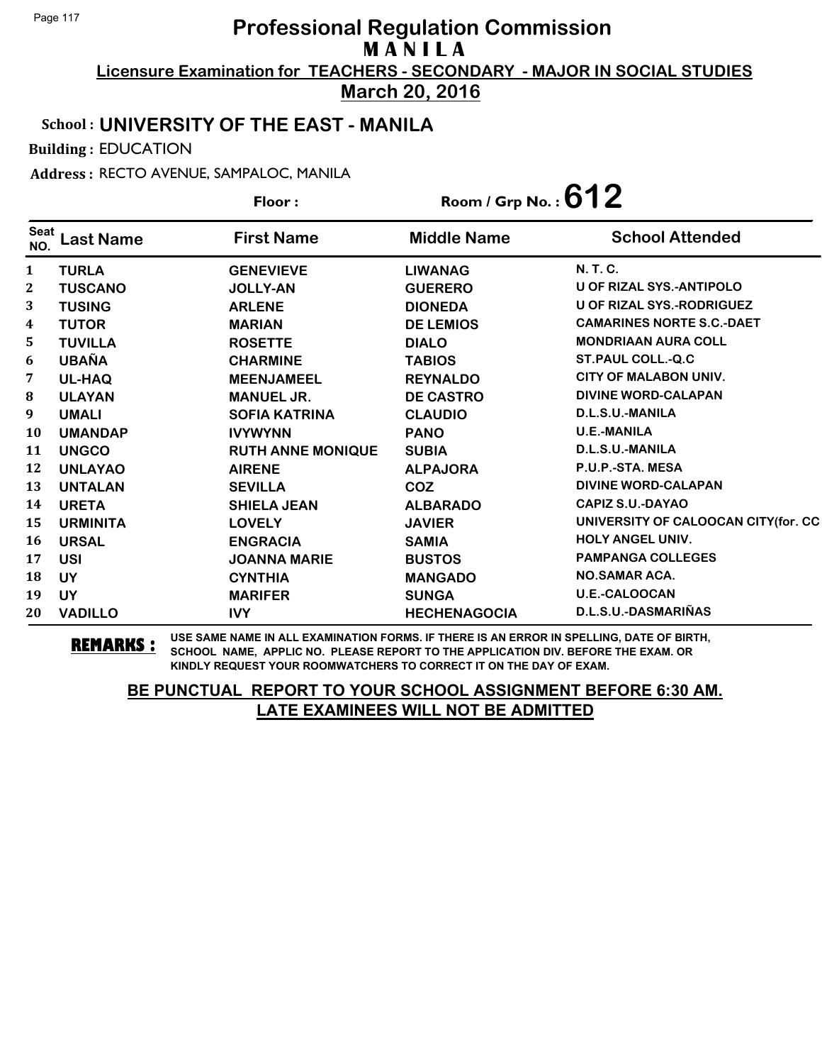# Professional Regulation Commission

## M A N I L A

**Licensure Examination for TEACHERS - SECONDARY - MAJOR IN SOCIAL STUDIES**

**March 20, 2016**

**School : UNIVERSITY OF THE EAST - MANILA**

**Building :** EDUCATION

**Address :** RECTO AVENUE, SAMPALOC, MANILA

**Floor :**

**Room / Grp No. : 612**

| Seat NO. | Last Name | First Name | Middle Name | School Attended |
|---|---|---|---|---|
| 1 | TURLA | GENEVIEVE | LIWANAG | N. T. C. |
| 2 | TUSCANO | JOLLY-AN | GUERERO | U OF RIZAL SYS.-ANTIPOLO |
| 3 | TUSING | ARLENE | DIONEDA | U OF RIZAL SYS.-RODRIGUEZ |
| 4 | TUTOR | MARIAN | DE LEMIOS | CAMARINES NORTE S.C.-DAET |
| 5 | TUVILLA | ROSETTE | DIALO | MONDRIAAN AURA COLL |
| 6 | UBAÑA | CHARMINE | TABIOS | ST.PAUL COLL.-Q.C |
| 7 | UL-HAQ | MEENJAMEEL | REYNALDO | CITY OF MALABON UNIV. |
| 8 | ULAYAN | MANUEL JR. | DE CASTRO | DIVINE WORD-CALAPAN |
| 9 | UMALI | SOFIA KATRINA | CLAUDIO | D.L.S.U.-MANILA |
| 10 | UMANDAP | IVYWYNN | PANO | U.E.-MANILA |
| 11 | UNGCO | RUTH ANNE MONIQUE | SUBIA | D.L.S.U.-MANILA |
| 12 | UNLAYAO | AIRENE | ALPAJORA | P.U.P.-STA. MESA |
| 13 | UNTALAN | SEVILLA | COZ | DIVINE WORD-CALAPAN |
| 14 | URETA | SHIELA JEAN | ALBARADO | CAPIZ S.U.-DAYAO |
| 15 | URMINITA | LOVELY | JAVIER | UNIVERSITY OF CALOOCAN CITY(for. CC |
| 16 | URSAL | ENGRACIA | SAMIA | HOLY ANGEL UNIV. |
| 17 | USI | JOANNA MARIE | BUSTOS | PAMPANGA COLLEGES |
| 18 | UY | CYNTHIA | MANGADO | NO.SAMAR ACA. |
| 19 | UY | MARIFER | SUNGA | U.E.-CALOOCAN |
| 20 | VADILLO | IVY | HECHENAGOCIA | D.L.S.U.-DASMARIÑAS |

**REMARKS :** USE SAME NAME IN ALL EXAMINATION FORMS. IF THERE IS AN ERROR IN SPELLING, DATE OF BIRTH, SCHOOL NAME, APPLIC NO. PLEASE REPORT TO THE APPLICATION DIV. BEFORE THE EXAM. OR KINDLY REQUEST YOUR ROOMWATCHERS TO CORRECT IT ON THE DAY OF EXAM.

**BE PUNCTUAL REPORT TO YOUR SCHOOL ASSIGNMENT BEFORE 6:30 AM.**
**LATE EXAMINEES WILL NOT BE ADMITTED**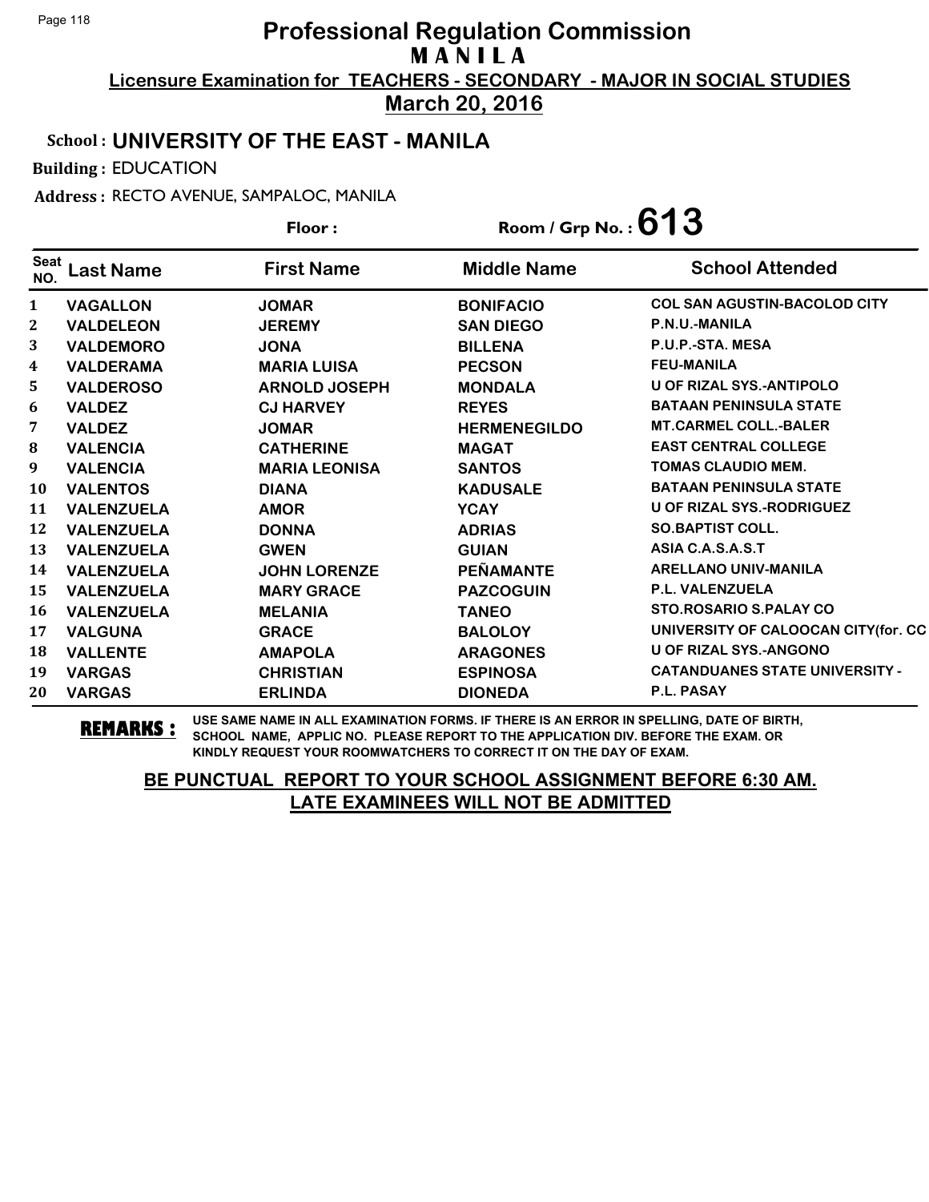# Professional Regulation Commission
## M A N I L A

**Licensure Examination for TEACHERS - SECONDARY - MAJOR IN SOCIAL STUDIES**

**March 20, 2016**

**School : UNIVERSITY OF THE EAST - MANILA**

**Building :** EDUCATION

**Address :** RECTO AVENUE, SAMPALOC, MANILA

**Floor :** 

**Room / Grp No. : 613**

| Seat NO. | Last Name | First Name | Middle Name | School Attended |
|---|---|---|---|---|
| 1 | VAGALLON | JOMAR | BONIFACIO | COL SAN AGUSTIN-BACOLOD CITY |
| 2 | VALDELEON | JEREMY | SAN DIEGO | P.N.U.-MANILA |
| 3 | VALDEMORO | JONA | BILLENA | P.U.P.-STA. MESA |
| 4 | VALDERAMA | MARIA LUISA | PECSON | FEU-MANILA |
| 5 | VALDEROSO | ARNOLD JOSEPH | MONDALA | U OF RIZAL SYS.-ANTIPOLO |
| 6 | VALDEZ | CJ HARVEY | REYES | BATAAN PENINSULA STATE |
| 7 | VALDEZ | JOMAR | HERMENEGILDO | MT.CARMEL COLL.-BALER |
| 8 | VALENCIA | CATHERINE | MAGAT | EAST CENTRAL COLLEGE |
| 9 | VALENCIA | MARIA LEONISA | SANTOS | TOMAS CLAUDIO MEM. |
| 10 | VALENTOS | DIANA | KADUSALE | BATAAN PENINSULA STATE |
| 11 | VALENZUELA | AMOR | YCAY | U OF RIZAL SYS.-RODRIGUEZ |
| 12 | VALENZUELA | DONNA | ADRIAS | SO.BAPTIST COLL. |
| 13 | VALENZUELA | GWEN | GUIAN | ASIA C.A.S.A.S.T |
| 14 | VALENZUELA | JOHN LORENZE | PEÑAMANTE | ARELLANO UNIV-MANILA |
| 15 | VALENZUELA | MARY GRACE | PAZCOGUIN | P.L. VALENZUELA |
| 16 | VALENZUELA | MELANIA | TANEO | STO.ROSARIO S.PALAY CO |
| 17 | VALGUNA | GRACE | BALOLOY | UNIVERSITY OF CALOOCAN CITY(for. CC |
| 18 | VALLENTE | AMAPOLA | ARAGONES | U OF RIZAL SYS.-ANGONO |
| 19 | VARGAS | CHRISTIAN | ESPINOSA | CATANDUANES STATE UNIVERSITY - |
| 20 | VARGAS | ERLINDA | DIONEDA | P.L. PASAY |

**REMARKS :** USE SAME NAME IN ALL EXAMINATION FORMS. IF THERE IS AN ERROR IN SPELLING, DATE OF BIRTH, SCHOOL NAME, APPLIC NO. PLEASE REPORT TO THE APPLICATION DIV. BEFORE THE EXAM. OR KINDLY REQUEST YOUR ROOMWATCHERS TO CORRECT IT ON THE DAY OF EXAM.

**BE PUNCTUAL REPORT TO YOUR SCHOOL ASSIGNMENT BEFORE 6:30 AM. LATE EXAMINEES WILL NOT BE ADMITTED**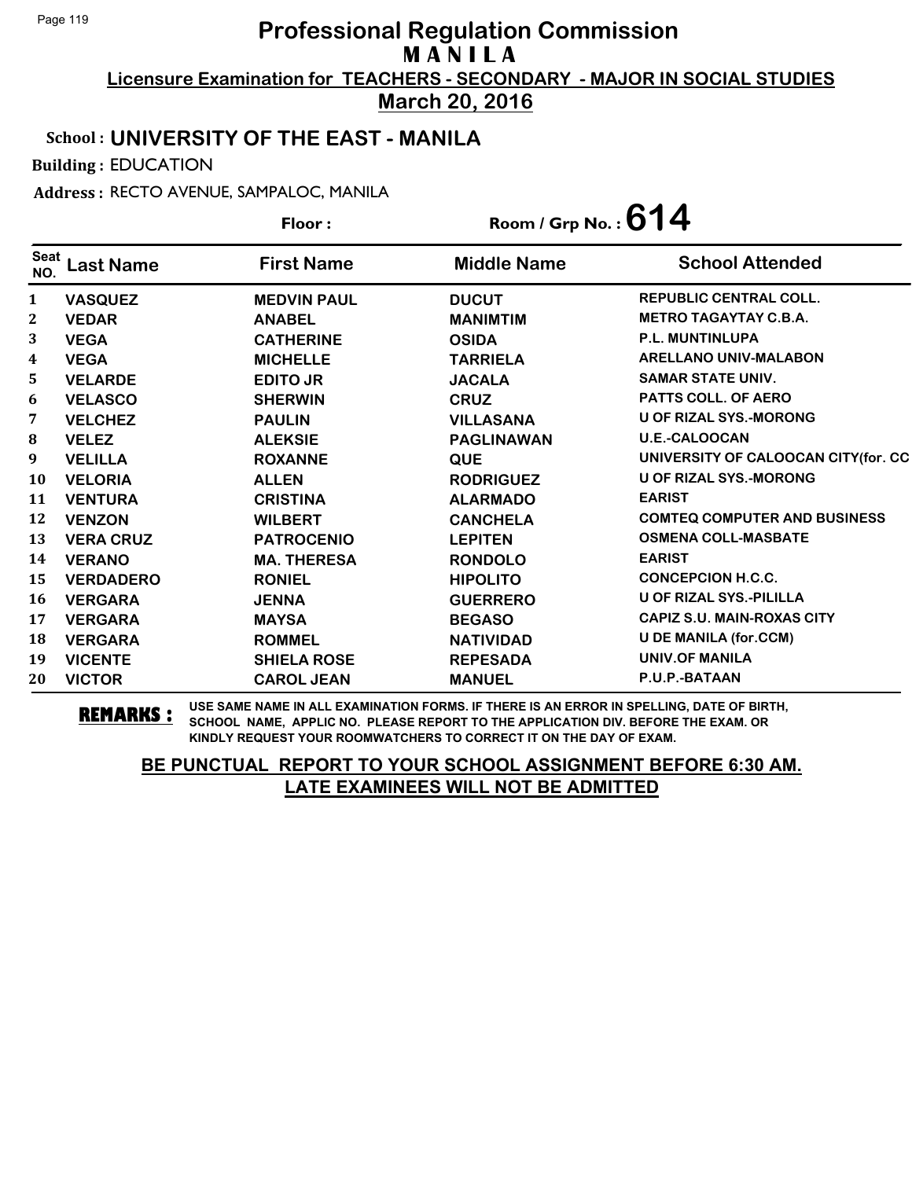# Professional Regulation Commission
## M A N I L A

**Licensure Examination for TEACHERS - SECONDARY - MAJOR IN SOCIAL STUDIES**

**March 20, 2016**

**School : UNIVERSITY OF THE EAST - MANILA**

**Building :** EDUCATION

**Address :** RECTO AVENUE, SAMPALOC, MANILA

**Floor :** 

**Room / Grp No. : 614**

| Seat NO. | Last Name | First Name | Middle Name | School Attended |
|---|---|---|---|---|
| 1 | VASQUEZ | MEDVIN PAUL | DUCUT | REPUBLIC CENTRAL COLL. |
| 2 | VEDAR | ANABEL | MANIMTIM | METRO TAGAYTAY C.B.A. |
| 3 | VEGA | CATHERINE | OSIDA | P.L. MUNTINLUPA |
| 4 | VEGA | MICHELLE | TARRIELA | ARELLANO UNIV-MALABON |
| 5 | VELARDE | EDITO JR | JACALA | SAMAR STATE UNIV. |
| 6 | VELASCO | SHERWIN | CRUZ | PATTS COLL. OF AERO |
| 7 | VELCHEZ | PAULIN | VILLASANA | U OF RIZAL SYS.-MORONG |
| 8 | VELEZ | ALEKSIE | PAGLINAWAN | U.E.-CALOOCAN |
| 9 | VELILLA | ROXANNE | QUE | UNIVERSITY OF CALOOCAN CITY(for. CC |
| 10 | VELORIA | ALLEN | RODRIGUEZ | U OF RIZAL SYS.-MORONG |
| 11 | VENTURA | CRISTINA | ALARMADO | EARIST |
| 12 | VENZON | WILBERT | CANCHELA | COMTEQ COMPUTER AND BUSINESS |
| 13 | VERA CRUZ | PATROCENIO | LEPITEN | OSMENA COLL-MASBATE |
| 14 | VERANO | MA. THERESA | RONDOLO | EARIST |
| 15 | VERDADERO | RONIEL | HIPOLITO | CONCEPCION H.C.C. |
| 16 | VERGARA | JENNA | GUERRERO | U OF RIZAL SYS.-PILILLA |
| 17 | VERGARA | MAYSA | BEGASO | CAPIZ S.U. MAIN-ROXAS CITY |
| 18 | VERGARA | ROMMEL | NATIVIDAD | U DE MANILA (for.CCM) |
| 19 | VICENTE | SHIELA ROSE | REPESADA | UNIV.OF MANILA |
| 20 | VICTOR | CAROL JEAN | MANUEL | P.U.P.-BATAAN |

**REMARKS :** USE SAME NAME IN ALL EXAMINATION FORMS. IF THERE IS AN ERROR IN SPELLING, DATE OF BIRTH, SCHOOL NAME, APPLIC NO. PLEASE REPORT TO THE APPLICATION DIV. BEFORE THE EXAM. OR KINDLY REQUEST YOUR ROOMWATCHERS TO CORRECT IT ON THE DAY OF EXAM.

**BE PUNCTUAL REPORT TO YOUR SCHOOL ASSIGNMENT BEFORE 6:30 AM. LATE EXAMINEES WILL NOT BE ADMITTED**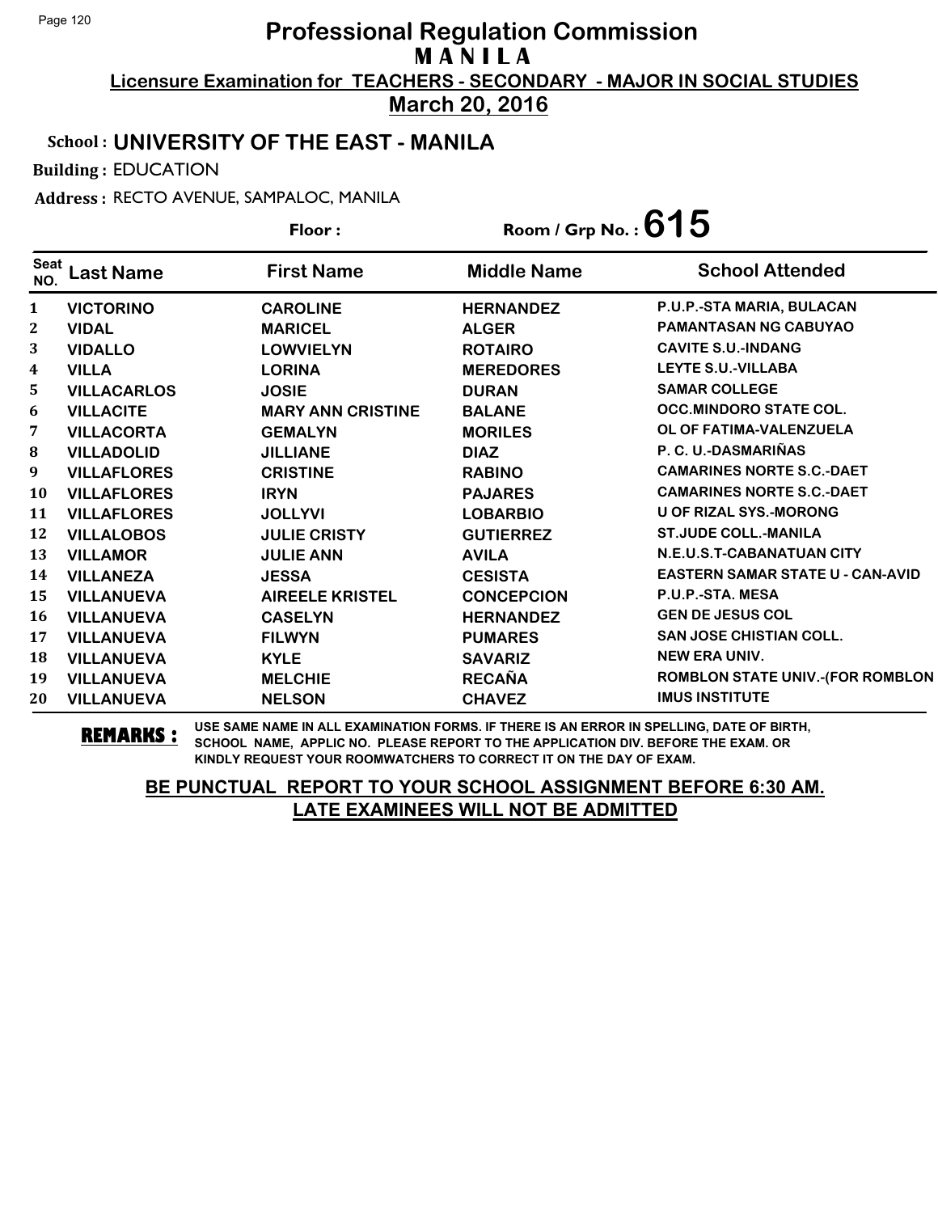# Professional Regulation Commission

## M A N I L A

**Licensure Examination for TEACHERS - SECONDARY - MAJOR IN SOCIAL STUDIES**

**March 20, 2016**

**School : UNIVERSITY OF THE EAST - MANILA**

**Building :** EDUCATION

**Address :** RECTO AVENUE, SAMPALOC, MANILA

**Floor :** 

**Room / Grp No. : 615**

| Seat NO. | Last Name | First Name | Middle Name | School Attended |
|---|---|---|---|---|
| 1 | VICTORINO | CAROLINE | HERNANDEZ | P.U.P.-STA MARIA, BULACAN |
| 2 | VIDAL | MARICEL | ALGER | PAMANTASAN NG CABUYAO |
| 3 | VIDALLO | LOWVIELYN | ROTAIRO | CAVITE S.U.-INDANG |
| 4 | VILLA | LORINA | MEREDORES | LEYTE S.U.-VILLABA |
| 5 | VILLACARLOS | JOSIE | DURAN | SAMAR COLLEGE |
| 6 | VILLACITE | MARY ANN CRISTINE | BALANE | OCC.MINDORO STATE COL. |
| 7 | VILLACORTA | GEMALYN | MORILES | OL OF FATIMA-VALENZUELA |
| 8 | VILLADOLID | JILLIANE | DIAZ | P. C. U.-DASMARIÑAS |
| 9 | VILLAFLORES | CRISTINE | RABINO | CAMARINES NORTE S.C.-DAET |
| 10 | VILLAFLORES | IRYN | PAJARES | CAMARINES NORTE S.C.-DAET |
| 11 | VILLAFLORES | JOLLYVI | LOBARBIO | U OF RIZAL SYS.-MORONG |
| 12 | VILLALOBOS | JULIE CRISTY | GUTIERREZ | ST.JUDE COLL.-MANILA |
| 13 | VILLAMOR | JULIE ANN | AVILA | N.E.U.S.T-CABANATUAN CITY |
| 14 | VILLANEZA | JESSA | CESISTA | EASTERN SAMAR STATE U - CAN-AVID |
| 15 | VILLANUEVA | AIREELE KRISTEL | CONCEPCION | P.U.P.-STA. MESA |
| 16 | VILLANUEVA | CASELYN | HERNANDEZ | GEN DE JESUS COL |
| 17 | VILLANUEVA | FILWYN | PUMARES | SAN JOSE CHISTIAN COLL. |
| 18 | VILLANUEVA | KYLE | SAVARIZ | NEW ERA UNIV. |
| 19 | VILLANUEVA | MELCHIE | RECAÑA | ROMBLON STATE UNIV.-(FOR ROMBLON |
| 20 | VILLANUEVA | NELSON | CHAVEZ | IMUS INSTITUTE |

**REMARKS :** USE SAME NAME IN ALL EXAMINATION FORMS. IF THERE IS AN ERROR IN SPELLING, DATE OF BIRTH, SCHOOL NAME, APPLIC NO. PLEASE REPORT TO THE APPLICATION DIV. BEFORE THE EXAM. OR KINDLY REQUEST YOUR ROOMWATCHERS TO CORRECT IT ON THE DAY OF EXAM.

**BE PUNCTUAL REPORT TO YOUR SCHOOL ASSIGNMENT BEFORE 6:30 AM. LATE EXAMINEES WILL NOT BE ADMITTED**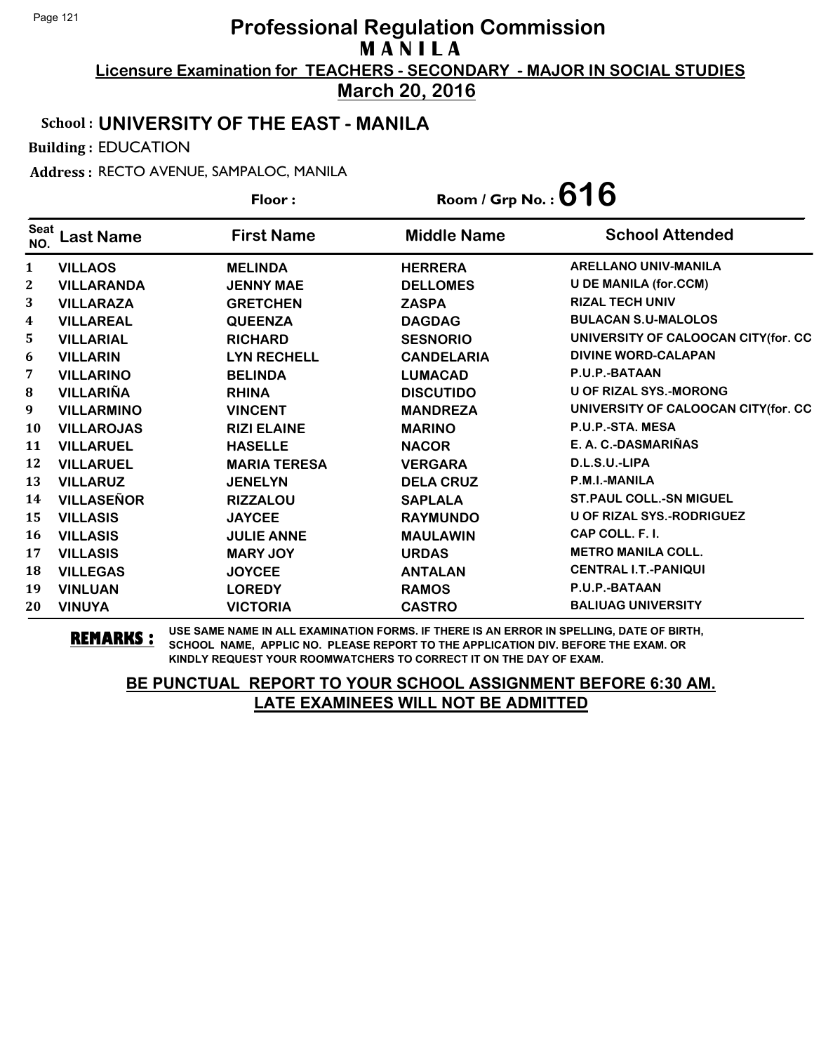# Professional Regulation Commission
## MANILA
### Licensure Examination for TEACHERS - SECONDARY - MAJOR IN SOCIAL STUDIES
### March 20, 2016

**School :** UNIVERSITY OF THE EAST - MANILA

**Building :** EDUCATION

**Address :** RECTO AVENUE, SAMPALOC, MANILA

**Floor :** 

**Room / Grp No. :** 616

| Seat NO. | Last Name | First Name | Middle Name | School Attended |
|---|---|---|---|---|
| 1 | VILLAOS | MELINDA | HERRERA | ARELLANO UNIV-MANILA |
| 2 | VILLARANDA | JENNY MAE | DELLOMES | U DE MANILA (for.CCM) |
| 3 | VILLARAZA | GRETCHEN | ZASPA | RIZAL TECH UNIV |
| 4 | VILLAREAL | QUEENZA | DAGDAG | BULACAN S.U-MALOLOS |
| 5 | VILLARIAL | RICHARD | SESNORIO | UNIVERSITY OF CALOOCAN CITY(for. CC |
| 6 | VILLARIN | LYN RECHELL | CANDELARIA | DIVINE WORD-CALAPAN |
| 7 | VILLARINO | BELINDA | LUMACAD | P.U.P.-BATAAN |
| 8 | VILLARIÑA | RHINA | DISCUTIDO | U OF RIZAL SYS.-MORONG |
| 9 | VILLARMINO | VINCENT | MANDREZA | UNIVERSITY OF CALOOCAN CITY(for. CC |
| 10 | VILLAROJAS | RIZI ELAINE | MARINO | P.U.P.-STA. MESA |
| 11 | VILLARUEL | HASELLE | NACOR | E. A. C.-DASMARIÑAS |
| 12 | VILLARUEL | MARIA TERESA | VERGARA | D.L.S.U.-LIPA |
| 13 | VILLARUZ | JENELYN | DELA CRUZ | P.M.I.-MANILA |
| 14 | VILLASEÑOR | RIZZALOU | SAPLALA | ST.PAUL COLL.-SN MIGUEL |
| 15 | VILLASIS | JAYCEE | RAYMUNDO | U OF RIZAL SYS.-RODRIGUEZ |
| 16 | VILLASIS | JULIE ANNE | MAULAWIN | CAP COLL. F. I. |
| 17 | VILLASIS | MARY JOY | URDAS | METRO MANILA COLL. |
| 18 | VILLEGAS | JOYCEE | ANTALAN | CENTRAL I.T.-PANIQUI |
| 19 | VINLUAN | LOREDY | RAMOS | P.U.P.-BATAAN |
| 20 | VINUYA | VICTORIA | CASTRO | BALIUAG UNIVERSITY |

**REMARKS :** USE SAME NAME IN ALL EXAMINATION FORMS. IF THERE IS AN ERROR IN SPELLING, DATE OF BIRTH, SCHOOL NAME, APPLIC NO. PLEASE REPORT TO THE APPLICATION DIV. BEFORE THE EXAM. OR KINDLY REQUEST YOUR ROOMWATCHERS TO CORRECT IT ON THE DAY OF EXAM.

**BE PUNCTUAL REPORT TO YOUR SCHOOL ASSIGNMENT BEFORE 6:30 AM. LATE EXAMINEES WILL NOT BE ADMITTED**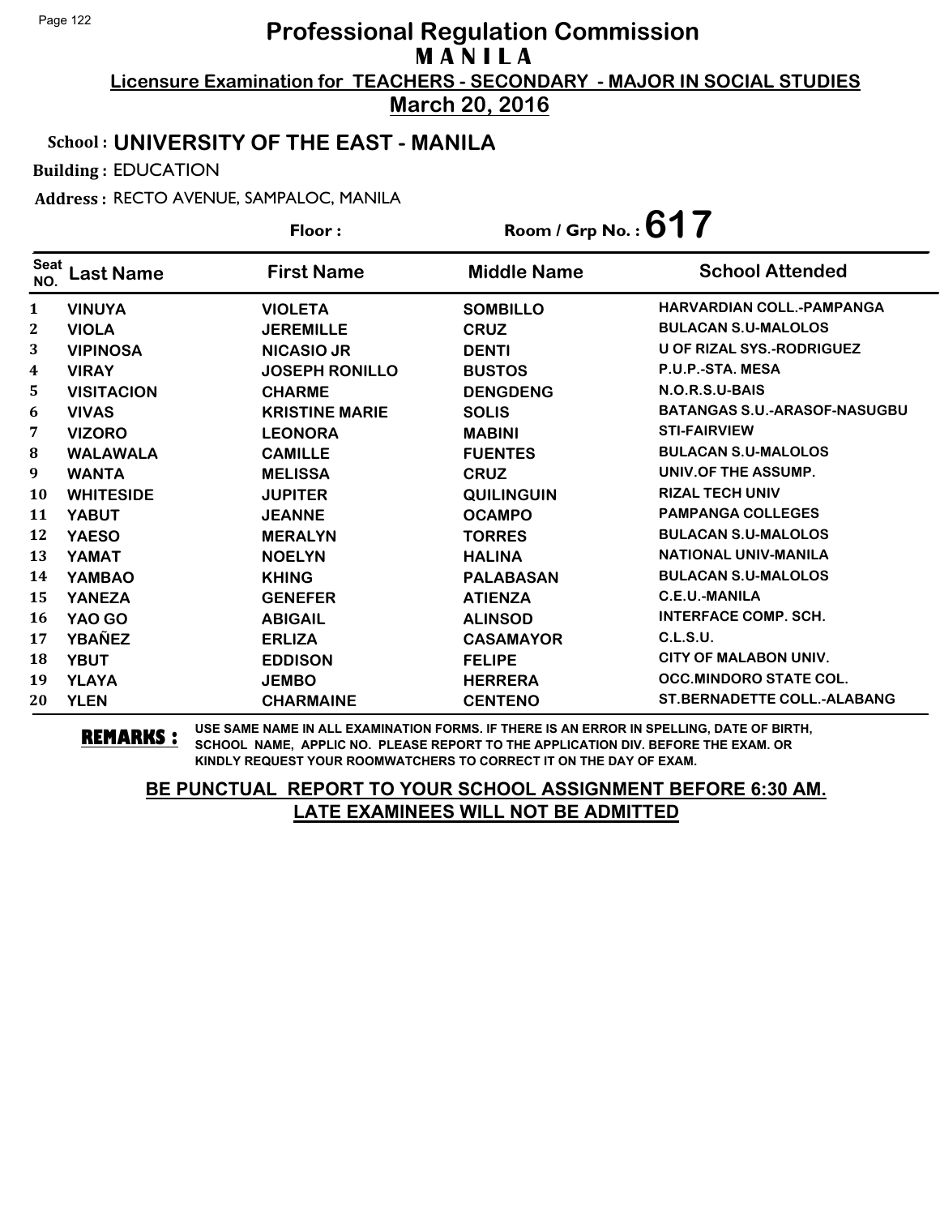# Professional Regulation Commission
## MANILA
**Licensure Examination for TEACHERS - SECONDARY - MAJOR IN SOCIAL STUDIES**
**March 20, 2016**

**School : UNIVERSITY OF THE EAST - MANILA**

**Building :** EDUCATION

**Address :** RECTO AVENUE, SAMPALOC, MANILA

**Floor :** 

**Room / Grp No. : 617**

| Seat NO. | Last Name | First Name | Middle Name | School Attended |
|---|---|---|---|---|
| 1 | VINUYA | VIOLETA | SOMBILLO | HARVARDIAN COLL.-PAMPANGA |
| 2 | VIOLA | JEREMILLE | CRUZ | BULACAN S.U-MALOLOS |
| 3 | VIPINOSA | NICASIO JR | DENTI | U OF RIZAL SYS.-RODRIGUEZ |
| 4 | VIRAY | JOSEPH RONILLO | BUSTOS | P.U.P.-STA. MESA |
| 5 | VISITACION | CHARME | DENGDENG | N.O.R.S.U-BAIS |
| 6 | VIVAS | KRISTINE MARIE | SOLIS | BATANGAS S.U.-ARASOF-NASUGBU |
| 7 | VIZORO | LEONORA | MABINI | STI-FAIRVIEW |
| 8 | WALAWALA | CAMILLE | FUENTES | BULACAN S.U-MALOLOS |
| 9 | WANTA | MELISSA | CRUZ | UNIV.OF THE ASSUMP. |
| 10 | WHITESIDE | JUPITER | QUILINGUIN | RIZAL TECH UNIV |
| 11 | YABUT | JEANNE | OCAMPO | PAMPANGA COLLEGES |
| 12 | YAESO | MERALYN | TORRES | BULACAN S.U-MALOLOS |
| 13 | YAMAT | NOELYN | HALINA | NATIONAL UNIV-MANILA |
| 14 | YAMBAO | KHING | PALABASAN | BULACAN S.U-MALOLOS |
| 15 | YANEZA | GENEFER | ATIENZA | C.E.U.-MANILA |
| 16 | YAO GO | ABIGAIL | ALINSOD | INTERFACE COMP. SCH. |
| 17 | YBAÑEZ | ERLIZA | CASAMAYOR | C.L.S.U. |
| 18 | YBUT | EDDISON | FELIPE | CITY OF MALABON UNIV. |
| 19 | YLAYA | JEMBO | HERRERA | OCC.MINDORO STATE COL. |
| 20 | YLEN | CHARMAINE | CENTENO | ST.BERNADETTE COLL.-ALABANG |

**REMARKS :** USE SAME NAME IN ALL EXAMINATION FORMS. IF THERE IS AN ERROR IN SPELLING, DATE OF BIRTH, SCHOOL NAME, APPLIC NO. PLEASE REPORT TO THE APPLICATION DIV. BEFORE THE EXAM. OR KINDLY REQUEST YOUR ROOMWATCHERS TO CORRECT IT ON THE DAY OF EXAM.

**BE PUNCTUAL REPORT TO YOUR SCHOOL ASSIGNMENT BEFORE 6:30 AM.**
**LATE EXAMINEES WILL NOT BE ADMITTED**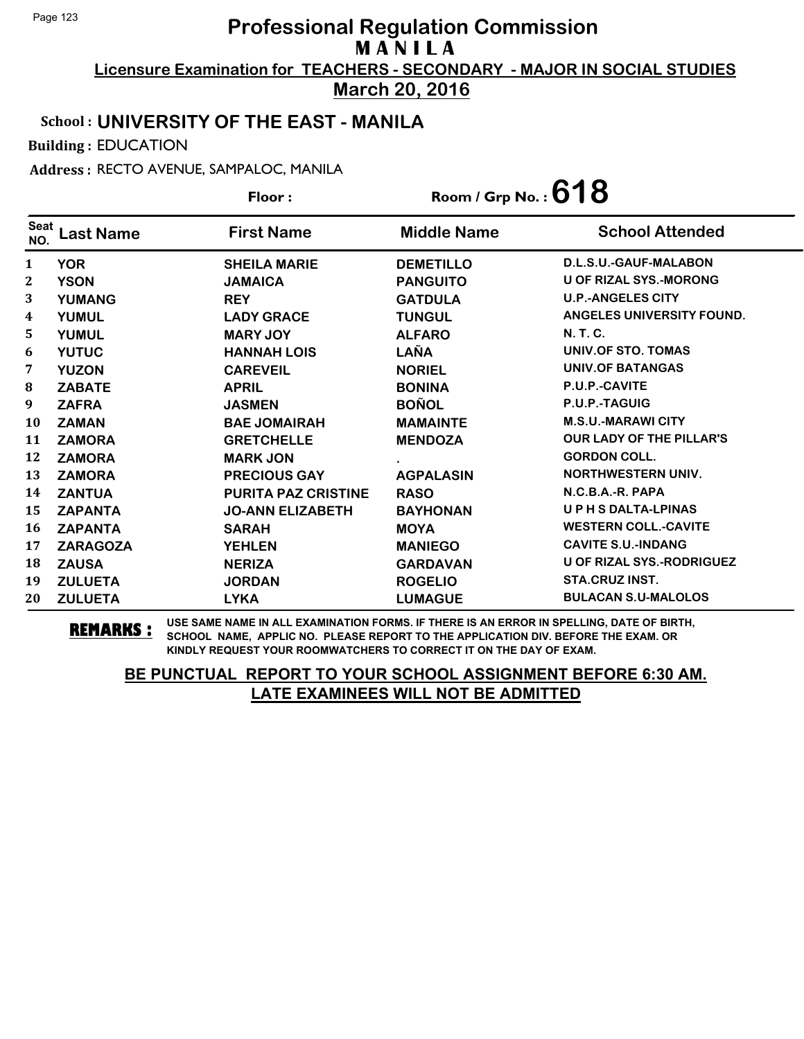# Professional Regulation Commission
## M A N I L A

**Licensure Examination for TEACHERS - SECONDARY - MAJOR IN SOCIAL STUDIES**

**March 20, 2016**

**School : UNIVERSITY OF THE EAST - MANILA**

**Building :** EDUCATION

**Address :** RECTO AVENUE, SAMPALOC, MANILA

**Floor :** 

**Room / Grp No. : 618**

| Seat NO. | Last Name | First Name | Middle Name | School Attended |
|---|---|---|---|---|
| 1 | YOR | SHEILA MARIE | DEMETILLO | D.L.S.U.-GAUF-MALABON |
| 2 | YSON | JAMAICA | PANGUITO | U OF RIZAL SYS.-MORONG |
| 3 | YUMANG | REY | GATDULA | U.P.-ANGELES CITY |
| 4 | YUMUL | LADY GRACE | TUNGUL | ANGELES UNIVERSITY FOUND. |
| 5 | YUMUL | MARY JOY | ALFARO | N. T. C. |
| 6 | YUTUC | HANNAH LOIS | LAÑA | UNIV.OF STO. TOMAS |
| 7 | YUZON | CAREVEIL | NORIEL | UNIV.OF BATANGAS |
| 8 | ZABATE | APRIL | BONINA | P.U.P.-CAVITE |
| 9 | ZAFRA | JASMEN | BOÑOL | P.U.P.-TAGUIG |
| 10 | ZAMAN | BAE JOMAIRAH | MAMAINTE | M.S.U.-MARAWI CITY |
| 11 | ZAMORA | GRETCHELLE | MENDOZA | OUR LADY OF THE PILLAR'S |
| 12 | ZAMORA | MARK JON | . | GORDON COLL. |
| 13 | ZAMORA | PRECIOUS GAY | AGPALASIN | NORTHWESTERN UNIV. |
| 14 | ZANTUA | PURITA PAZ CRISTINE | RASO | N.C.B.A.-R. PAPA |
| 15 | ZAPANTA | JO-ANN ELIZABETH | BAYHONAN | U P H S DALTA-LPINAS |
| 16 | ZAPANTA | SARAH | MOYA | WESTERN COLL.-CAVITE |
| 17 | ZARAGOZA | YEHLEN | MANIEGO | CAVITE S.U.-INDANG |
| 18 | ZAUSA | NERIZA | GARDAVAN | U OF RIZAL SYS.-RODRIGUEZ |
| 19 | ZULUETA | JORDAN | ROGELIO | STA.CRUZ INST. |
| 20 | ZULUETA | LYKA | LUMAGUE | BULACAN S.U-MALOLOS |

**REMARKS :** USE SAME NAME IN ALL EXAMINATION FORMS. IF THERE IS AN ERROR IN SPELLING, DATE OF BIRTH, SCHOOL NAME, APPLIC NO. PLEASE REPORT TO THE APPLICATION DIV. BEFORE THE EXAM. OR KINDLY REQUEST YOUR ROOMWATCHERS TO CORRECT IT ON THE DAY OF EXAM.

**BE PUNCTUAL REPORT TO YOUR SCHOOL ASSIGNMENT BEFORE 6:30 AM.**
**LATE EXAMINEES WILL NOT BE ADMITTED**